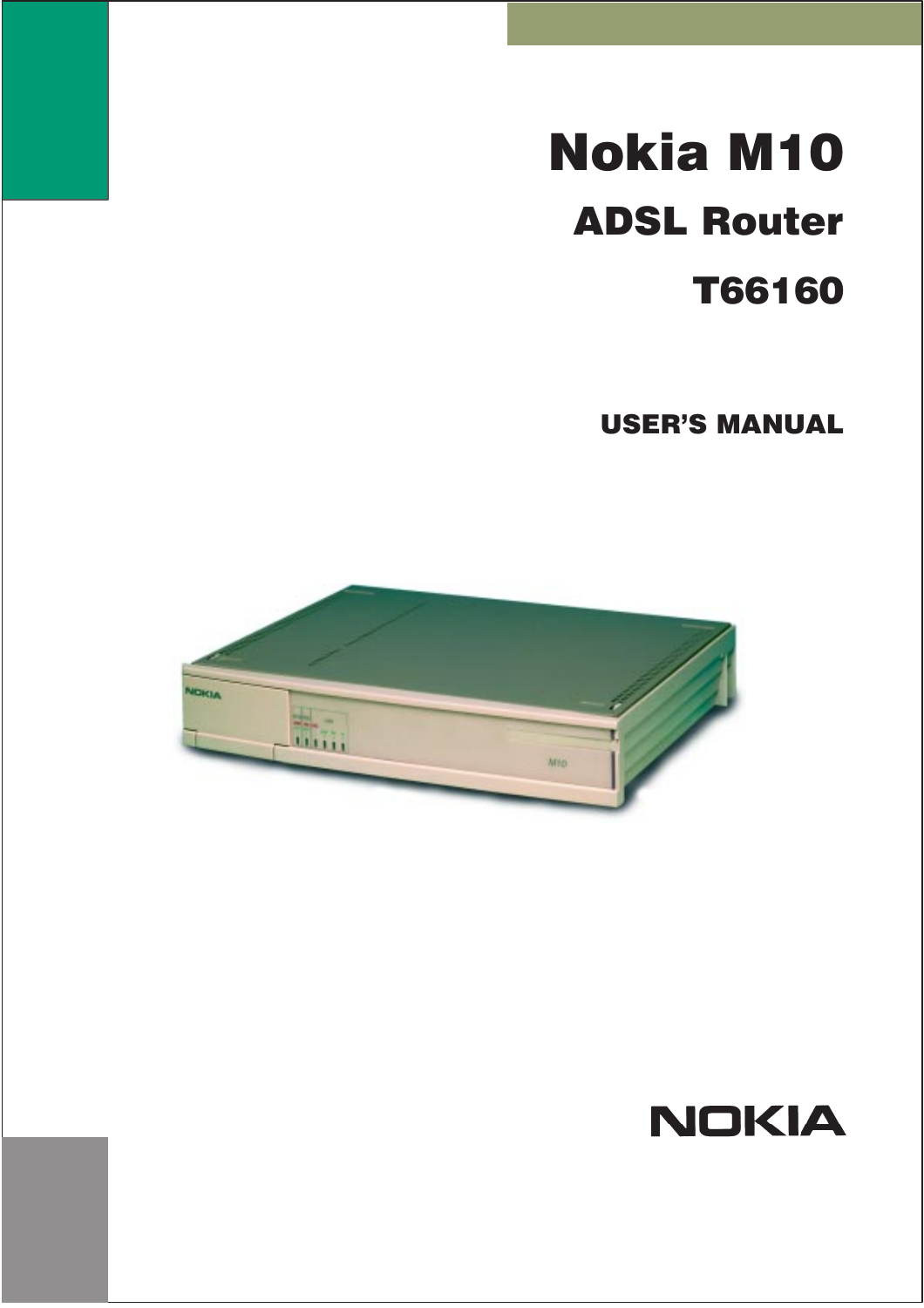# Nokia M10

## ADSL Router

## T66160

**USER'S MANUAL**

NOKIA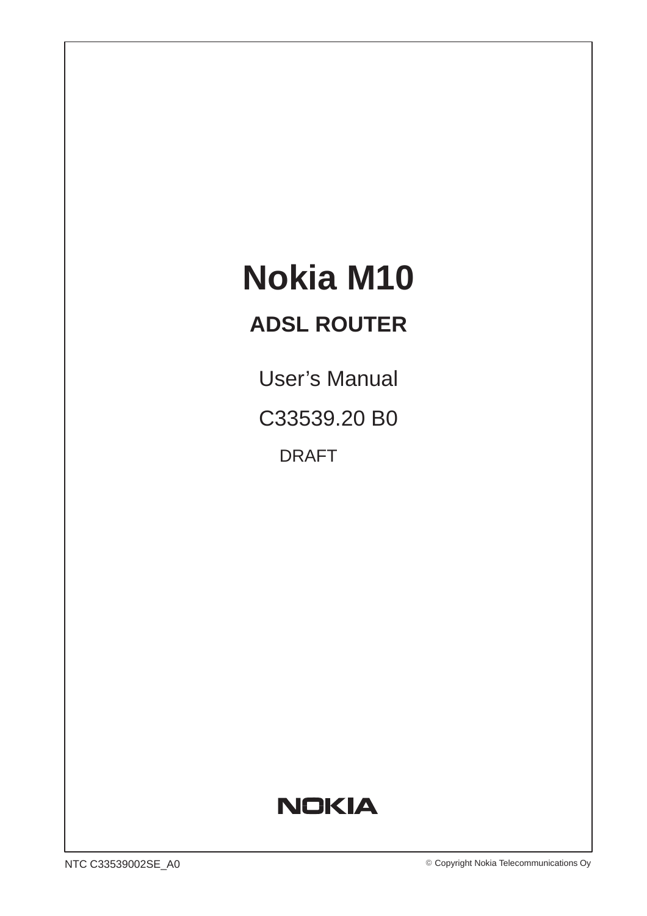# Nokia M10

## ADSL ROUTER

User's Manual

C33539.20 B0

DRAFT

NOKIA

NTC C33539002SE_A0

© Copyright Nokia Telecommunications Oy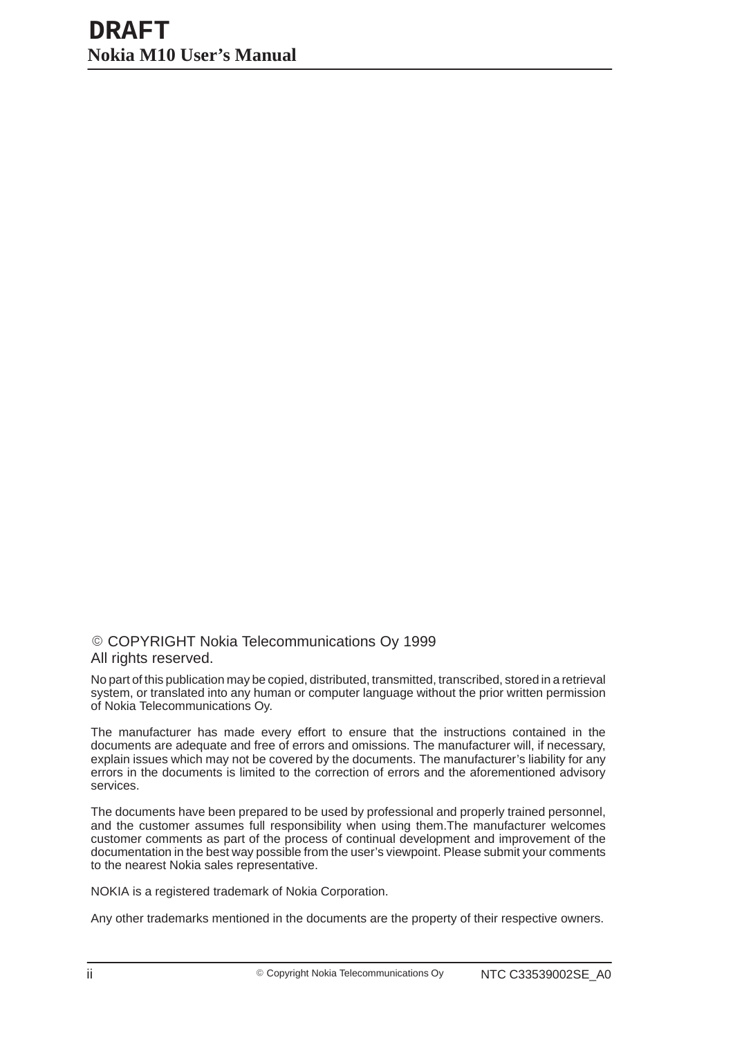© COPYRIGHT Nokia Telecommunications Oy 1999
All rights reserved.

No part of this publication may be copied, distributed, transmitted, transcribed, stored in a retrieval system, or translated into any human or computer language without the prior written permission of Nokia Telecommunications Oy.

The manufacturer has made every effort to ensure that the instructions contained in the documents are adequate and free of errors and omissions. The manufacturer will, if necessary, explain issues which may not be covered by the documents. The manufacturer's liability for any errors in the documents is limited to the correction of errors and the aforementioned advisory services.

The documents have been prepared to be used by professional and properly trained personnel, and the customer assumes full responsibility when using them.The manufacturer welcomes customer comments as part of the process of continual development and improvement of the documentation in the best way possible from the user's viewpoint. Please submit your comments to the nearest Nokia sales representative.

NOKIA is a registered trademark of Nokia Corporation.

Any other trademarks mentioned in the documents are the property of their respective owners.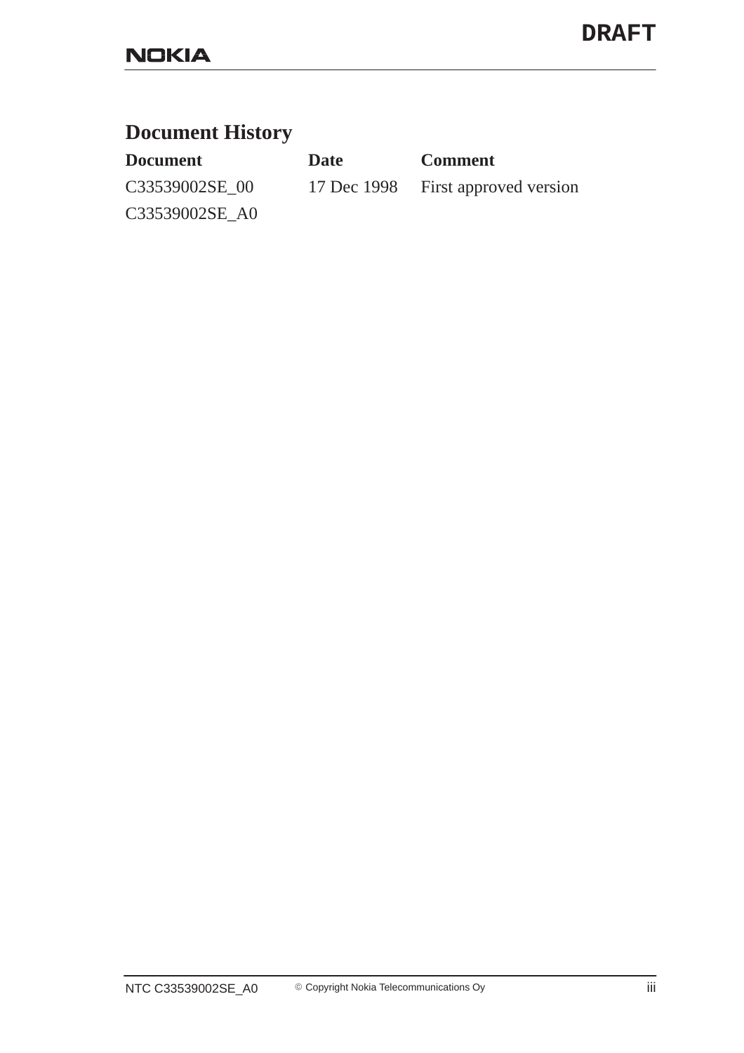# Document History

| Document | Date | Comment |
| --- | --- | --- |
| C33539002SE_00 | 17 Dec 1998 | First approved version |
| C33539002SE_A0 | | |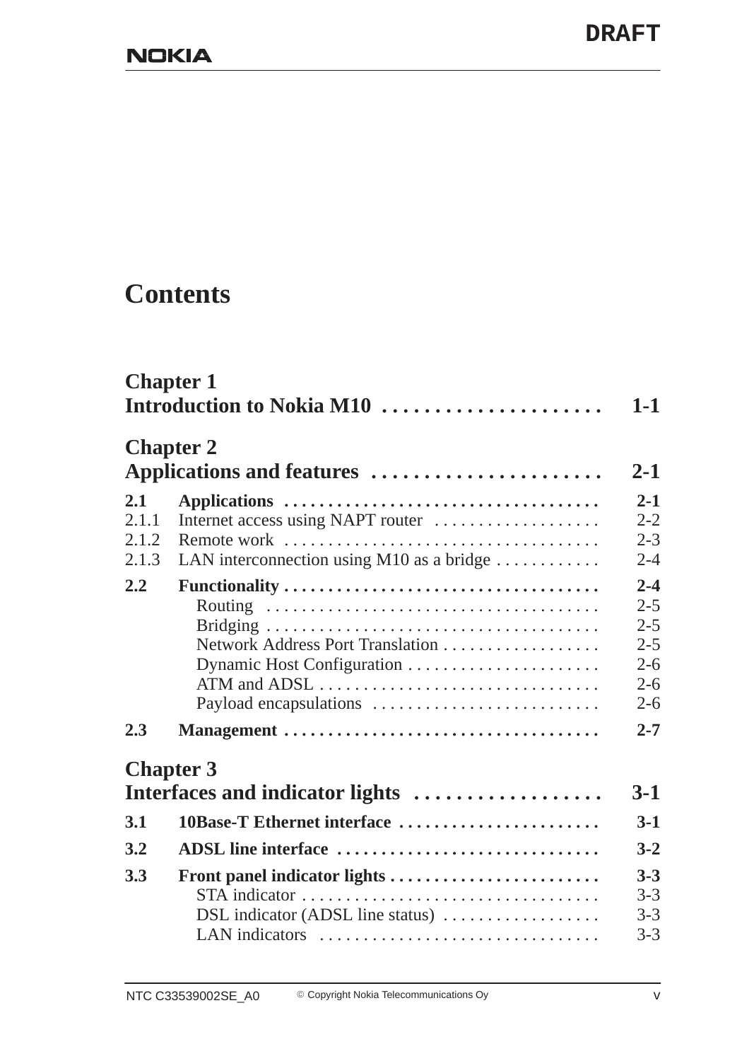# Contents

**Chapter 1**
**Introduction to Nokia M10 . . . . . . . . . . . . . . . . . . . . . 1-1**

**Chapter 2**
**Applications and features . . . . . . . . . . . . . . . . . . . . . . 2-1**

| | | |
|---|---|---|
| **2.1** | **Applications** | **2-1** |
| 2.1.1 | Internet access using NAPT router | 2-2 |
| 2.1.2 | Remote work | 2-3 |
| 2.1.3 | LAN interconnection using M10 as a bridge | 2-4 |
| **2.2** | **Functionality** | **2-4** |
| | Routing | 2-5 |
| | Bridging | 2-5 |
| | Network Address Port Translation | 2-5 |
| | Dynamic Host Configuration | 2-6 |
| | ATM and ADSL | 2-6 |
| | Payload encapsulations | 2-6 |
| **2.3** | **Management** | **2-7** |

**Chapter 3**
**Interfaces and indicator lights . . . . . . . . . . . . . . . . . . 3-1**

| | | |
|---|---|---|
| **3.1** | **10Base-T Ethernet interface** | **3-1** |
| **3.2** | **ADSL line interface** | **3-2** |
| **3.3** | **Front panel indicator lights** | **3-3** |
| | STA indicator | 3-3 |
| | DSL indicator (ADSL line status) | 3-3 |
| | LAN indicators | 3-3 |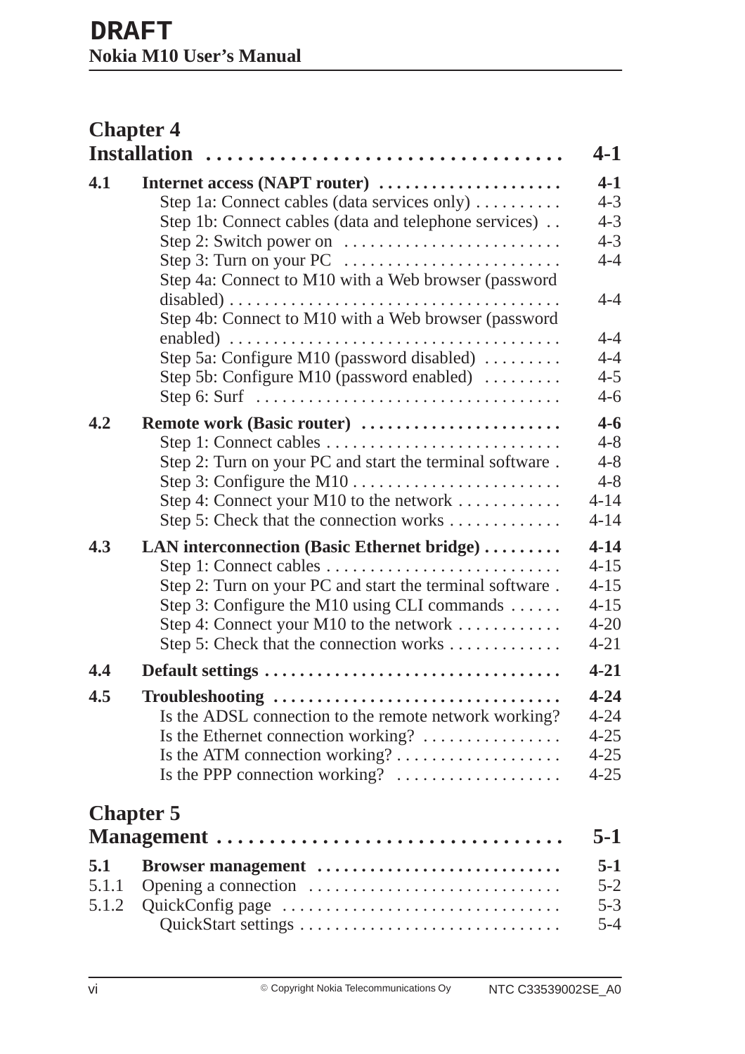DRAFT

## Chapter 4
## Installation .................................. 4-1

| | | |
|---|---|---|
| **4.1** | **Internet access (NAPT router)** | **4-1** |
| | Step 1a: Connect cables (data services only) | 4-3 |
| | Step 1b: Connect cables (data and telephone services) | 4-3 |
| | Step 2: Switch power on | 4-3 |
| | Step 3: Turn on your PC | 4-4 |
| | Step 4a: Connect to M10 with a Web browser (password disabled) | 4-4 |
| | Step 4b: Connect to M10 with a Web browser (password enabled) | 4-4 |
| | Step 5a: Configure M10 (password disabled) | 4-4 |
| | Step 5b: Configure M10 (password enabled) | 4-5 |
| | Step 6: Surf | 4-6 |
| **4.2** | **Remote work (Basic router)** | **4-6** |
| | Step 1: Connect cables | 4-8 |
| | Step 2: Turn on your PC and start the terminal software | 4-8 |
| | Step 3: Configure the M10 | 4-8 |
| | Step 4: Connect your M10 to the network | 4-14 |
| | Step 5: Check that the connection works | 4-14 |
| **4.3** | **LAN interconnection (Basic Ethernet bridge)** | **4-14** |
| | Step 1: Connect cables | 4-15 |
| | Step 2: Turn on your PC and start the terminal software | 4-15 |
| | Step 3: Configure the M10 using CLI commands | 4-15 |
| | Step 4: Connect your M10 to the network | 4-20 |
| | Step 5: Check that the connection works | 4-21 |
| **4.4** | **Default settings** | **4-21** |
| **4.5** | **Troubleshooting** | **4-24** |
| | Is the ADSL connection to the remote network working? | 4-24 |
| | Is the Ethernet connection working? | 4-25 |
| | Is the ATM connection working? | 4-25 |
| | Is the PPP connection working? | 4-25 |

## Chapter 5
## Management .................................. 5-1

| | | |
|---|---|---|
| **5.1** | **Browser management** | **5-1** |
| 5.1.1 | Opening a connection | 5-2 |
| 5.1.2 | QuickConfig page | 5-3 |
| | QuickStart settings | 5-4 |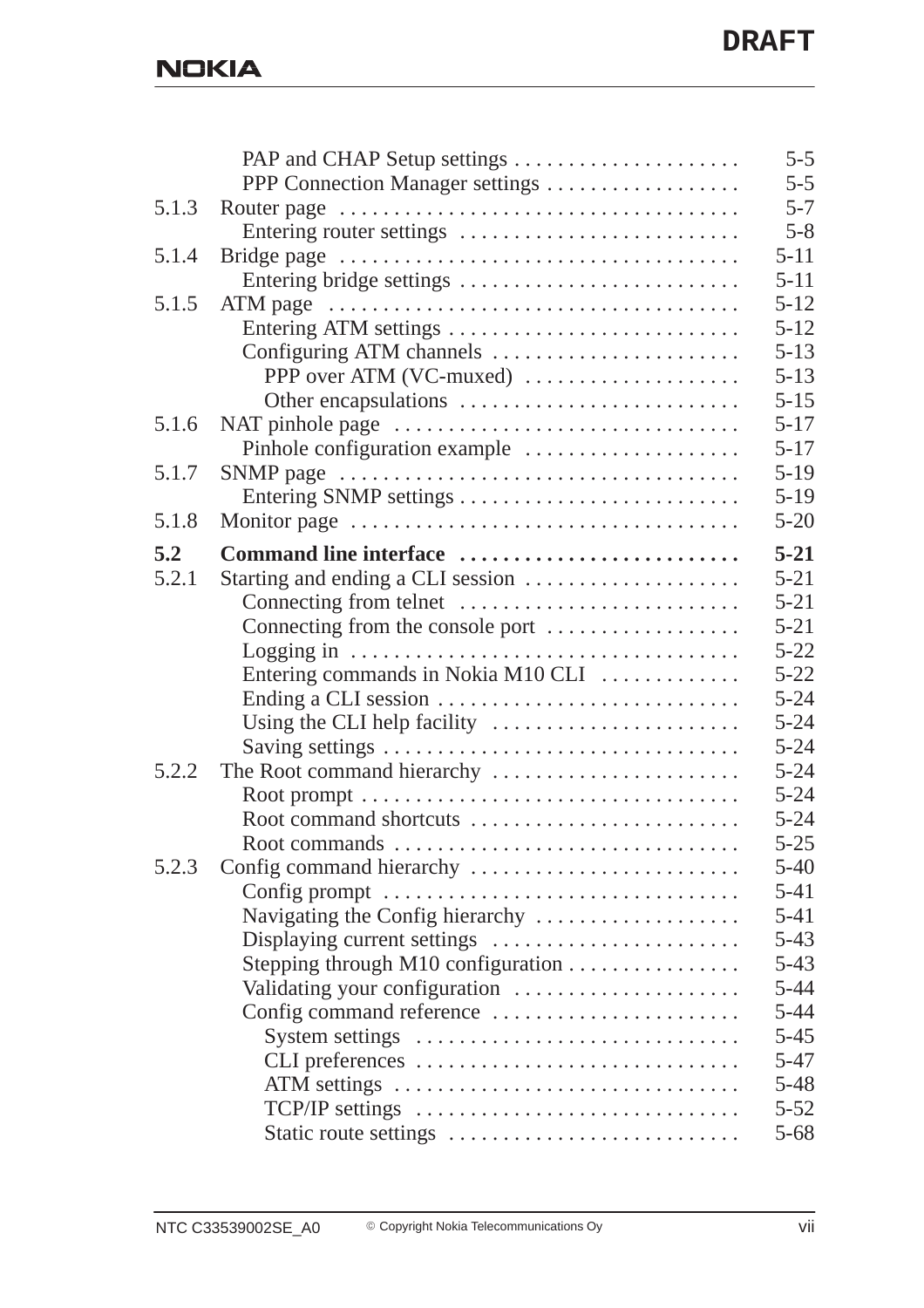| | | |
|---|---|---|
| | PAP and CHAP Setup settings | 5-5 |
| | PPP Connection Manager settings | 5-5 |
| 5.1.3 | Router page | 5-7 |
| | Entering router settings | 5-8 |
| 5.1.4 | Bridge page | 5-11 |
| | Entering bridge settings | 5-11 |
| 5.1.5 | ATM page | 5-12 |
| | Entering ATM settings | 5-12 |
| | Configuring ATM channels | 5-13 |
| | PPP over ATM (VC-muxed) | 5-13 |
| | Other encapsulations | 5-15 |
| 5.1.6 | NAT pinhole page | 5-17 |
| | Pinhole configuration example | 5-17 |
| 5.1.7 | SNMP page | 5-19 |
| | Entering SNMP settings | 5-19 |
| 5.1.8 | Monitor page | 5-20 |
| **5.2** | **Command line interface** | **5-21** |
| 5.2.1 | Starting and ending a CLI session | 5-21 |
| | Connecting from telnet | 5-21 |
| | Connecting from the console port | 5-21 |
| | Logging in | 5-22 |
| | Entering commands in Nokia M10 CLI | 5-22 |
| | Ending a CLI session | 5-24 |
| | Using the CLI help facility | 5-24 |
| | Saving settings | 5-24 |
| 5.2.2 | The Root command hierarchy | 5-24 |
| | Root prompt | 5-24 |
| | Root command shortcuts | 5-24 |
| | Root commands | 5-25 |
| 5.2.3 | Config command hierarchy | 5-40 |
| | Config prompt | 5-41 |
| | Navigating the Config hierarchy | 5-41 |
| | Displaying current settings | 5-43 |
| | Stepping through M10 configuration | 5-43 |
| | Validating your configuration | 5-44 |
| | Config command reference | 5-44 |
| | System settings | 5-45 |
| | CLI preferences | 5-47 |
| | ATM settings | 5-48 |
| | TCP/IP settings | 5-52 |
| | Static route settings | 5-68 |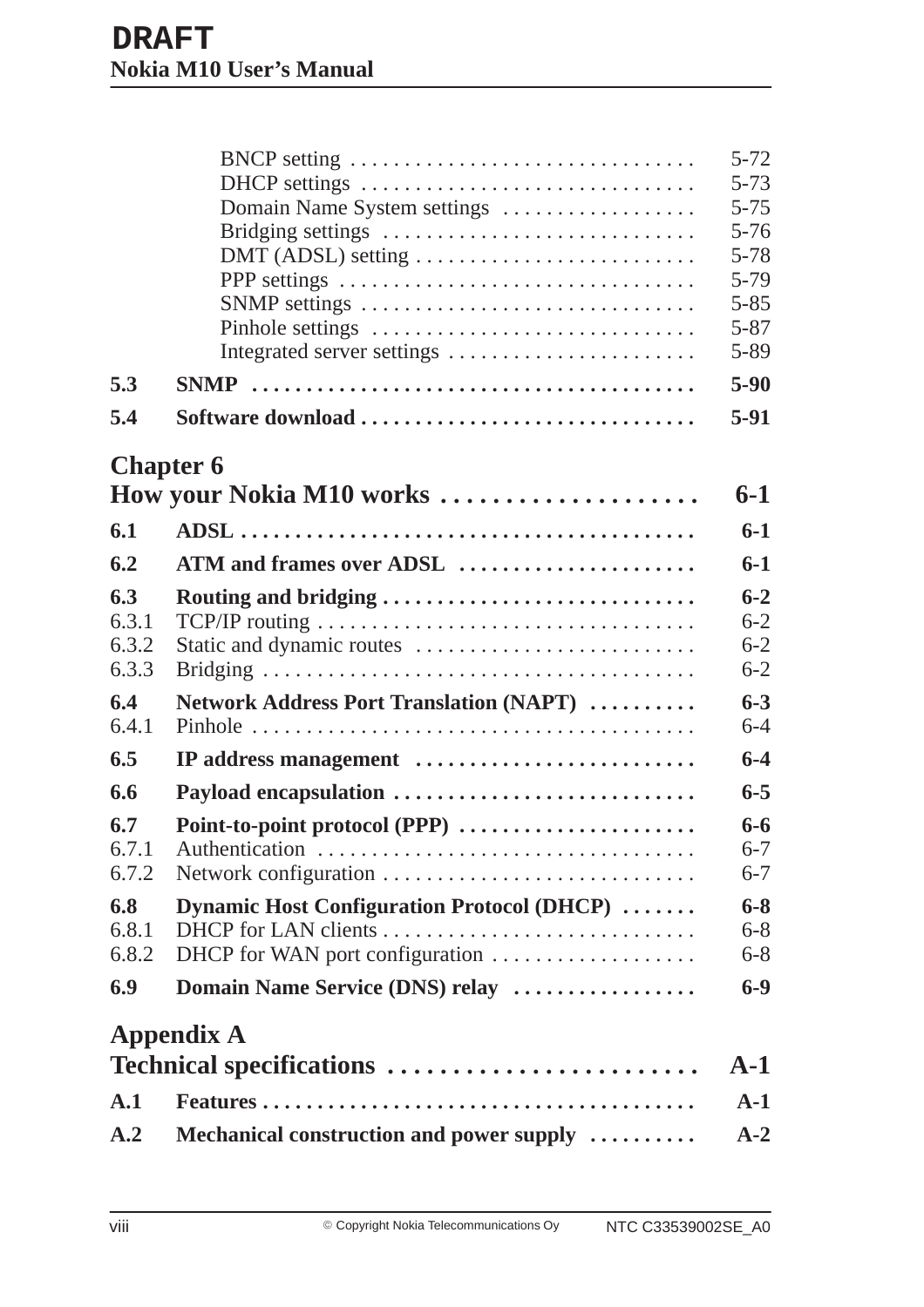| | | |
|---|---|---|
| | BNCP setting | 5-72 |
| | DHCP settings | 5-73 |
| | Domain Name System settings | 5-75 |
| | Bridging settings | 5-76 |
| | DMT (ADSL) setting | 5-78 |
| | PPP settings | 5-79 |
| | SNMP settings | 5-85 |
| | Pinhole settings | 5-87 |
| | Integrated server settings | 5-89 |
| **5.3** | **SNMP** | **5-90** |
| **5.4** | **Software download** | **5-91** |

## Chapter 6
## How your Nokia M10 works . . . . . 6-1

| | | |
|---|---|---|
| **6.1** | **ADSL** | **6-1** |
| **6.2** | **ATM and frames over ADSL** | **6-1** |
| **6.3** | **Routing and bridging** | **6-2** |
| 6.3.1 | TCP/IP routing | 6-2 |
| 6.3.2 | Static and dynamic routes | 6-2 |
| 6.3.3 | Bridging | 6-2 |
| **6.4** | **Network Address Port Translation (NAPT)** | **6-3** |
| 6.4.1 | Pinhole | 6-4 |
| **6.5** | **IP address management** | **6-4** |
| **6.6** | **Payload encapsulation** | **6-5** |
| **6.7** | **Point-to-point protocol (PPP)** | **6-6** |
| 6.7.1 | Authentication | 6-7 |
| 6.7.2 | Network configuration | 6-7 |
| **6.8** | **Dynamic Host Configuration Protocol (DHCP)** | **6-8** |
| 6.8.1 | DHCP for LAN clients | 6-8 |
| 6.8.2 | DHCP for WAN port configuration | 6-8 |
| **6.9** | **Domain Name Service (DNS) relay** | **6-9** |

## Appendix A
## Technical specifications . . . . . A-1

| | | |
|---|---|---|
| **A.1** | **Features** | **A-1** |
| **A.2** | **Mechanical construction and power supply** | **A-2** |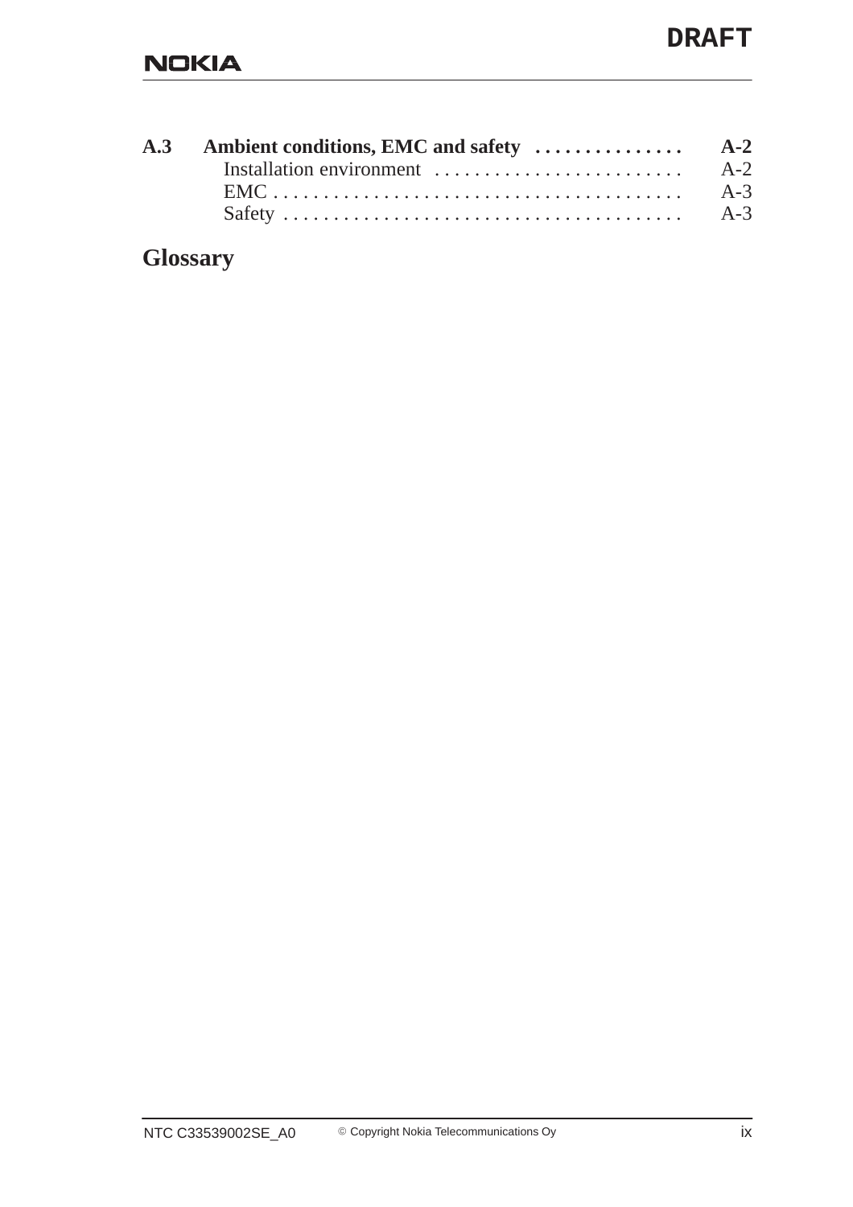**A.3 Ambient conditions, EMC and safety . . . . . . . . . . . . . . . A-2**

Installation environment . . . . . . . . . . . . . . . . . . . . . . . . . A-2

EMC . . . . . . . . . . . . . . . . . . . . . . . . . . . . . . . . . . . . . . . . . A-3

Safety . . . . . . . . . . . . . . . . . . . . . . . . . . . . . . . . . . . . . . . . A-3

**Glossary**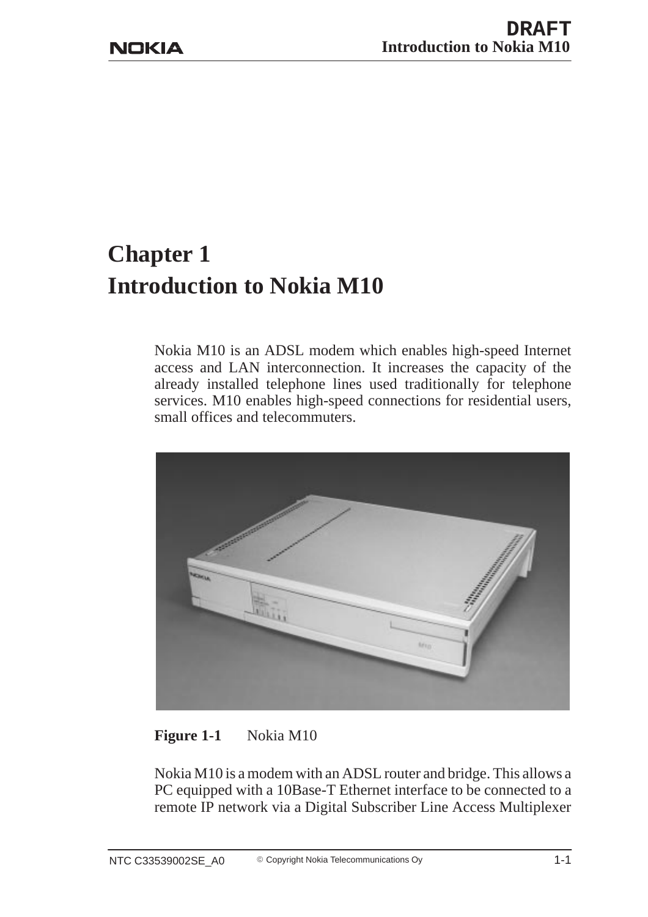# Chapter 1
# Introduction to Nokia M10

Nokia M10 is an ADSL modem which enables high-speed Internet access and LAN interconnection. It increases the capacity of the already installed telephone lines used traditionally for telephone services. M10 enables high-speed connections for residential users, small offices and telecommuters.

**Figure 1-1** Nokia M10

Nokia M10 is a modem with an ADSL router and bridge. This allows a PC equipped with a 10Base-T Ethernet interface to be connected to a remote IP network via a Digital Subscriber Line Access Multiplexer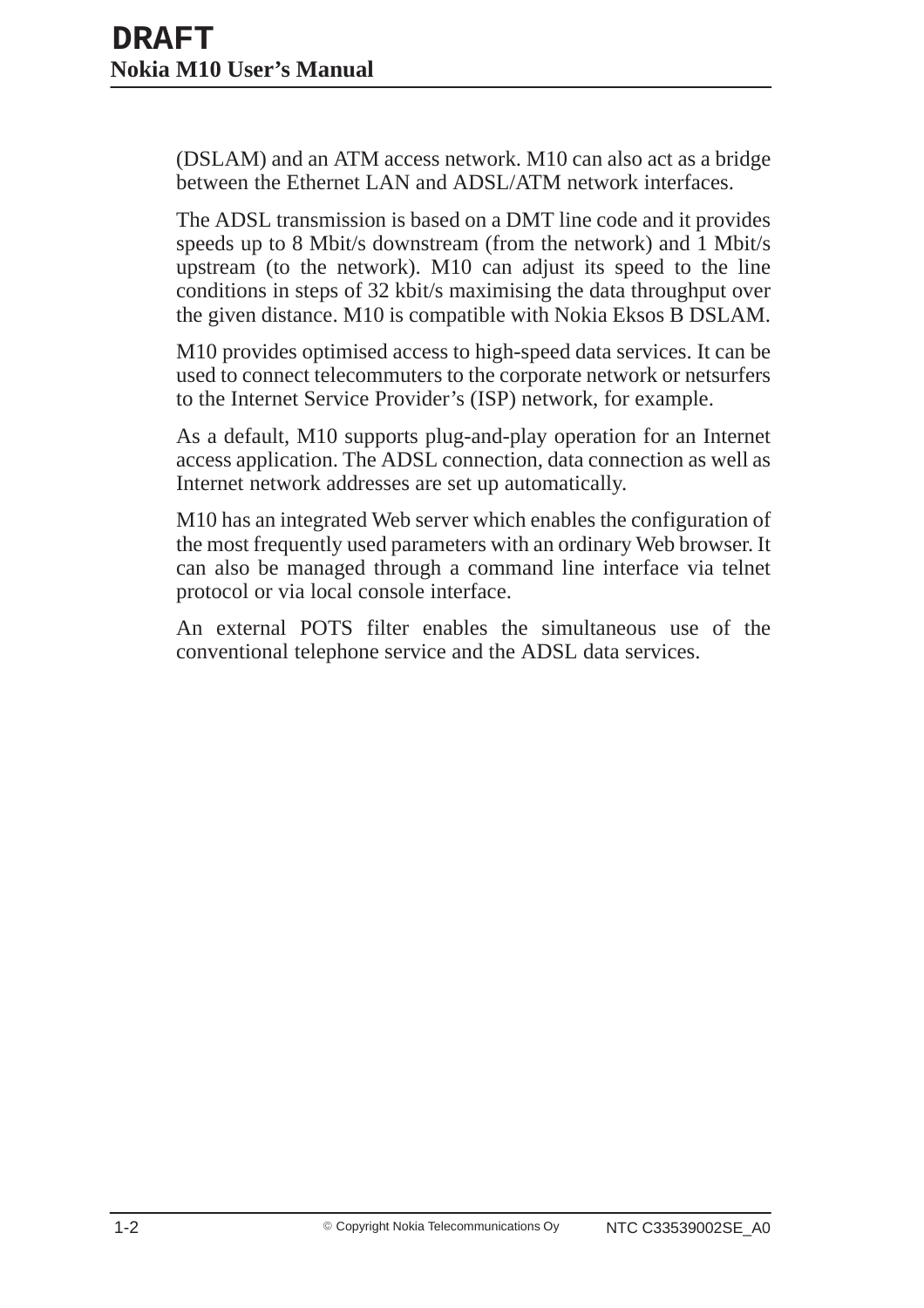(DSLAM) and an ATM access network. M10 can also act as a bridge between the Ethernet LAN and ADSL/ATM network interfaces.

The ADSL transmission is based on a DMT line code and it provides speeds up to 8 Mbit/s downstream (from the network) and 1 Mbit/s upstream (to the network). M10 can adjust its speed to the line conditions in steps of 32 kbit/s maximising the data throughput over the given distance. M10 is compatible with Nokia Eksos B DSLAM.

M10 provides optimised access to high-speed data services. It can be used to connect telecommuters to the corporate network or netsurfers to the Internet Service Provider's (ISP) network, for example.

As a default, M10 supports plug-and-play operation for an Internet access application. The ADSL connection, data connection as well as Internet network addresses are set up automatically.

M10 has an integrated Web server which enables the configuration of the most frequently used parameters with an ordinary Web browser. It can also be managed through a command line interface via telnet protocol or via local console interface.

An external POTS filter enables the simultaneous use of the conventional telephone service and the ADSL data services.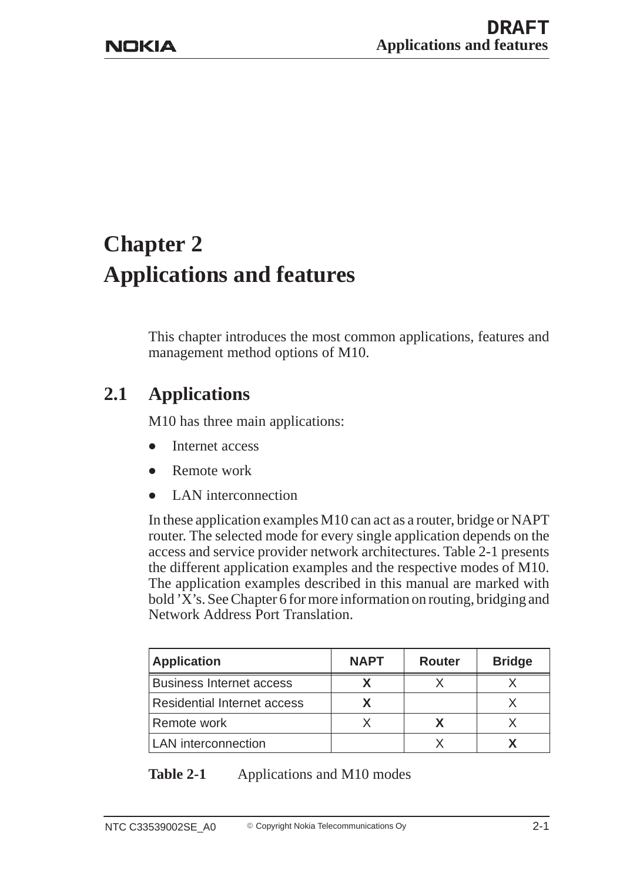# Chapter 2
# Applications and features

This chapter introduces the most common applications, features and management method options of M10.

## 2.1 Applications

M10 has three main applications:

- Internet access
- Remote work
- LAN interconnection

In these application examples M10 can act as a router, bridge or NAPT router. The selected mode for every single application depends on the access and service provider network architectures. Table 2-1 presents the different application examples and the respective modes of M10. The application examples described in this manual are marked with bold 'X's. See Chapter 6 for more information on routing, bridging and Network Address Port Translation.

| Application | NAPT | Router | Bridge |
|---|---|---|---|
| Business Internet access | **X** | X | X |
| Residential Internet access | **X** | | X |
| Remote work | X | **X** | X |
| LAN interconnection | | X | **X** |

**Table 2-1** Applications and M10 modes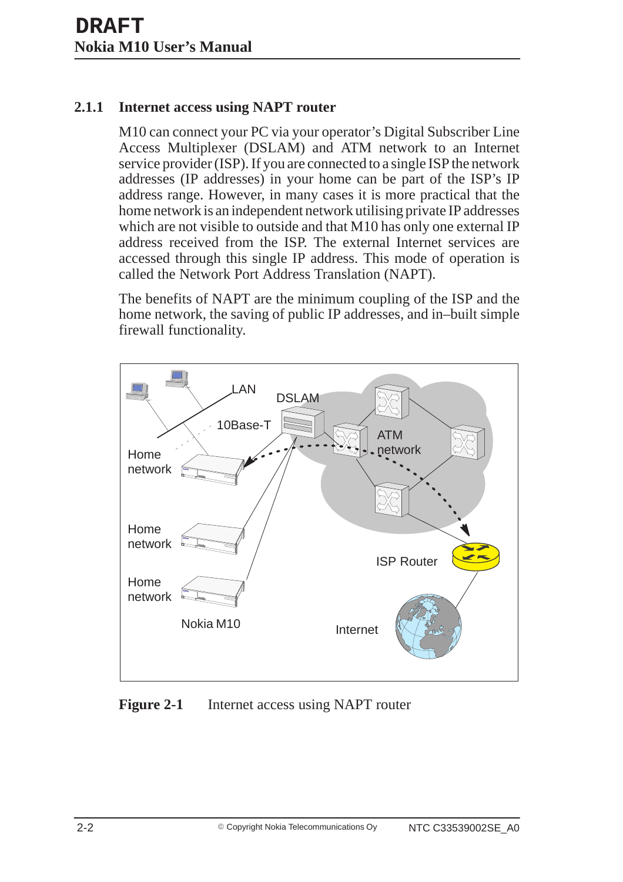### 2.1.1 Internet access using NAPT router

M10 can connect your PC via your operator's Digital Subscriber Line Access Multiplexer (DSLAM) and ATM network to an Internet service provider (ISP). If you are connected to a single ISP the network addresses (IP addresses) in your home can be part of the ISP's IP address range. However, in many cases it is more practical that the home network is an independent network utilising private IP addresses which are not visible to outside and that M10 has only one external IP address received from the ISP. The external Internet services are accessed through this single IP address. This mode of operation is called the Network Port Address Translation (NAPT).

The benefits of NAPT are the minimum coupling of the ISP and the home network, the saving of public IP addresses, and in–built simple firewall functionality.

**Figure 2-1** Internet access using NAPT router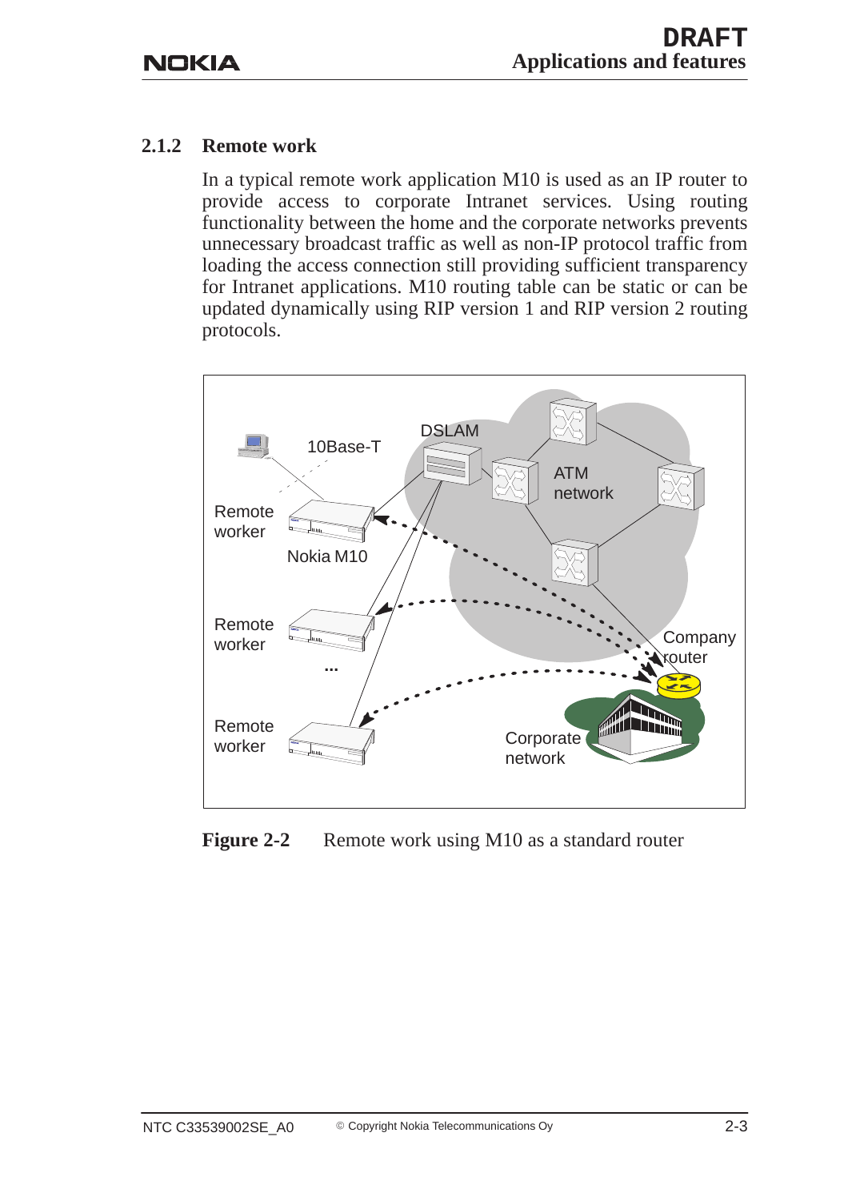### 2.1.2 Remote work

In a typical remote work application M10 is used as an IP router to provide access to corporate Intranet services. Using routing functionality between the home and the corporate networks prevents unnecessary broadcast traffic as well as non-IP protocol traffic from loading the access connection still providing sufficient transparency for Intranet applications. M10 routing table can be static or can be updated dynamically using RIP version 1 and RIP version 2 routing protocols.

**Figure 2-2** Remote work using M10 as a standard router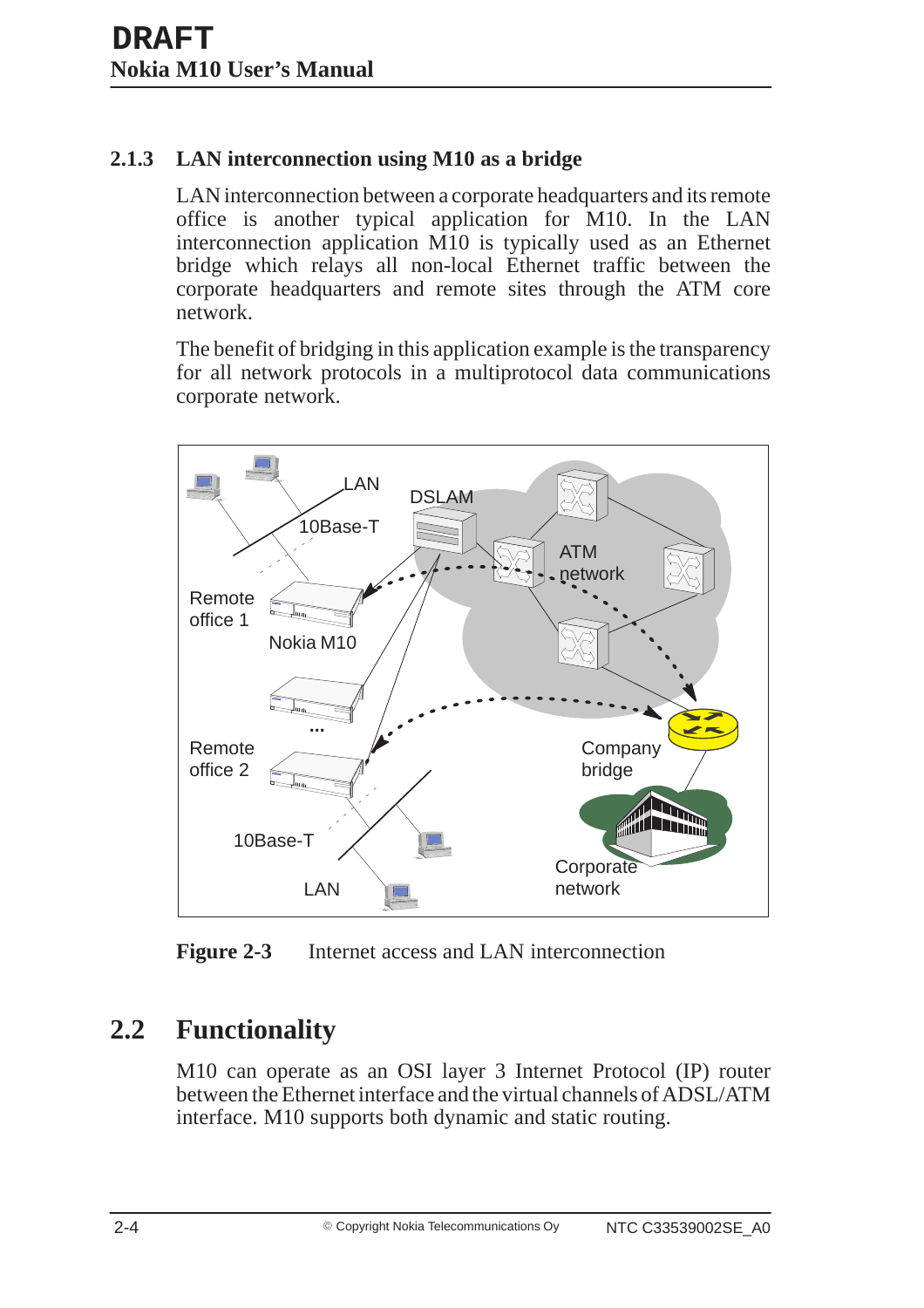### 2.1.3 LAN interconnection using M10 as a bridge

LAN interconnection between a corporate headquarters and its remote office is another typical application for M10. In the LAN interconnection application M10 is typically used as an Ethernet bridge which relays all non-local Ethernet traffic between the corporate headquarters and remote sites through the ATM core network.

The benefit of bridging in this application example is the transparency for all network protocols in a multiprotocol data communications corporate network.

**Figure 2-3** Internet access and LAN interconnection

## 2.2 Functionality

M10 can operate as an OSI layer 3 Internet Protocol (IP) router between the Ethernet interface and the virtual channels of ADSL/ATM interface. M10 supports both dynamic and static routing.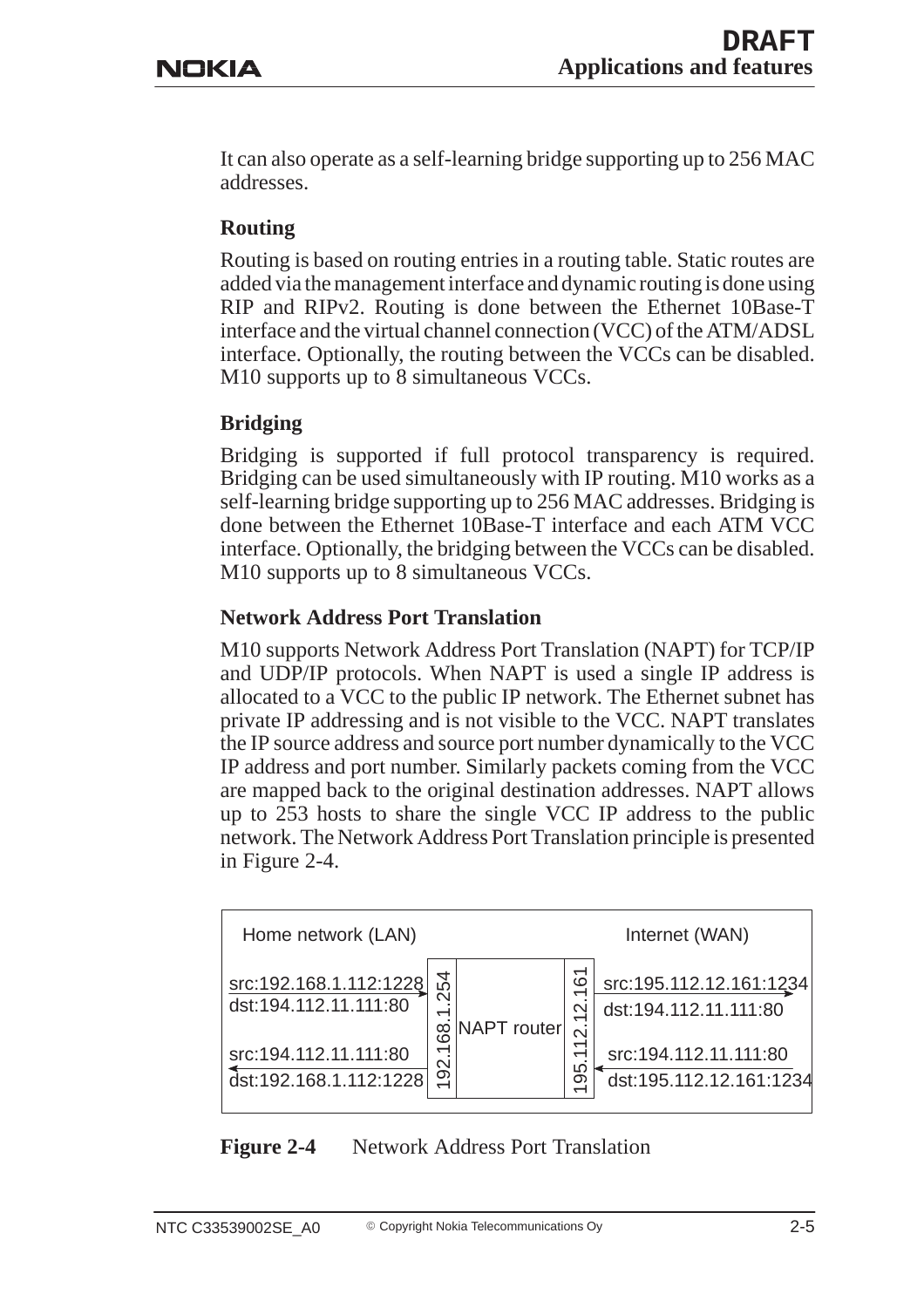It can also operate as a self-learning bridge supporting up to 256 MAC addresses.

### Routing

Routing is based on routing entries in a routing table. Static routes are added via the management interface and dynamic routing is done using RIP and RIPv2. Routing is done between the Ethernet 10Base-T interface and the virtual channel connection (VCC) of the ATM/ADSL interface. Optionally, the routing between the VCCs can be disabled. M10 supports up to 8 simultaneous VCCs.

### Bridging

Bridging is supported if full protocol transparency is required. Bridging can be used simultaneously with IP routing. M10 works as a self-learning bridge supporting up to 256 MAC addresses. Bridging is done between the Ethernet 10Base-T interface and each ATM VCC interface. Optionally, the bridging between the VCCs can be disabled. M10 supports up to 8 simultaneous VCCs.

### Network Address Port Translation

M10 supports Network Address Port Translation (NAPT) for TCP/IP and UDP/IP protocols. When NAPT is used a single IP address is allocated to a VCC to the public IP network. The Ethernet subnet has private IP addressing and is not visible to the VCC. NAPT translates the IP source address and source port number dynamically to the VCC IP address and port number. Similarly packets coming from the VCC are mapped back to the original destination addresses. NAPT allows up to 253 hosts to share the single VCC IP address to the public network. The Network Address Port Translation principle is presented in Figure 2-4.

| Home network (LAN) | | NAPT router | | Internet (WAN) |
|---|---|---|---|---|
| src:192.168.1.112:1228<br>dst:194.112.11.111:80 → | 192.168.1.254 | NAPT router | 195.112.12.161 | src:195.112.12.161:1234<br>dst:194.112.11.111:80 → |
| ← src:194.112.11.111:80<br>dst:192.168.1.112:1228 | | | | ← src:194.112.11.111:80<br>dst:195.112.12.161:1234 |

**Figure 2-4** Network Address Port Translation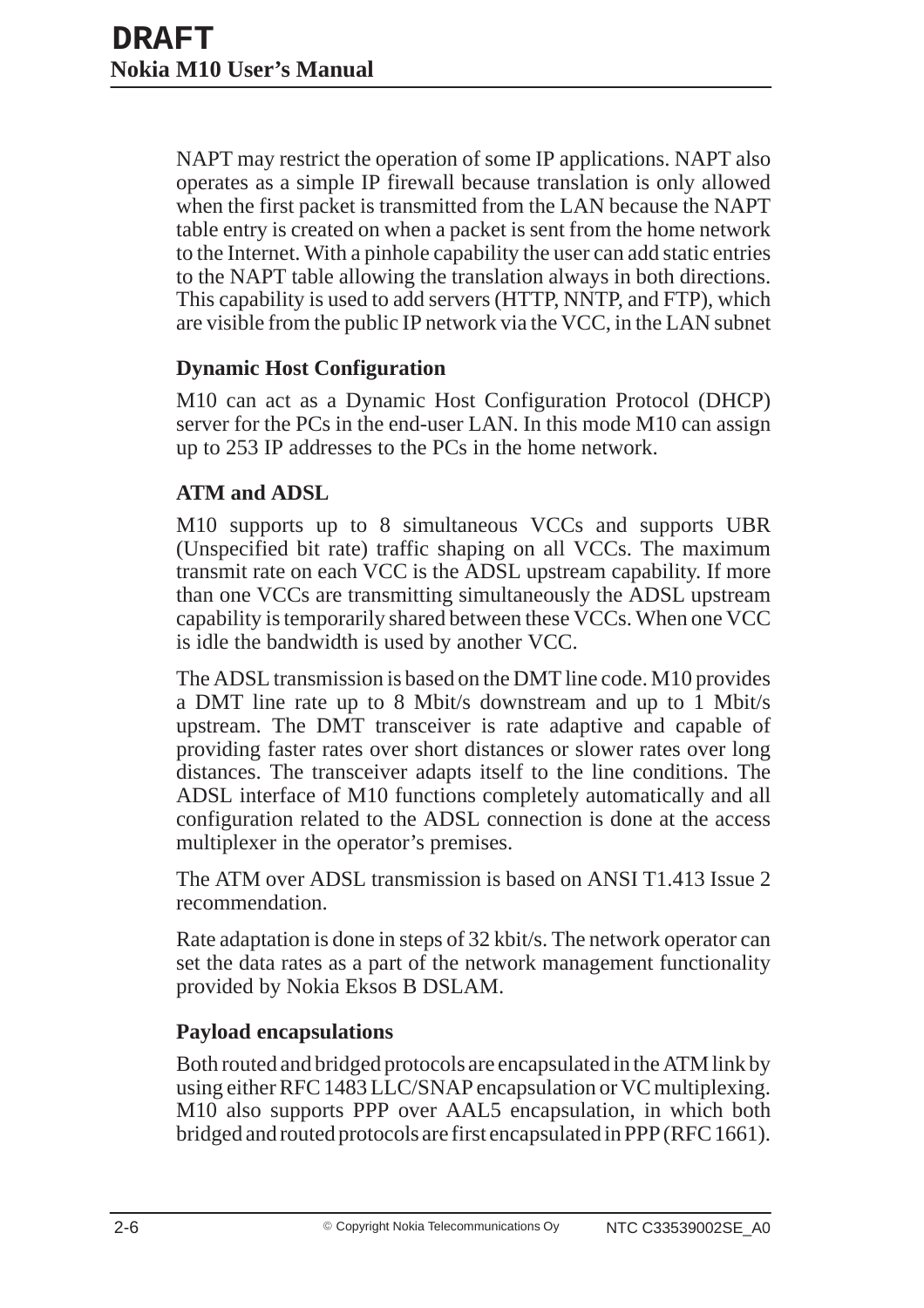NAPT may restrict the operation of some IP applications. NAPT also operates as a simple IP firewall because translation is only allowed when the first packet is transmitted from the LAN because the NAPT table entry is created on when a packet is sent from the home network to the Internet. With a pinhole capability the user can add static entries to the NAPT table allowing the translation always in both directions. This capability is used to add servers (HTTP, NNTP, and FTP), which are visible from the public IP network via the VCC, in the LAN subnet

**Dynamic Host Configuration**

M10 can act as a Dynamic Host Configuration Protocol (DHCP) server for the PCs in the end-user LAN. In this mode M10 can assign up to 253 IP addresses to the PCs in the home network.

**ATM and ADSL**

M10 supports up to 8 simultaneous VCCs and supports UBR (Unspecified bit rate) traffic shaping on all VCCs. The maximum transmit rate on each VCC is the ADSL upstream capability. If more than one VCCs are transmitting simultaneously the ADSL upstream capability is temporarily shared between these VCCs. When one VCC is idle the bandwidth is used by another VCC.

The ADSL transmission is based on the DMT line code. M10 provides a DMT line rate up to 8 Mbit/s downstream and up to 1 Mbit/s upstream. The DMT transceiver is rate adaptive and capable of providing faster rates over short distances or slower rates over long distances. The transceiver adapts itself to the line conditions. The ADSL interface of M10 functions completely automatically and all configuration related to the ADSL connection is done at the access multiplexer in the operator's premises.

The ATM over ADSL transmission is based on ANSI T1.413 Issue 2 recommendation.

Rate adaptation is done in steps of 32 kbit/s. The network operator can set the data rates as a part of the network management functionality provided by Nokia Eksos B DSLAM.

**Payload encapsulations**

Both routed and bridged protocols are encapsulated in the ATM link by using either RFC 1483 LLC/SNAP encapsulation or VC multiplexing. M10 also supports PPP over AAL5 encapsulation, in which both bridged and routed protocols are first encapsulated in PPP (RFC 1661).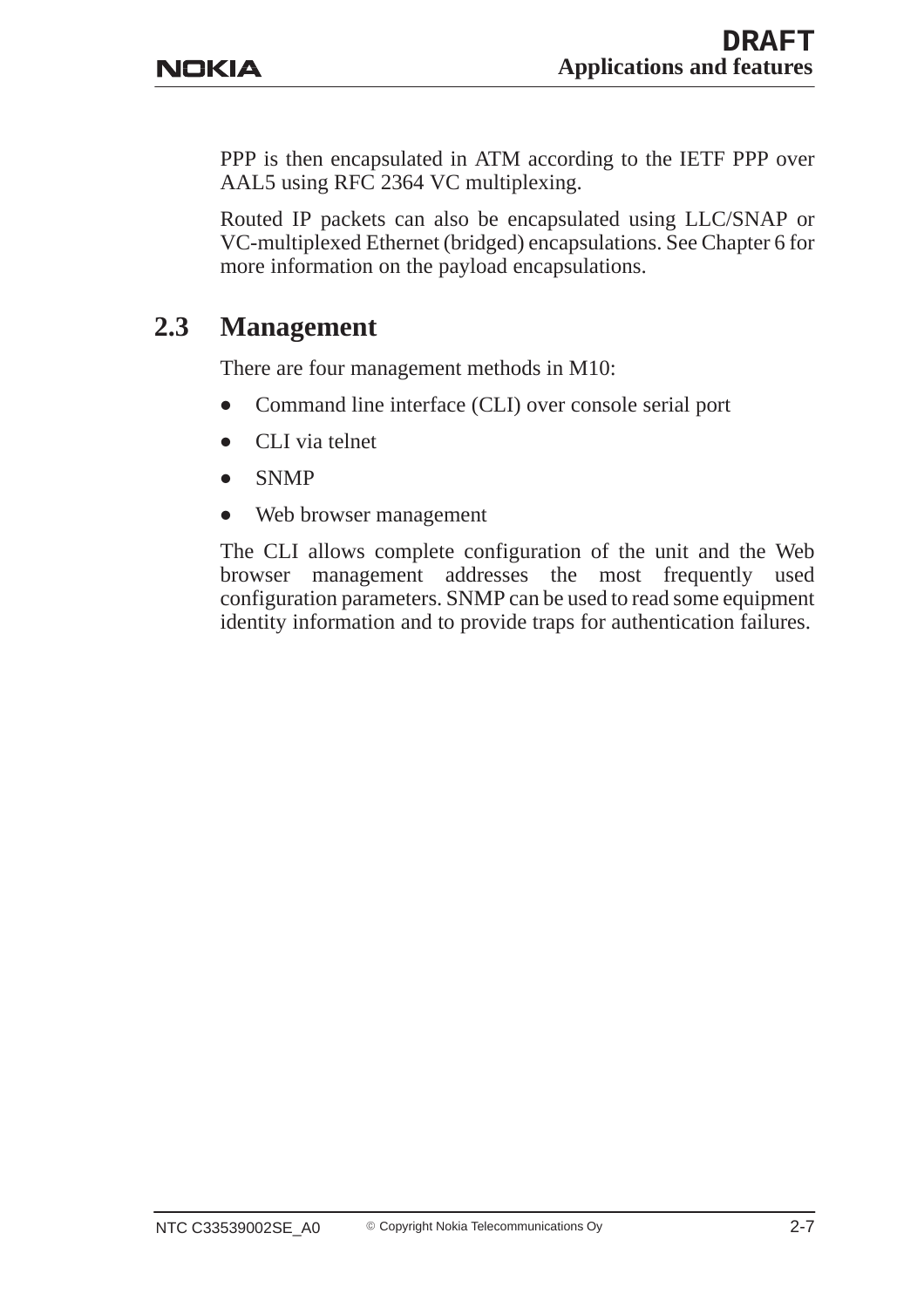PPP is then encapsulated in ATM according to the IETF PPP over AAL5 using RFC 2364 VC multiplexing.

Routed IP packets can also be encapsulated using LLC/SNAP or VC-multiplexed Ethernet (bridged) encapsulations. See Chapter 6 for more information on the payload encapsulations.

## 2.3 Management

There are four management methods in M10:

- Command line interface (CLI) over console serial port
- CLI via telnet
- SNMP
- Web browser management

The CLI allows complete configuration of the unit and the Web browser management addresses the most frequently used configuration parameters. SNMP can be used to read some equipment identity information and to provide traps for authentication failures.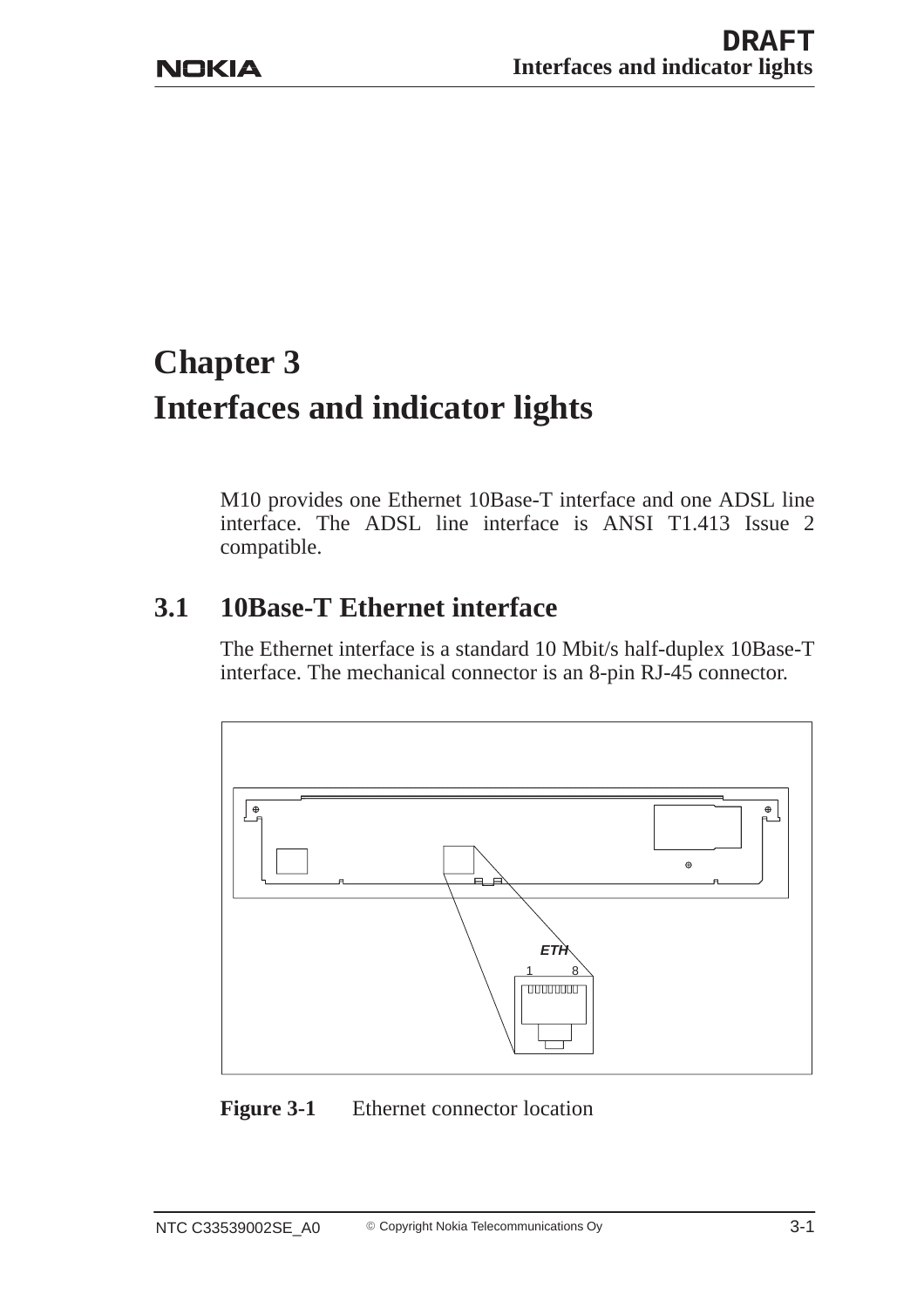# Chapter 3
# Interfaces and indicator lights

M10 provides one Ethernet 10Base-T interface and one ADSL line interface. The ADSL line interface is ANSI T1.413 Issue 2 compatible.

## 3.1 10Base-T Ethernet interface

The Ethernet interface is a standard 10 Mbit/s half-duplex 10Base-T interface. The mechanical connector is an 8-pin RJ-45 connector.

**Figure 3-1** Ethernet connector location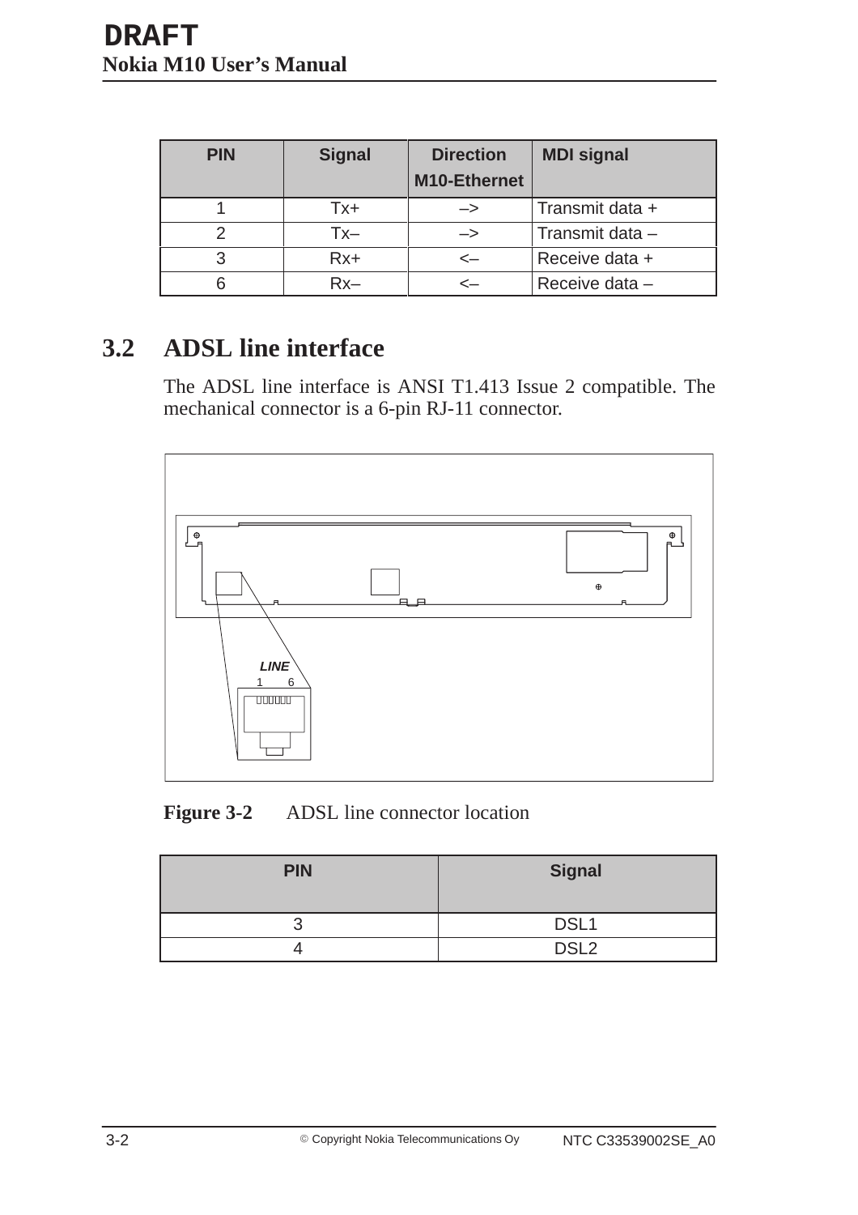| PIN | Signal | Direction M10-Ethernet | MDI signal |
|---|---|---|---|
| 1 | Tx+ | –> | Transmit data + |
| 2 | Tx– | –> | Transmit data – |
| 3 | Rx+ | <– | Receive data + |
| 6 | Rx– | <– | Receive data – |

## 3.2 ADSL line interface

The ADSL line interface is ANSI T1.413 Issue 2 compatible. The mechanical connector is a 6-pin RJ-11 connector.

**Figure 3-2** ADSL line connector location

| PIN | Signal |
|---|---|
| 3 | DSL1 |
| 4 | DSL2 |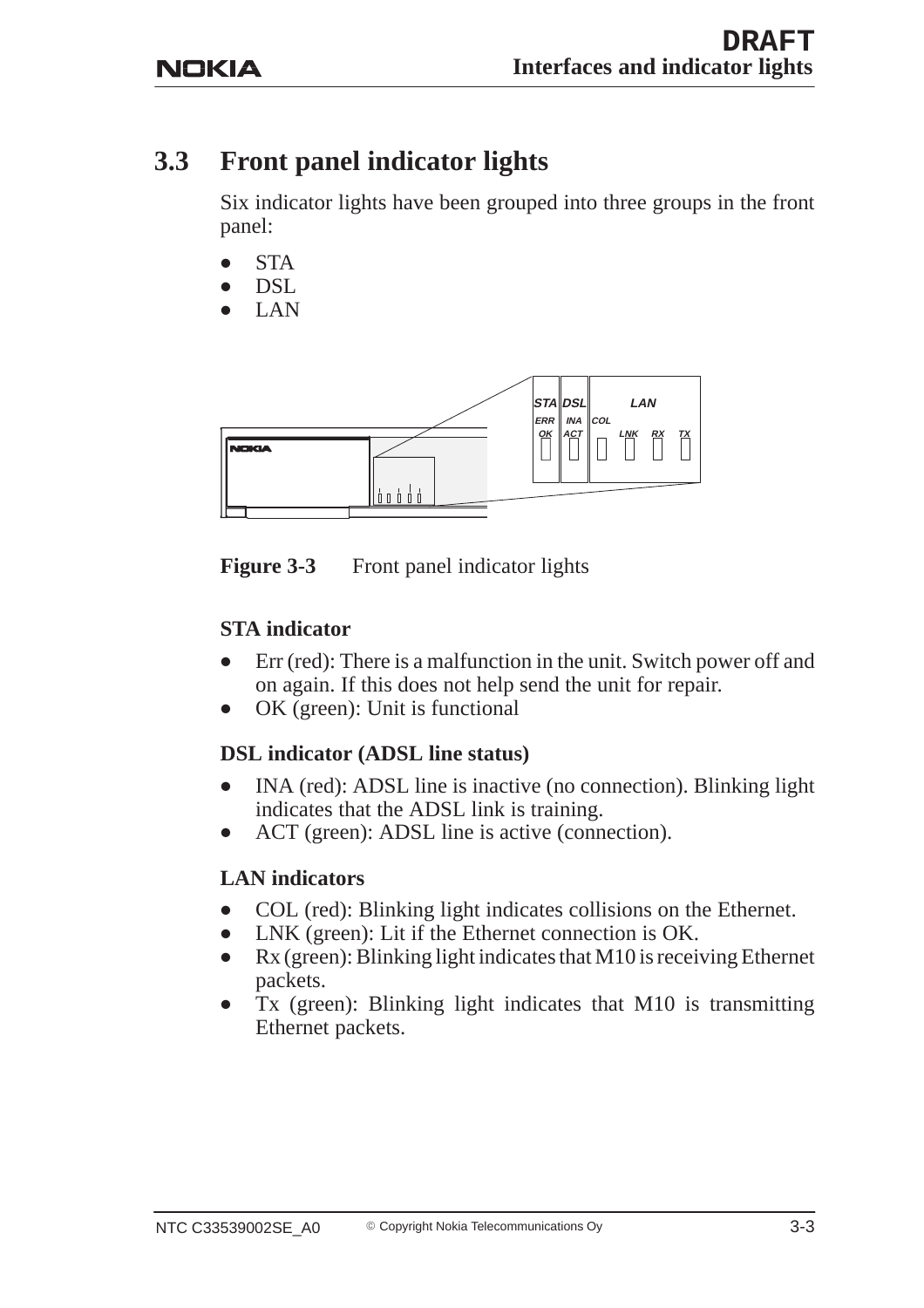## 3.3 Front panel indicator lights

Six indicator lights have been grouped into three groups in the front panel:

- STA
- DSL
- LAN

**Figure 3-3** Front panel indicator lights

### STA indicator

- Err (red): There is a malfunction in the unit. Switch power off and on again. If this does not help send the unit for repair.
- OK (green): Unit is functional

### DSL indicator (ADSL line status)

- INA (red): ADSL line is inactive (no connection). Blinking light indicates that the ADSL link is training.
- ACT (green): ADSL line is active (connection).

### LAN indicators

- COL (red): Blinking light indicates collisions on the Ethernet.
- LNK (green): Lit if the Ethernet connection is OK.
- Rx (green): Blinking light indicates that M10 is receiving Ethernet packets.
- Tx (green): Blinking light indicates that M10 is transmitting Ethernet packets.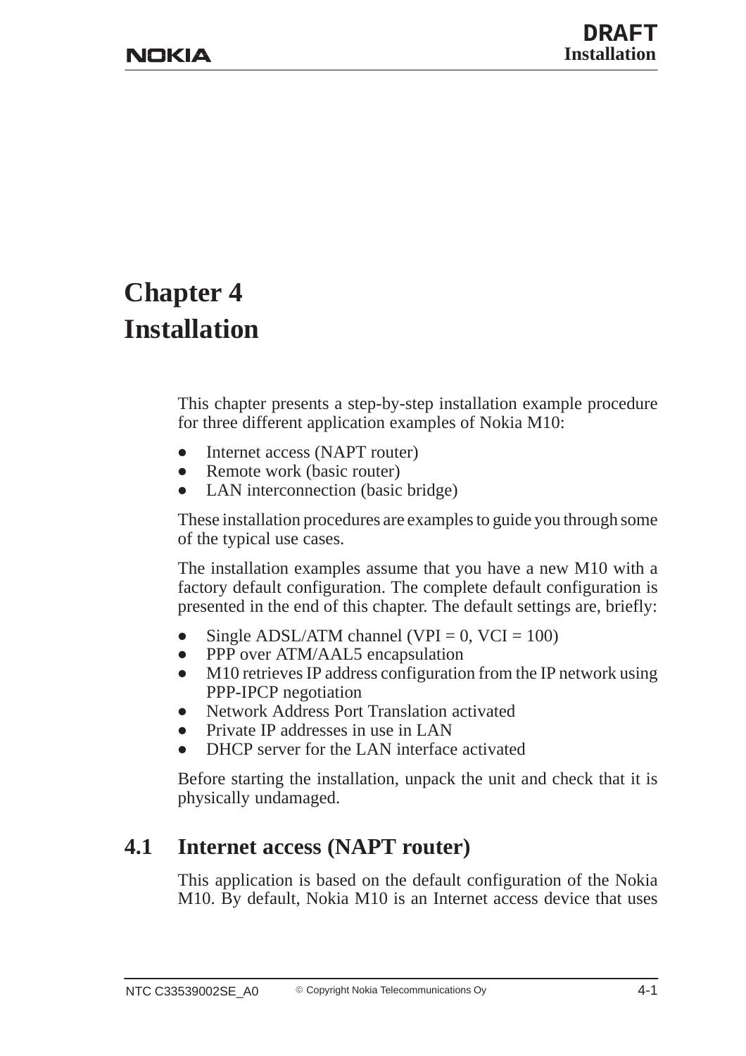# Chapter 4 Installation

This chapter presents a step-by-step installation example procedure for three different application examples of Nokia M10:

- Internet access (NAPT router)
- Remote work (basic router)
- LAN interconnection (basic bridge)

These installation procedures are examples to guide you through some of the typical use cases.

The installation examples assume that you have a new M10 with a factory default configuration. The complete default configuration is presented in the end of this chapter. The default settings are, briefly:

- Single ADSL/ATM channel (VPI = 0, VCI = 100)
- PPP over ATM/AAL5 encapsulation
- M10 retrieves IP address configuration from the IP network using PPP-IPCP negotiation
- Network Address Port Translation activated
- Private IP addresses in use in LAN
- DHCP server for the LAN interface activated

Before starting the installation, unpack the unit and check that it is physically undamaged.

## 4.1 Internet access (NAPT router)

This application is based on the default configuration of the Nokia M10. By default, Nokia M10 is an Internet access device that uses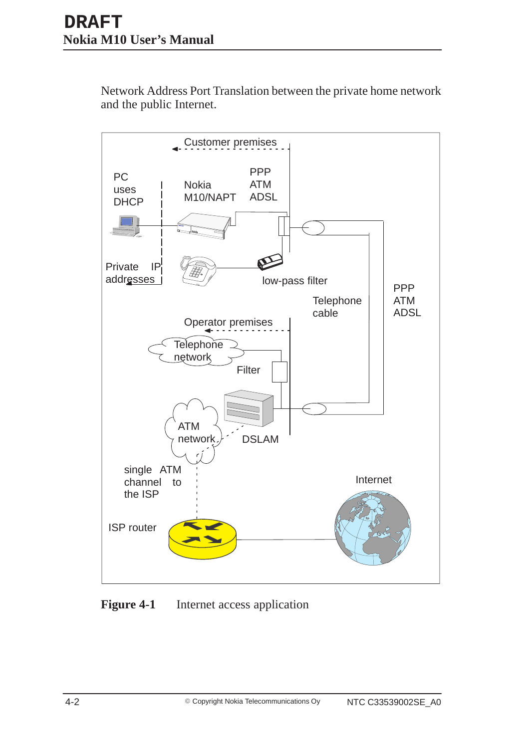Network Address Port Translation between the private home network and the public Internet.

**Figure 4-1** Internet access application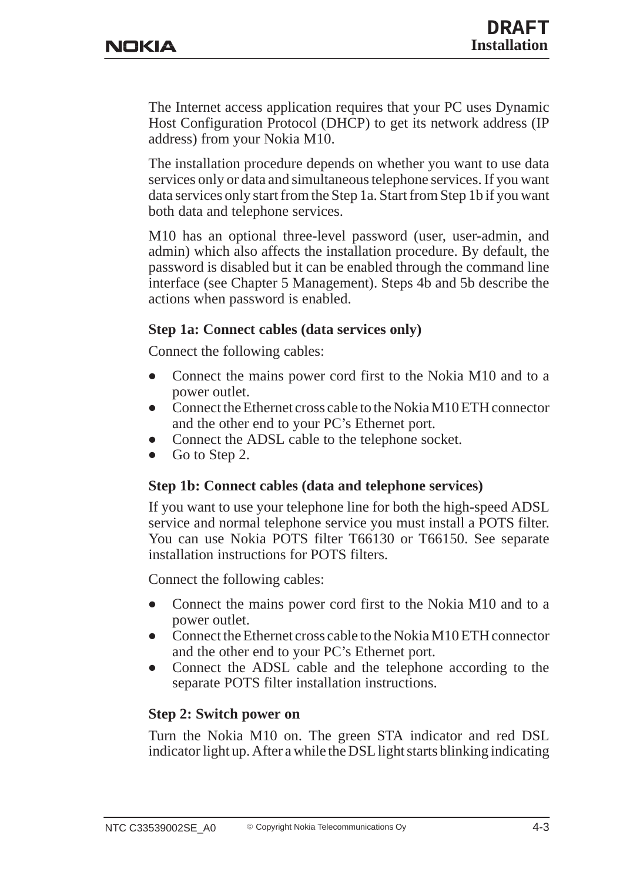The Internet access application requires that your PC uses Dynamic Host Configuration Protocol (DHCP) to get its network address (IP address) from your Nokia M10.

The installation procedure depends on whether you want to use data services only or data and simultaneous telephone services. If you want data services only start from the Step 1a. Start from Step 1b if you want both data and telephone services.

M10 has an optional three-level password (user, user-admin, and admin) which also affects the installation procedure. By default, the password is disabled but it can be enabled through the command line interface (see Chapter 5 Management). Steps 4b and 5b describe the actions when password is enabled.

### Step 1a: Connect cables (data services only)

Connect the following cables:

- Connect the mains power cord first to the Nokia M10 and to a power outlet.
- Connect the Ethernet cross cable to the Nokia M10 ETH connector and the other end to your PC’s Ethernet port.
- Connect the ADSL cable to the telephone socket.
- Go to Step 2.

### Step 1b: Connect cables (data and telephone services)

If you want to use your telephone line for both the high-speed ADSL service and normal telephone service you must install a POTS filter. You can use Nokia POTS filter T66130 or T66150. See separate installation instructions for POTS filters.

Connect the following cables:

- Connect the mains power cord first to the Nokia M10 and to a power outlet.
- Connect the Ethernet cross cable to the Nokia M10 ETH connector and the other end to your PC’s Ethernet port.
- Connect the ADSL cable and the telephone according to the separate POTS filter installation instructions.

### Step 2: Switch power on

Turn the Nokia M10 on. The green STA indicator and red DSL indicator light up. After a while the DSL light starts blinking indicating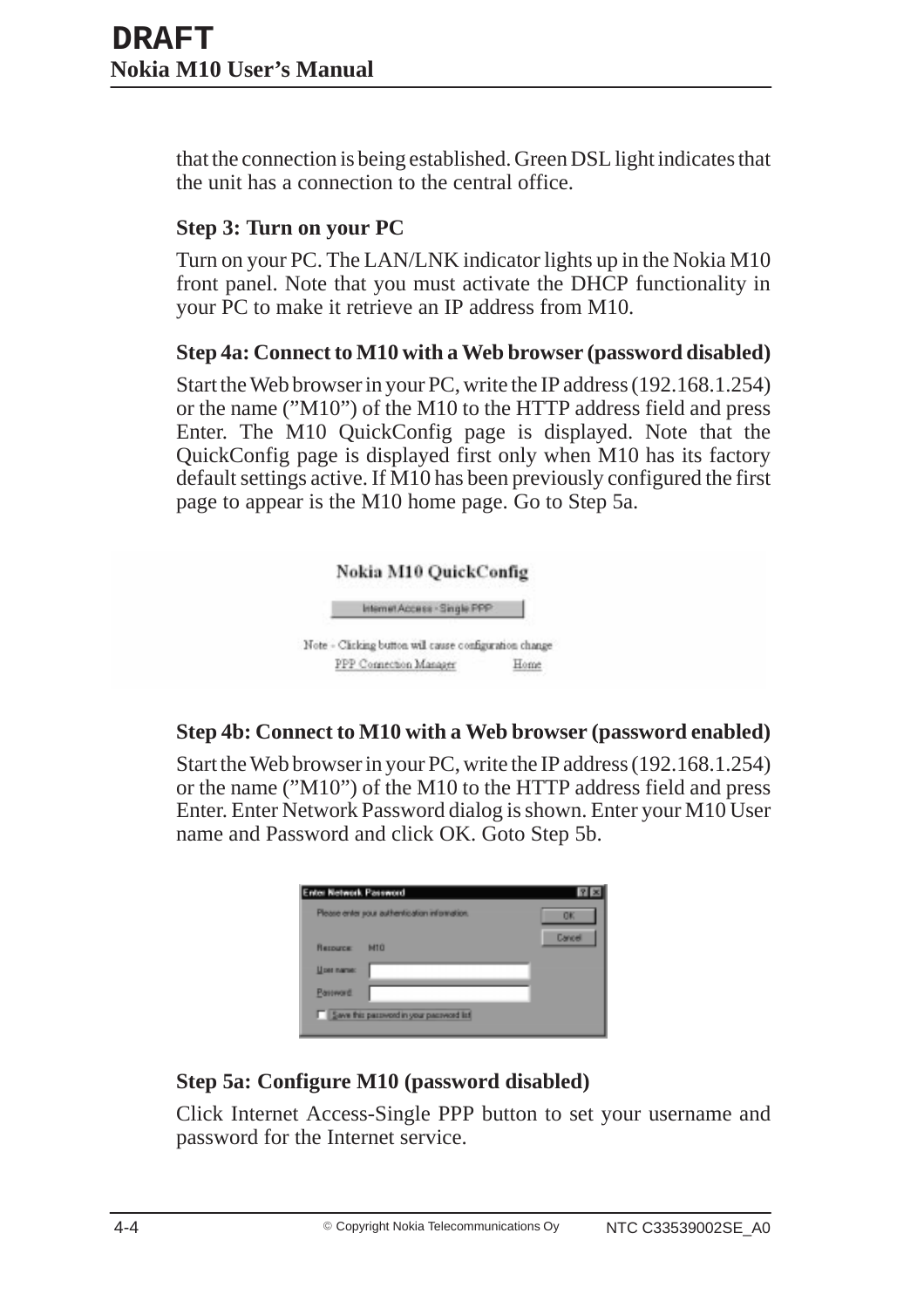that the connection is being established. Green DSL light indicates that the unit has a connection to the central office.

### Step 3: Turn on your PC

Turn on your PC. The LAN/LNK indicator lights up in the Nokia M10 front panel. Note that you must activate the DHCP functionality in your PC to make it retrieve an IP address from M10.

### Step 4a: Connect to M10 with a Web browser (password disabled)

Start the Web browser in your PC, write the IP address (192.168.1.254) or the name (”M10”) of the M10 to the HTTP address field and press Enter. The M10 QuickConfig page is displayed. Note that the QuickConfig page is displayed first only when M10 has its factory default settings active. If M10 has been previously configured the first page to appear is the M10 home page. Go to Step 5a.

### Step 4b: Connect to M10 with a Web browser (password enabled)

Start the Web browser in your PC, write the IP address (192.168.1.254) or the name (”M10”) of the M10 to the HTTP address field and press Enter. Enter Network Password dialog is shown. Enter your M10 User name and Password and click OK. Goto Step 5b.

### Step 5a: Configure M10 (password disabled)

Click Internet Access-Single PPP button to set your username and password for the Internet service.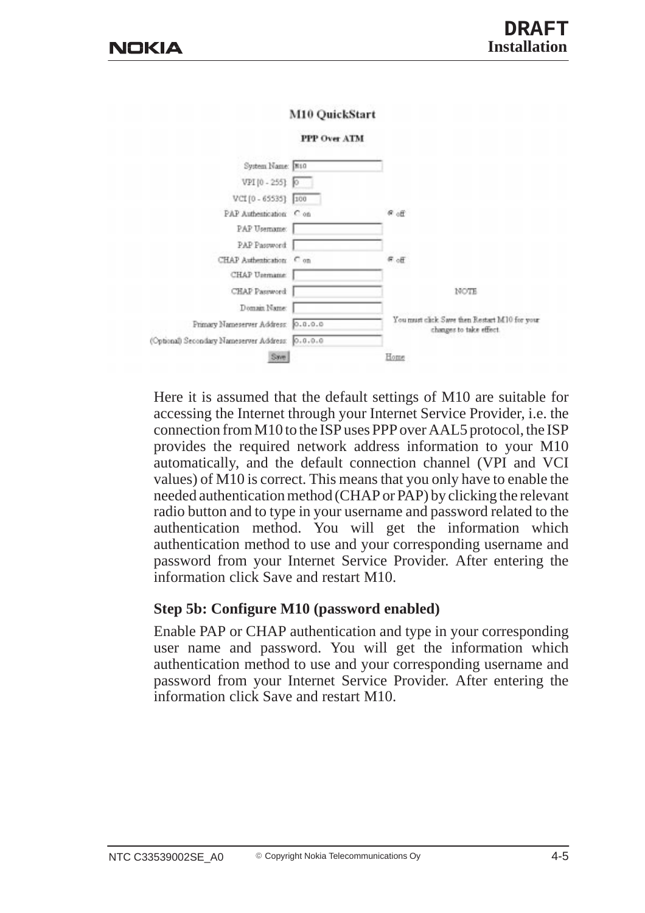**M10 QuickStart**

**PPP Over ATM**

| | | |
|---|---|---|
| System Name: | M10 | |
| VPI [0 - 255]: | 0 | |
| VCI [0 - 65535]: | 100 | |
| PAP Authentication: | ○ on | ◉ off |
| PAP Username: | | |
| PAP Password: | | |
| CHAP Authentication: | ○ on | ◉ off |
| CHAP Username: | | |
| CHAP Password: | | NOTE |
| Domain Name: | | |
| Primary Nameserver Address: | 0.0.0.0 | You must click Save then Restart M10 for your changes to take effect. |
| (Optional) Secondary Nameserver Address: | 0.0.0.0 | |
| Save | | Home |

Here it is assumed that the default settings of M10 are suitable for accessing the Internet through your Internet Service Provider, i.e. the connection from M10 to the ISP uses PPP over AAL5 protocol, the ISP provides the required network address information to your M10 automatically, and the default connection channel (VPI and VCI values) of M10 is correct. This means that you only have to enable the needed authentication method (CHAP or PAP) by clicking the relevant radio button and to type in your username and password related to the authentication method. You will get the information which authentication method to use and your corresponding username and password from your Internet Service Provider. After entering the information click Save and restart M10.

### Step 5b: Configure M10 (password enabled)

Enable PAP or CHAP authentication and type in your corresponding user name and password. You will get the information which authentication method to use and your corresponding username and password from your Internet Service Provider. After entering the information click Save and restart M10.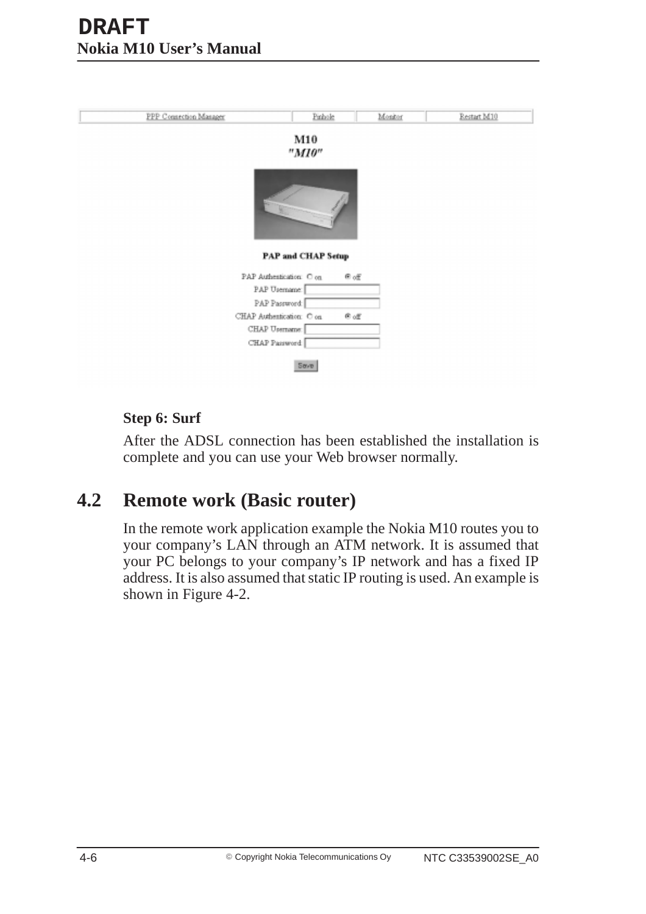| PPP Connection Manager | Pinhole | Monitor | Restart M10 |
| --- | --- | --- | --- |

**M10**

***"M10"***

**PAP and CHAP Setup**

PAP Authentication: ○ on ◉ off

PAP Username:

PAP Password:

CHAP Authentication: ○ on ◉ off

CHAP Username:

CHAP Password:

Save

**Step 6: Surf**

After the ADSL connection has been established the installation is complete and you can use your Web browser normally.

## 4.2 Remote work (Basic router)

In the remote work application example the Nokia M10 routes you to your company's LAN through an ATM network. It is assumed that your PC belongs to your company's IP network and has a fixed IP address. It is also assumed that static IP routing is used. An example is shown in Figure 4-2.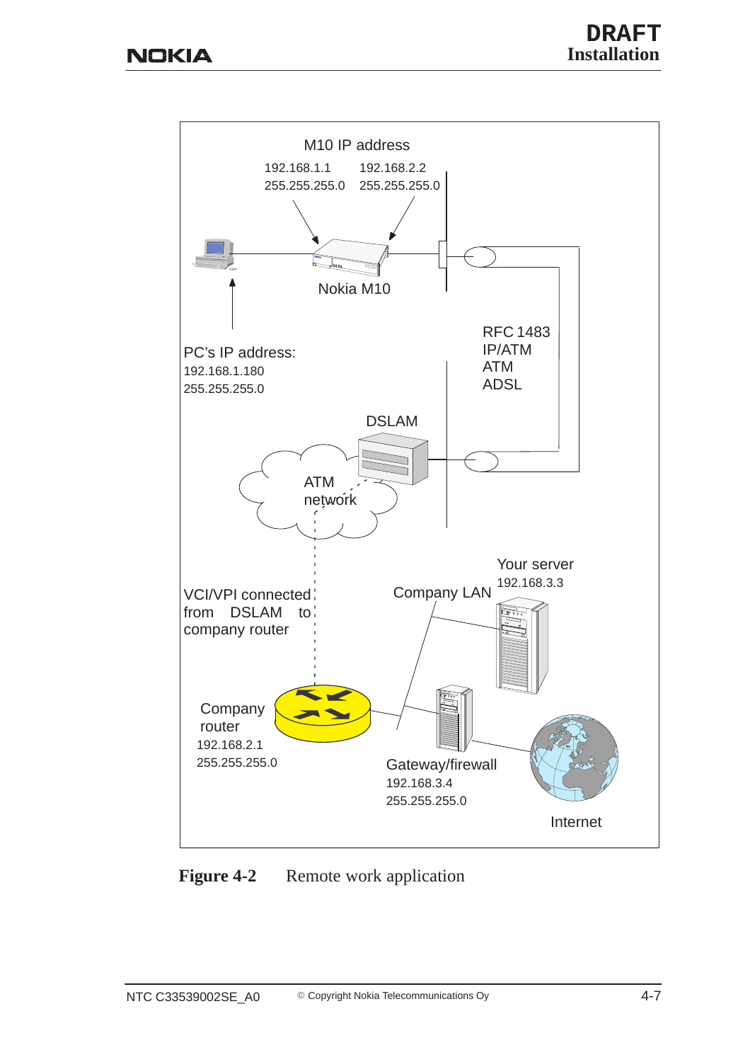M10 IP address

192.168.1.1
255.255.255.0

192.168.2.2
255.255.255.0

Nokia M10

PC's IP address:
192.168.1.180
255.255.255.0

RFC 1483
IP/ATM
ATM
ADSL

DSLAM

ATM network

VCI/VPI connected from DSLAM to company router

Company LAN

Your server
192.168.3.3

Company router
192.168.2.1
255.255.255.0

Gateway/firewall
192.168.3.4
255.255.255.0

Internet

**Figure 4-2** Remote work application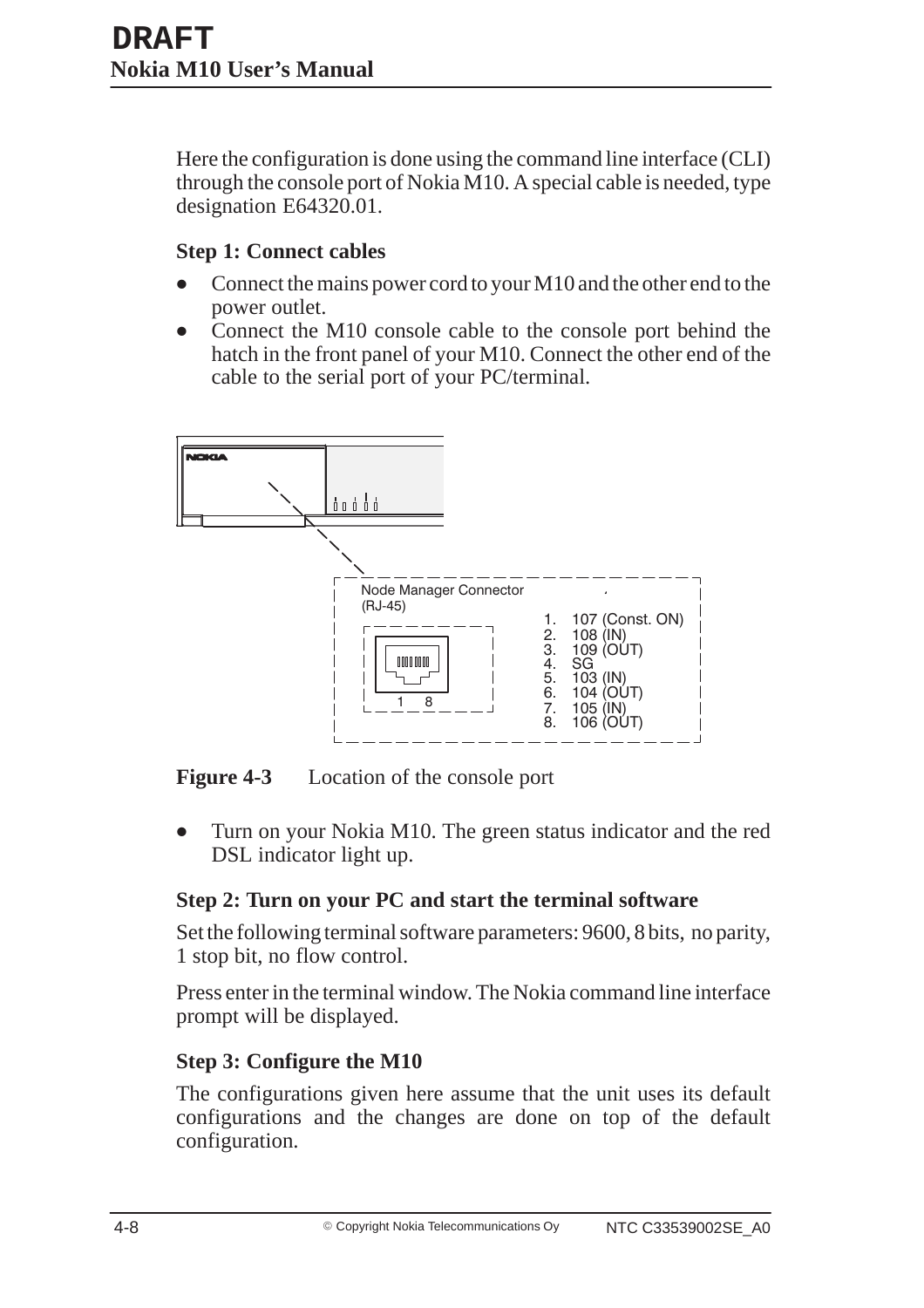Here the configuration is done using the command line interface (CLI) through the console port of Nokia M10. A special cable is needed, type designation E64320.01.

**Step 1: Connect cables**

- Connect the mains power cord to your M10 and the other end to the power outlet.
- Connect the M10 console cable to the console port behind the hatch in the front panel of your M10. Connect the other end of the cable to the serial port of your PC/terminal.

Node Manager Connector (RJ-45)

1. 107 (Const. ON)
2. 108 (IN)
3. 109 (OUT)
4. SG
5. 103 (IN)
6. 104 (OUT)
7. 105 (IN)
8. 106 (OUT)

**Figure 4-3** Location of the console port

- Turn on your Nokia M10. The green status indicator and the red DSL indicator light up.

**Step 2: Turn on your PC and start the terminal software**

Set the following terminal software parameters: 9600, 8 bits, no parity, 1 stop bit, no flow control.

Press enter in the terminal window. The Nokia command line interface prompt will be displayed.

**Step 3: Configure the M10**

The configurations given here assume that the unit uses its default configurations and the changes are done on top of the default configuration.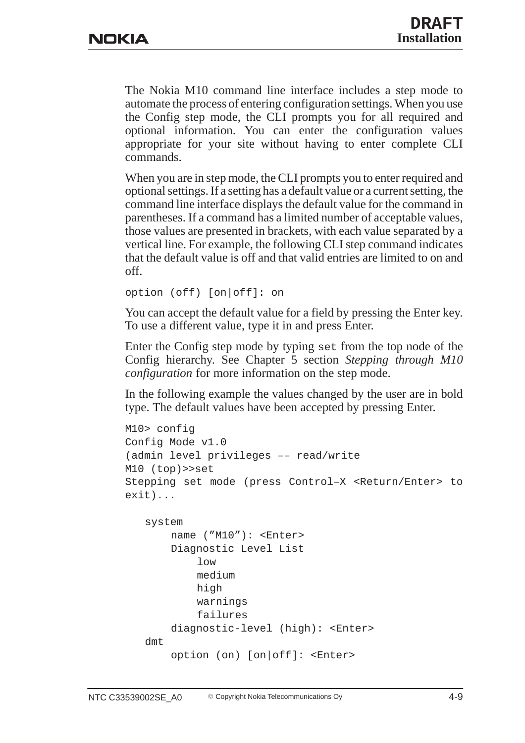The Nokia M10 command line interface includes a step mode to automate the process of entering configuration settings. When you use the Config step mode, the CLI prompts you for all required and optional information. You can enter the configuration values appropriate for your site without having to enter complete CLI commands.

When you are in step mode, the CLI prompts you to enter required and optional settings. If a setting has a default value or a current setting, the command line interface displays the default value for the command in parentheses. If a command has a limited number of acceptable values, those values are presented in brackets, with each value separated by a vertical line. For example, the following CLI step command indicates that the default value is off and that valid entries are limited to on and off.

```
option (off) [on|off]: on
```

You can accept the default value for a field by pressing the Enter key. To use a different value, type it in and press Enter.

Enter the Config step mode by typing `set` from the top node of the Config hierarchy. See Chapter 5 section *Stepping through M10 configuration* for more information on the step mode.

In the following example the values changed by the user are in bold type. The default values have been accepted by pressing Enter.

```
M10> config
Config Mode v1.0
(admin level privileges –– read/write
M10 (top)>>set
Stepping set mode (press Control–X <Return/Enter> to
exit)...

   system
       name (”M10”): <Enter>
       Diagnostic Level List
           low
           medium
           high
           warnings
           failures
       diagnostic-level (high): <Enter>
   dmt
       option (on) [on|off]: <Enter>
```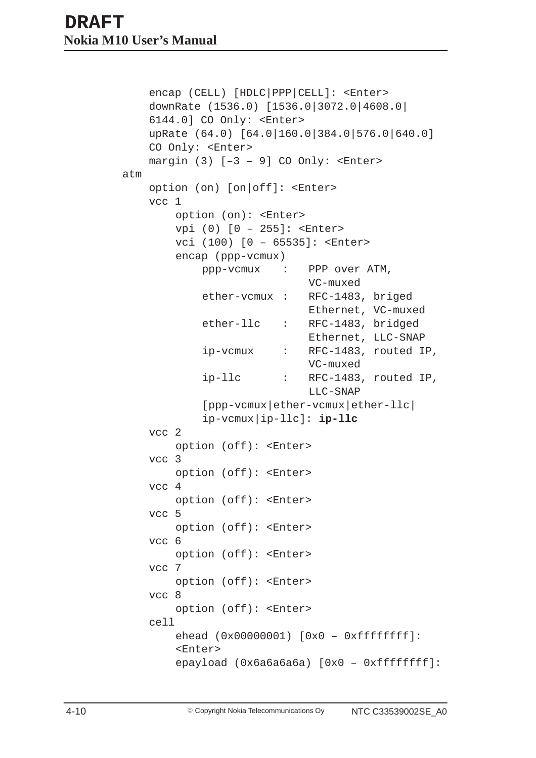```
        encap (CELL) [HDLC|PPP|CELL]: <Enter>
        downRate (1536.0) [1536.0|3072.0|4608.0|
        6144.0] CO Only: <Enter>
        upRate (64.0) [64.0|160.0|384.0|576.0|640.0]
        CO Only: <Enter>
        margin (3) [–3 – 9] CO Only: <Enter>
    atm
        option (on) [on|off]: <Enter>
        vcc 1
            option (on): <Enter>
            vpi (0) [0 – 255]: <Enter>
            vci (100) [0 – 65535]: <Enter>
            encap (ppp-vcmux)
                ppp-vcmux   :   PPP over ATM,
                                VC-muxed
                ether-vcmux :   RFC-1483, briged
                                Ethernet, VC-muxed
                ether-llc   :   RFC-1483, bridged
                                Ethernet, LLC-SNAP
                ip-vcmux    :   RFC-1483, routed IP,
                                VC-muxed
                ip-llc      :   RFC-1483, routed IP,
                                LLC-SNAP
                [ppp-vcmux|ether-vcmux|ether-llc|
                ip-vcmux|ip-llc]: ip-llc
        vcc 2
            option (off): <Enter>
        vcc 3
            option (off): <Enter>
        vcc 4
            option (off): <Enter>
        vcc 5
            option (off): <Enter>
        vcc 6
            option (off): <Enter>
        vcc 7
            option (off): <Enter>
        vcc 8
            option (off): <Enter>
        cell
            ehead (0x00000001) [0x0 – 0xffffffff]:
            <Enter>
            epayload (0x6a6a6a6a) [0x0 – 0xffffffff]:
```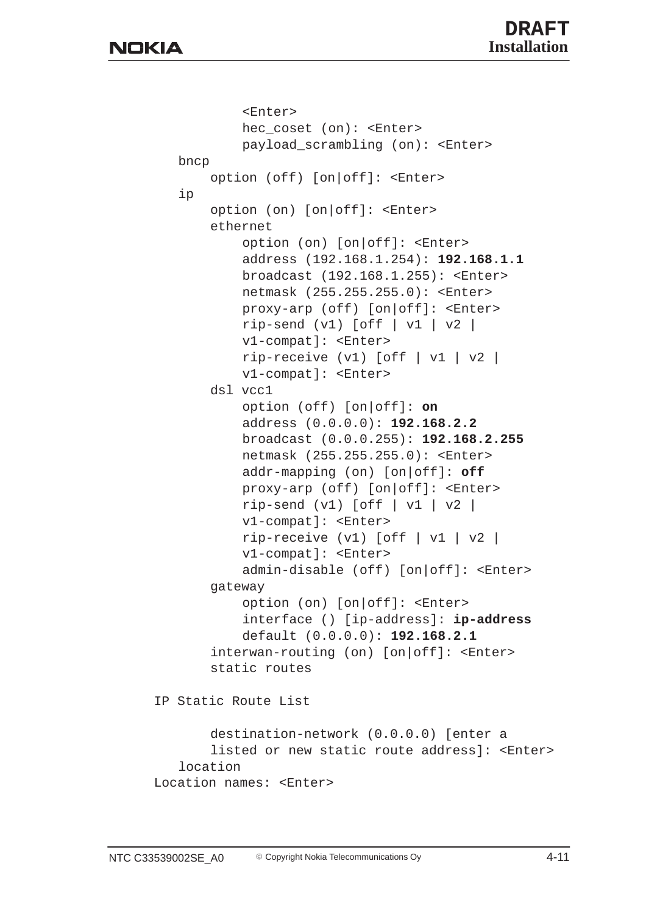```
            <Enter>
            hec_coset (on): <Enter>
            payload_scrambling (on): <Enter>
    bncp
        option (off) [on|off]: <Enter>
    ip
        option (on) [on|off]: <Enter>
        ethernet
            option (on) [on|off]: <Enter>
            address (192.168.1.254): 192.168.1.1
            broadcast (192.168.1.255): <Enter>
            netmask (255.255.255.0): <Enter>
            proxy-arp (off) [on|off]: <Enter>
            rip-send (v1) [off | v1 | v2 |
            v1-compat]: <Enter>
            rip-receive (v1) [off | v1 | v2 |
            v1-compat]: <Enter>
        dsl vcc1
            option (off) [on|off]: on
            address (0.0.0.0): 192.168.2.2
            broadcast (0.0.0.255): 192.168.2.255
            netmask (255.255.255.0): <Enter>
            addr-mapping (on) [on|off]: off
            proxy-arp (off) [on|off]: <Enter>
            rip-send (v1) [off | v1 | v2 |
            v1-compat]: <Enter>
            rip-receive (v1) [off | v1 | v2 |
            v1-compat]: <Enter>
            admin-disable (off) [on|off]: <Enter>
        gateway
            option (on) [on|off]: <Enter>
            interface () [ip-address]: ip-address
            default (0.0.0.0): 192.168.2.1
        interwan-routing (on) [on|off]: <Enter>
        static routes

IP Static Route List

        destination-network (0.0.0.0) [enter a
        listed or new static route address]: <Enter>
    location
Location names: <Enter>
```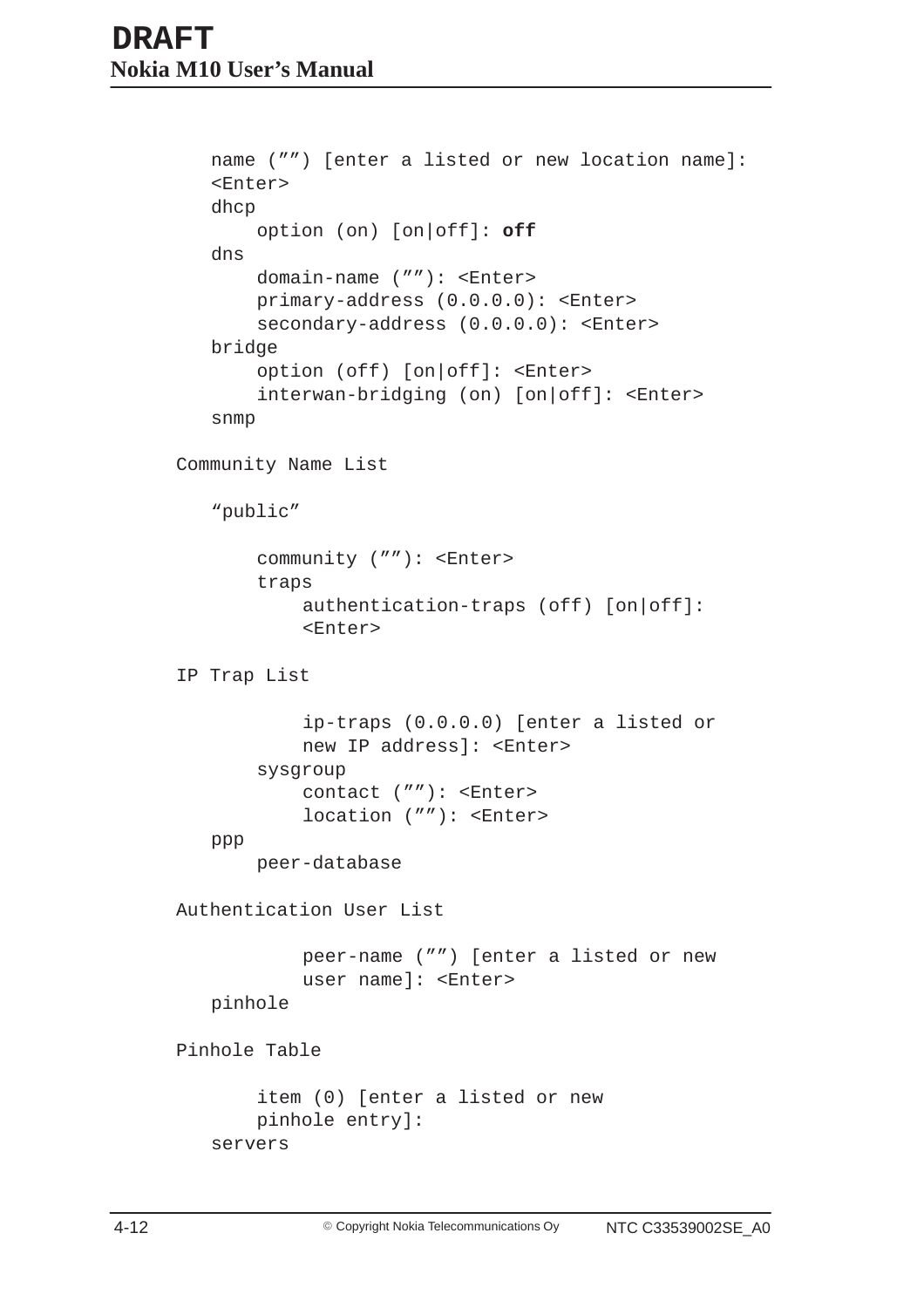```
    name ("") [enter a listed or new location name]:
    <Enter>
    dhcp
        option (on) [on|off]: off
    dns
        domain-name (""): <Enter>
        primary-address (0.0.0.0): <Enter>
        secondary-address (0.0.0.0): <Enter>
    bridge
        option (off) [on|off]: <Enter>
        interwan-bridging (on) [on|off]: <Enter>
    snmp

Community Name List

    "public"

        community (""): <Enter>
        traps
            authentication-traps (off) [on|off]:
            <Enter>

IP Trap List

            ip-traps (0.0.0.0) [enter a listed or
            new IP address]: <Enter>
        sysgroup
            contact (""): <Enter>
            location (""): <Enter>
    ppp
        peer-database

Authentication User List

            peer-name ("") [enter a listed or new
            user name]: <Enter>
    pinhole

Pinhole Table

        item (0) [enter a listed or new
        pinhole entry]:
    servers
```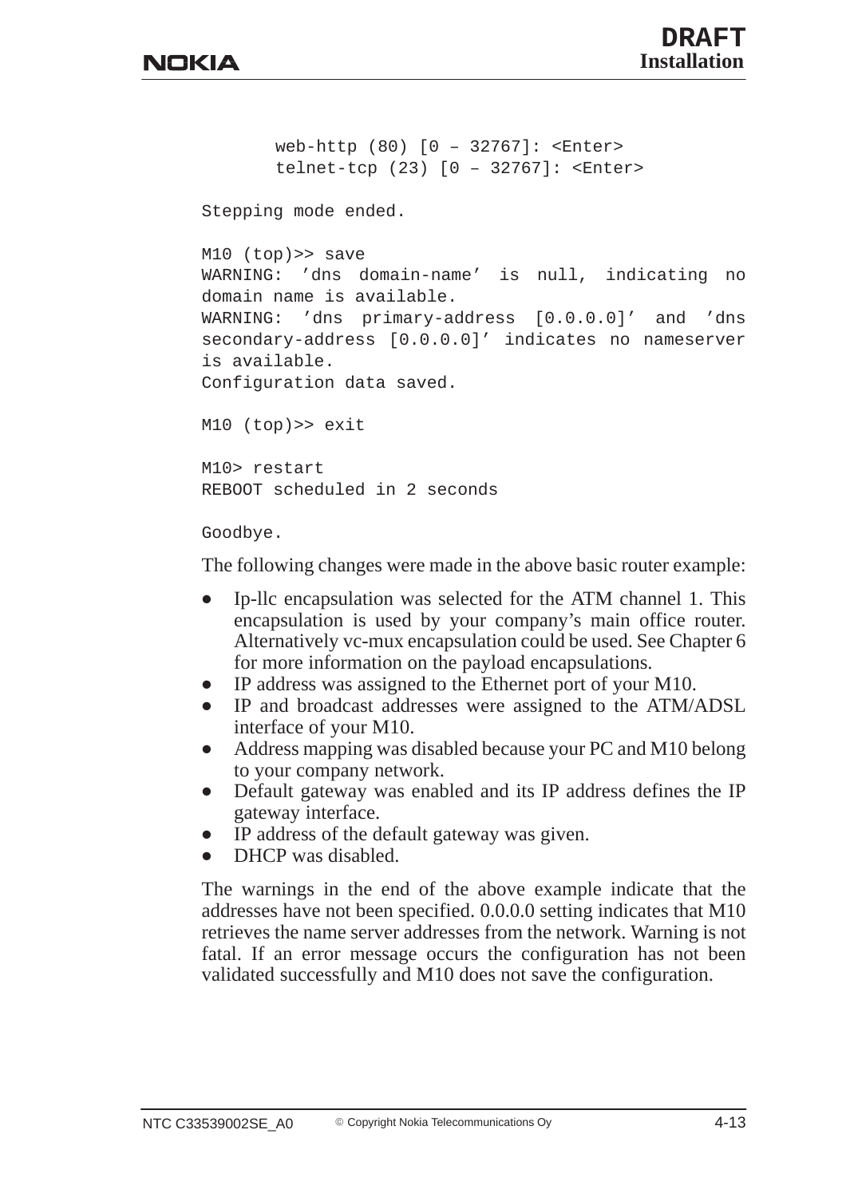```
        web-http (80) [0 – 32767]: <Enter>
        telnet-tcp (23) [0 – 32767]: <Enter>

Stepping mode ended.

M10 (top)>> save
WARNING: 'dns domain-name' is null, indicating no
domain name is available.
WARNING: 'dns primary-address [0.0.0.0]' and 'dns
secondary-address [0.0.0.0]' indicates no nameserver
is available.
Configuration data saved.

M10 (top)>> exit

M10> restart
REBOOT scheduled in 2 seconds

Goodbye.
```

The following changes were made in the above basic router example:

- Ip-llc encapsulation was selected for the ATM channel 1. This encapsulation is used by your company's main office router. Alternatively vc-mux encapsulation could be used. See Chapter 6 for more information on the payload encapsulations.
- IP address was assigned to the Ethernet port of your M10.
- IP and broadcast addresses were assigned to the ATM/ADSL interface of your M10.
- Address mapping was disabled because your PC and M10 belong to your company network.
- Default gateway was enabled and its IP address defines the IP gateway interface.
- IP address of the default gateway was given.
- DHCP was disabled.

The warnings in the end of the above example indicate that the addresses have not been specified. 0.0.0.0 setting indicates that M10 retrieves the name server addresses from the network. Warning is not fatal. If an error message occurs the configuration has not been validated successfully and M10 does not save the configuration.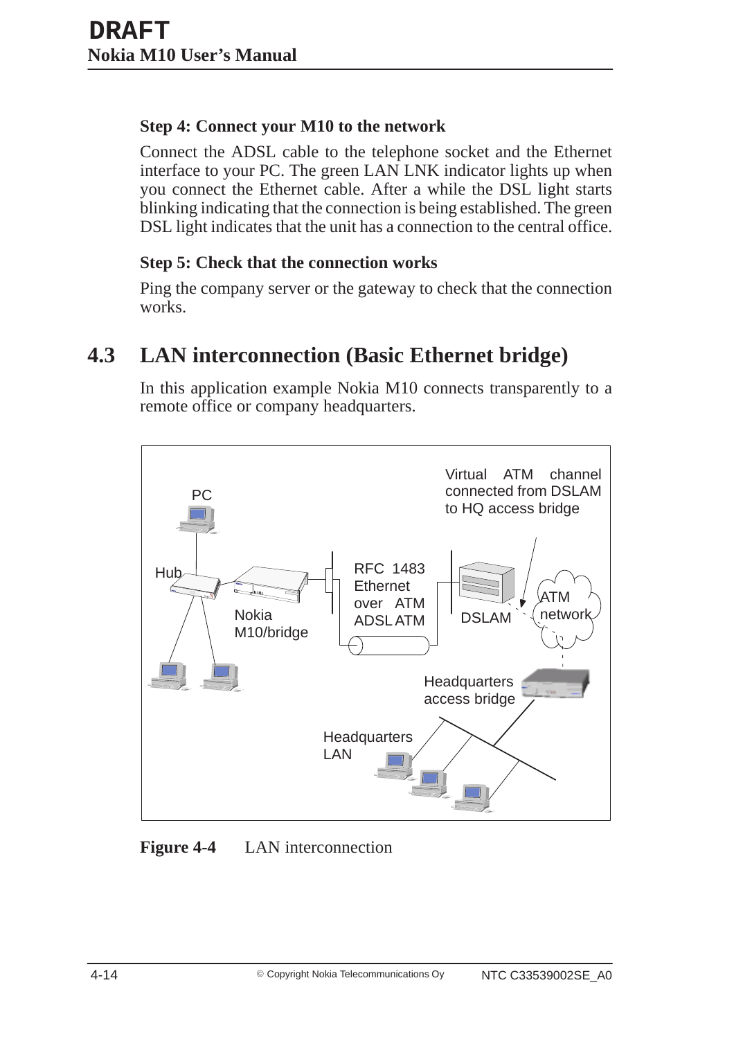**Step 4: Connect your M10 to the network**

Connect the ADSL cable to the telephone socket and the Ethernet interface to your PC. The green LAN LNK indicator lights up when you connect the Ethernet cable. After a while the DSL light starts blinking indicating that the connection is being established. The green DSL light indicates that the unit has a connection to the central office.

**Step 5: Check that the connection works**

Ping the company server or the gateway to check that the connection works.

## 4.3 LAN interconnection (Basic Ethernet bridge)

In this application example Nokia M10 connects transparently to a remote office or company headquarters.

**Figure 4-4** LAN interconnection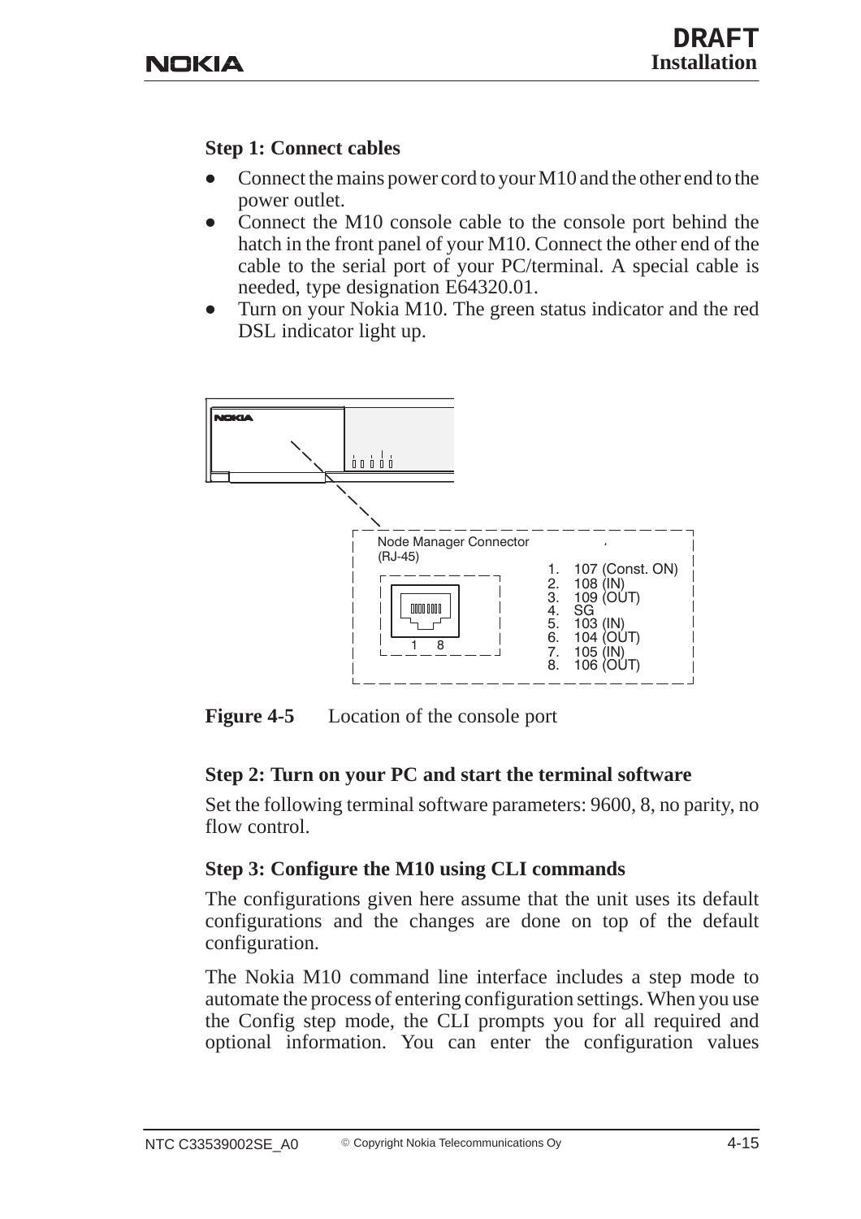### Step 1: Connect cables

- Connect the mains power cord to your M10 and the other end to the power outlet.
- Connect the M10 console cable to the console port behind the hatch in the front panel of your M10. Connect the other end of the cable to the serial port of your PC/terminal. A special cable is needed, type designation E64320.01.
- Turn on your Nokia M10. The green status indicator and the red DSL indicator light up.

Node Manager Connector (RJ-45)

1. 107 (Const. ON)
2. 108 (IN)
3. 109 (OUT)
4. SG
5. 103 (IN)
6. 104 (OUT)
7. 105 (IN)
8. 106 (OUT)

**Figure 4-5** Location of the console port

### Step 2: Turn on your PC and start the terminal software

Set the following terminal software parameters: 9600, 8, no parity, no flow control.

### Step 3: Configure the M10 using CLI commands

The configurations given here assume that the unit uses its default configurations and the changes are done on top of the default configuration.

The Nokia M10 command line interface includes a step mode to automate the process of entering configuration settings. When you use the Config step mode, the CLI prompts you for all required and optional information. You can enter the configuration values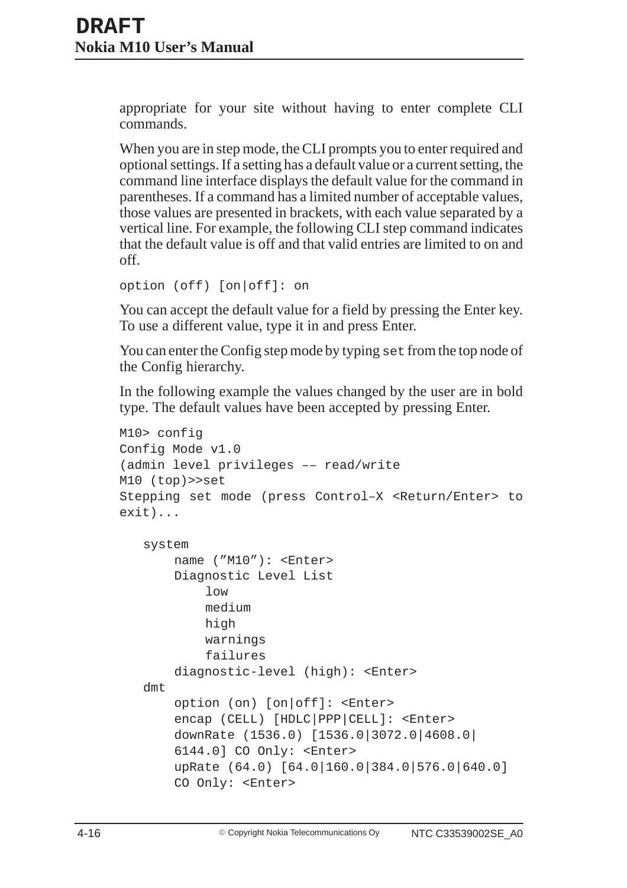appropriate for your site without having to enter complete CLI commands.

When you are in step mode, the CLI prompts you to enter required and optional settings. If a setting has a default value or a current setting, the command line interface displays the default value for the command in parentheses. If a command has a limited number of acceptable values, those values are presented in brackets, with each value separated by a vertical line. For example, the following CLI step command indicates that the default value is off and that valid entries are limited to on and off.

```
option (off) [on|off]: on
```

You can accept the default value for a field by pressing the Enter key. To use a different value, type it in and press Enter.

You can enter the Config step mode by typing `set` from the top node of the Config hierarchy.

In the following example the values changed by the user are in bold type. The default values have been accepted by pressing Enter.

```
M10> config
Config Mode v1.0
(admin level privileges –– read/write
M10 (top)>>set
Stepping set mode (press Control–X <Return/Enter> to exit)...

   system
      name (”M10”): <Enter>
      Diagnostic Level List
         low
         medium
         high
         warnings
         failures
      diagnostic-level (high): <Enter>
   dmt
      option (on) [on|off]: <Enter>
      encap (CELL) [HDLC|PPP|CELL]: <Enter>
      downRate (1536.0) [1536.0|3072.0|4608.0|
      6144.0] CO Only: <Enter>
      upRate (64.0) [64.0|160.0|384.0|576.0|640.0]
      CO Only: <Enter>
```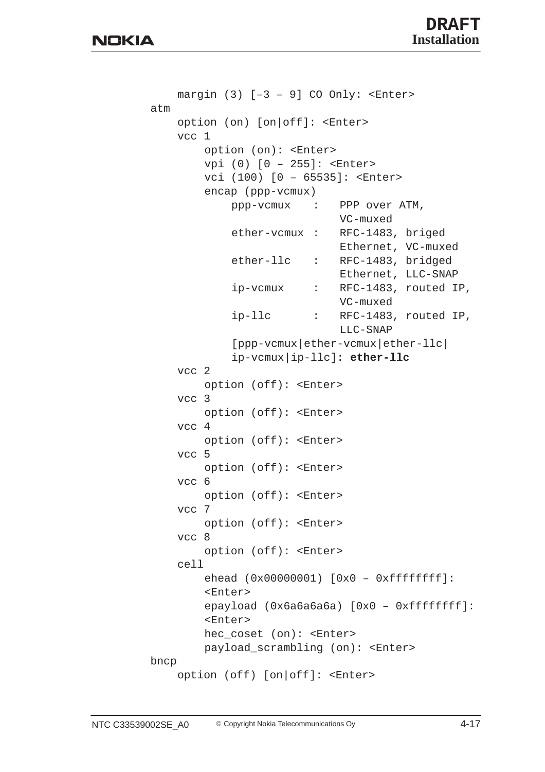```
    margin (3) [–3 – 9] CO Only: <Enter>
atm
    option (on) [on|off]: <Enter>
    vcc 1
        option (on): <Enter>
        vpi (0) [0 – 255]: <Enter>
        vci (100) [0 – 65535]: <Enter>
        encap (ppp-vcmux)
            ppp-vcmux   :   PPP over ATM,
                            VC-muxed
            ether-vcmux :   RFC-1483, briged
                            Ethernet, VC-muxed
            ether-llc   :   RFC-1483, bridged
                            Ethernet, LLC-SNAP
            ip-vcmux    :   RFC-1483, routed IP,
                            VC-muxed
            ip-llc      :   RFC-1483, routed IP,
                            LLC-SNAP
            [ppp-vcmux|ether-vcmux|ether-llc|
            ip-vcmux|ip-llc]: ether-llc
    vcc 2
        option (off): <Enter>
    vcc 3
        option (off): <Enter>
    vcc 4
        option (off): <Enter>
    vcc 5
        option (off): <Enter>
    vcc 6
        option (off): <Enter>
    vcc 7
        option (off): <Enter>
    vcc 8
        option (off): <Enter>
    cell
        ehead (0x00000001) [0x0 – 0xffffffff]:
        <Enter>
        epayload (0x6a6a6a6a) [0x0 – 0xffffffff]:
        <Enter>
        hec_coset (on): <Enter>
        payload_scrambling (on): <Enter>
bncp
    option (off) [on|off]: <Enter>
```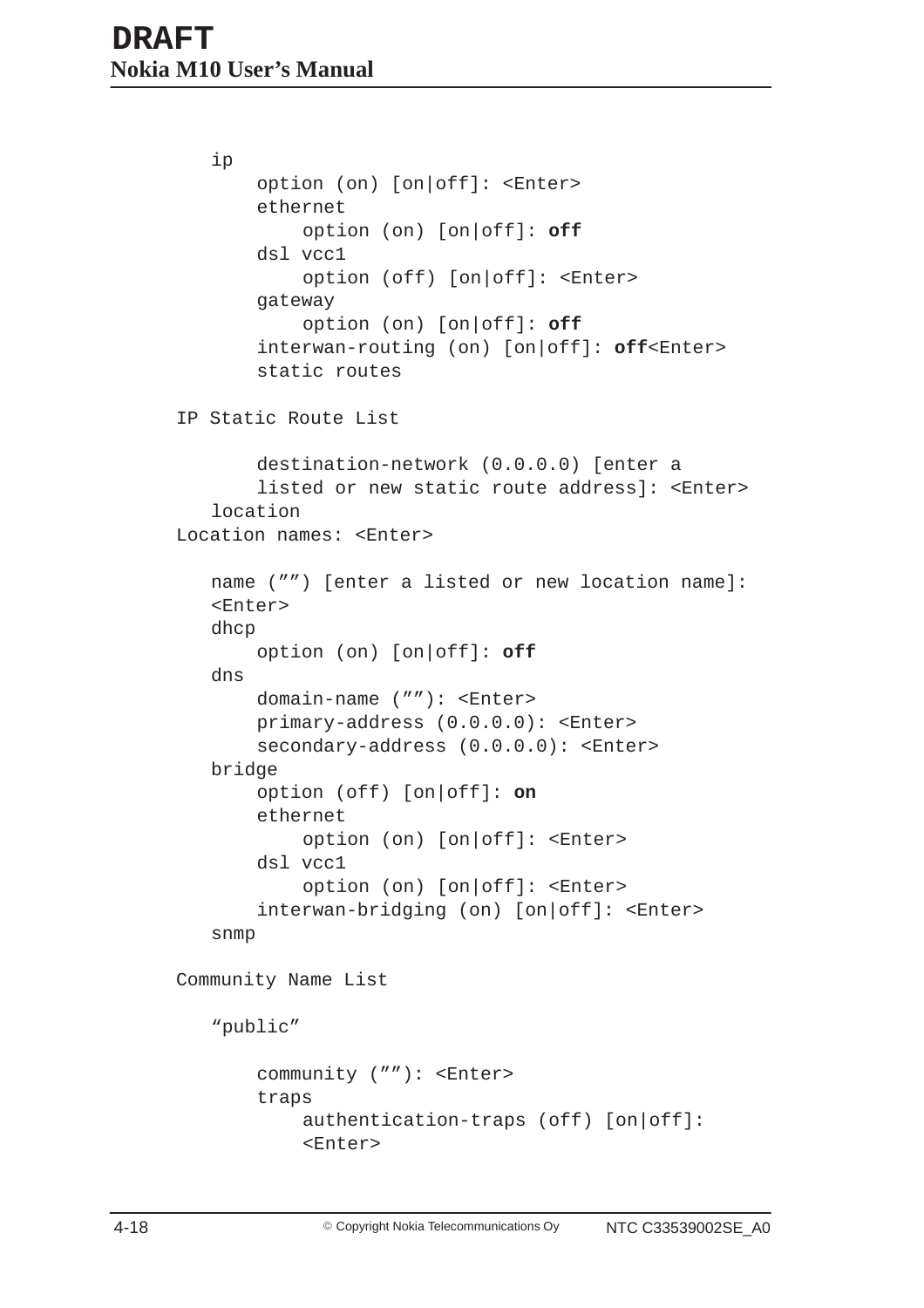```
   ip
       option (on) [on|off]: <Enter>
       ethernet
           option (on) [on|off]: off
       dsl vcc1
           option (off) [on|off]: <Enter>
       gateway
           option (on) [on|off]: off
       interwan-routing (on) [on|off]: off<Enter>
       static routes

IP Static Route List

       destination-network (0.0.0.0) [enter a
       listed or new static route address]: <Enter>
   location
Location names: <Enter>

   name (””) [enter a listed or new location name]:
   <Enter>
   dhcp
       option (on) [on|off]: off
   dns
       domain-name (””): <Enter>
       primary-address (0.0.0.0): <Enter>
       secondary-address (0.0.0.0): <Enter>
   bridge
       option (off) [on|off]: on
       ethernet
           option (on) [on|off]: <Enter>
       dsl vcc1
           option (on) [on|off]: <Enter>
       interwan-bridging (on) [on|off]: <Enter>
   snmp

Community Name List

   “public”

       community (””): <Enter>
       traps
           authentication-traps (off) [on|off]:
           <Enter>
```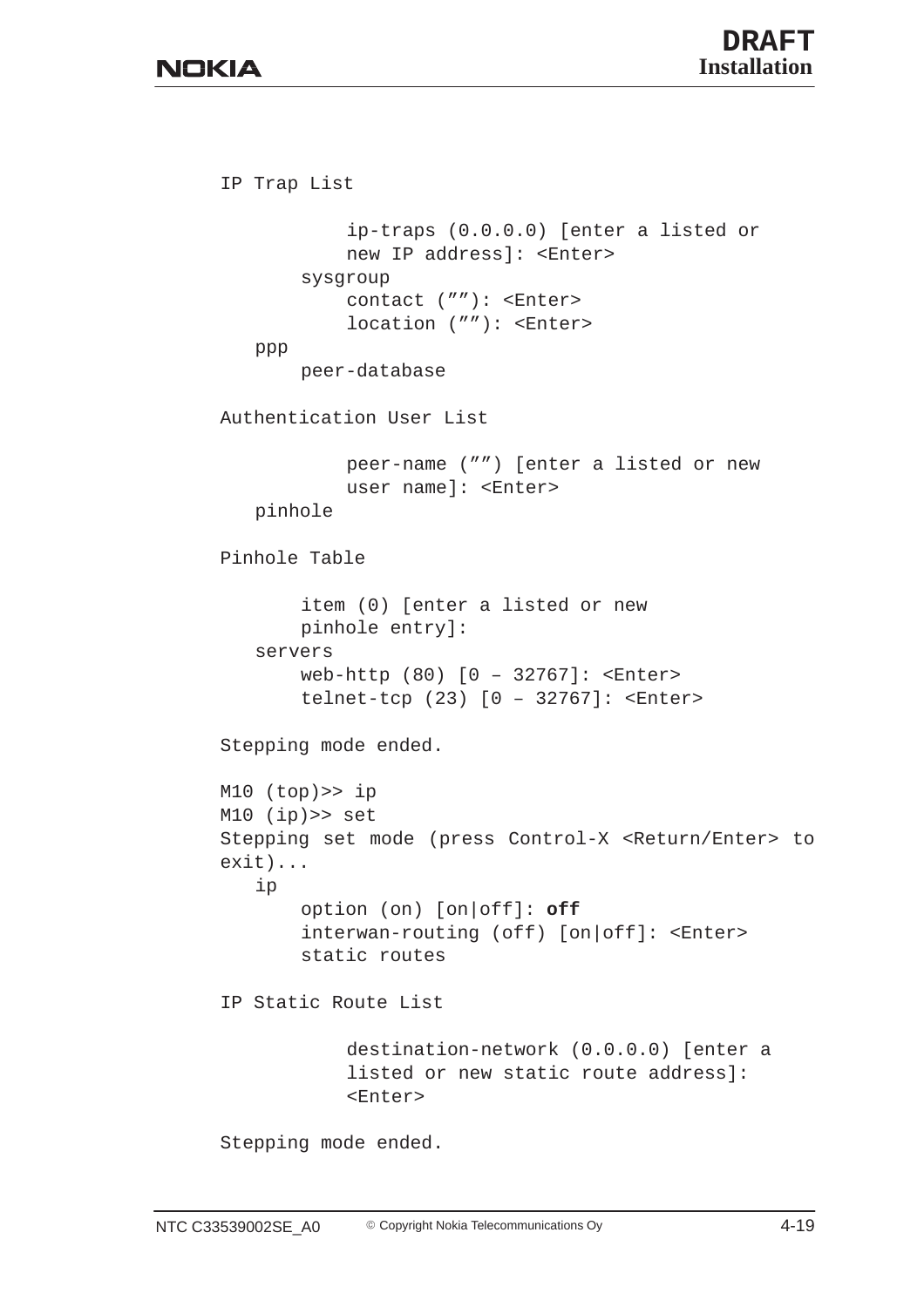```
IP Trap List

            ip-traps (0.0.0.0) [enter a listed or
            new IP address]: <Enter>
        sysgroup
            contact (””): <Enter>
            location (””): <Enter>
   ppp
        peer-database

Authentication User List

            peer-name (””) [enter a listed or new
            user name]: <Enter>
   pinhole

Pinhole Table

        item (0) [enter a listed or new
        pinhole entry]:
   servers
        web-http (80) [0 – 32767]: <Enter>
        telnet-tcp (23) [0 – 32767]: <Enter>

Stepping mode ended.

M10 (top)>> ip
M10 (ip)>> set
Stepping set mode (press Control-X <Return/Enter> to
exit)...
   ip
        option (on) [on|off]: off
        interwan-routing (off) [on|off]: <Enter>
        static routes

IP Static Route List

            destination-network (0.0.0.0) [enter a
            listed or new static route address]:
            <Enter>

Stepping mode ended.
```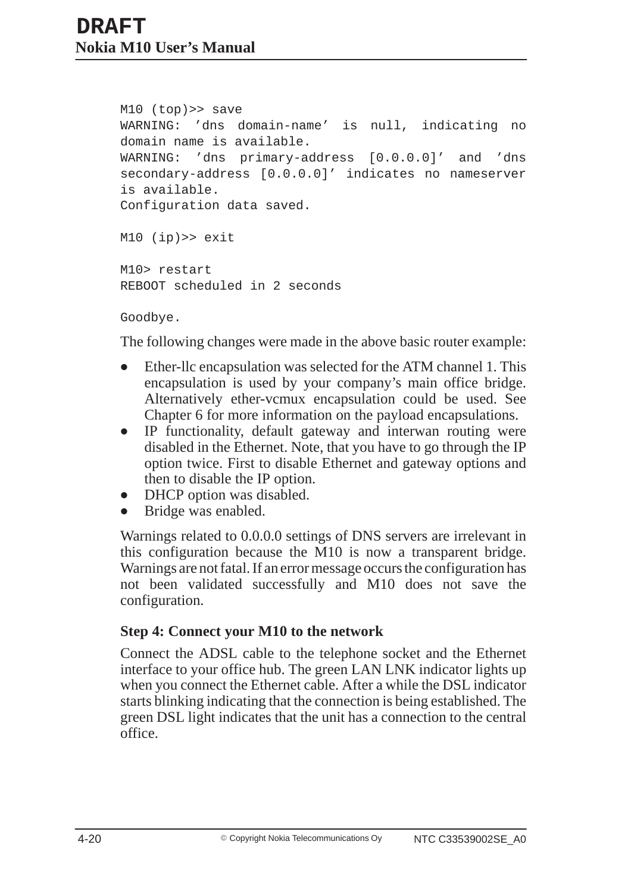```
M10 (top)>> save
WARNING: 'dns domain-name' is null, indicating no
domain name is available.
WARNING: 'dns primary-address [0.0.0.0]' and 'dns
secondary-address [0.0.0.0]' indicates no nameserver
is available.
Configuration data saved.

M10 (ip)>> exit

M10> restart
REBOOT scheduled in 2 seconds

Goodbye.
```

The following changes were made in the above basic router example:

- Ether-llc encapsulation was selected for the ATM channel 1. This encapsulation is used by your company's main office bridge. Alternatively ether-vcmux encapsulation could be used. See Chapter 6 for more information on the payload encapsulations.
- IP functionality, default gateway and interwan routing were disabled in the Ethernet. Note, that you have to go through the IP option twice. First to disable Ethernet and gateway options and then to disable the IP option.
- DHCP option was disabled.
- Bridge was enabled.

Warnings related to 0.0.0.0 settings of DNS servers are irrelevant in this configuration because the M10 is now a transparent bridge. Warnings are not fatal. If an error message occurs the configuration has not been validated successfully and M10 does not save the configuration.

### Step 4: Connect your M10 to the network

Connect the ADSL cable to the telephone socket and the Ethernet interface to your office hub. The green LAN LNK indicator lights up when you connect the Ethernet cable. After a while the DSL indicator starts blinking indicating that the connection is being established. The green DSL light indicates that the unit has a connection to the central office.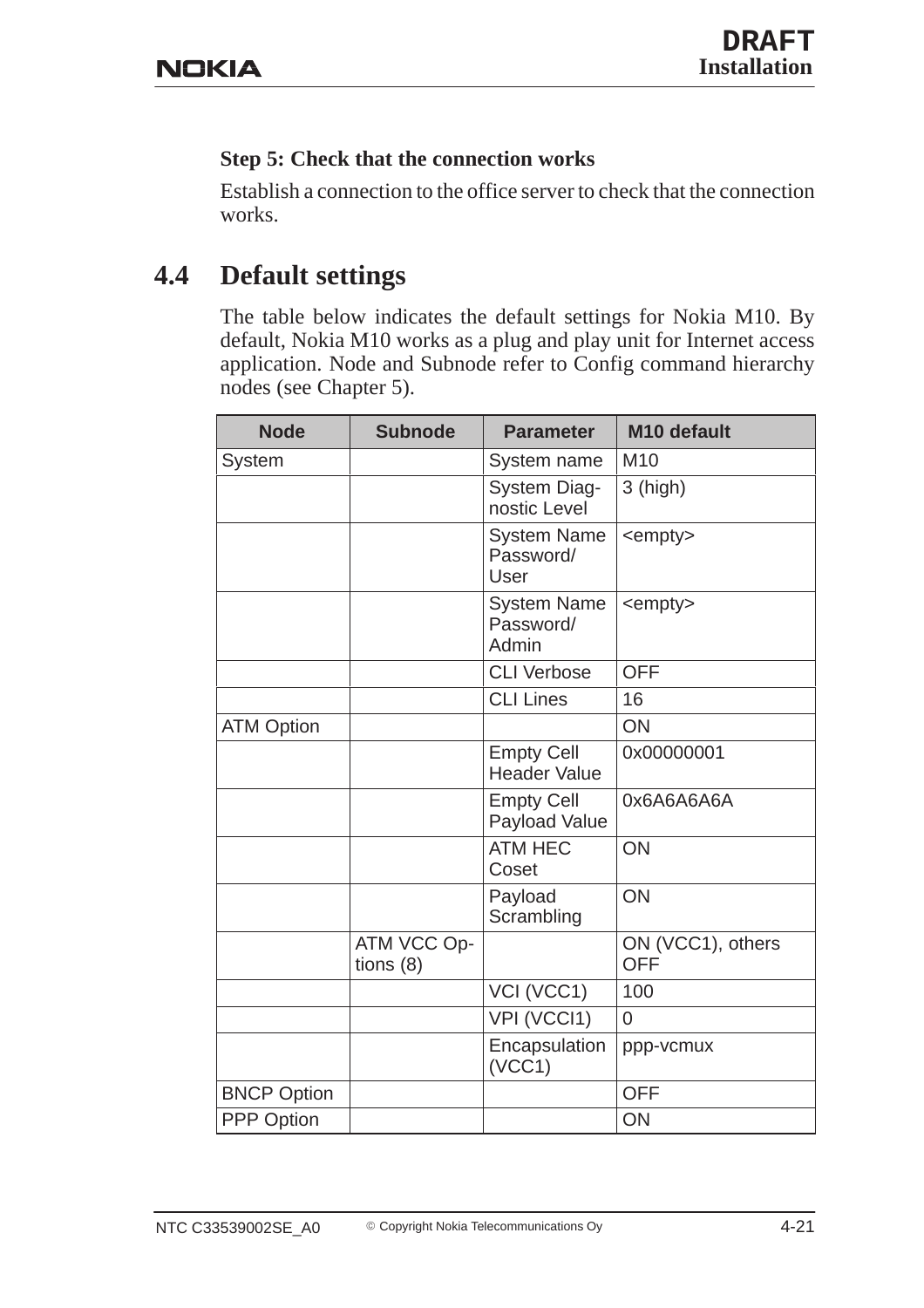**Step 5: Check that the connection works**

Establish a connection to the office server to check that the connection works.

## 4.4 Default settings

The table below indicates the default settings for Nokia M10. By default, Nokia M10 works as a plug and play unit for Internet access application. Node and Subnode refer to Config command hierarchy nodes (see Chapter 5).

| Node | Subnode | Parameter | M10 default |
|---|---|---|---|
| System | | System name | M10 |
| | | System Diag-nostic Level | 3 (high) |
| | | System Name Password/ User | <empty> |
| | | System Name Password/ Admin | <empty> |
| | | CLI Verbose | OFF |
| | | CLI Lines | 16 |
| ATM Option | | | ON |
| | | Empty Cell Header Value | 0x00000001 |
| | | Empty Cell Payload Value | 0x6A6A6A6A |
| | | ATM HEC Coset | ON |
| | | Payload Scrambling | ON |
| | ATM VCC Op-tions (8) | | ON (VCC1), others OFF |
| | | VCI (VCC1) | 100 |
| | | VPI (VCCI1) | 0 |
| | | Encapsulation (VCC1) | ppp-vcmux |
| BNCP Option | | | OFF |
| PPP Option | | | ON |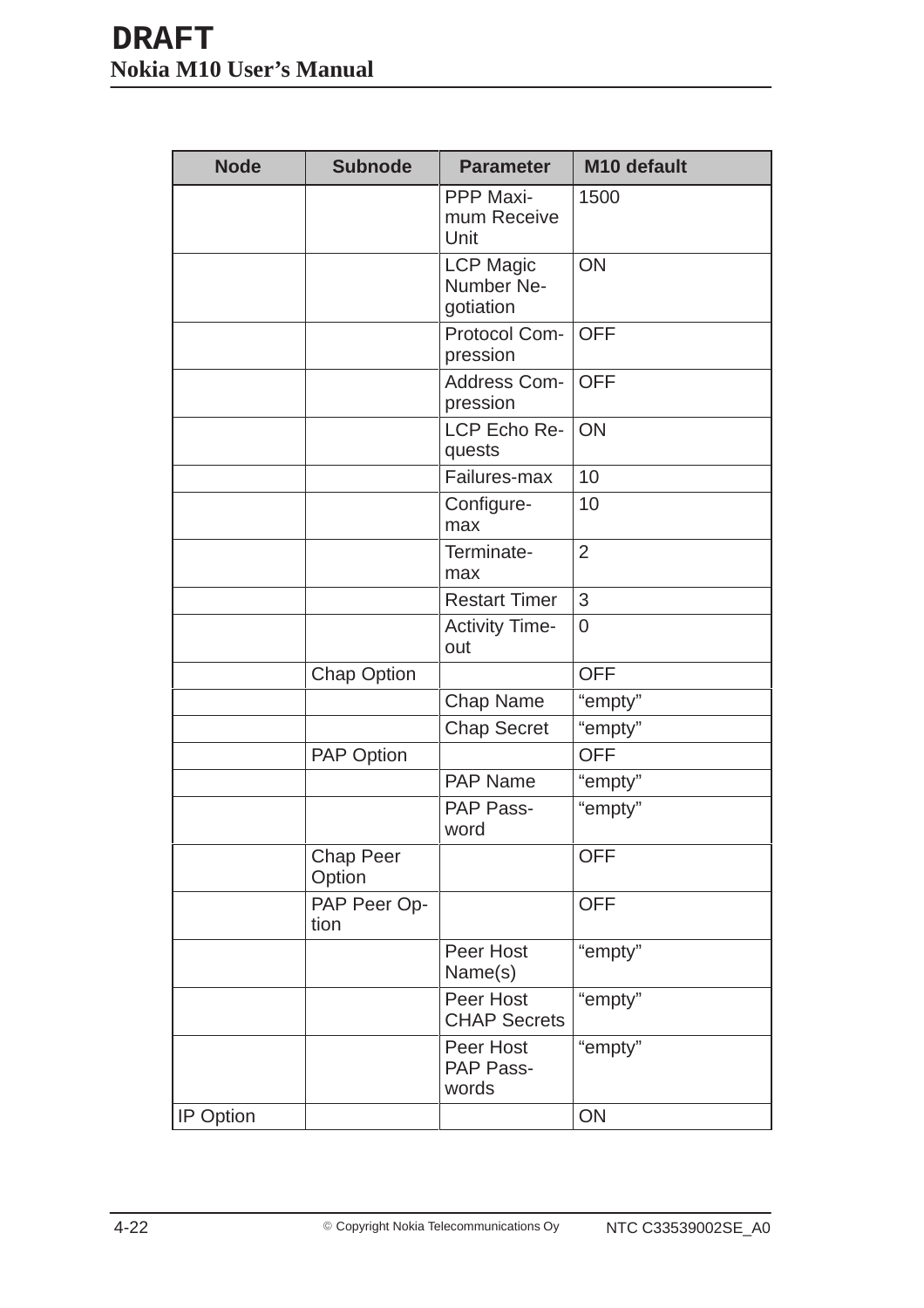| Node | Subnode | Parameter | M10 default |
|---|---|---|---|
| | | PPP Maximum Receive Unit | 1500 |
| | | LCP Magic Number Negotiation | ON |
| | | Protocol Compression | OFF |
| | | Address Compression | OFF |
| | | LCP Echo Requests | ON |
| | | Failures-max | 10 |
| | | Configure-max | 10 |
| | | Terminate-max | 2 |
| | | Restart Timer | 3 |
| | | Activity Timeout | 0 |
| | Chap Option | | OFF |
| | | Chap Name | “empty” |
| | | Chap Secret | “empty” |
| | PAP Option | | OFF |
| | | PAP Name | “empty” |
| | | PAP Password | “empty” |
| | Chap Peer Option | | OFF |
| | PAP Peer Option | | OFF |
| | | Peer Host Name(s) | “empty” |
| | | Peer Host CHAP Secrets | “empty” |
| | | Peer Host PAP Passwords | “empty” |
| IP Option | | | ON |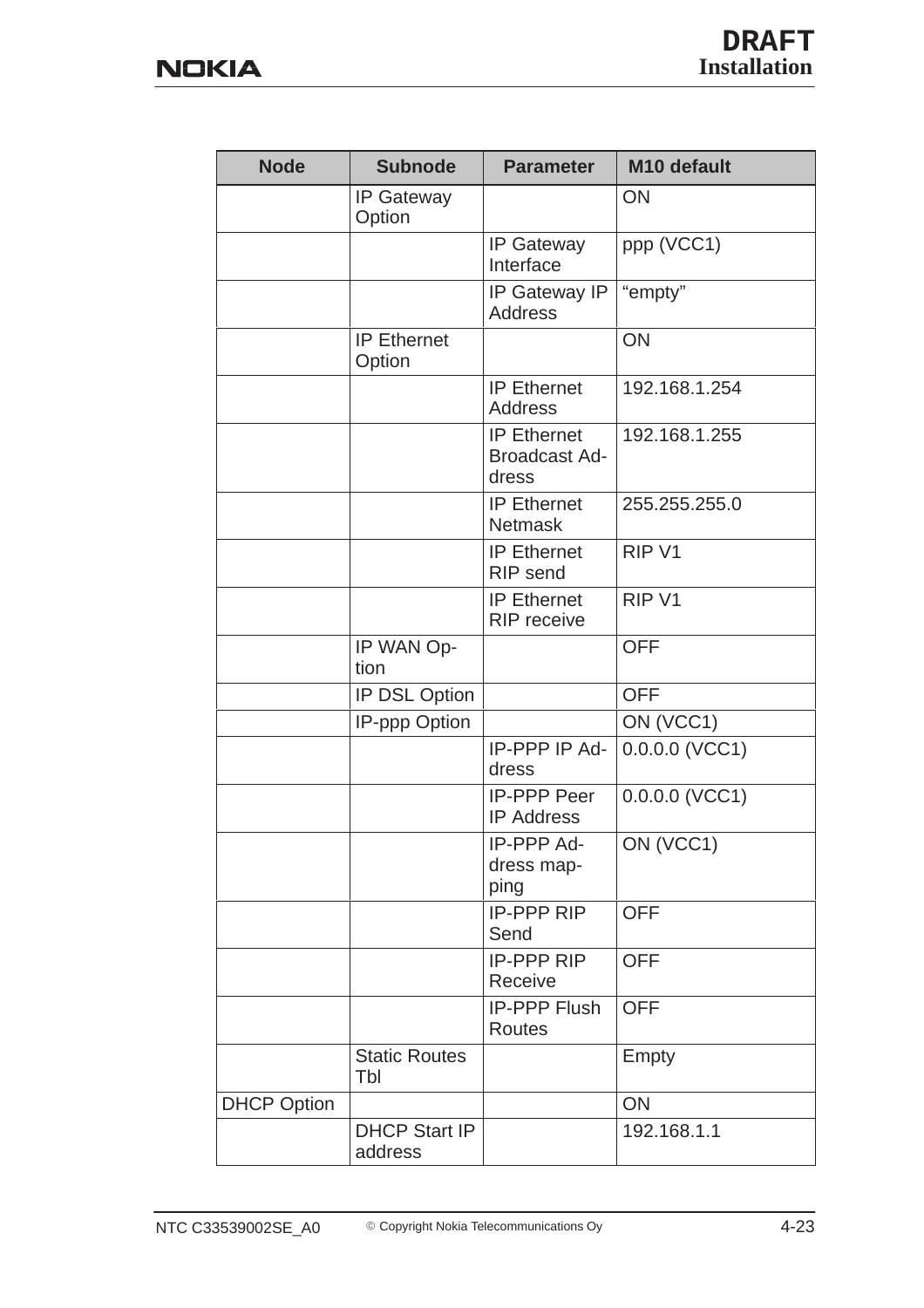| Node | Subnode | Parameter | M10 default |
|---|---|---|---|
| | IP Gateway Option | | ON |
| | | IP Gateway Interface | ppp (VCC1) |
| | | IP Gateway IP Address | “empty” |
| | IP Ethernet Option | | ON |
| | | IP Ethernet Address | 192.168.1.254 |
| | | IP Ethernet Broadcast Address | 192.168.1.255 |
| | | IP Ethernet Netmask | 255.255.255.0 |
| | | IP Ethernet RIP send | RIP V1 |
| | | IP Ethernet RIP receive | RIP V1 |
| | IP WAN Option | | OFF |
| | IP DSL Option | | OFF |
| | IP-ppp Option | | ON (VCC1) |
| | | IP-PPP IP Address | 0.0.0.0 (VCC1) |
| | | IP-PPP Peer IP Address | 0.0.0.0 (VCC1) |
| | | IP-PPP Address mapping | ON (VCC1) |
| | | IP-PPP RIP Send | OFF |
| | | IP-PPP RIP Receive | OFF |
| | | IP-PPP Flush Routes | OFF |
| | Static Routes Tbl | | Empty |
| DHCP Option | | | ON |
| | DHCP Start IP address | | 192.168.1.1 |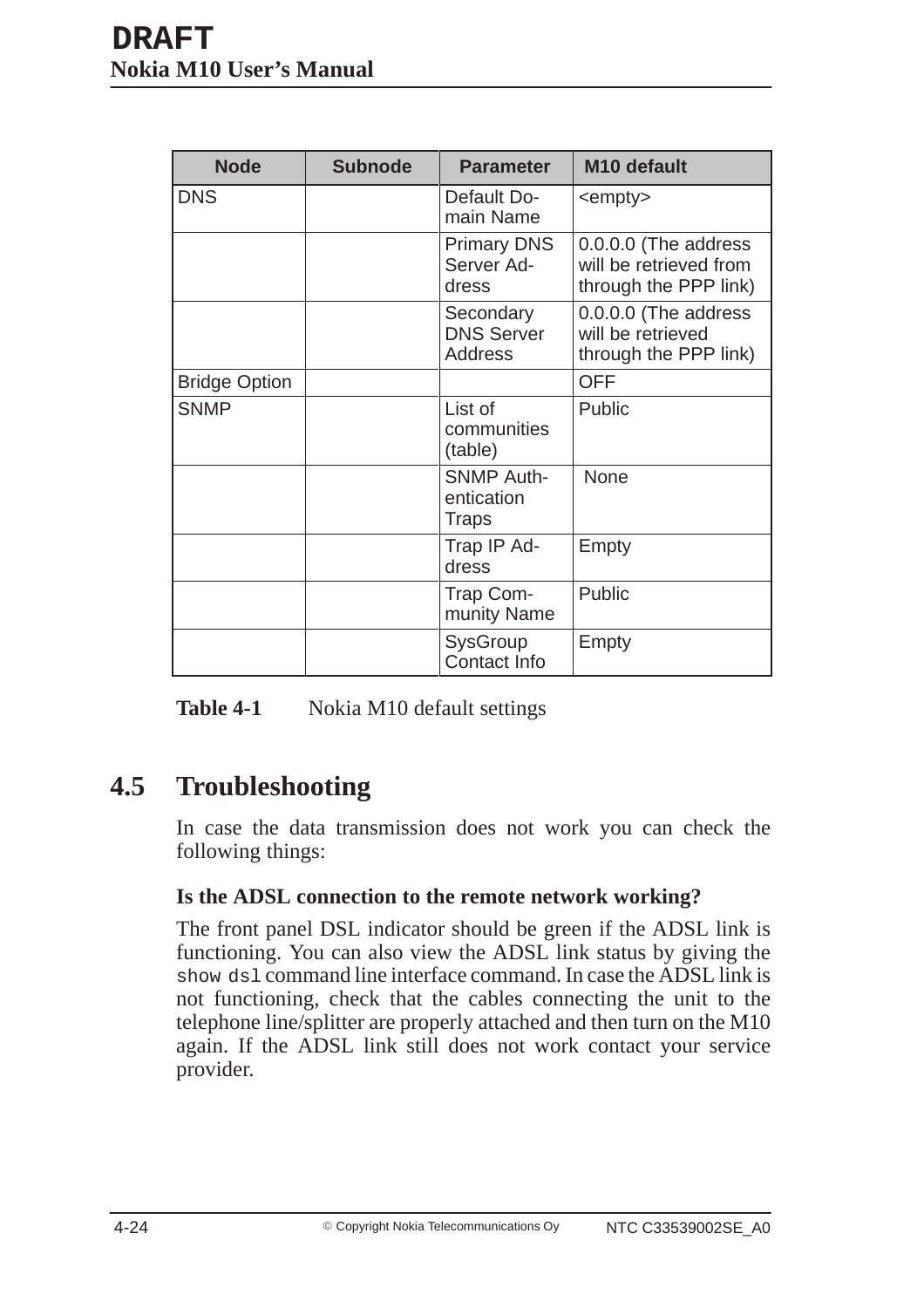| Node | Subnode | Parameter | M10 default |
|---|---|---|---|
| DNS | | Default Domain Name | <empty> |
| | | Primary DNS Server Address | 0.0.0.0 (The address will be retrieved from through the PPP link) |
| | | Secondary DNS Server Address | 0.0.0.0 (The address will be retrieved through the PPP link) |
| Bridge Option | | | OFF |
| SNMP | | List of communities (table) | Public |
| | | SNMP Authentication Traps | None |
| | | Trap IP Address | Empty |
| | | Trap Community Name | Public |
| | | SysGroup Contact Info | Empty |

**Table 4-1** Nokia M10 default settings

## 4.5 Troubleshooting

In case the data transmission does not work you can check the following things:

**Is the ADSL connection to the remote network working?**

The front panel DSL indicator should be green if the ADSL link is functioning. You can also view the ADSL link status by giving the `show dsl` command line interface command. In case the ADSL link is not functioning, check that the cables connecting the unit to the telephone line/splitter are properly attached and then turn on the M10 again. If the ADSL link still does not work contact your service provider.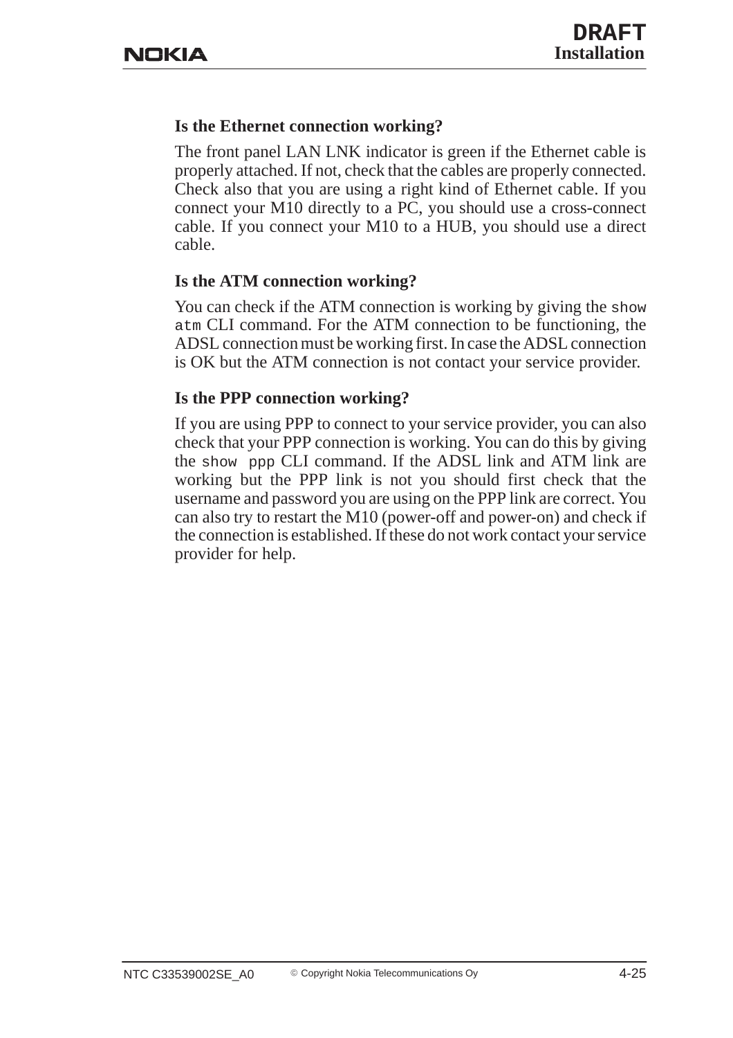### Is the Ethernet connection working?

The front panel LAN LNK indicator is green if the Ethernet cable is properly attached. If not, check that the cables are properly connected. Check also that you are using a right kind of Ethernet cable. If you connect your M10 directly to a PC, you should use a cross-connect cable. If you connect your M10 to a HUB, you should use a direct cable.

### Is the ATM connection working?

You can check if the ATM connection is working by giving the `show atm` CLI command. For the ATM connection to be functioning, the ADSL connection must be working first. In case the ADSL connection is OK but the ATM connection is not contact your service provider.

### Is the PPP connection working?

If you are using PPP to connect to your service provider, you can also check that your PPP connection is working. You can do this by giving the `show ppp` CLI command. If the ADSL link and ATM link are working but the PPP link is not you should first check that the username and password you are using on the PPP link are correct. You can also try to restart the M10 (power-off and power-on) and check if the connection is established. If these do not work contact your service provider for help.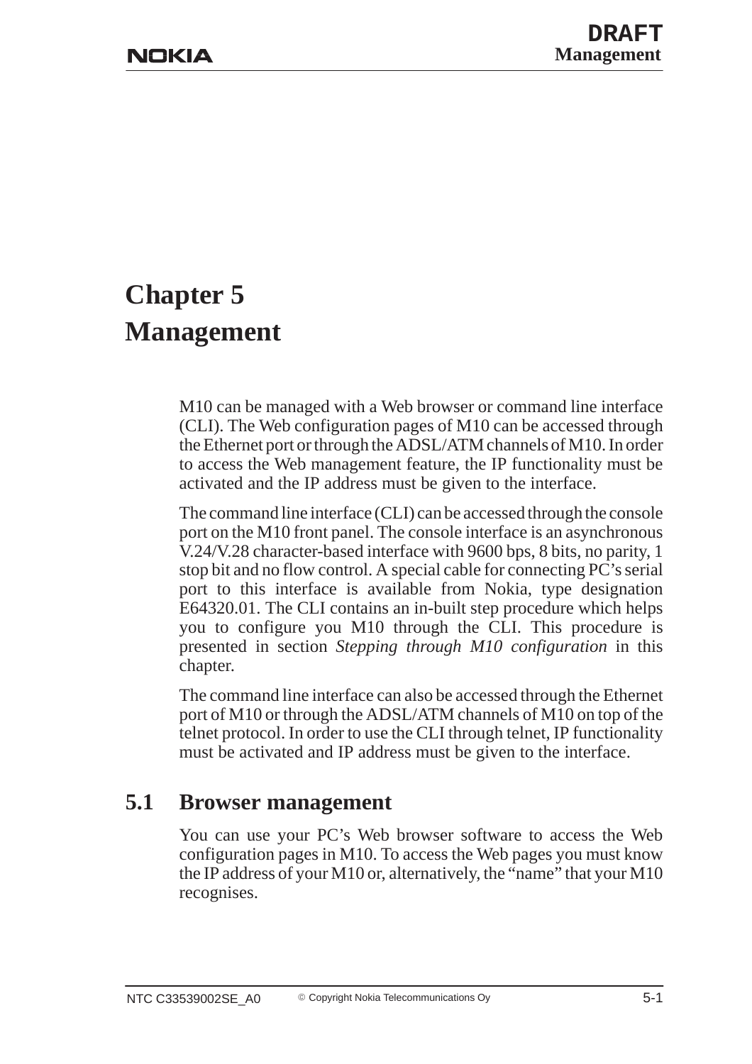# Chapter 5
# Management

M10 can be managed with a Web browser or command line interface (CLI). The Web configuration pages of M10 can be accessed through the Ethernet port or through the ADSL/ATM channels of M10. In order to access the Web management feature, the IP functionality must be activated and the IP address must be given to the interface.

The command line interface (CLI) can be accessed through the console port on the M10 front panel. The console interface is an asynchronous V.24/V.28 character-based interface with 9600 bps, 8 bits, no parity, 1 stop bit and no flow control. A special cable for connecting PC's serial port to this interface is available from Nokia, type designation E64320.01. The CLI contains an in-built step procedure which helps you to configure you M10 through the CLI. This procedure is presented in section *Stepping through M10 configuration* in this chapter.

The command line interface can also be accessed through the Ethernet port of M10 or through the ADSL/ATM channels of M10 on top of the telnet protocol. In order to use the CLI through telnet, IP functionality must be activated and IP address must be given to the interface.

## 5.1 Browser management

You can use your PC's Web browser software to access the Web configuration pages in M10. To access the Web pages you must know the IP address of your M10 or, alternatively, the “name” that your M10 recognises.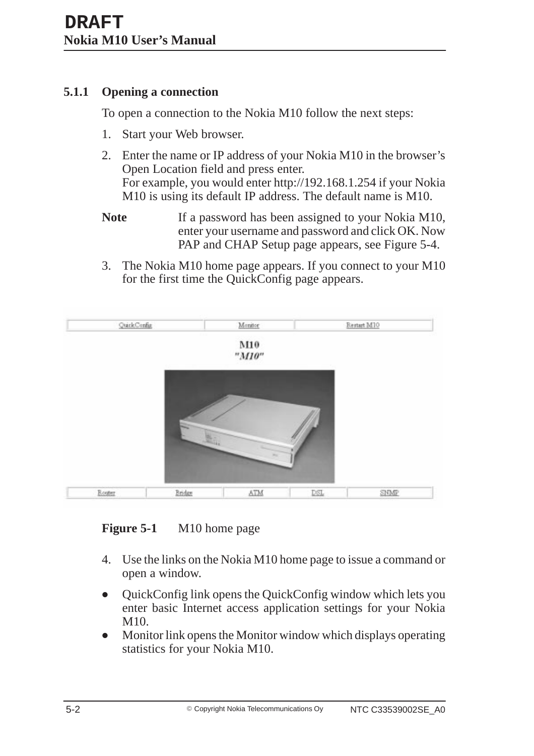### 5.1.1 Opening a connection

To open a connection to the Nokia M10 follow the next steps:

1. Start your Web browser.
2. Enter the name or IP address of your Nokia M10 in the browser's Open Location field and press enter.
   For example, you would enter http://192.168.1.254 if your Nokia M10 is using its default IP address. The default name is M10.

**Note** If a password has been assigned to your Nokia M10, enter your username and password and click OK. Now PAP and CHAP Setup page appears, see Figure 5-4.

3. The Nokia M10 home page appears. If you connect to your M10 for the first time the QuickConfig page appears.

**Figure 5-1** M10 home page

4. Use the links on the Nokia M10 home page to issue a command or open a window.

- QuickConfig link opens the QuickConfig window which lets you enter basic Internet access application settings for your Nokia M10.
- Monitor link opens the Monitor window which displays operating statistics for your Nokia M10.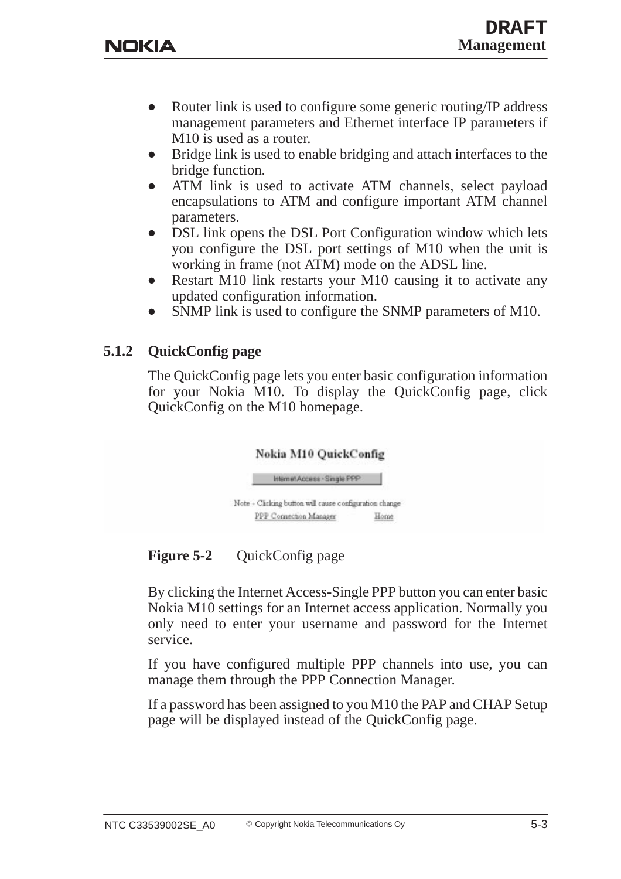- Router link is used to configure some generic routing/IP address management parameters and Ethernet interface IP parameters if M10 is used as a router.
- Bridge link is used to enable bridging and attach interfaces to the bridge function.
- ATM link is used to activate ATM channels, select payload encapsulations to ATM and configure important ATM channel parameters.
- DSL link opens the DSL Port Configuration window which lets you configure the DSL port settings of M10 when the unit is working in frame (not ATM) mode on the ADSL line.
- Restart M10 link restarts your M10 causing it to activate any updated configuration information.
- SNMP link is used to configure the SNMP parameters of M10.

### 5.1.2 QuickConfig page

The QuickConfig page lets you enter basic configuration information for your Nokia M10. To display the QuickConfig page, click QuickConfig on the M10 homepage.

**Nokia M10 QuickConfig**

Internet Access - Single PPP

Note - Clicking button will cause configuration change

PPP Connection Manager     Home

**Figure 5-2** QuickConfig page

By clicking the Internet Access-Single PPP button you can enter basic Nokia M10 settings for an Internet access application. Normally you only need to enter your username and password for the Internet service.

If you have configured multiple PPP channels into use, you can manage them through the PPP Connection Manager.

If a password has been assigned to you M10 the PAP and CHAP Setup page will be displayed instead of the QuickConfig page.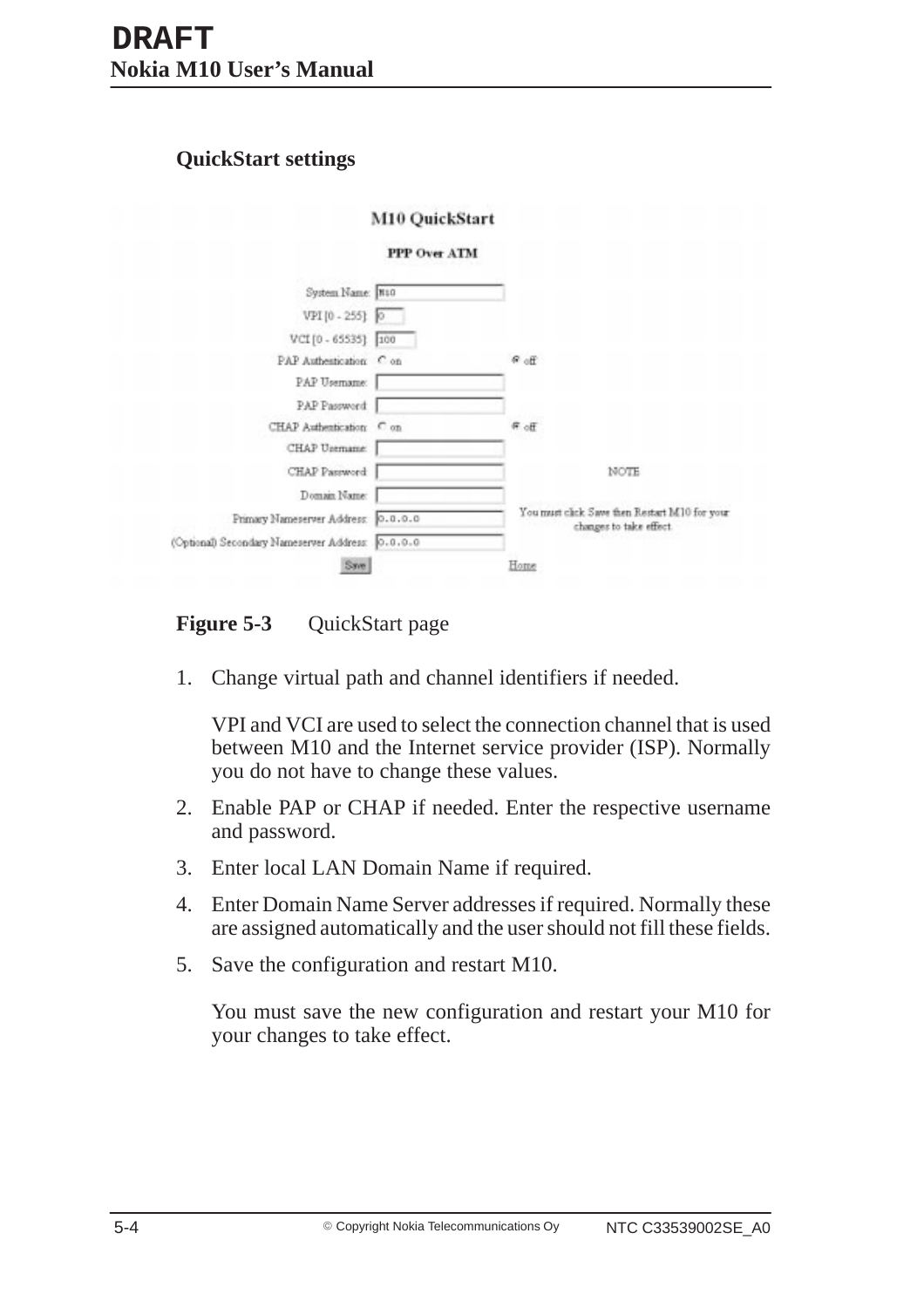### QuickStart settings

M10 QuickStart

PPP Over ATM

| | | |
|---|---|---|
| System Name: | M10 | |
| VPI [0 - 255]: | 0 | |
| VCI [0 - 65535]: | 100 | |
| PAP Authentication: | on | off |
| PAP Username: | | |
| PAP Password: | | |
| CHAP Authentication: | on | off |
| CHAP Username: | | |
| CHAP Password: | | NOTE |
| Domain Name: | | |
| Primary Nameserver Address: | 0.0.0.0 | You must click Save then Restart M10 for your changes to take effect. |
| (Optional) Secondary Nameserver Address: | 0.0.0.0 | |
| Save | | Home |

**Figure 5-3** QuickStart page

1. Change virtual path and channel identifiers if needed.

   VPI and VCI are used to select the connection channel that is used between M10 and the Internet service provider (ISP). Normally you do not have to change these values.

2. Enable PAP or CHAP if needed. Enter the respective username and password.

3. Enter local LAN Domain Name if required.

4. Enter Domain Name Server addresses if required. Normally these are assigned automatically and the user should not fill these fields.

5. Save the configuration and restart M10.

   You must save the new configuration and restart your M10 for your changes to take effect.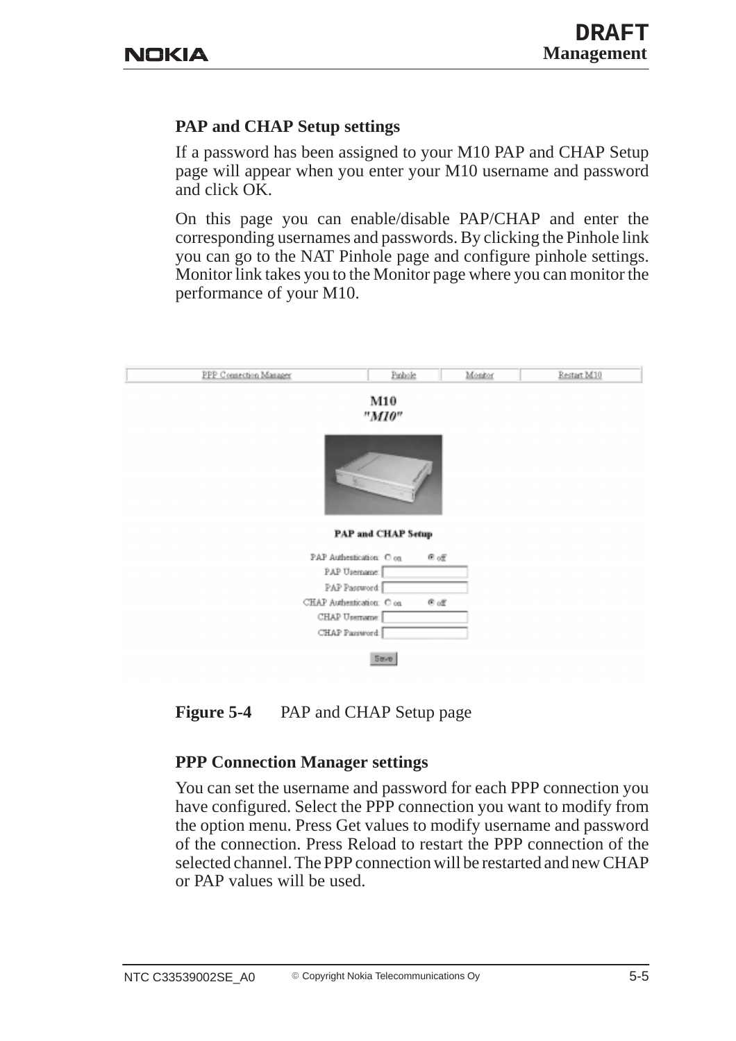### PAP and CHAP Setup settings

If a password has been assigned to your M10 PAP and CHAP Setup page will appear when you enter your M10 username and password and click OK.

On this page you can enable/disable PAP/CHAP and enter the corresponding usernames and passwords. By clicking the Pinhole link you can go to the NAT Pinhole page and configure pinhole settings. Monitor link takes you to the Monitor page where you can monitor the performance of your M10.

**Figure 5-4** PAP and CHAP Setup page

### PPP Connection Manager settings

You can set the username and password for each PPP connection you have configured. Select the PPP connection you want to modify from the option menu. Press Get values to modify username and password of the connection. Press Reload to restart the PPP connection of the selected channel. The PPP connection will be restarted and new CHAP or PAP values will be used.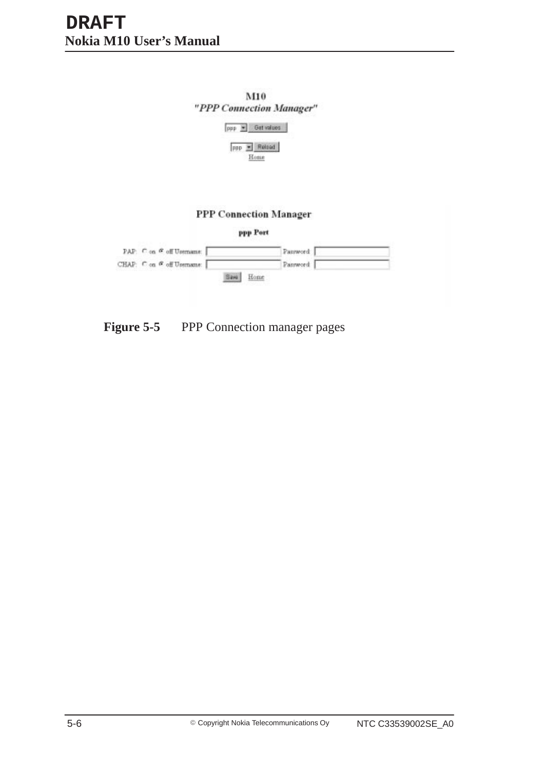M10

*"PPP Connection Manager"*

ppp | Get values

ppp | Reload

Home

**PPP Connection Manager**

**ppp Port**

PAP: ○ on ◉ off Username: Password:

CHAP: ○ on ◉ off Username: Password:

Save | Home

**Figure 5-5** PPP Connection manager pages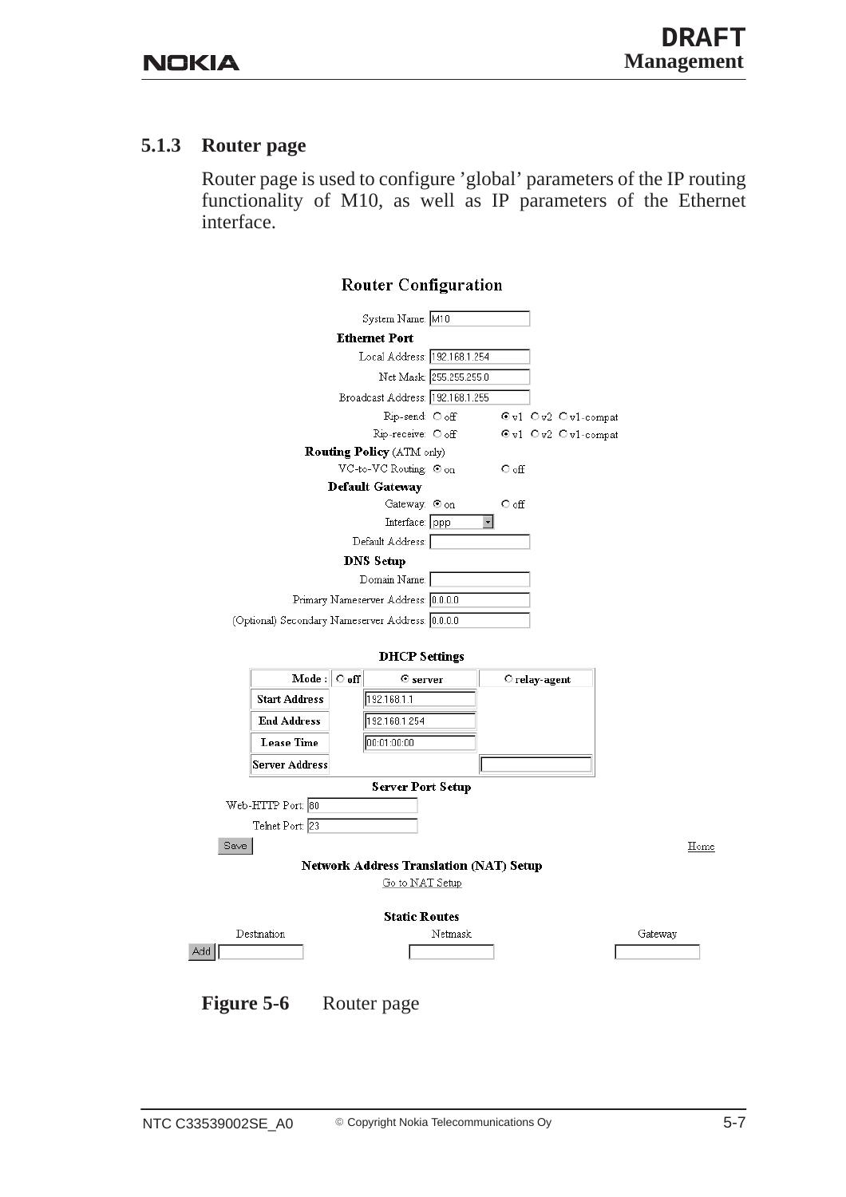### 5.1.3 Router page

Router page is used to configure 'global' parameters of the IP routing functionality of M10, as well as IP parameters of the Ethernet interface.

**Router Configuration**

System Name: M10

**Ethernet Port**

Local Address: 192.168.1.254

Net Mask: 255.255.255.0

Broadcast Address: 192.168.1.255

Rip-send: ○ off ◉ v1 ○ v2 ○ v1-compat

Rip-receive: ○ off ◉ v1 ○ v2 ○ v1-compat

**Routing Policy** (ATM only)

VC-to-VC Routing: ◉ on ○ off

**Default Gateway**

Gateway: ◉ on ○ off

Interface: ppp

Default Address:

**DNS Setup**

Domain Name:

Primary Nameserver Address: 0.0.0.0

(Optional) Secondary Nameserver Address: 0.0.0.0

**DHCP Settings**

| Mode : | ○ off | ◉ server | ○ relay-agent |
|---|---|---|---|
| Start Address | | 192.168.1.1 | |
| End Address | | 192.168.1.254 | |
| Lease Time | | 00:01:00:00 | |
| Server Address | | | |

**Server Port Setup**

Web-HTTP Port: 80

Telnet Port: 23

Save Home

**Network Address Translation (NAT) Setup**

Go to NAT Setup

**Static Routes**

| | Destination | Netmask | Gateway |
|---|---|---|---|
| Add | | | |

**Figure 5-6** Router page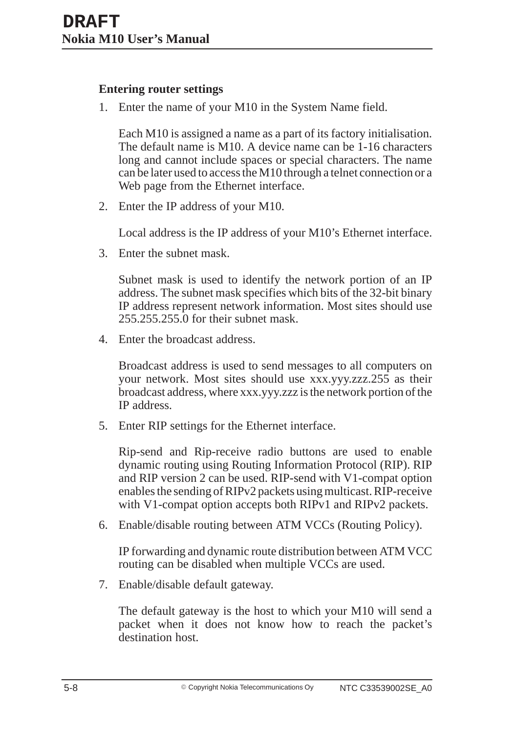### Entering router settings

1. Enter the name of your M10 in the System Name field.

   Each M10 is assigned a name as a part of its factory initialisation. The default name is M10. A device name can be 1-16 characters long and cannot include spaces or special characters. The name can be later used to access the M10 through a telnet connection or a Web page from the Ethernet interface.

2. Enter the IP address of your M10.

   Local address is the IP address of your M10's Ethernet interface.

3. Enter the subnet mask.

   Subnet mask is used to identify the network portion of an IP address. The subnet mask specifies which bits of the 32-bit binary IP address represent network information. Most sites should use 255.255.255.0 for their subnet mask.

4. Enter the broadcast address.

   Broadcast address is used to send messages to all computers on your network. Most sites should use xxx.yyy.zzz.255 as their broadcast address, where xxx.yyy.zzz is the network portion of the IP address.

5. Enter RIP settings for the Ethernet interface.

   Rip-send and Rip-receive radio buttons are used to enable dynamic routing using Routing Information Protocol (RIP). RIP and RIP version 2 can be used. RIP-send with V1-compat option enables the sending of RIPv2 packets using multicast. RIP-receive with V1-compat option accepts both RIPv1 and RIPv2 packets.

6. Enable/disable routing between ATM VCCs (Routing Policy).

   IP forwarding and dynamic route distribution between ATM VCC routing can be disabled when multiple VCCs are used.

7. Enable/disable default gateway.

   The default gateway is the host to which your M10 will send a packet when it does not know how to reach the packet's destination host.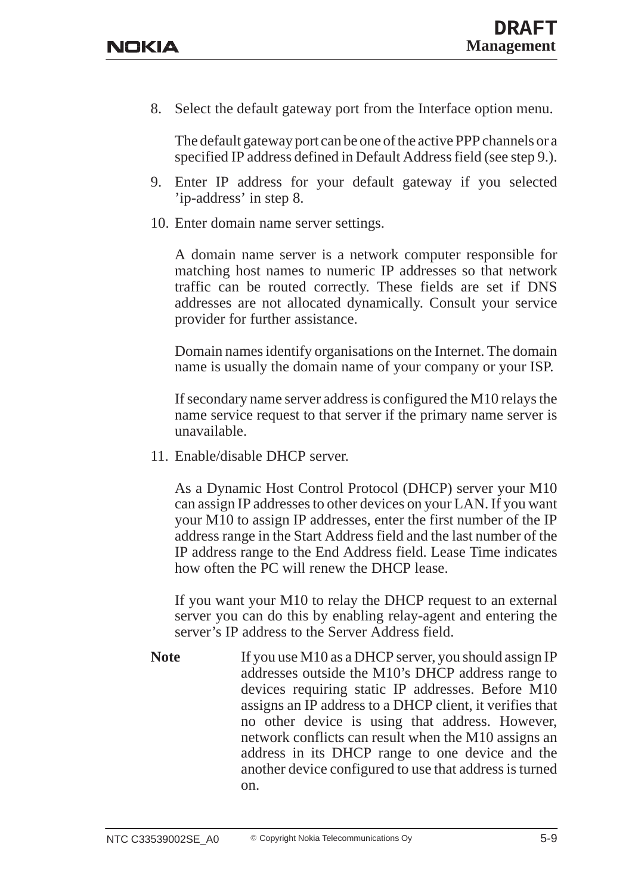8. Select the default gateway port from the Interface option menu.

   The default gateway port can be one of the active PPP channels or a specified IP address defined in Default Address field (see step 9.).

9. Enter IP address for your default gateway if you selected ’ip-address’ in step 8.

10. Enter domain name server settings.

    A domain name server is a network computer responsible for matching host names to numeric IP addresses so that network traffic can be routed correctly. These fields are set if DNS addresses are not allocated dynamically. Consult your service provider for further assistance.

    Domain names identify organisations on the Internet. The domain name is usually the domain name of your company or your ISP.

    If secondary name server address is configured the M10 relays the name service request to that server if the primary name server is unavailable.

11. Enable/disable DHCP server.

    As a Dynamic Host Control Protocol (DHCP) server your M10 can assign IP addresses to other devices on your LAN. If you want your M10 to assign IP addresses, enter the first number of the IP address range in the Start Address field and the last number of the IP address range to the End Address field. Lease Time indicates how often the PC will renew the DHCP lease.

    If you want your M10 to relay the DHCP request to an external server you can do this by enabling relay-agent and entering the server’s IP address to the Server Address field.

**Note** If you use M10 as a DHCP server, you should assign IP addresses outside the M10’s DHCP address range to devices requiring static IP addresses. Before M10 assigns an IP address to a DHCP client, it verifies that no other device is using that address. However, network conflicts can result when the M10 assigns an address in its DHCP range to one device and the another device configured to use that address is turned on.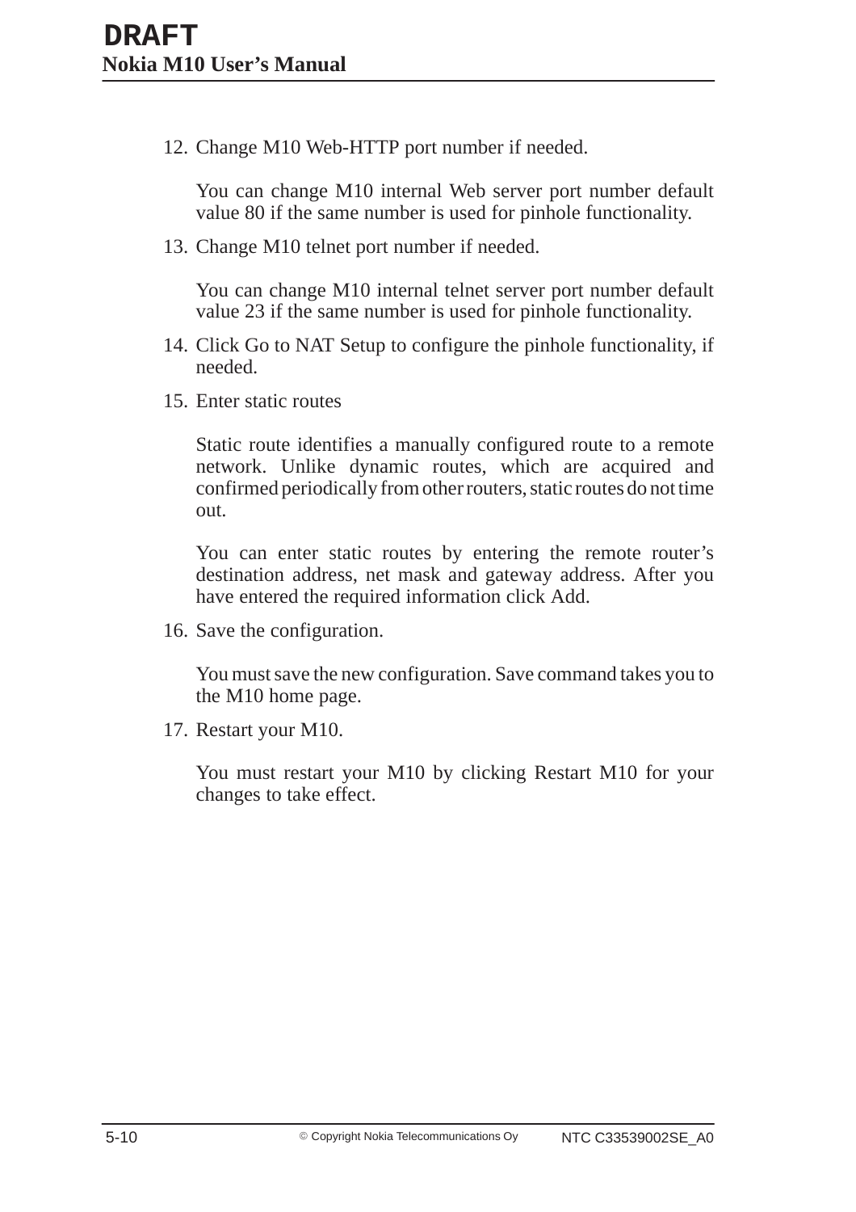12. Change M10 Web-HTTP port number if needed.

    You can change M10 internal Web server port number default value 80 if the same number is used for pinhole functionality.

13. Change M10 telnet port number if needed.

    You can change M10 internal telnet server port number default value 23 if the same number is used for pinhole functionality.

14. Click Go to NAT Setup to configure the pinhole functionality, if needed.

15. Enter static routes

    Static route identifies a manually configured route to a remote network. Unlike dynamic routes, which are acquired and confirmed periodically from other routers, static routes do not time out.

    You can enter static routes by entering the remote router's destination address, net mask and gateway address. After you have entered the required information click Add.

16. Save the configuration.

    You must save the new configuration. Save command takes you to the M10 home page.

17. Restart your M10.

    You must restart your M10 by clicking Restart M10 for your changes to take effect.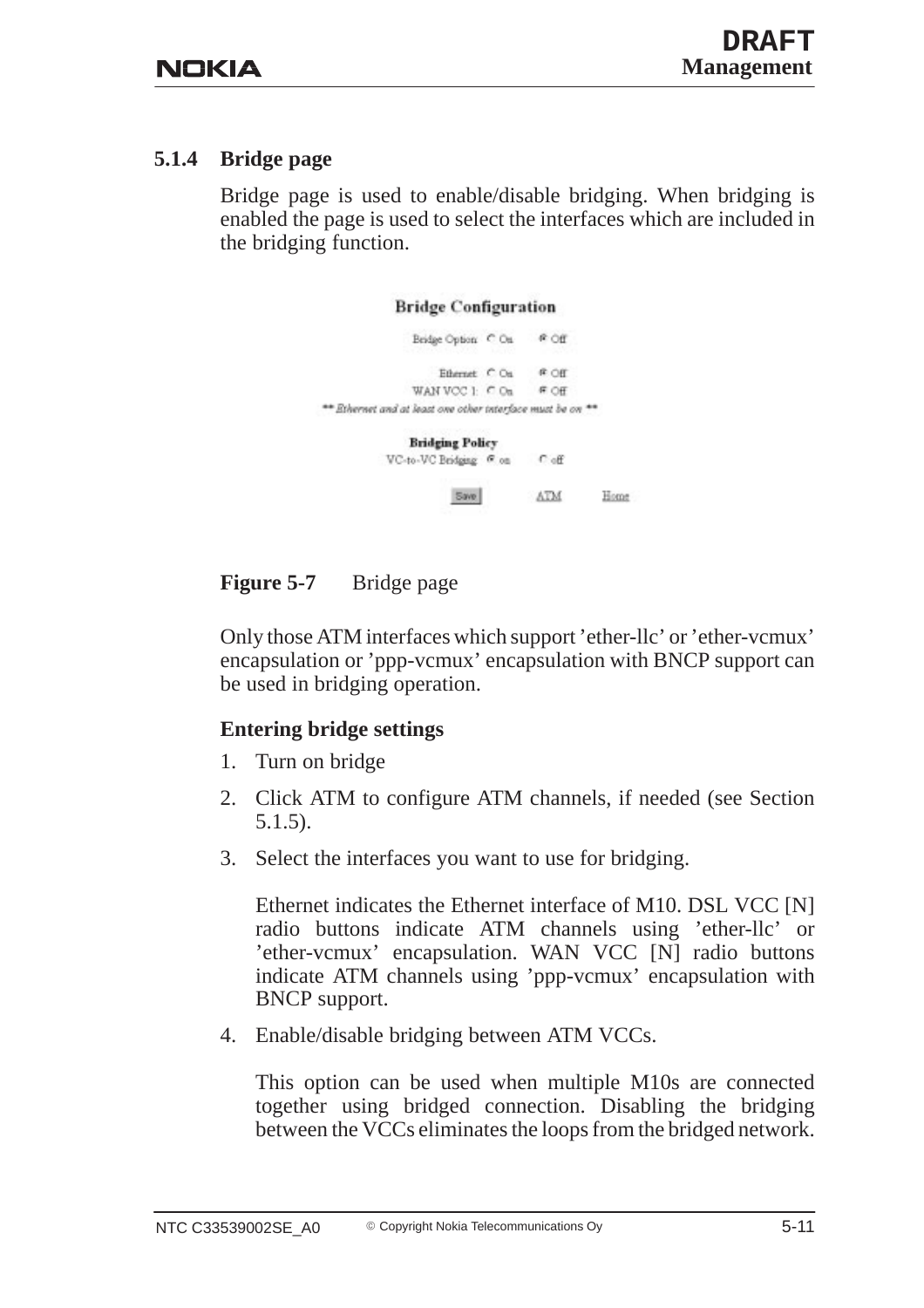### 5.1.4 Bridge page

Bridge page is used to enable/disable bridging. When bridging is enabled the page is used to select the interfaces which are included in the bridging function.

**Bridge Configuration**

Bridge Option ○ On ◉ Off

Ethernet ○ On ◉ Off
WAN VCC 1: ○ On ◉ Off
*\*\* Ethernet and at least one other interface must be on \*\**

**Bridging Policy**
VC-to-VC Bridging ◉ on ○ off

Save ATM Home

**Figure 5-7** Bridge page

Only those ATM interfaces which support ’ether-llc’ or ’ether-vcmux’ encapsulation or ’ppp-vcmux’ encapsulation with BNCP support can be used in bridging operation.

#### Entering bridge settings

1. Turn on bridge
2. Click ATM to configure ATM channels, if needed (see Section 5.1.5).
3. Select the interfaces you want to use for bridging.

   Ethernet indicates the Ethernet interface of M10. DSL VCC [N] radio buttons indicate ATM channels using ’ether-llc’ or ’ether-vcmux’ encapsulation. WAN VCC [N] radio buttons indicate ATM channels using ’ppp-vcmux’ encapsulation with BNCP support.
4. Enable/disable bridging between ATM VCCs.

   This option can be used when multiple M10s are connected together using bridged connection. Disabling the bridging between the VCCs eliminates the loops from the bridged network.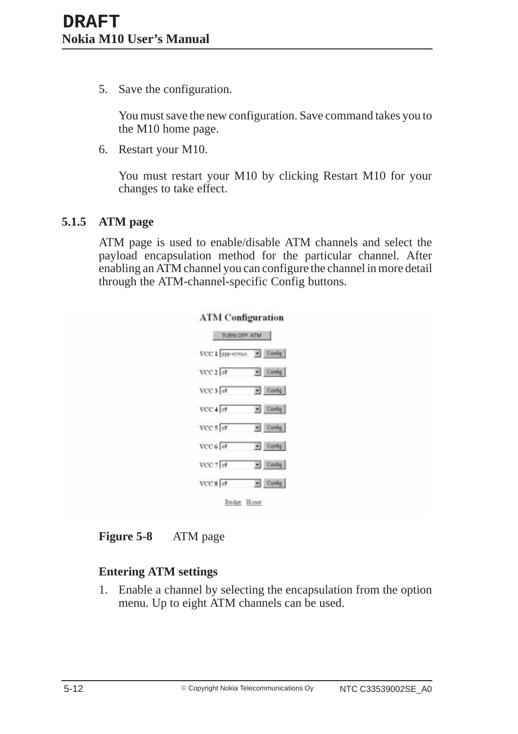5. Save the configuration.

   You must save the new configuration. Save command takes you to the M10 home page.

6. Restart your M10.

   You must restart your M10 by clicking Restart M10 for your changes to take effect.

### 5.1.5 ATM page

ATM page is used to enable/disable ATM channels and select the payload encapsulation method for the particular channel. After enabling an ATM channel you can configure the channel in more detail through the ATM-channel-specific Config buttons.

**Figure 5-8** ATM page

#### Entering ATM settings

1. Enable a channel by selecting the encapsulation from the option menu. Up to eight ATM channels can be used.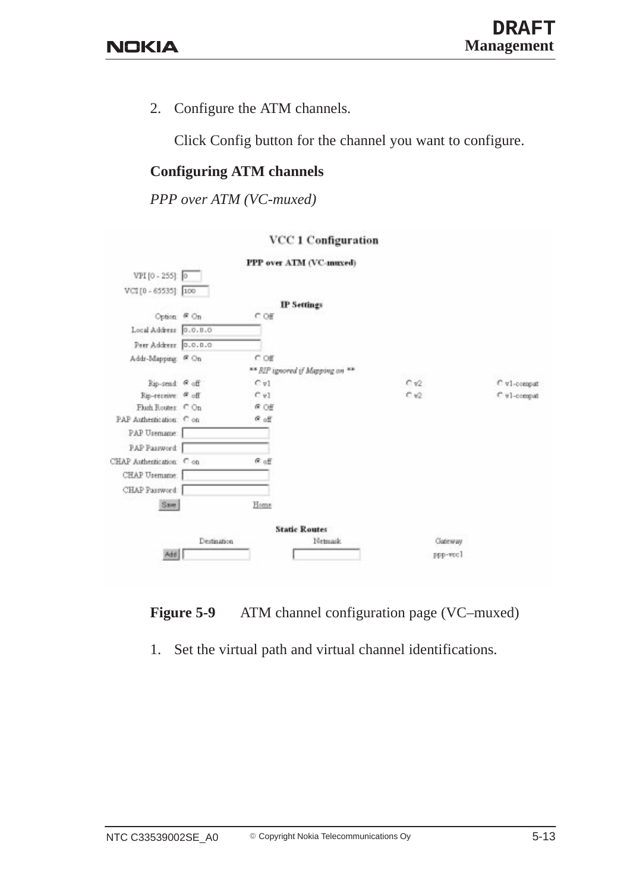2. Configure the ATM channels.

   Click Config button for the channel you want to configure.

**Configuring ATM channels**

*PPP over ATM (VC-muxed)*

**Figure 5-9** ATM channel configuration page (VC–muxed)

1. Set the virtual path and virtual channel identifications.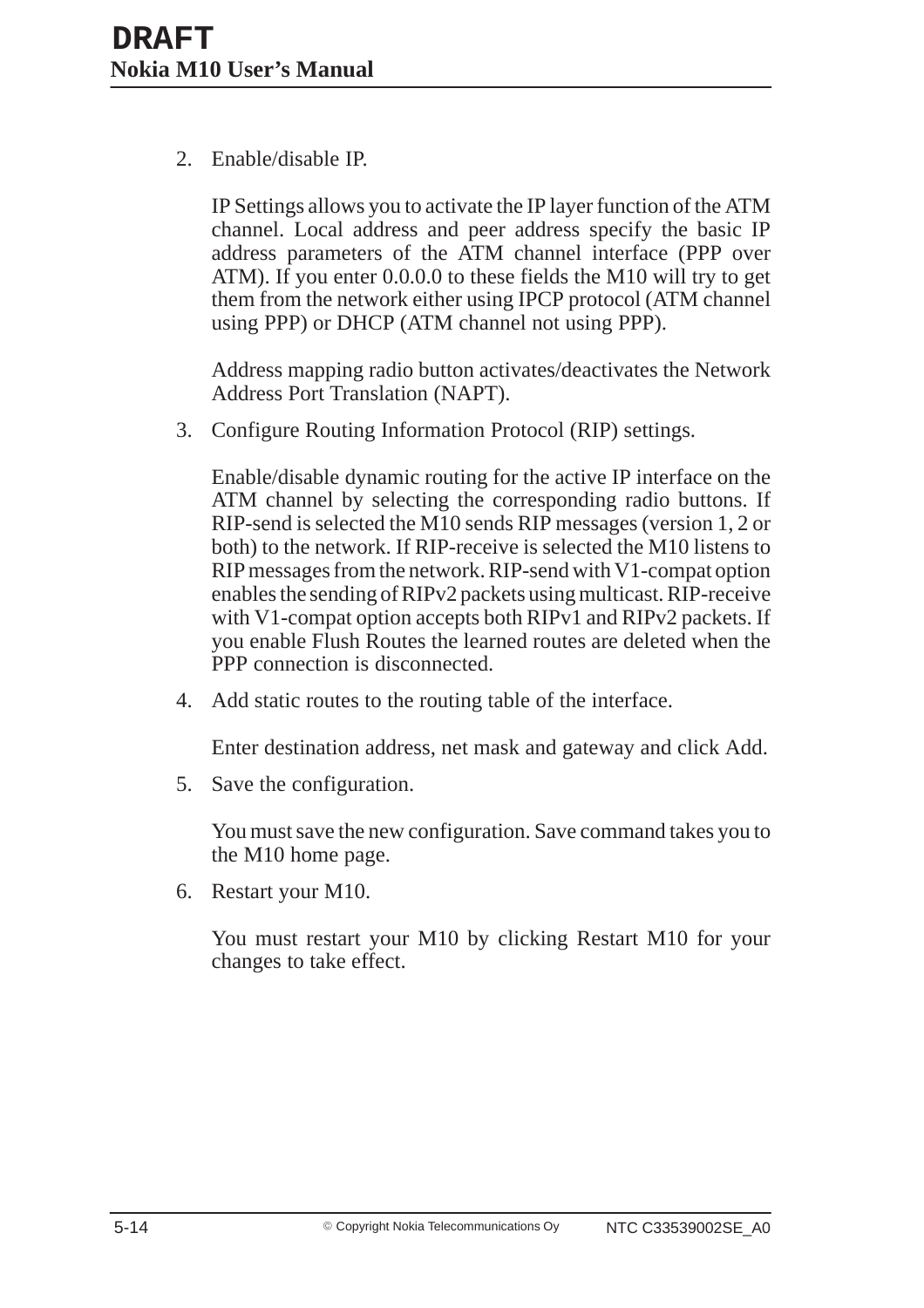2. Enable/disable IP.

   IP Settings allows you to activate the IP layer function of the ATM channel. Local address and peer address specify the basic IP address parameters of the ATM channel interface (PPP over ATM). If you enter 0.0.0.0 to these fields the M10 will try to get them from the network either using IPCP protocol (ATM channel using PPP) or DHCP (ATM channel not using PPP).

   Address mapping radio button activates/deactivates the Network Address Port Translation (NAPT).

3. Configure Routing Information Protocol (RIP) settings.

   Enable/disable dynamic routing for the active IP interface on the ATM channel by selecting the corresponding radio buttons. If RIP-send is selected the M10 sends RIP messages (version 1, 2 or both) to the network. If RIP-receive is selected the M10 listens to RIP messages from the network. RIP-send with V1-compat option enables the sending of RIPv2 packets using multicast. RIP-receive with V1-compat option accepts both RIPv1 and RIPv2 packets. If you enable Flush Routes the learned routes are deleted when the PPP connection is disconnected.

4. Add static routes to the routing table of the interface.

   Enter destination address, net mask and gateway and click Add.

5. Save the configuration.

   You must save the new configuration. Save command takes you to the M10 home page.

6. Restart your M10.

   You must restart your M10 by clicking Restart M10 for your changes to take effect.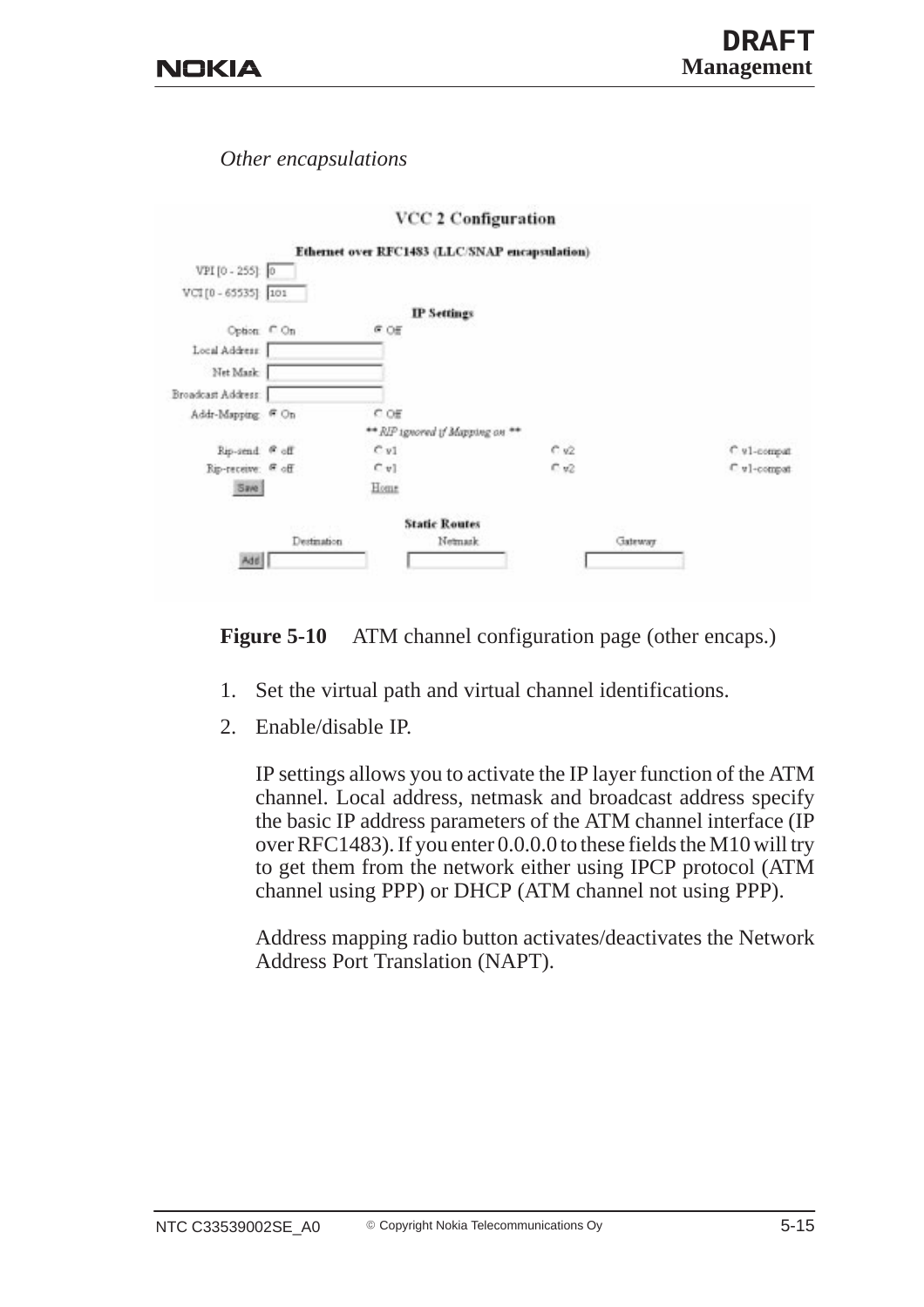*Other encapsulations*

**VCC 2 Configuration**

**Ethernet over RFC1483 (LLC/SNAP encapsulation)**

VPI [0 - 255]: 0

VCI [0 - 65535]: 101

**IP Settings**

Option: ○ On ◉ Off

Local Address:

Net Mask:

Broadcast Address:

Addr-Mapping: ◉ On ○ Off

*** RIP ignored if Mapping on ***

Rip-send: ◉ off ○ v1 ○ v2 ○ v1-compat

Rip-receive: ◉ off ○ v1 ○ v2 ○ v1-compat

Save | Home

**Static Routes**

| | Destination | Netmask | Gateway |
|---|---|---|---|
| Add | | | |

**Figure 5-10** ATM channel configuration page (other encaps.)

1. Set the virtual path and virtual channel identifications.
2. Enable/disable IP.

   IP settings allows you to activate the IP layer function of the ATM channel. Local address, netmask and broadcast address specify the basic IP address parameters of the ATM channel interface (IP over RFC1483). If you enter 0.0.0.0 to these fields the M10 will try to get them from the network either using IPCP protocol (ATM channel using PPP) or DHCP (ATM channel not using PPP).

   Address mapping radio button activates/deactivates the Network Address Port Translation (NAPT).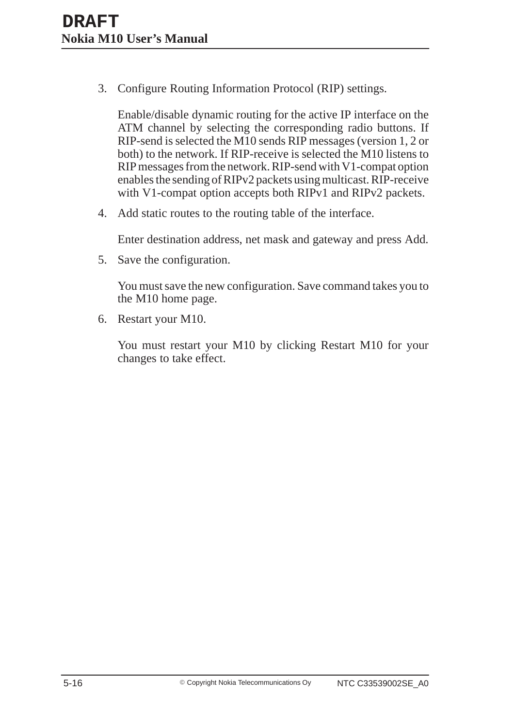3. Configure Routing Information Protocol (RIP) settings.

   Enable/disable dynamic routing for the active IP interface on the ATM channel by selecting the corresponding radio buttons. If RIP-send is selected the M10 sends RIP messages (version 1, 2 or both) to the network. If RIP-receive is selected the M10 listens to RIP messages from the network. RIP-send with V1-compat option enables the sending of RIPv2 packets using multicast. RIP-receive with V1-compat option accepts both RIPv1 and RIPv2 packets.

4. Add static routes to the routing table of the interface.

   Enter destination address, net mask and gateway and press Add.

5. Save the configuration.

   You must save the new configuration. Save command takes you to the M10 home page.

6. Restart your M10.

   You must restart your M10 by clicking Restart M10 for your changes to take effect.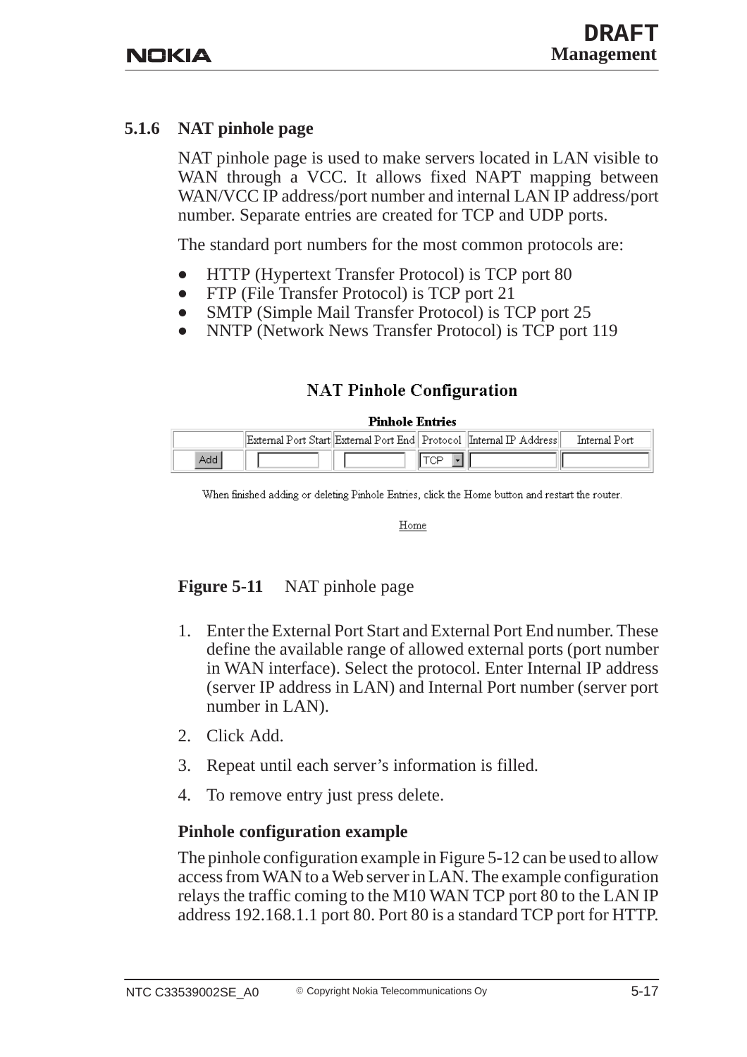### 5.1.6 NAT pinhole page

NAT pinhole page is used to make servers located in LAN visible to WAN through a VCC. It allows fixed NAPT mapping between WAN/VCC IP address/port number and internal LAN IP address/port number. Separate entries are created for TCP and UDP ports.

The standard port numbers for the most common protocols are:

- HTTP (Hypertext Transfer Protocol) is TCP port 80
- FTP (File Transfer Protocol) is TCP port 21
- SMTP (Simple Mail Transfer Protocol) is TCP port 25
- NNTP (Network News Transfer Protocol) is TCP port 119

**NAT Pinhole Configuration**

**Pinhole Entries**

| | External Port Start | External Port End | Protocol | Internal IP Address | Internal Port |
|---|---|---|---|---|---|
| Add | | | TCP | | |

When finished adding or deleting Pinhole Entries, click the Home button and restart the router.

Home

**Figure 5-11** NAT pinhole page

1. Enter the External Port Start and External Port End number. These define the available range of allowed external ports (port number in WAN interface). Select the protocol. Enter Internal IP address (server IP address in LAN) and Internal Port number (server port number in LAN).
2. Click Add.
3. Repeat until each server's information is filled.
4. To remove entry just press delete.

**Pinhole configuration example**

The pinhole configuration example in Figure 5-12 can be used to allow access from WAN to a Web server in LAN. The example configuration relays the traffic coming to the M10 WAN TCP port 80 to the LAN IP address 192.168.1.1 port 80. Port 80 is a standard TCP port for HTTP.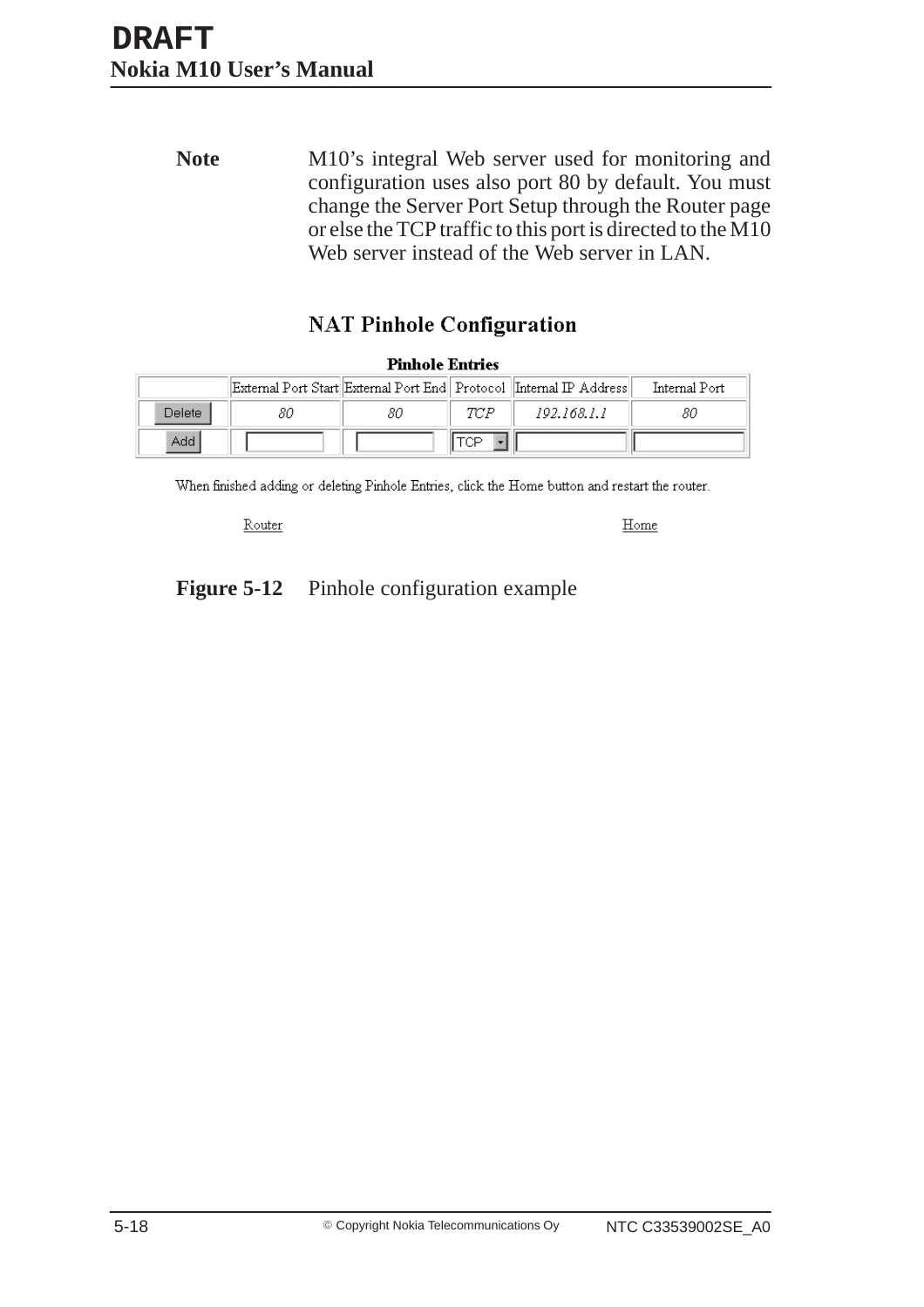**Note** M10's integral Web server used for monitoring and configuration uses also port 80 by default. You must change the Server Port Setup through the Router page or else the TCP traffic to this port is directed to the M10 Web server instead of the Web server in LAN.

## NAT Pinhole Configuration

**Pinhole Entries**

| | External Port Start | External Port End | Protocol | Internal IP Address | Internal Port |
|---|---|---|---|---|---|
| Delete | *80* | *80* | *TCP* | *192.168.1.1* | *80* |
| Add | | | TCP | | |

When finished adding or deleting Pinhole Entries, click the Home button and restart the router.

Router Home

**Figure 5-12** Pinhole configuration example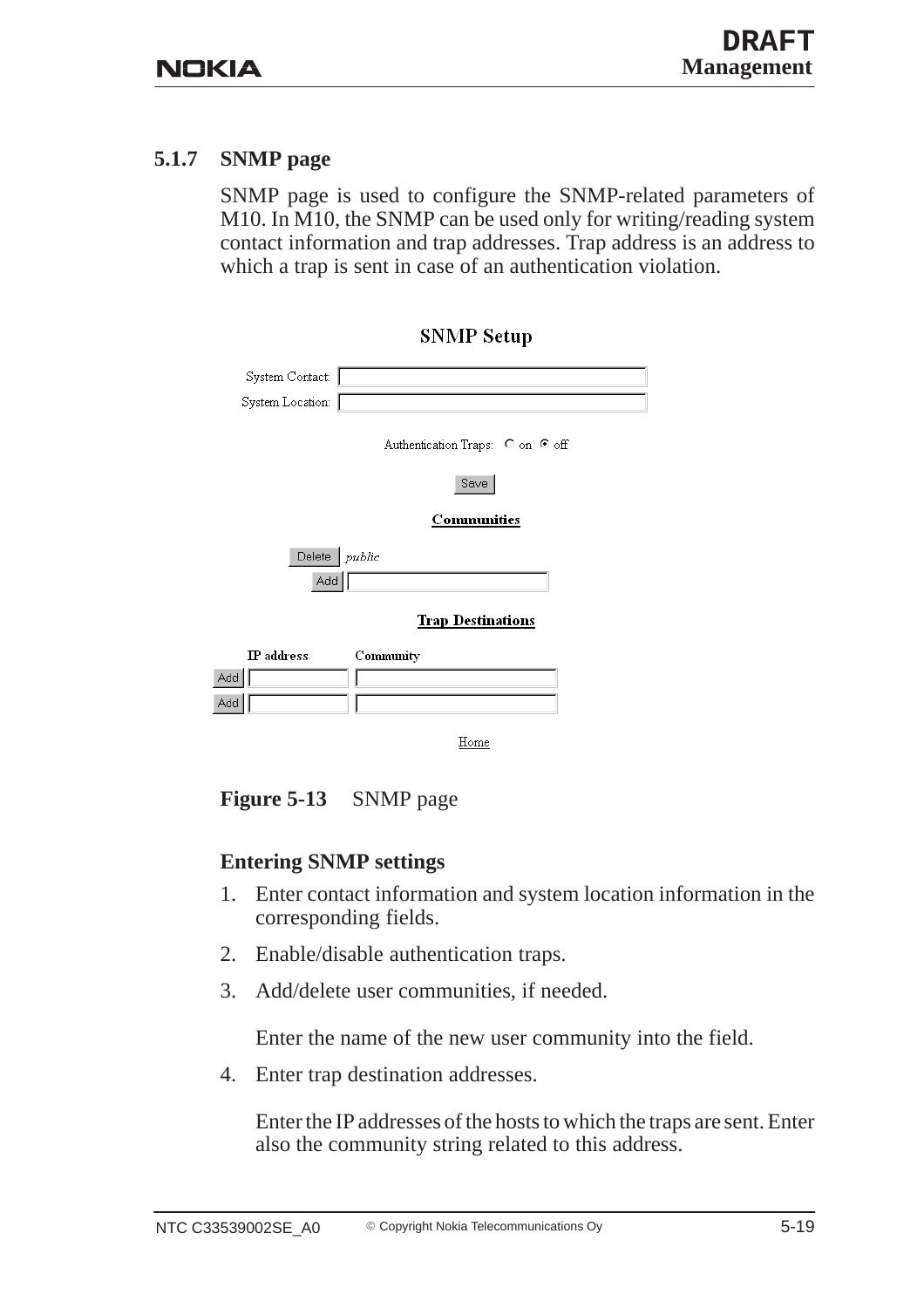### 5.1.7 SNMP page

SNMP page is used to configure the SNMP-related parameters of M10. In M10, the SNMP can be used only for writing/reading system contact information and trap addresses. Trap address is an address to which a trap is sent in case of an authentication violation.

**SNMP Setup**

System Contact: [ ]

System Location: [ ]

Authentication Traps: ○ on ◉ off

[Save]

**Communities**

[Delete] *public*

[Add] [ ]

**Trap Destinations**

| | IP address | Community |
|---|---|---|
| [Add] | [ ] | [ ] |
| [Add] | [ ] | [ ] |

Home

**Figure 5-13** SNMP page

#### Entering SNMP settings

1. Enter contact information and system location information in the corresponding fields.
2. Enable/disable authentication traps.
3. Add/delete user communities, if needed.

   Enter the name of the new user community into the field.
4. Enter trap destination addresses.

   Enter the IP addresses of the hosts to which the traps are sent. Enter also the community string related to this address.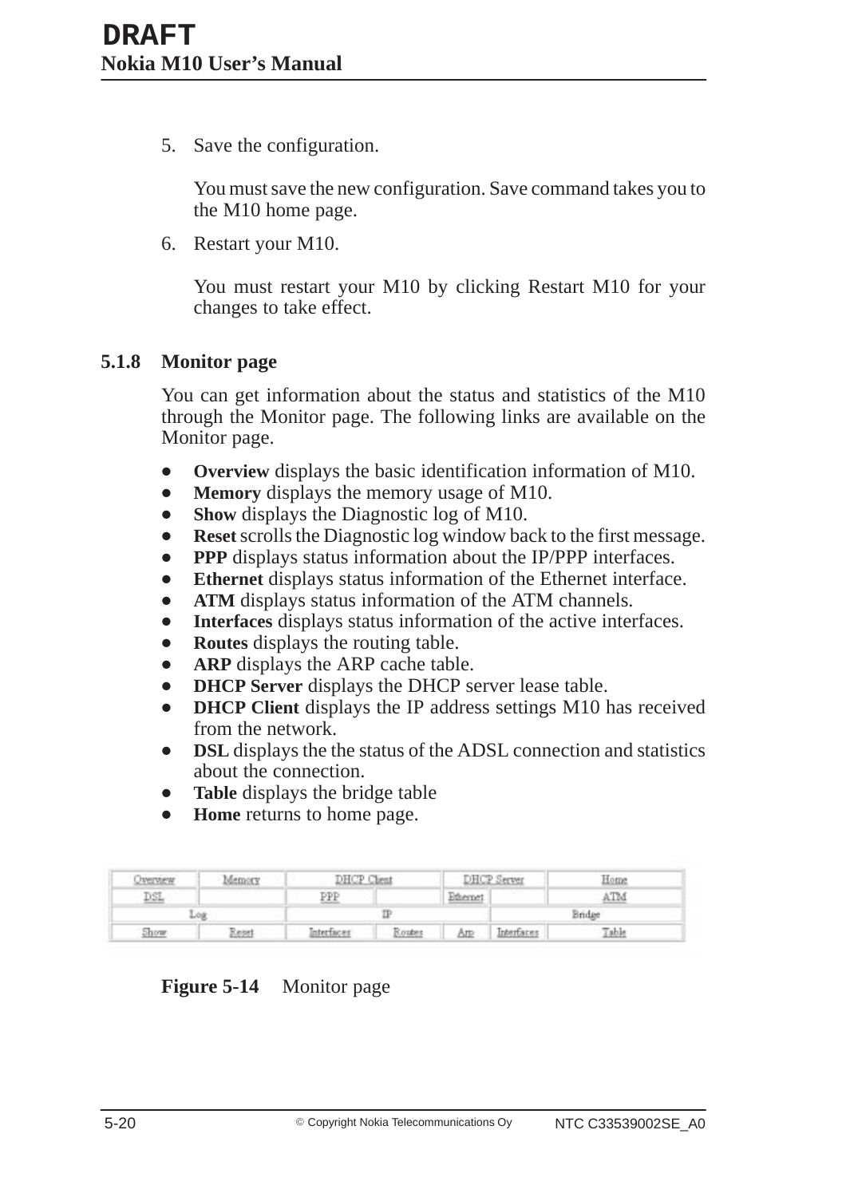5. Save the configuration.

   You must save the new configuration. Save command takes you to the M10 home page.

6. Restart your M10.

   You must restart your M10 by clicking Restart M10 for your changes to take effect.

### 5.1.8 Monitor page

You can get information about the status and statistics of the M10 through the Monitor page. The following links are available on the Monitor page.

- **Overview** displays the basic identification information of M10.
- **Memory** displays the memory usage of M10.
- **Show** displays the Diagnostic log of M10.
- **Reset** scrolls the Diagnostic log window back to the first message.
- **PPP** displays status information about the IP/PPP interfaces.
- **Ethernet** displays status information of the Ethernet interface.
- **ATM** displays status information of the ATM channels.
- **Interfaces** displays status information of the active interfaces.
- **Routes** displays the routing table.
- **ARP** displays the ARP cache table.
- **DHCP Server** displays the DHCP server lease table.
- **DHCP Client** displays the IP address settings M10 has received from the network.
- **DSL** displays the the status of the ADSL connection and statistics about the connection.
- **Table** displays the bridge table
- **Home** returns to home page.

| Overview | Memory | DHCP Client | | DHCP Server | | Home |
|---|---|---|---|---|---|---|
| DSL | | PPP | | Ethernet | | ATM |
| Log | | IP | | | Bridge | |
| Show | Reset | Interfaces | Routes | Arp | Interfaces | Table |

**Figure 5-14** Monitor page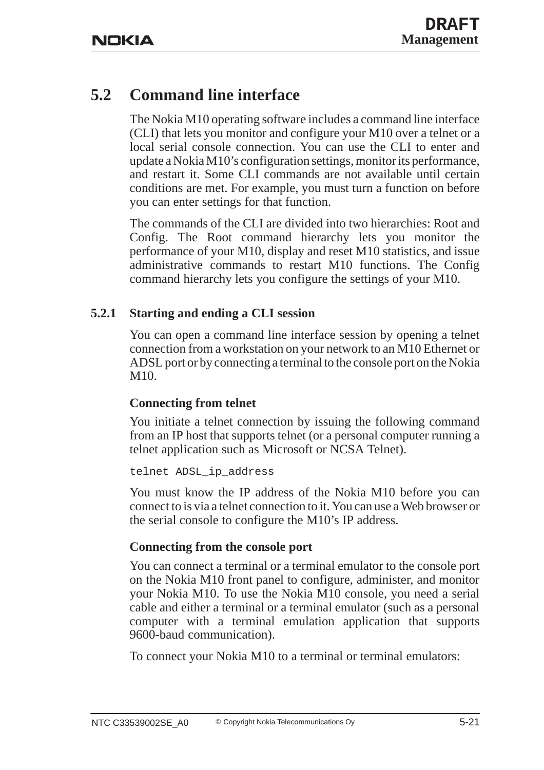## 5.2 Command line interface

The Nokia M10 operating software includes a command line interface (CLI) that lets you monitor and configure your M10 over a telnet or a local serial console connection. You can use the CLI to enter and update a Nokia M10's configuration settings, monitor its performance, and restart it. Some CLI commands are not available until certain conditions are met. For example, you must turn a function on before you can enter settings for that function.

The commands of the CLI are divided into two hierarchies: Root and Config. The Root command hierarchy lets you monitor the performance of your M10, display and reset M10 statistics, and issue administrative commands to restart M10 functions. The Config command hierarchy lets you configure the settings of your M10.

### 5.2.1 Starting and ending a CLI session

You can open a command line interface session by opening a telnet connection from a workstation on your network to an M10 Ethernet or ADSL port or by connecting a terminal to the console port on the Nokia M10.

**Connecting from telnet**

You initiate a telnet connection by issuing the following command from an IP host that supports telnet (or a personal computer running a telnet application such as Microsoft or NCSA Telnet).

```
telnet ADSL_ip_address
```

You must know the IP address of the Nokia M10 before you can connect to is via a telnet connection to it. You can use a Web browser or the serial console to configure the M10's IP address.

**Connecting from the console port**

You can connect a terminal or a terminal emulator to the console port on the Nokia M10 front panel to configure, administer, and monitor your Nokia M10. To use the Nokia M10 console, you need a serial cable and either a terminal or a terminal emulator (such as a personal computer with a terminal emulation application that supports 9600-baud communication).

To connect your Nokia M10 to a terminal or terminal emulators: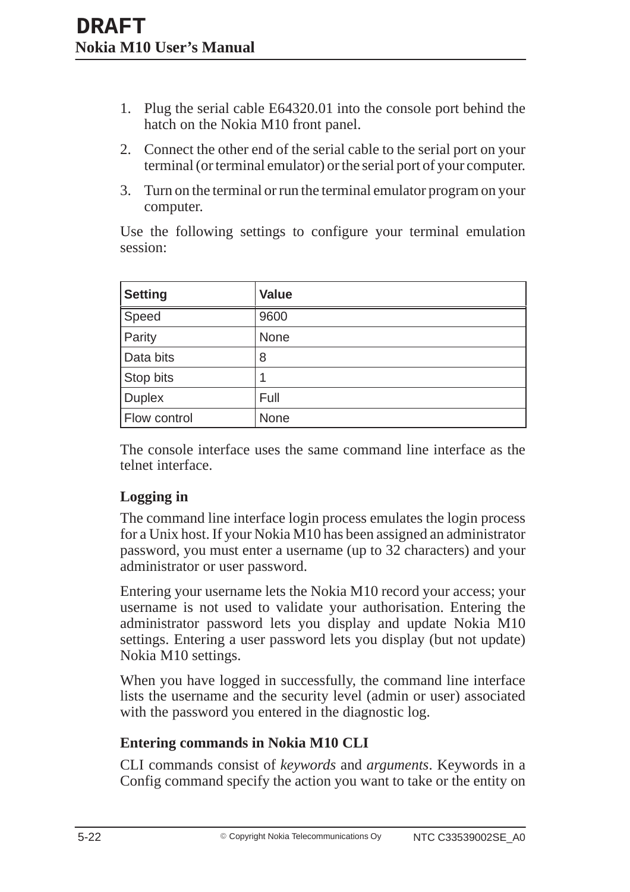1. Plug the serial cable E64320.01 into the console port behind the hatch on the Nokia M10 front panel.
2. Connect the other end of the serial cable to the serial port on your terminal (or terminal emulator) or the serial port of your computer.
3. Turn on the terminal or run the terminal emulator program on your computer.

Use the following settings to configure your terminal emulation session:

| Setting | Value |
|---|---|
| Speed | 9600 |
| Parity | None |
| Data bits | 8 |
| Stop bits | 1 |
| Duplex | Full |
| Flow control | None |

The console interface uses the same command line interface as the telnet interface.

### Logging in

The command line interface login process emulates the login process for a Unix host. If your Nokia M10 has been assigned an administrator password, you must enter a username (up to 32 characters) and your administrator or user password.

Entering your username lets the Nokia M10 record your access; your username is not used to validate your authorisation. Entering the administrator password lets you display and update Nokia M10 settings. Entering a user password lets you display (but not update) Nokia M10 settings.

When you have logged in successfully, the command line interface lists the username and the security level (admin or user) associated with the password you entered in the diagnostic log.

### Entering commands in Nokia M10 CLI

CLI commands consist of *keywords* and *arguments*. Keywords in a Config command specify the action you want to take or the entity on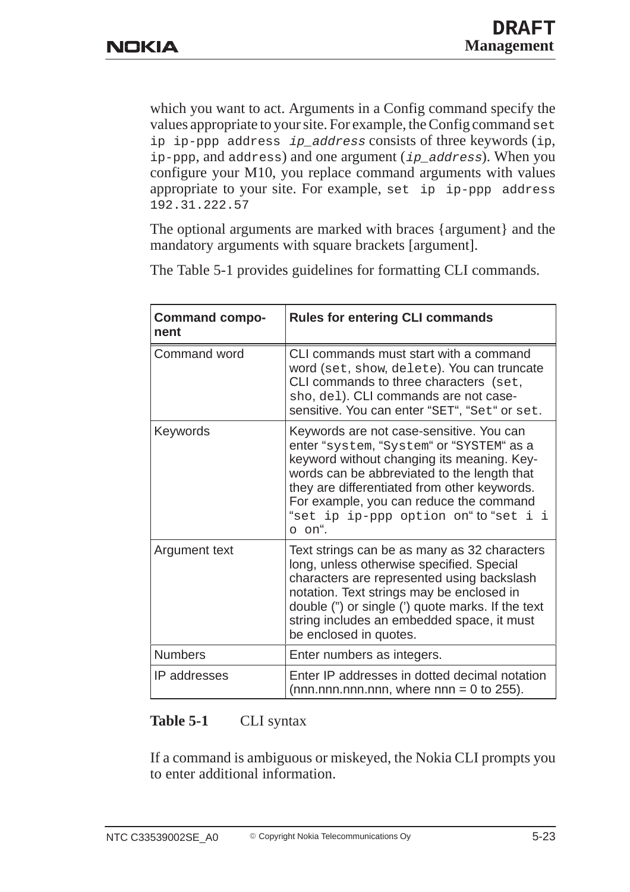which you want to act. Arguments in a Config command specify the values appropriate to your site. For example, the Config command `set ip ip-ppp address` *`ip_address`* consists of three keywords (`ip`, `ip-ppp`, and `address`) and one argument (*`ip_address`*). When you configure your M10, you replace command arguments with values appropriate to your site. For example, `set ip ip-ppp address 192.31.222.57`

The optional arguments are marked with braces {argument} and the mandatory arguments with square brackets [argument].

The Table 5-1 provides guidelines for formatting CLI commands.

| Command component | Rules for entering CLI commands |
|---|---|
| Command word | CLI commands must start with a command word (`set`, `show`, `delete`). You can truncate CLI commands to three characters (`set`, `sho`, `del`). CLI commands are not case-sensitive. You can enter “`SET`“, “`Set`“ or `set`. |
| Keywords | Keywords are not case-sensitive. You can enter “`system`, “`System`“ or “`SYSTEM`“ as a keyword without changing its meaning. Keywords can be abbreviated to the length that they are differentiated from other keywords. For example, you can reduce the command “`set ip ip-ppp option on`“ to “`set i i o on`“. |
| Argument text | Text strings can be as many as 32 characters long, unless otherwise specified. Special characters are represented using backslash notation. Text strings may be enclosed in double (”) or single (’) quote marks. If the text string includes an embedded space, it must be enclosed in quotes. |
| Numbers | Enter numbers as integers. |
| IP addresses | Enter IP addresses in dotted decimal notation (nnn.nnn.nnn.nnn, where nnn = 0 to 255). |

**Table 5-1** CLI syntax

If a command is ambiguous or miskeyed, the Nokia CLI prompts you to enter additional information.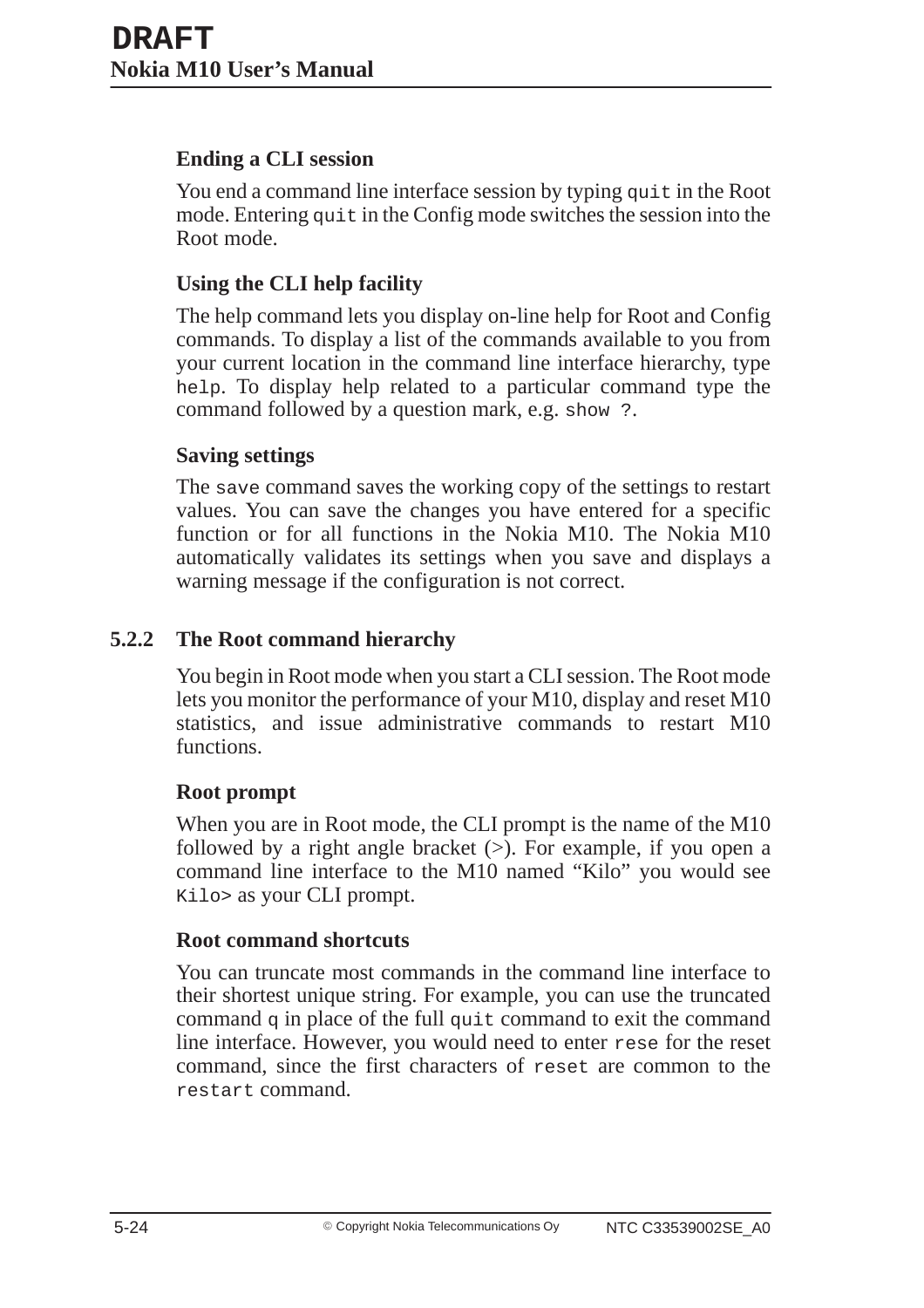#### Ending a CLI session

You end a command line interface session by typing `quit` in the Root mode. Entering `quit` in the Config mode switches the session into the Root mode.

#### Using the CLI help facility

The help command lets you display on-line help for Root and Config commands. To display a list of the commands available to you from your current location in the command line interface hierarchy, type `help`. To display help related to a particular command type the command followed by a question mark, e.g. `show ?`.

#### Saving settings

The `save` command saves the working copy of the settings to restart values. You can save the changes you have entered for a specific function or for all functions in the Nokia M10. The Nokia M10 automatically validates its settings when you save and displays a warning message if the configuration is not correct.

### 5.2.2 The Root command hierarchy

You begin in Root mode when you start a CLI session. The Root mode lets you monitor the performance of your M10, display and reset M10 statistics, and issue administrative commands to restart M10 functions.

#### Root prompt

When you are in Root mode, the CLI prompt is the name of the M10 followed by a right angle bracket (>). For example, if you open a command line interface to the M10 named “Kilo” you would see `Kilo>` as your CLI prompt.

#### Root command shortcuts

You can truncate most commands in the command line interface to their shortest unique string. For example, you can use the truncated command `q` in place of the full `quit` command to exit the command line interface. However, you would need to enter `rese` for the reset command, since the first characters of `reset` are common to the `restart` command.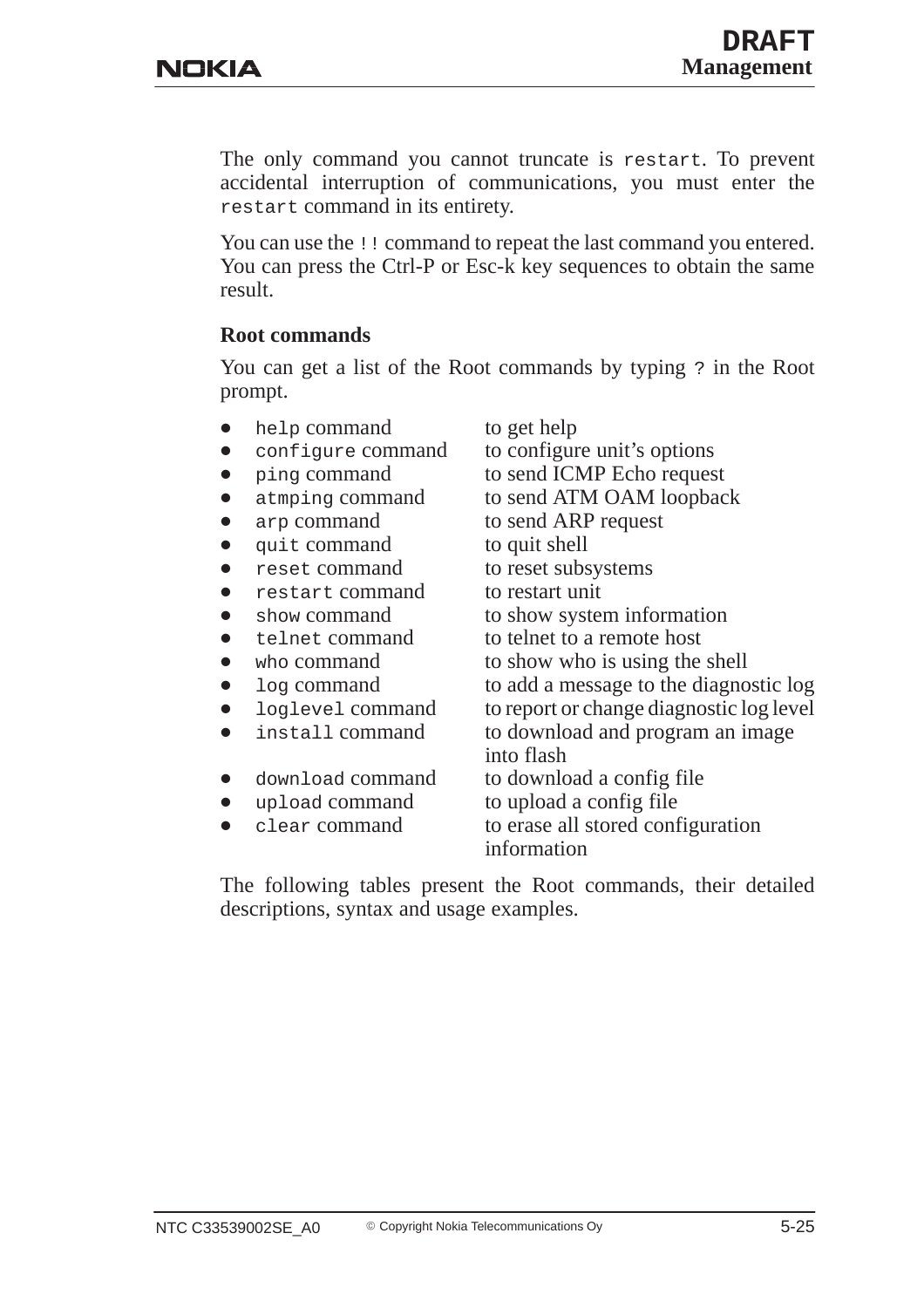The only command you cannot truncate is `restart`. To prevent accidental interruption of communications, you must enter the `restart` command in its entirety.

You can use the `!!` command to repeat the last command you entered. You can press the Ctrl-P or Esc-k key sequences to obtain the same result.

### Root commands

You can get a list of the Root commands by typing `?` in the Root prompt.

- `help` command — to get help
- `configure` command — to configure unit’s options
- `ping` command — to send ICMP Echo request
- `atmping` command — to send ATM OAM loopback
- `arp` command — to send ARP request
- `quit` command — to quit shell
- `reset` command — to reset subsystems
- `restart` command — to restart unit
- `show` command — to show system information
- `telnet` command — to telnet to a remote host
- `who` command — to show who is using the shell
- `log` command — to add a message to the diagnostic log
- `loglevel` command — to report or change diagnostic log level
- `install` command — to download and program an image into flash
- `download` command — to download a config file
- `upload` command — to upload a config file
- `clear` command — to erase all stored configuration information

The following tables present the Root commands, their detailed descriptions, syntax and usage examples.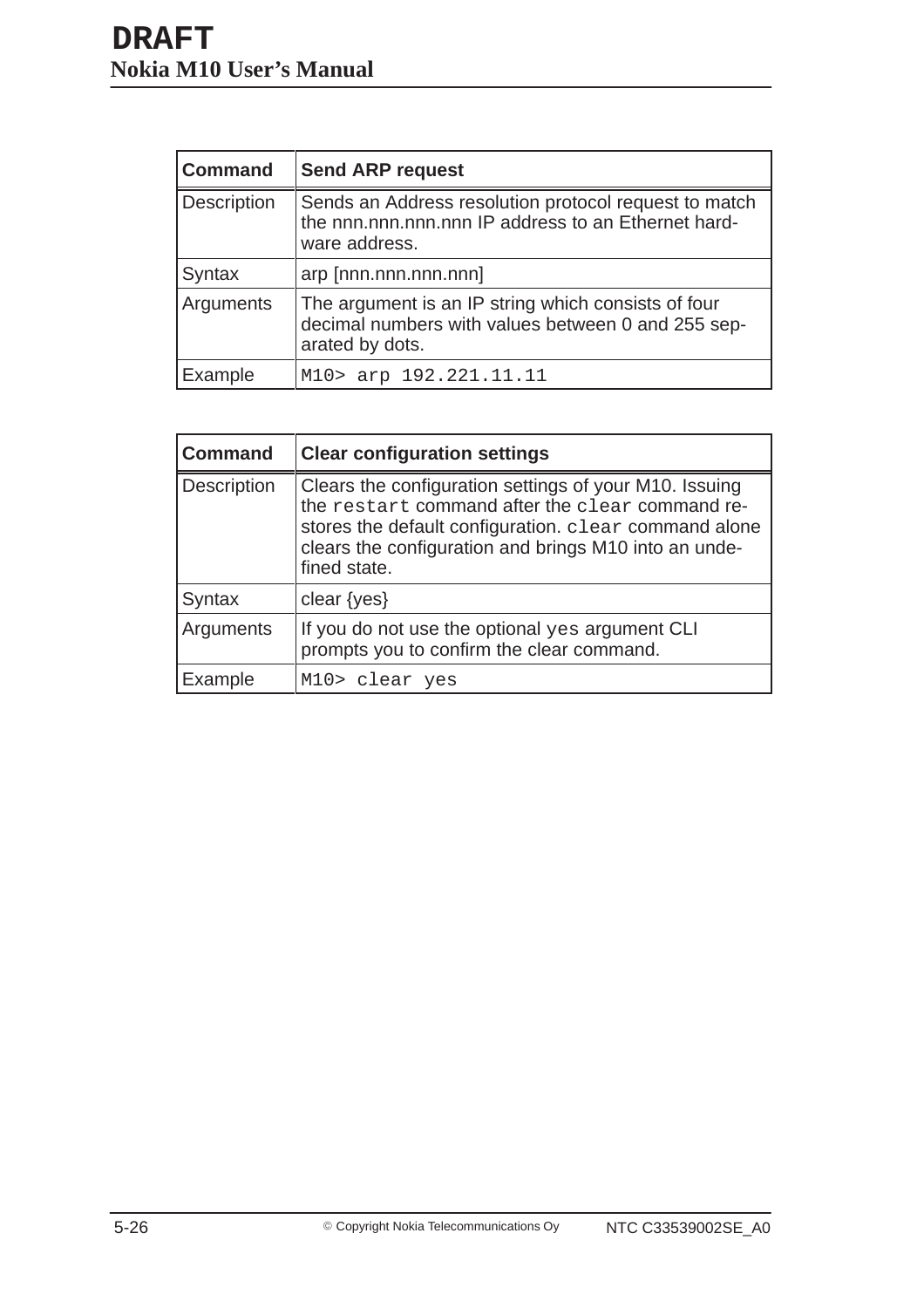| Command | Send ARP request |
|---|---|
| Description | Sends an Address resolution protocol request to match the nnn.nnn.nnn.nnn IP address to an Ethernet hardware address. |
| Syntax | arp [nnn.nnn.nnn.nnn] |
| Arguments | The argument is an IP string which consists of four decimal numbers with values between 0 and 255 separated by dots. |
| Example | `M10> arp 192.221.11.11` |

| Command | Clear configuration settings |
|---|---|
| Description | Clears the configuration settings of your M10. Issuing the `restart` command after the `clear` command restores the default configuration. `clear` command alone clears the configuration and brings M10 into an undefined state. |
| Syntax | clear {yes} |
| Arguments | If you do not use the optional `yes` argument CLI prompts you to confirm the clear command. |
| Example | `M10> clear yes` |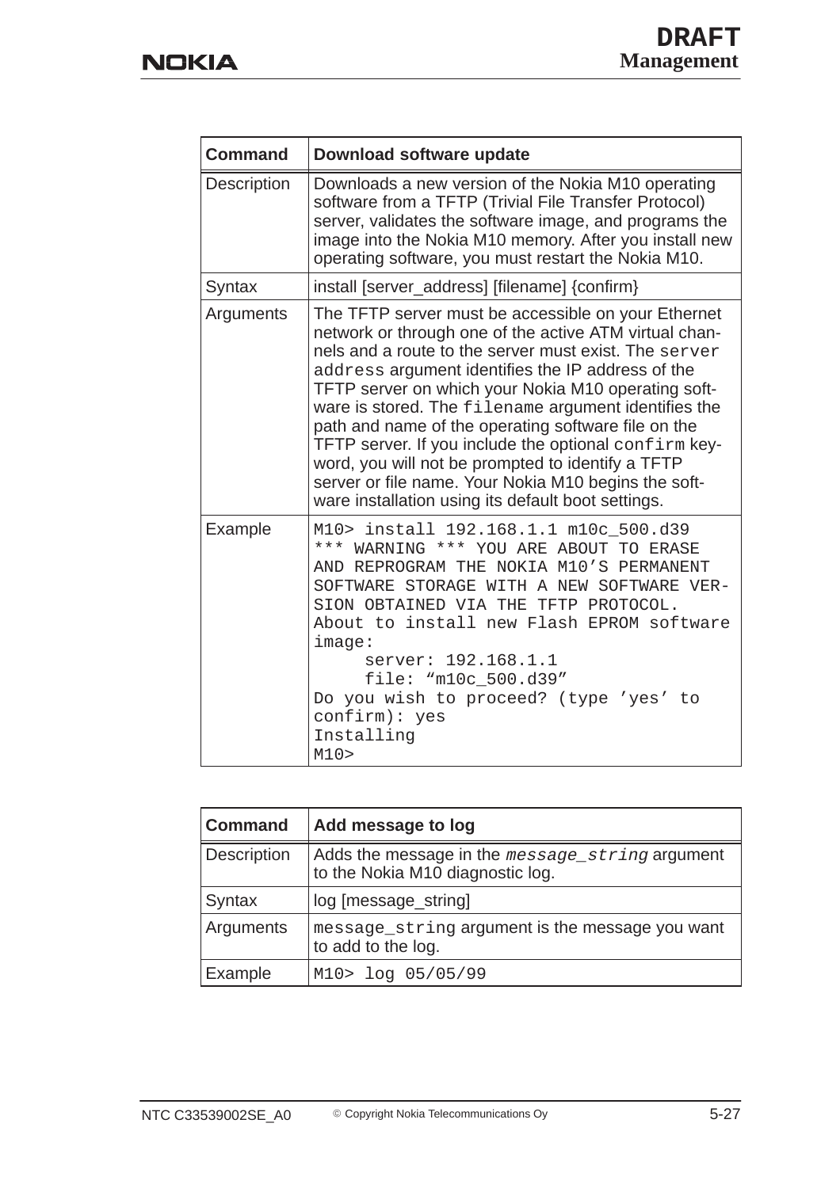| Command | Download software update |
|---|---|
| Description | Downloads a new version of the Nokia M10 operating software from a TFTP (Trivial File Transfer Protocol) server, validates the software image, and programs the image into the Nokia M10 memory. After you install new operating software, you must restart the Nokia M10. |
| Syntax | install [server_address] [filename] {confirm} |
| Arguments | The TFTP server must be accessible on your Ethernet network or through one of the active ATM virtual channels and a route to the server must exist. The `server address` argument identifies the IP address of the TFTP server on which your Nokia M10 operating software is stored. The `filename` argument identifies the path and name of the operating software file on the TFTP server. If you include the optional `confirm` keyword, you will not be prompted to identify a TFTP server or file name. Your Nokia M10 begins the software installation using its default boot settings. |
| Example | `M10> install 192.168.1.1 m10c_500.d39`<br>`*** WARNING *** YOU ARE ABOUT TO ERASE AND REPROGRAM THE NOKIA M10’S PERMANENT SOFTWARE STORAGE WITH A NEW SOFTWARE VERSION OBTAINED VIA THE TFTP PROTOCOL.`<br>`About to install new Flash EPROM software image:`<br>`    server: 192.168.1.1`<br>`    file: “m10c_500.d39”`<br>`Do you wish to proceed? (type ’yes’ to confirm): yes`<br>`Installing`<br>`M10>` |

| Command | Add message to log |
|---|---|
| Description | Adds the message in the *`message_string`* argument to the Nokia M10 diagnostic log. |
| Syntax | log [message_string] |
| Arguments | `message_string` argument is the message you want to add to the log. |
| Example | `M10> log 05/05/99` |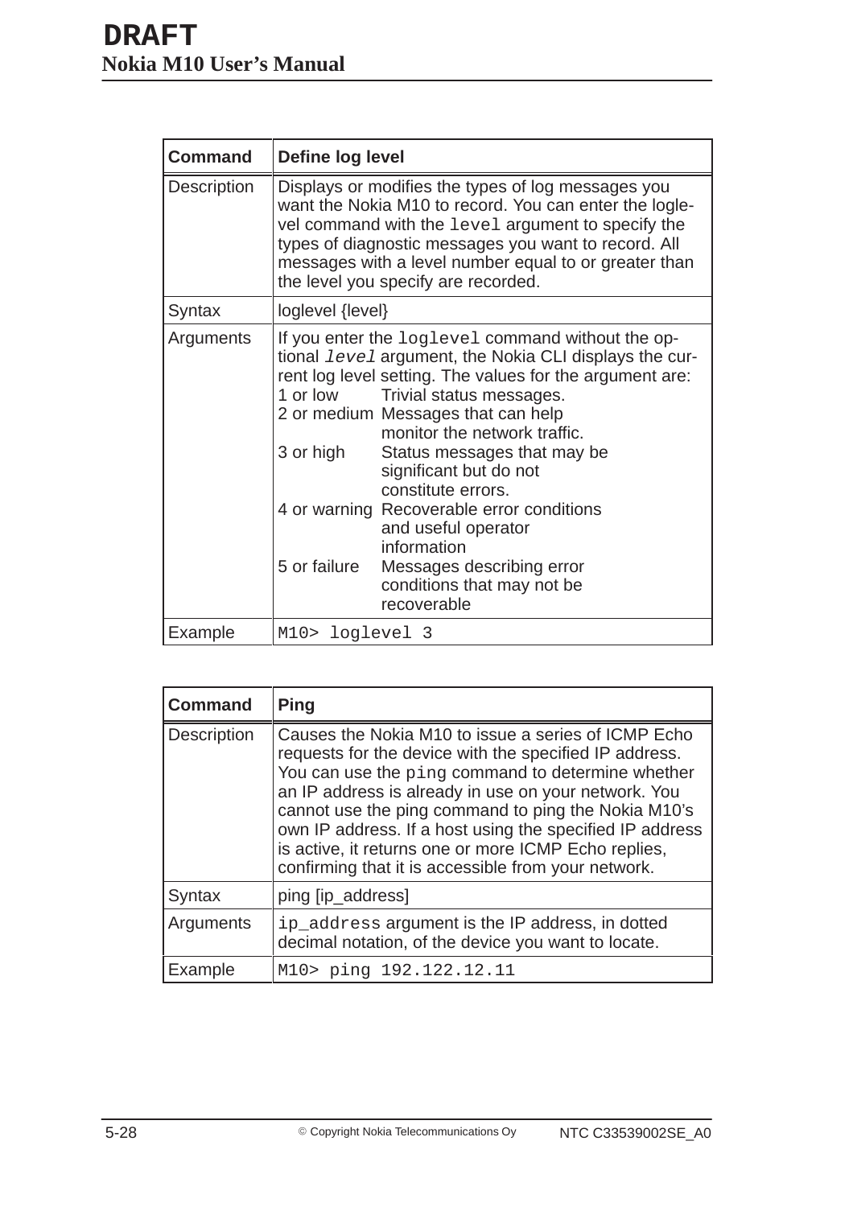| Command | Define log level |
| --- | --- |
| Description | Displays or modifies the types of log messages you want the Nokia M10 to record. You can enter the loglevel command with the `level` argument to specify the types of diagnostic messages you want to record. All messages with a level number equal to or greater than the level you specify are recorded. |
| Syntax | loglevel {level} |
| Arguments | If you enter the `loglevel` command without the optional *`level`* argument, the Nokia CLI displays the current log level setting. The values for the argument are:<br>1 or low — Trivial status messages.<br>2 or medium — Messages that can help monitor the network traffic.<br>3 or high — Status messages that may be significant but do not constitute errors.<br>4 or warning — Recoverable error conditions and useful operator information<br>5 or failure — Messages describing error conditions that may not be recoverable |
| Example | `M10> loglevel 3` |

| Command | Ping |
| --- | --- |
| Description | Causes the Nokia M10 to issue a series of ICMP Echo requests for the device with the specified IP address. You can use the `ping` command to determine whether an IP address is already in use on your network. You cannot use the ping command to ping the Nokia M10's own IP address. If a host using the specified IP address is active, it returns one or more ICMP Echo replies, confirming that it is accessible from your network. |
| Syntax | ping [ip_address] |
| Arguments | `ip_address` argument is the IP address, in dotted decimal notation, of the device you want to locate. |
| Example | `M10> ping 192.122.12.11` |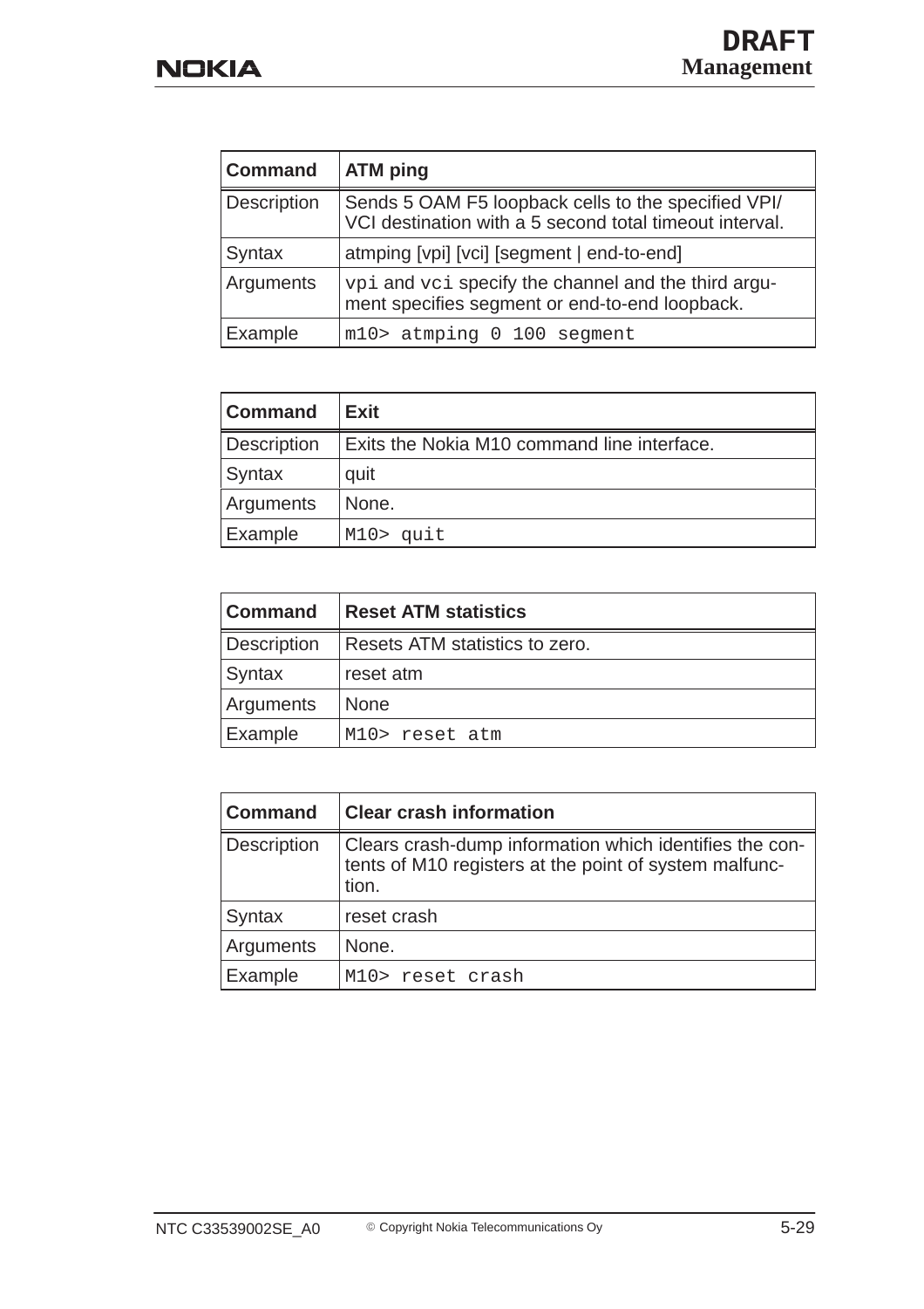| Command | ATM ping |
|---|---|
| Description | Sends 5 OAM F5 loopback cells to the specified VPI/VCI destination with a 5 second total timeout interval. |
| Syntax | atmping [vpi] [vci] [segment \| end-to-end] |
| Arguments | `vpi` and `vci` specify the channel and the third argument specifies segment or end-to-end loopback. |
| Example | `m10> atmping 0 100 segment` |

| Command | Exit |
|---|---|
| Description | Exits the Nokia M10 command line interface. |
| Syntax | quit |
| Arguments | None. |
| Example | `M10> quit` |

| Command | Reset ATM statistics |
|---|---|
| Description | Resets ATM statistics to zero. |
| Syntax | reset atm |
| Arguments | None |
| Example | `M10> reset atm` |

| Command | Clear crash information |
|---|---|
| Description | Clears crash-dump information which identifies the contents of M10 registers at the point of system malfunction. |
| Syntax | reset crash |
| Arguments | None. |
| Example | `M10> reset crash` |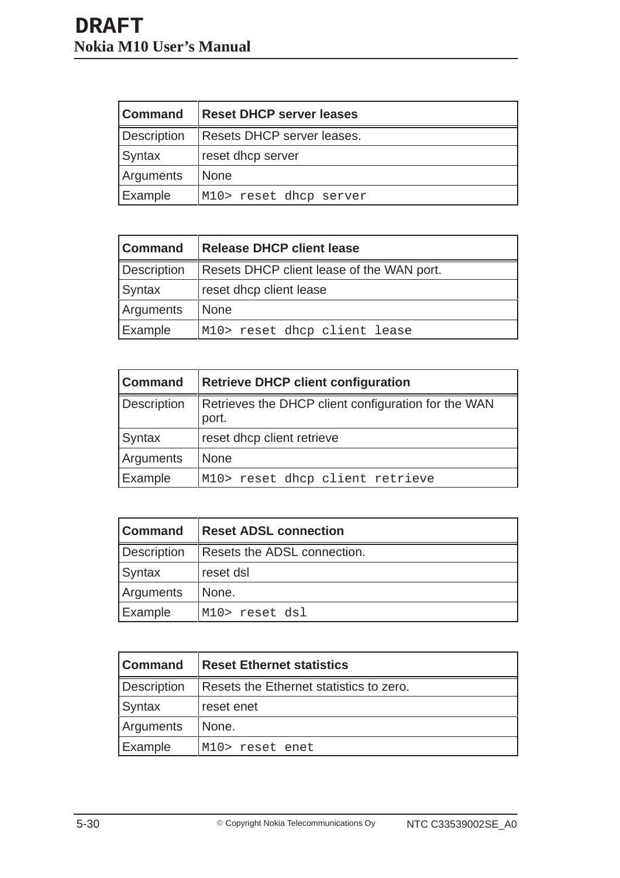| Command | Reset DHCP server leases |
|---|---|
| Description | Resets DHCP server leases. |
| Syntax | reset dhcp server |
| Arguments | None |
| Example | `M10> reset dhcp server` |

| Command | Release DHCP client lease |
|---|---|
| Description | Resets DHCP client lease of the WAN port. |
| Syntax | reset dhcp client lease |
| Arguments | None |
| Example | `M10> reset dhcp client lease` |

| Command | Retrieve DHCP client configuration |
|---|---|
| Description | Retrieves the DHCP client configuration for the WAN port. |
| Syntax | reset dhcp client retrieve |
| Arguments | None |
| Example | `M10> reset dhcp client retrieve` |

| Command | Reset ADSL connection |
|---|---|
| Description | Resets the ADSL connection. |
| Syntax | reset dsl |
| Arguments | None. |
| Example | `M10> reset dsl` |

| Command | Reset Ethernet statistics |
|---|---|
| Description | Resets the Ethernet statistics to zero. |
| Syntax | reset enet |
| Arguments | None. |
| Example | `M10> reset enet` |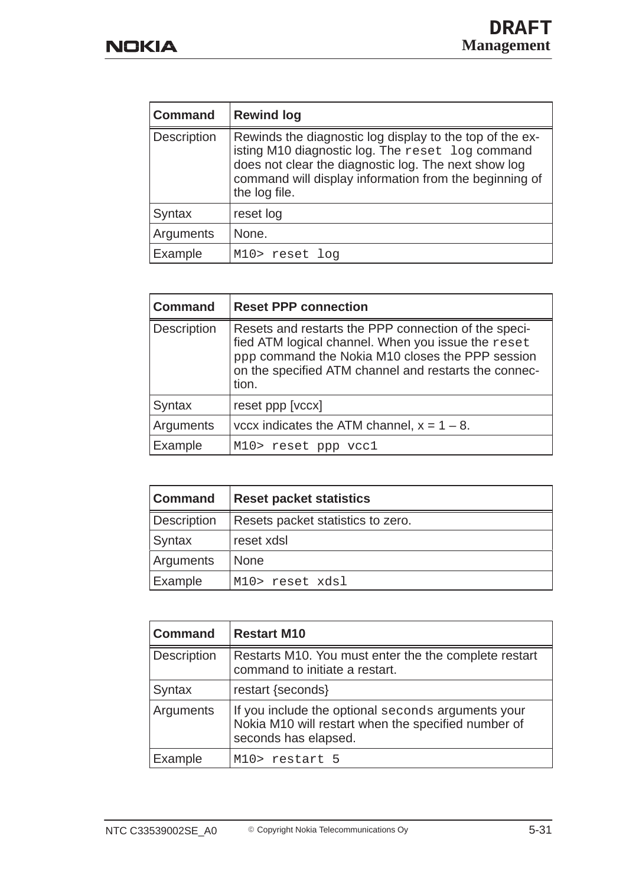| Command | Rewind log |
|---|---|
| Description | Rewinds the diagnostic log display to the top of the existing M10 diagnostic log. The `reset log` command does not clear the diagnostic log. The next show log command will display information from the beginning of the log file. |
| Syntax | reset log |
| Arguments | None. |
| Example | `M10> reset log` |

| Command | Reset PPP connection |
|---|---|
| Description | Resets and restarts the PPP connection of the specified ATM logical channel. When you issue the `reset ppp` command the Nokia M10 closes the PPP session on the specified ATM channel and restarts the connection. |
| Syntax | reset ppp [vccx] |
| Arguments | vccx indicates the ATM channel, x = 1 – 8. |
| Example | `M10> reset ppp vcc1` |

| Command | Reset packet statistics |
|---|---|
| Description | Resets packet statistics to zero. |
| Syntax | reset xdsl |
| Arguments | None |
| Example | `M10> reset xdsl` |

| Command | Restart M10 |
|---|---|
| Description | Restarts M10. You must enter the the complete restart command to initiate a restart. |
| Syntax | restart {seconds} |
| Arguments | If you include the optional `seconds` arguments your Nokia M10 will restart when the specified number of seconds has elapsed. |
| Example | `M10> restart 5` |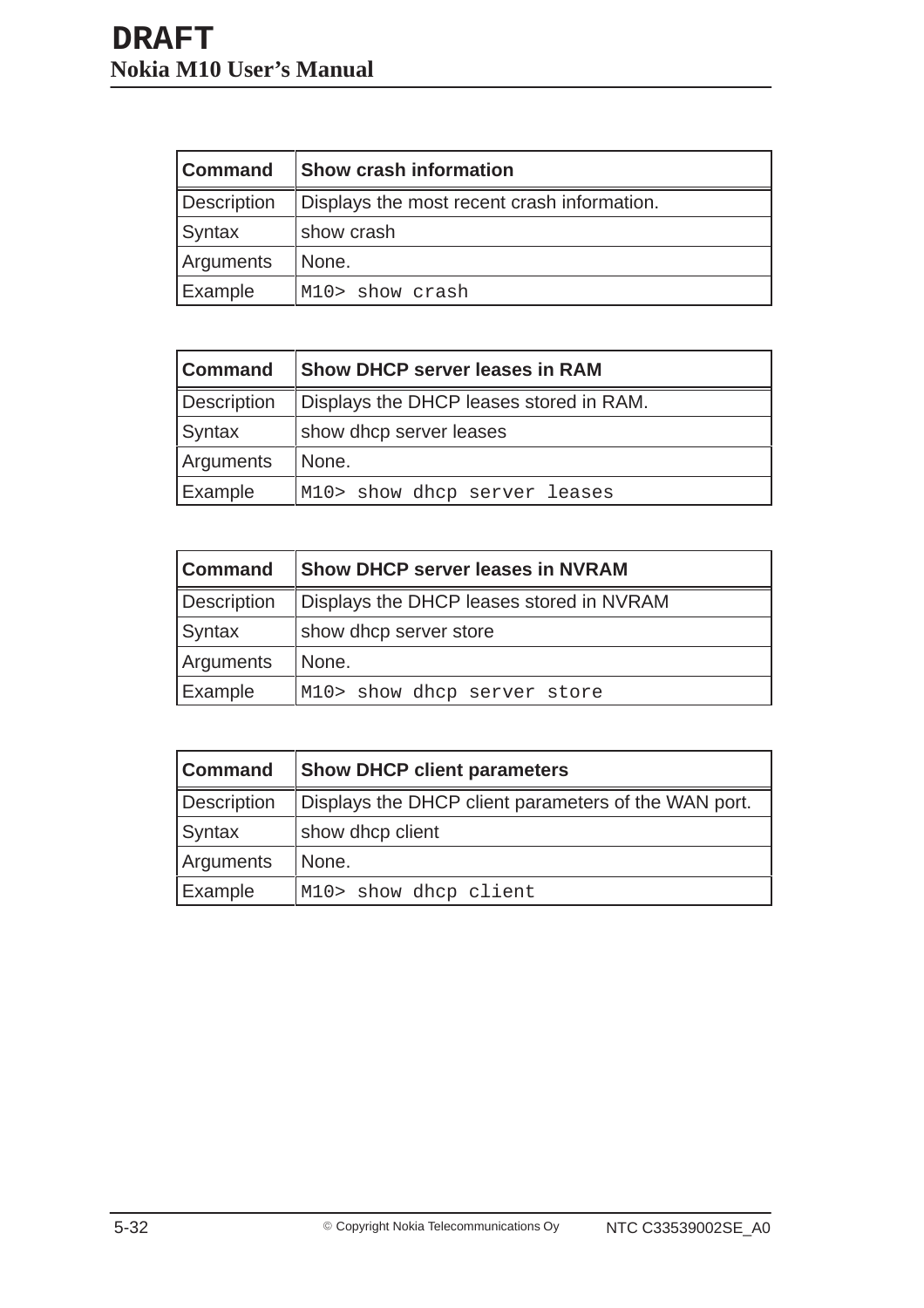| Command | Show crash information |
| --- | --- |
| Description | Displays the most recent crash information. |
| Syntax | show crash |
| Arguments | None. |
| Example | `M10> show crash` |

| Command | Show DHCP server leases in RAM |
| --- | --- |
| Description | Displays the DHCP leases stored in RAM. |
| Syntax | show dhcp server leases |
| Arguments | None. |
| Example | `M10> show dhcp server leases` |

| Command | Show DHCP server leases in NVRAM |
| --- | --- |
| Description | Displays the DHCP leases stored in NVRAM |
| Syntax | show dhcp server store |
| Arguments | None. |
| Example | `M10> show dhcp server store` |

| Command | Show DHCP client parameters |
| --- | --- |
| Description | Displays the DHCP client parameters of the WAN port. |
| Syntax | show dhcp client |
| Arguments | None. |
| Example | `M10> show dhcp client` |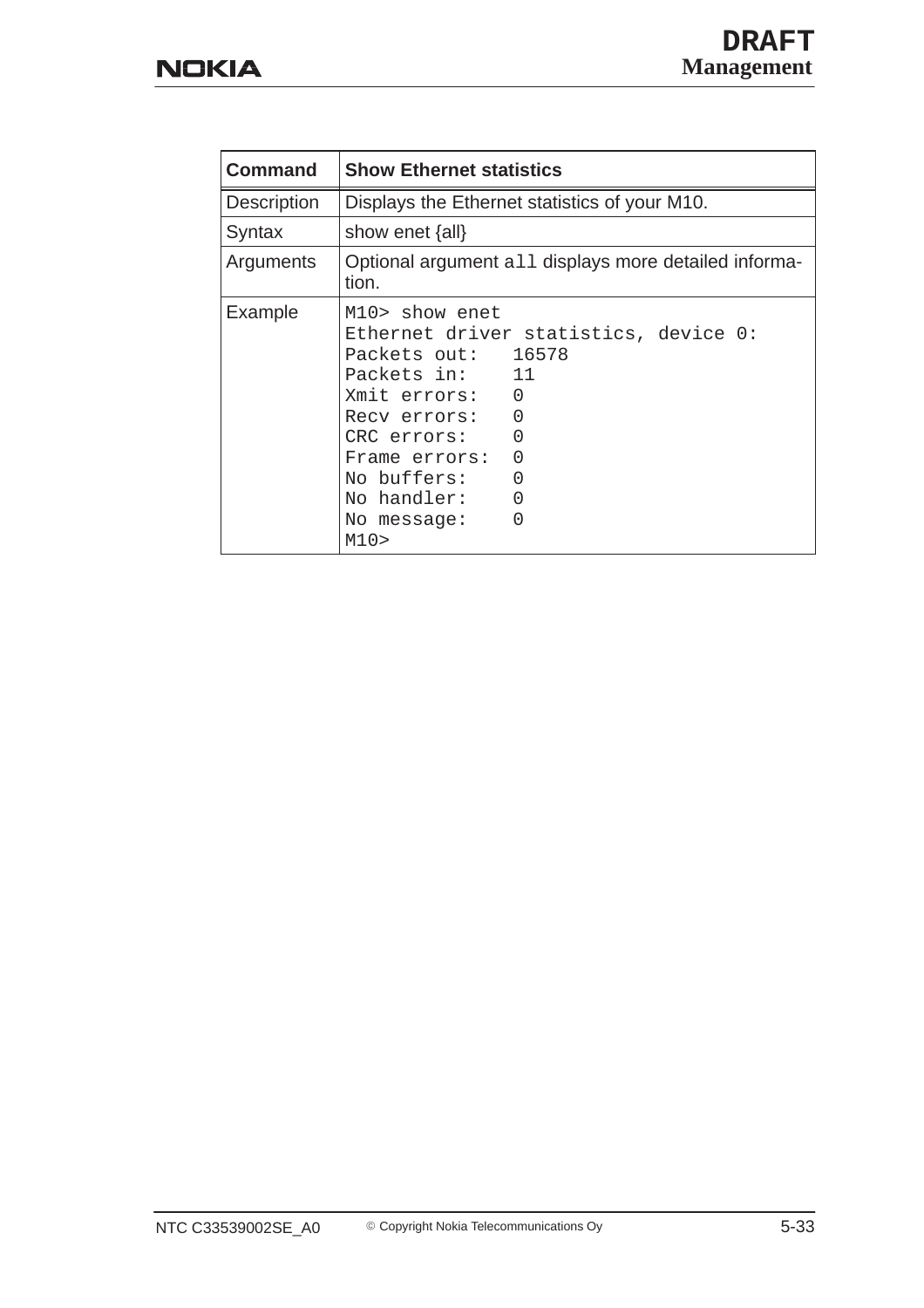| Command | Show Ethernet statistics |
|---|---|
| Description | Displays the Ethernet statistics of your M10. |
| Syntax | show enet {all} |
| Arguments | Optional argument `all` displays more detailed information. |
| Example | `M10> show enet`<br>`Ethernet driver statistics, device 0:`<br>`Packets out:   16578`<br>`Packets in:    11`<br>`Xmit errors:   0`<br>`Recv errors:   0`<br>`CRC errors:    0`<br>`Frame errors:  0`<br>`No buffers:    0`<br>`No handler:    0`<br>`No message:    0`<br>`M10>` |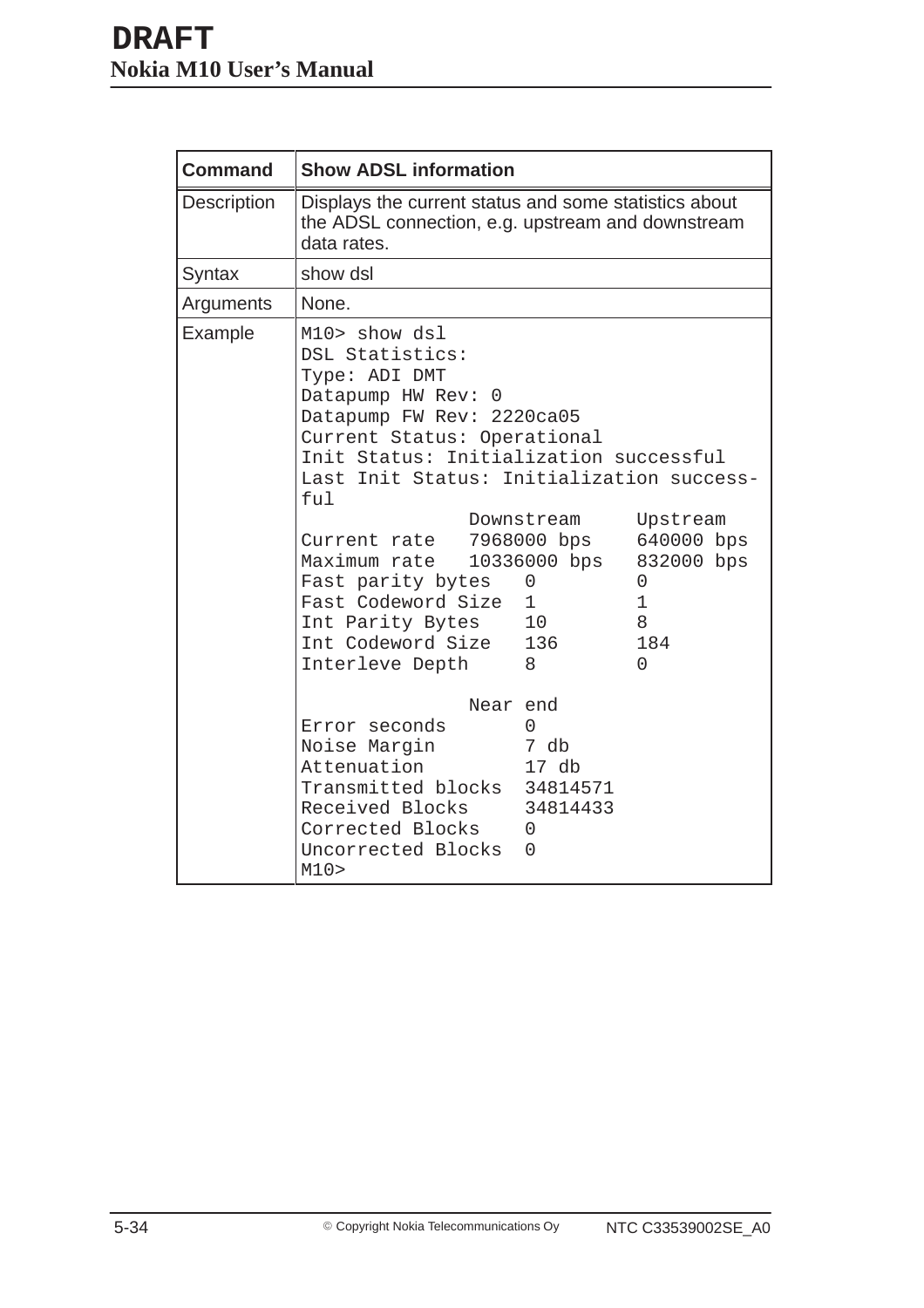| Command | Show ADSL information |
|---|---|
| Description | Displays the current status and some statistics about the ADSL connection, e.g. upstream and downstream data rates. |
| Syntax | show dsl |
| Arguments | None. |
| Example | (see below) |

```
M10> show dsl
DSL Statistics:
Type: ADI DMT
Datapump HW Rev: 0
Datapump FW Rev: 2220ca05
Current Status: Operational
Init Status: Initialization successful
Last Init Status: Initialization success-
ful
               Downstream     Upstream
Current rate   7968000 bps    640000 bps
Maximum rate   10336000 bps   832000 bps
Fast parity bytes   0         0
Fast Codeword Size  1         1
Int Parity Bytes    10        8
Int Codeword Size   136       184
Interleve Depth     8         0

               Near end
Error seconds       0
Noise Margin        7 db
Attenuation         17 db
Transmitted blocks  34814571
Received Blocks     34814433
Corrected Blocks    0
Uncorrected Blocks  0
M10>
```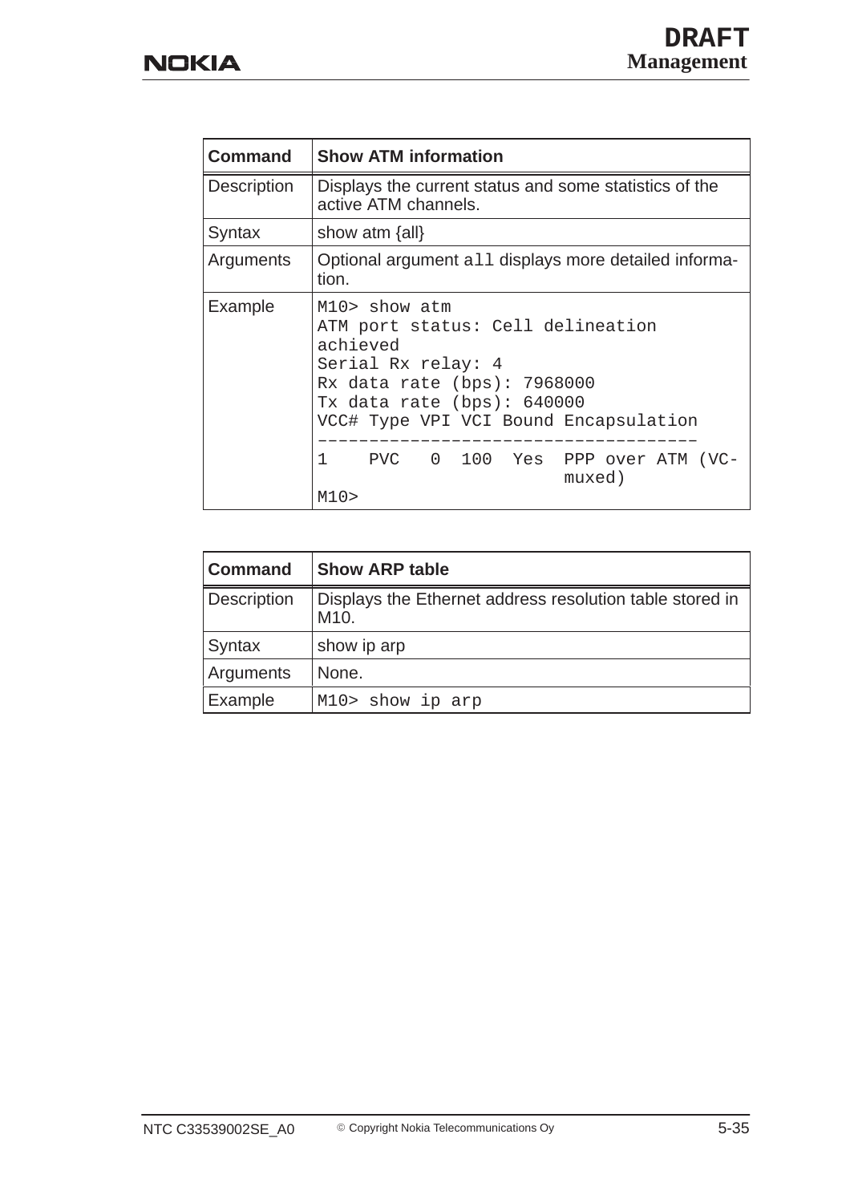| Command | Show ATM information |
| --- | --- |
| Description | Displays the current status and some statistics of the active ATM channels. |
| Syntax | show atm {all} |
| Arguments | Optional argument `all` displays more detailed information. |
| Example | `M10> show atm`<br>`ATM port status: Cell delineation achieved`<br>`Serial Rx relay: 4`<br>`Rx data rate (bps): 7968000`<br>`Tx data rate (bps): 640000`<br>`VCC# Type VPI VCI Bound Encapsulation`<br>`------------------------------------`<br>`1    PVC   0  100  Yes  PPP over ATM (VC-muxed)`<br>`M10>` |

| Command | Show ARP table |
| --- | --- |
| Description | Displays the Ethernet address resolution table stored in M10. |
| Syntax | show ip arp |
| Arguments | None. |
| Example | `M10> show ip arp` |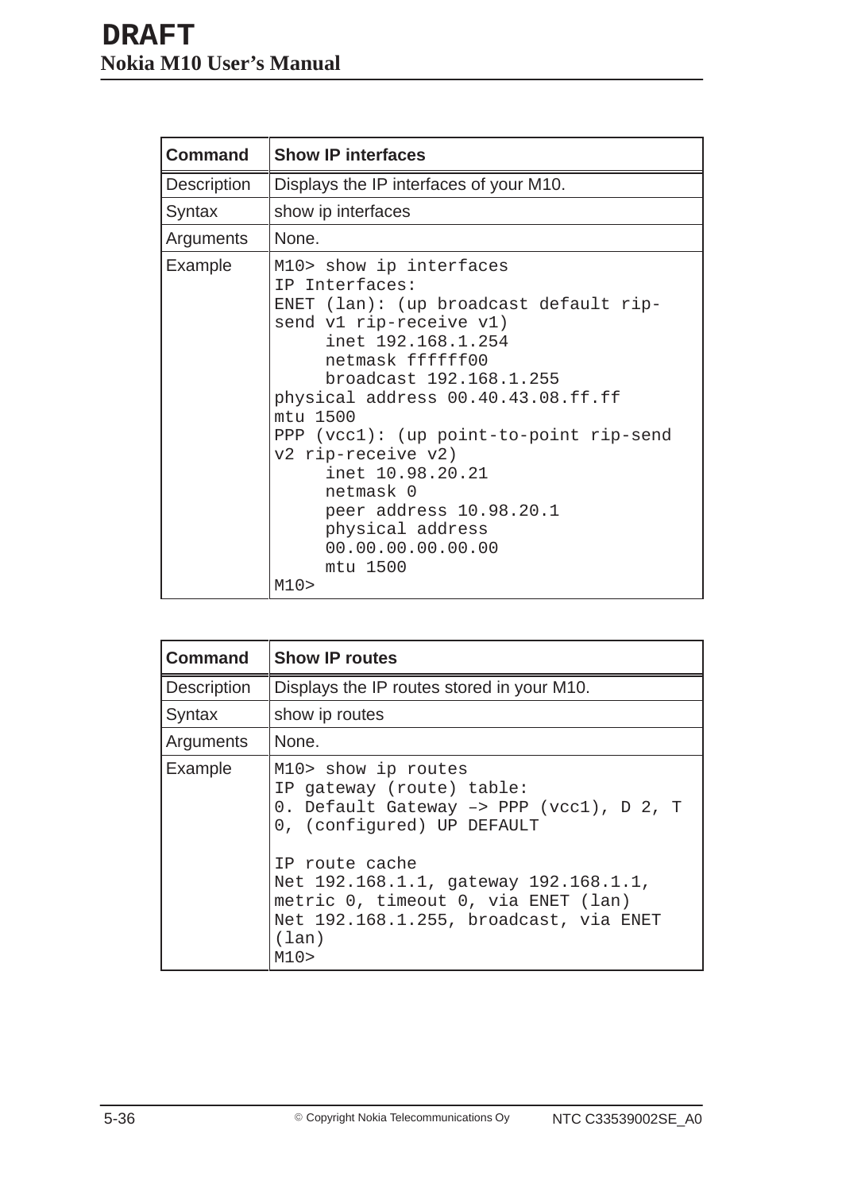| Command | Show IP interfaces |
|---|---|
| Description | Displays the IP interfaces of your M10. |
| Syntax | show ip interfaces |
| Arguments | None. |
| Example | `M10> show ip interfaces`<br>`IP Interfaces:`<br>`ENET (lan): (up broadcast default rip-send v1 rip-receive v1)`<br>`     inet 192.168.1.254`<br>`     netmask ffffff00`<br>`     broadcast 192.168.1.255`<br>`physical address 00.40.43.08.ff.ff`<br>`mtu 1500`<br>`PPP (vcc1): (up point-to-point rip-send v2 rip-receive v2)`<br>`     inet 10.98.20.21`<br>`     netmask 0`<br>`     peer address 10.98.20.1`<br>`     physical address`<br>`     00.00.00.00.00.00`<br>`     mtu 1500`<br>`M10>` |

| Command | Show IP routes |
|---|---|
| Description | Displays the IP routes stored in your M10. |
| Syntax | show ip routes |
| Arguments | None. |
| Example | `M10> show ip routes`<br>`IP gateway (route) table:`<br>`0. Default Gateway –> PPP (vcc1), D 2, T 0, (configured) UP DEFAULT`<br><br>`IP route cache`<br>`Net 192.168.1.1, gateway 192.168.1.1, metric 0, timeout 0, via ENET (lan)`<br>`Net 192.168.1.255, broadcast, via ENET (lan)`<br>`M10>` |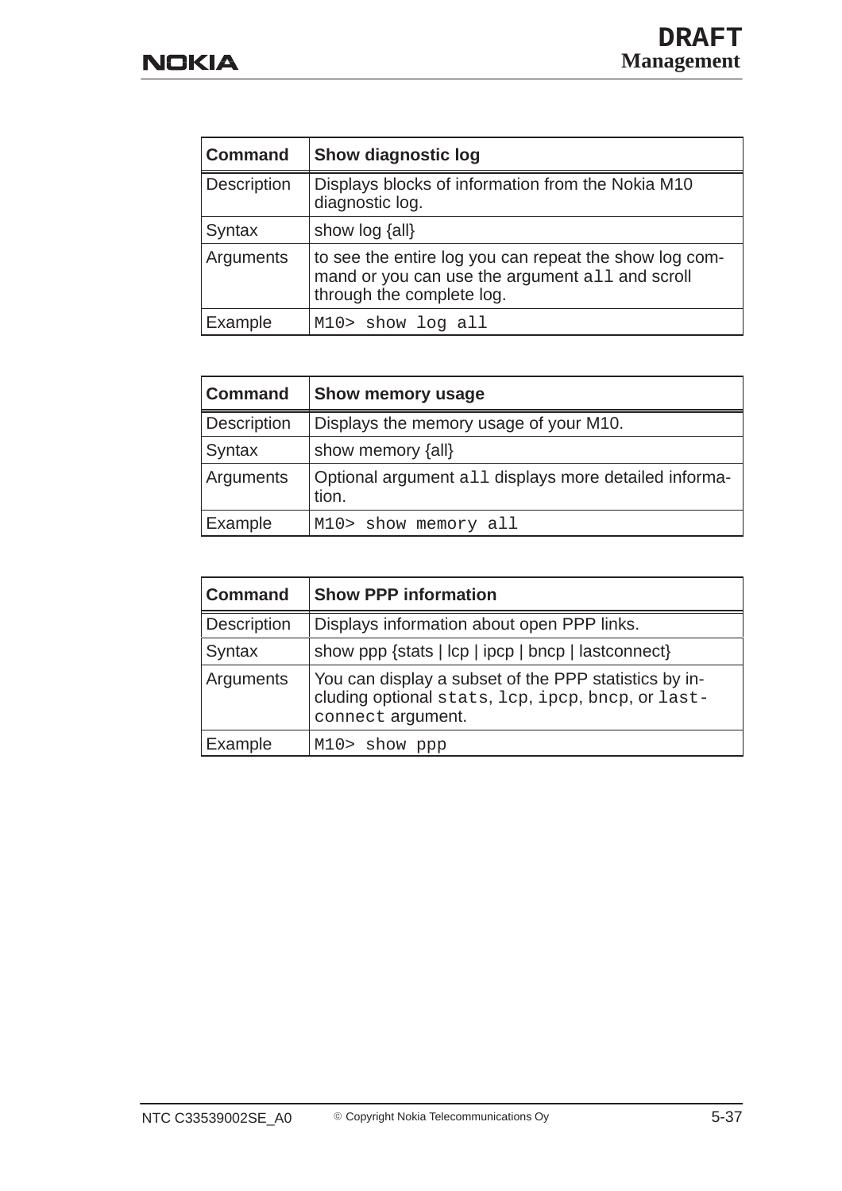| Command | Show diagnostic log |
|---|---|
| Description | Displays blocks of information from the Nokia M10 diagnostic log. |
| Syntax | show log {all} |
| Arguments | to see the entire log you can repeat the show log command or you can use the argument `all` and scroll through the complete log. |
| Example | `M10> show log all` |

| Command | Show memory usage |
|---|---|
| Description | Displays the memory usage of your M10. |
| Syntax | show memory {all} |
| Arguments | Optional argument `all` displays more detailed information. |
| Example | `M10> show memory all` |

| Command | Show PPP information |
|---|---|
| Description | Displays information about open PPP links. |
| Syntax | show ppp {stats \| lcp \| ipcp \| bncp \| lastconnect} |
| Arguments | You can display a subset of the PPP statistics by including optional `stats`, `lcp`, `ipcp`, `bncp`, or `lastconnect` argument. |
| Example | `M10> show ppp` |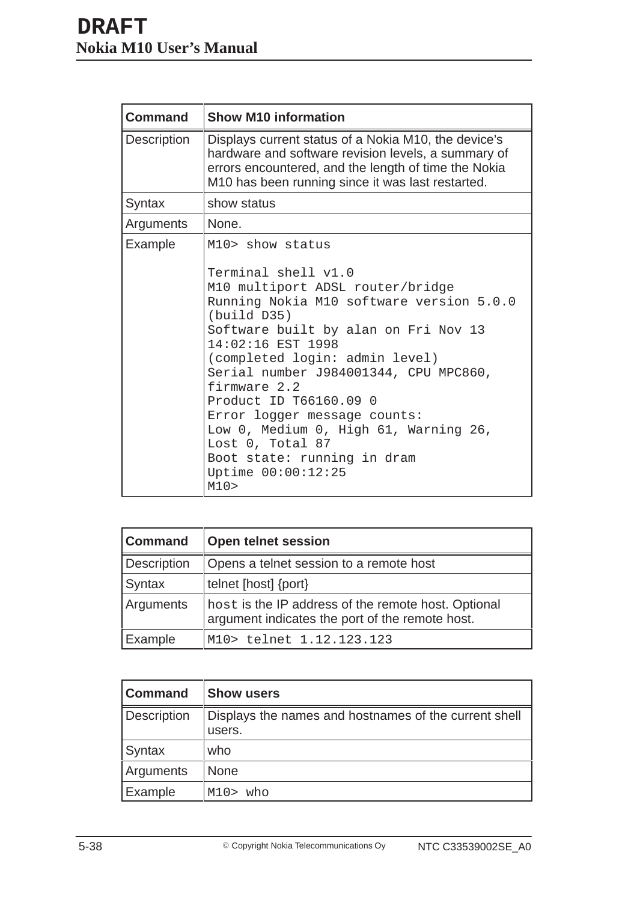| Command | Show M10 information |
|---|---|
| Description | Displays current status of a Nokia M10, the device's hardware and software revision levels, a summary of errors encountered, and the length of time the Nokia M10 has been running since it was last restarted. |
| Syntax | show status |
| Arguments | None. |
| Example | `M10> show status`<br><br>`Terminal shell v1.0`<br>`M10 multiport ADSL router/bridge`<br>`Running Nokia M10 software version 5.0.0 (build D35)`<br>`Software built by alan on Fri Nov 13 14:02:16 EST 1998`<br>`(completed login: admin level)`<br>`Serial number J984001344, CPU MPC860, firmware 2.2`<br>`Product ID T66160.09 0`<br>`Error logger message counts:`<br>`Low 0, Medium 0, High 61, Warning 26, Lost 0, Total 87`<br>`Boot state: running in dram`<br>`Uptime 00:00:12:25`<br>`M10>` |

| Command | Open telnet session |
|---|---|
| Description | Opens a telnet session to a remote host |
| Syntax | telnet [host] {port} |
| Arguments | `host` is the IP address of the remote host. Optional argument indicates the port of the remote host. |
| Example | `M10> telnet 1.12.123.123` |

| Command | Show users |
|---|---|
| Description | Displays the names and hostnames of the current shell users. |
| Syntax | who |
| Arguments | None |
| Example | `M10> who` |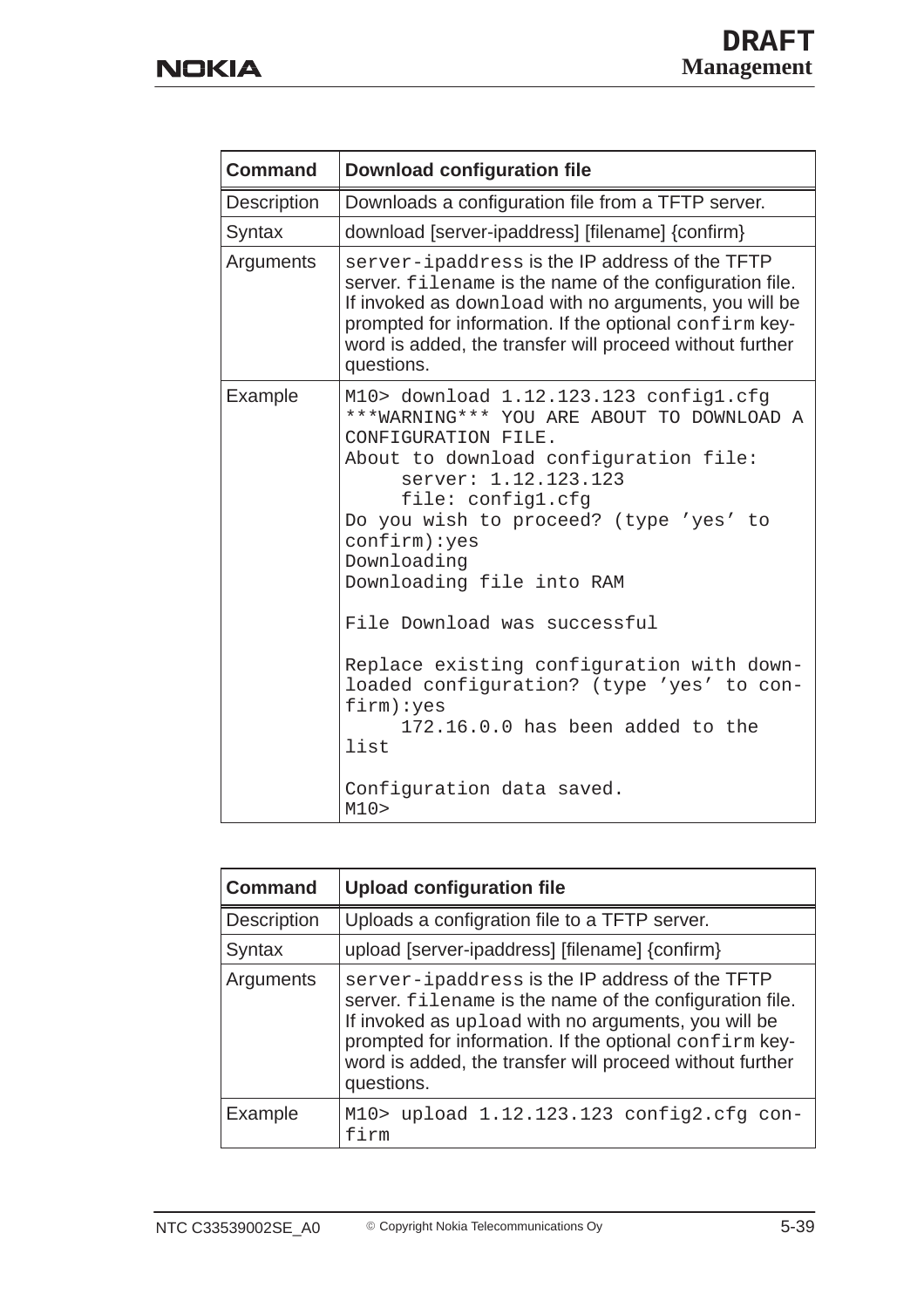| Command | Download configuration file |
|---|---|
| Description | Downloads a configuration file from a TFTP server. |
| Syntax | download [server-ipaddress] [filename] {confirm} |
| Arguments | `server-ipaddress` is the IP address of the TFTP server. `filename` is the name of the configuration file. If invoked as `download` with no arguments, you will be prompted for information. If the optional `confirm` keyword is added, the transfer will proceed without further questions. |
| Example | `M10> download 1.12.123.123 config1.cfg`<br>`***WARNING*** YOU ARE ABOUT TO DOWNLOAD A CONFIGURATION FILE.`<br>`About to download configuration file:`<br>`server: 1.12.123.123`<br>`file: config1.cfg`<br>`Do you wish to proceed? (type 'yes' to confirm):yes`<br>`Downloading`<br>`Downloading file into RAM`<br><br>`File Download was successful`<br><br>`Replace existing configuration with downloaded configuration? (type 'yes' to confirm):yes`<br>`172.16.0.0 has been added to the list`<br><br>`Configuration data saved.`<br>`M10>` |

| Command | Upload configuration file |
|---|---|
| Description | Uploads a configration file to a TFTP server. |
| Syntax | upload [server-ipaddress] [filename] {confirm} |
| Arguments | `server-ipaddress` is the IP address of the TFTP server. `filename` is the name of the configuration file. If invoked as `upload` with no arguments, you will be prompted for information. If the optional `confirm` keyword is added, the transfer will proceed without further questions. |
| Example | `M10> upload 1.12.123.123 config2.cfg confirm` |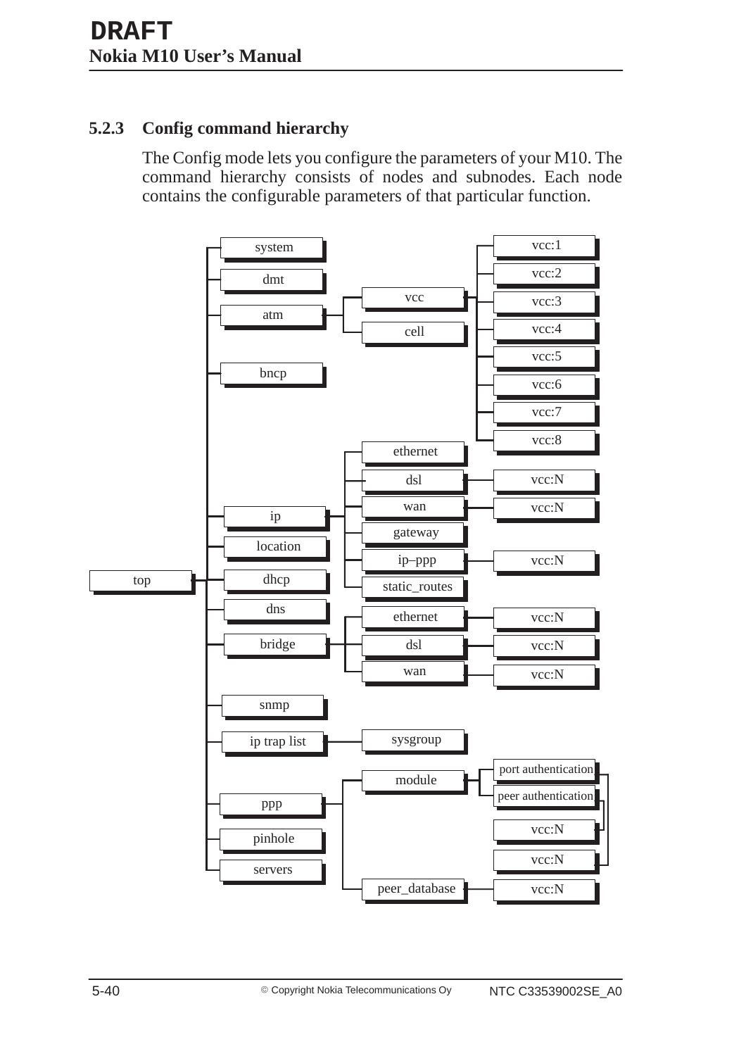### 5.2.3 Config command hierarchy

The Config mode lets you configure the parameters of your M10. The command hierarchy consists of nodes and subnodes. Each node contains the configurable parameters of that particular function.

```
top
├── system
├── dmt
├── atm
│   ├── vcc
│   │   ├── vcc:1
│   │   ├── vcc:2
│   │   ├── vcc:3
│   │   ├── vcc:4
│   │   ├── vcc:5
│   │   ├── vcc:6
│   │   ├── vcc:7
│   │   └── vcc:8
│   └── cell
├── bncp
├── ip
│   ├── ethernet
│   ├── dsl
│   │   └── vcc:N
│   ├── wan
│   │   └── vcc:N
│   ├── gateway
│   ├── ip–ppp
│   │   └── vcc:N
│   └── static_routes
├── location
├── dhcp
├── dns
├── bridge
│   ├── ethernet
│   │   └── vcc:N
│   ├── dsl
│   │   └── vcc:N
│   └── wan
│       └── vcc:N
├── snmp
├── ip trap list
│   └── sysgroup
├── ppp
│   ├── module
│   │   ├── port authentication
│   │   │   └── vcc:N
│   │   └── peer authentication
│   │       └── vcc:N
│   └── peer_database
│       └── vcc:N
├── pinhole
└── servers
```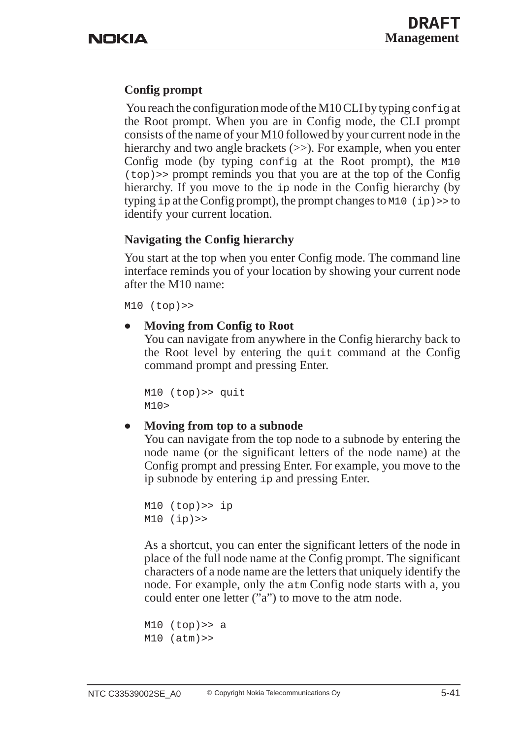### Config prompt

You reach the configuration mode of the M10 CLI by typing `config` at the Root prompt. When you are in Config mode, the CLI prompt consists of the name of your M10 followed by your current node in the hierarchy and two angle brackets (>>). For example, when you enter Config mode (by typing `config` at the Root prompt), the `M10 (top)>>` prompt reminds you that you are at the top of the Config hierarchy. If you move to the `ip` node in the Config hierarchy (by typing `ip` at the Config prompt), the prompt changes to `M10 (ip)>>` to identify your current location.

### Navigating the Config hierarchy

You start at the top when you enter Config mode. The command line interface reminds you of your location by showing your current node after the M10 name:

```
M10 (top)>>
```

- **Moving from Config to Root**
  You can navigate from anywhere in the Config hierarchy back to the Root level by entering the `quit` command at the Config command prompt and pressing Enter.

  ```
  M10 (top)>> quit
  M10>
  ```

- **Moving from top to a subnode**
  You can navigate from the top node to a subnode by entering the node name (or the significant letters of the node name) at the Config prompt and pressing Enter. For example, you move to the ip subnode by entering `ip` and pressing Enter.

  ```
  M10 (top)>> ip
  M10 (ip)>>
  ```

  As a shortcut, you can enter the significant letters of the node in place of the full node name at the Config prompt. The significant characters of a node name are the letters that uniquely identify the node. For example, only the `atm` Config node starts with a, you could enter one letter (”a”) to move to the atm node.

  ```
  M10 (top)>> a
  M10 (atm)>>
  ```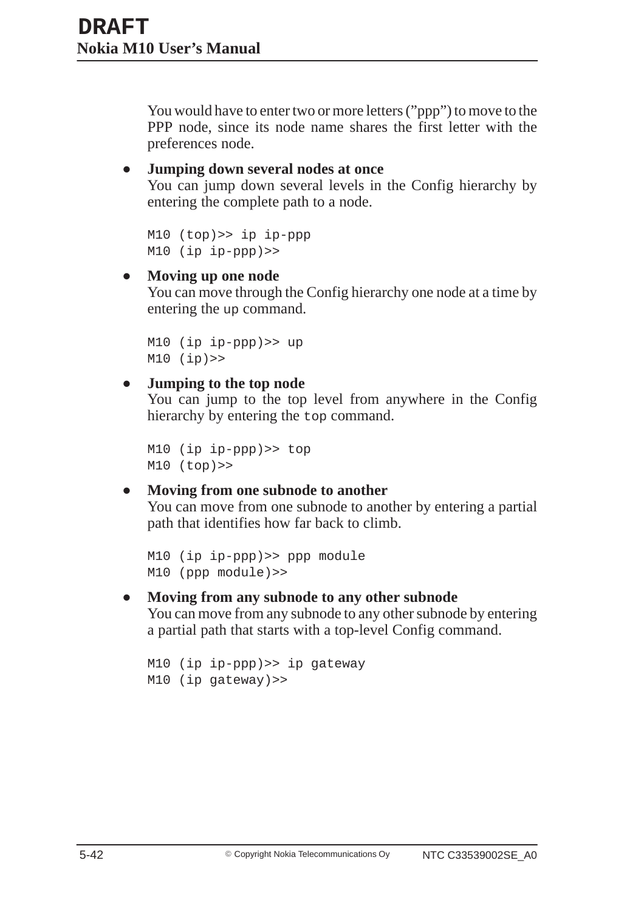You would have to enter two or more letters (”ppp”) to move to the PPP node, since its node name shares the first letter with the preferences node.

- **Jumping down several nodes at once**
  You can jump down several levels in the Config hierarchy by entering the complete path to a node.

```
M10 (top)>> ip ip-ppp
M10 (ip ip-ppp)>>
```

- **Moving up one node**
  You can move through the Config hierarchy one node at a time by entering the `up` command.

```
M10 (ip ip-ppp)>> up
M10 (ip)>>
```

- **Jumping to the top node**
  You can jump to the top level from anywhere in the Config hierarchy by entering the `top` command.

```
M10 (ip ip-ppp)>> top
M10 (top)>>
```

- **Moving from one subnode to another**
  You can move from one subnode to another by entering a partial path that identifies how far back to climb.

```
M10 (ip ip-ppp)>> ppp module
M10 (ppp module)>>
```

- **Moving from any subnode to any other subnode**
  You can move from any subnode to any other subnode by entering a partial path that starts with a top-level Config command.

```
M10 (ip ip-ppp)>> ip gateway
M10 (ip gateway)>>
```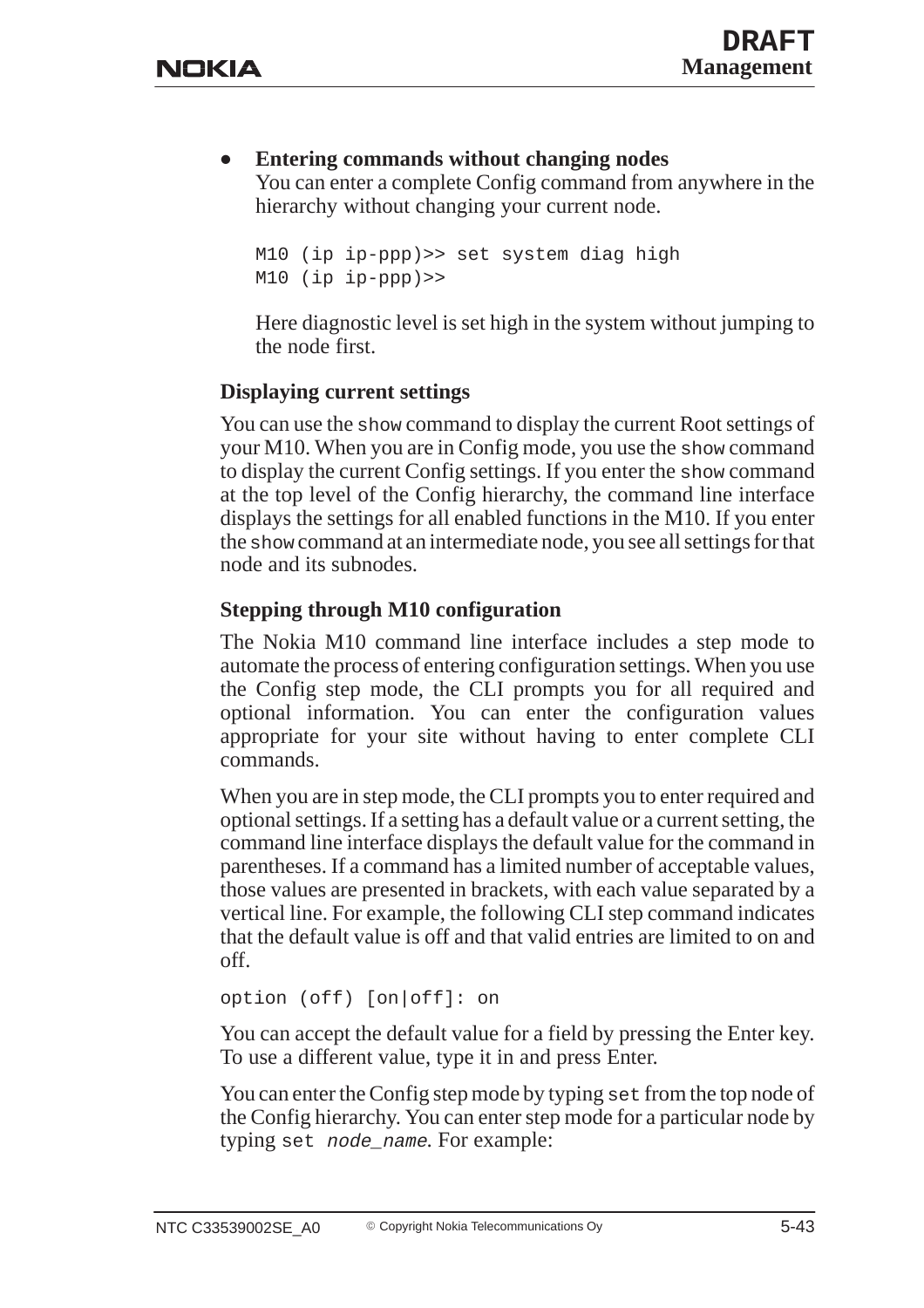- **Entering commands without changing nodes**
  You can enter a complete Config command from anywhere in the hierarchy without changing your current node.

  ```
  M10 (ip ip-ppp)>> set system diag high
  M10 (ip ip-ppp)>>
  ```

  Here diagnostic level is set high in the system without jumping to the node first.

### Displaying current settings

You can use the `show` command to display the current Root settings of your M10. When you are in Config mode, you use the `show` command to display the current Config settings. If you enter the `show` command at the top level of the Config hierarchy, the command line interface displays the settings for all enabled functions in the M10. If you enter the `show` command at an intermediate node, you see all settings for that node and its subnodes.

### Stepping through M10 configuration

The Nokia M10 command line interface includes a step mode to automate the process of entering configuration settings. When you use the Config step mode, the CLI prompts you for all required and optional information. You can enter the configuration values appropriate for your site without having to enter complete CLI commands.

When you are in step mode, the CLI prompts you to enter required and optional settings. If a setting has a default value or a current setting, the command line interface displays the default value for the command in parentheses. If a command has a limited number of acceptable values, those values are presented in brackets, with each value separated by a vertical line. For example, the following CLI step command indicates that the default value is off and that valid entries are limited to on and off.

```
option (off) [on|off]: on
```

You can accept the default value for a field by pressing the Enter key. To use a different value, type it in and press Enter.

You can enter the Config step mode by typing `set` from the top node of the Config hierarchy. You can enter step mode for a particular node by typing `set` *`node_name`*. For example: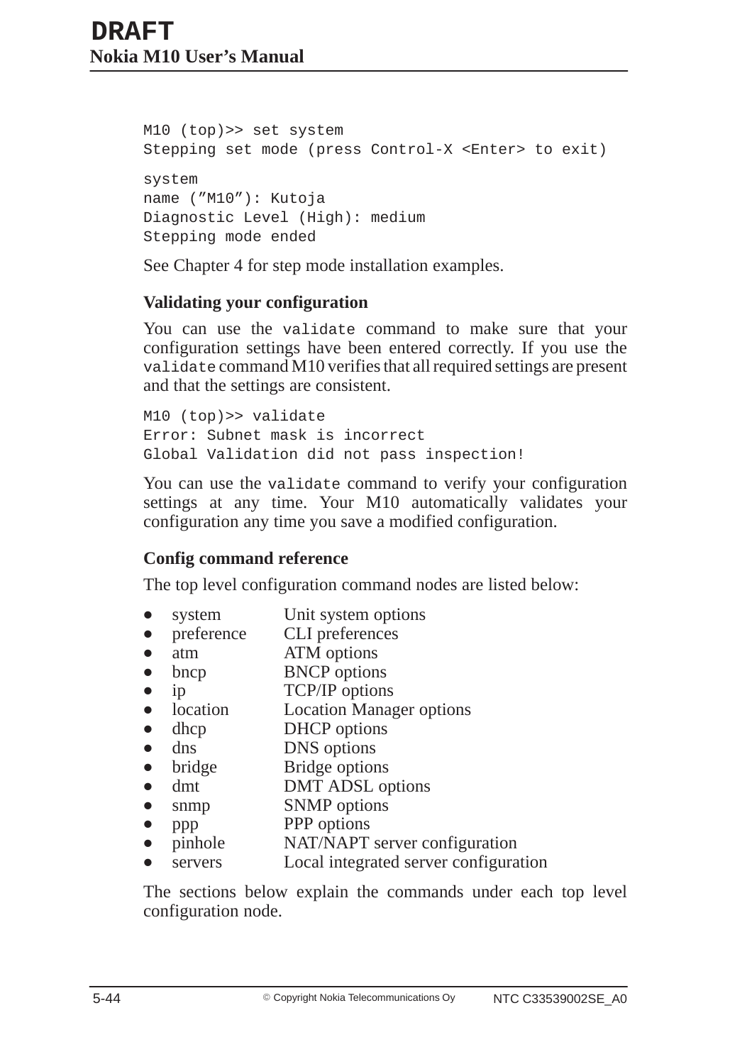```
M10 (top)>> set system
Stepping set mode (press Control-X <Enter> to exit)

system
name (”M10”): Kutoja
Diagnostic Level (High): medium
Stepping mode ended
```

See Chapter 4 for step mode installation examples.

### Validating your configuration

You can use the `validate` command to make sure that your configuration settings have been entered correctly. If you use the `validate` command M10 verifies that all required settings are present and that the settings are consistent.

```
M10 (top)>> validate
Error: Subnet mask is incorrect
Global Validation did not pass inspection!
```

You can use the `validate` command to verify your configuration settings at any time. Your M10 automatically validates your configuration any time you save a modified configuration.

### Config command reference

The top level configuration command nodes are listed below:

- system — Unit system options
- preference — CLI preferences
- atm — ATM options
- bncp — BNCP options
- ip — TCP/IP options
- location — Location Manager options
- dhcp — DHCP options
- dns — DNS options
- bridge — Bridge options
- dmt — DMT ADSL options
- snmp — SNMP options
- ppp — PPP options
- pinhole — NAT/NAPT server configuration
- servers — Local integrated server configuration

The sections below explain the commands under each top level configuration node.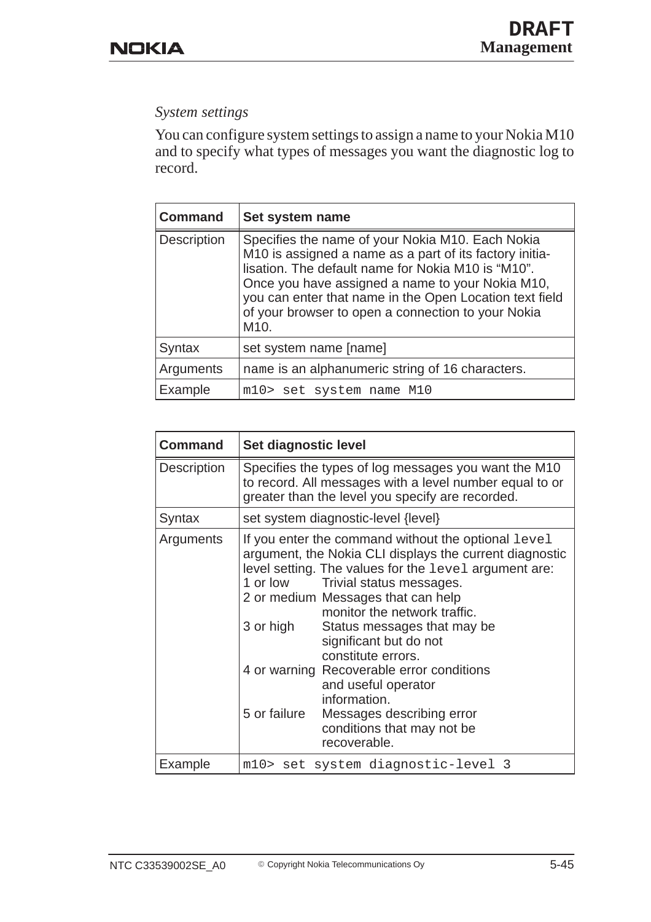*System settings*

You can configure system settings to assign a name to your Nokia M10 and to specify what types of messages you want the diagnostic log to record.

| Command | Set system name |
|---|---|
| Description | Specifies the name of your Nokia M10. Each Nokia M10 is assigned a name as a part of its factory initialisation. The default name for Nokia M10 is “M10”. Once you have assigned a name to your Nokia M10, you can enter that name in the Open Location text field of your browser to open a connection to your Nokia M10. |
| Syntax | set system name [name] |
| Arguments | `name` is an alphanumeric string of 16 characters. |
| Example | `m10> set system name M10` |

| Command | Set diagnostic level |
|---|---|
| Description | Specifies the types of log messages you want the M10 to record. All messages with a level number equal to or greater than the level you specify are recorded. |
| Syntax | set system diagnostic-level {level} |
| Arguments | If you enter the command without the optional `level` argument, the Nokia CLI displays the current diagnostic level setting. The values for the `level` argument are:<br>1 or low — Trivial status messages.<br>2 or medium — Messages that can help monitor the network traffic.<br>3 or high — Status messages that may be significant but do not constitute errors.<br>4 or warning — Recoverable error conditions and useful operator information.<br>5 or failure — Messages describing error conditions that may not be recoverable. |
| Example | `m10> set system diagnostic-level 3` |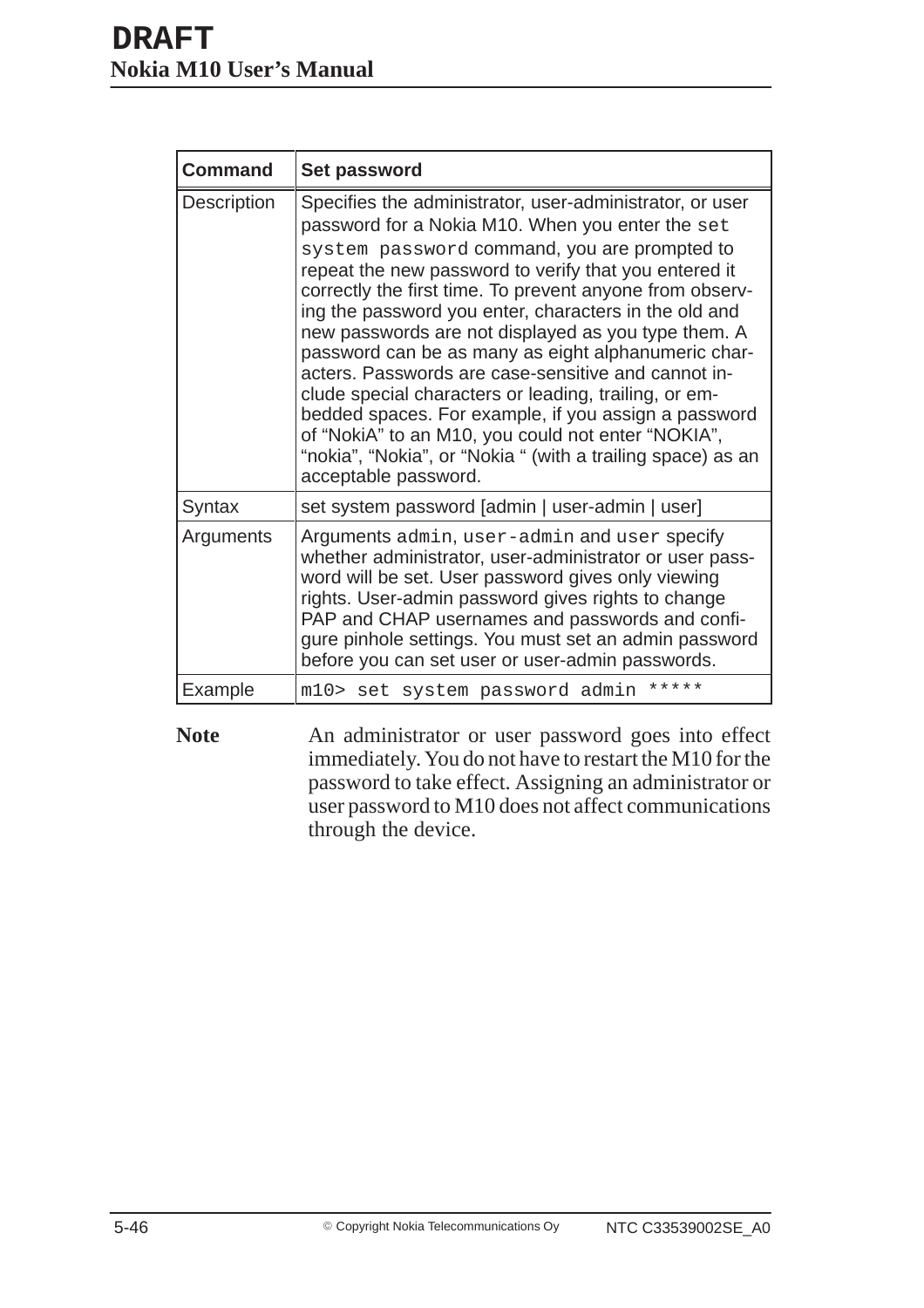| Command | Set password |
|---|---|
| Description | Specifies the administrator, user-administrator, or user password for a Nokia M10. When you enter the `set system password` command, you are prompted to repeat the new password to verify that you entered it correctly the first time. To prevent anyone from observing the password you enter, characters in the old and new passwords are not displayed as you type them. A password can be as many as eight alphanumeric characters. Passwords are case-sensitive and cannot include special characters or leading, trailing, or embedded spaces. For example, if you assign a password of “NokiA” to an M10, you could not enter “NOKIA”, “nokia”, “Nokia”, or “Nokia “ (with a trailing space) as an acceptable password. |
| Syntax | set system password [admin \| user-admin \| user] |
| Arguments | Arguments `admin`, `user-admin` and `user` specify whether administrator, user-administrator or user password will be set. User password gives only viewing rights. User-admin password gives rights to change PAP and CHAP usernames and passwords and configure pinhole settings. You must set an admin password before you can set user or user-admin passwords. |
| Example | `m10> set system password admin *****` |

**Note** An administrator or user password goes into effect immediately. You do not have to restart the M10 for the password to take effect. Assigning an administrator or user password to M10 does not affect communications through the device.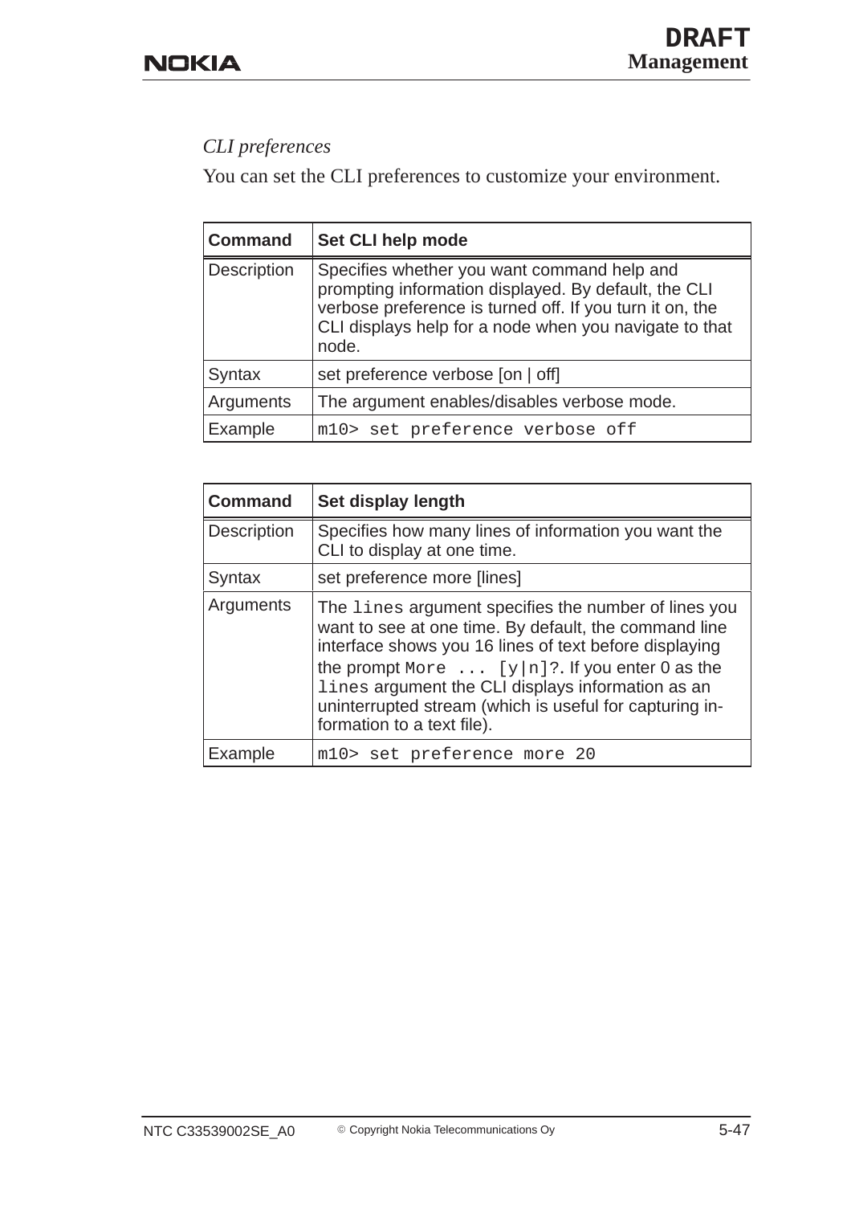*CLI preferences*

You can set the CLI preferences to customize your environment.

| Command | Set CLI help mode |
|---|---|
| Description | Specifies whether you want command help and prompting information displayed. By default, the CLI verbose preference is turned off. If you turn it on, the CLI displays help for a node when you navigate to that node. |
| Syntax | set preference verbose [on \| off] |
| Arguments | The argument enables/disables verbose mode. |
| Example | `m10> set preference verbose off` |

| Command | Set display length |
|---|---|
| Description | Specifies how many lines of information you want the CLI to display at one time. |
| Syntax | set preference more [lines] |
| Arguments | The `lines` argument specifies the number of lines you want to see at one time. By default, the command line interface shows you 16 lines of text before displaying the prompt `More ... [y\|n]?`. If you enter 0 as the `lines` argument the CLI displays information as an uninterrupted stream (which is useful for capturing information to a text file). |
| Example | `m10> set preference more 20` |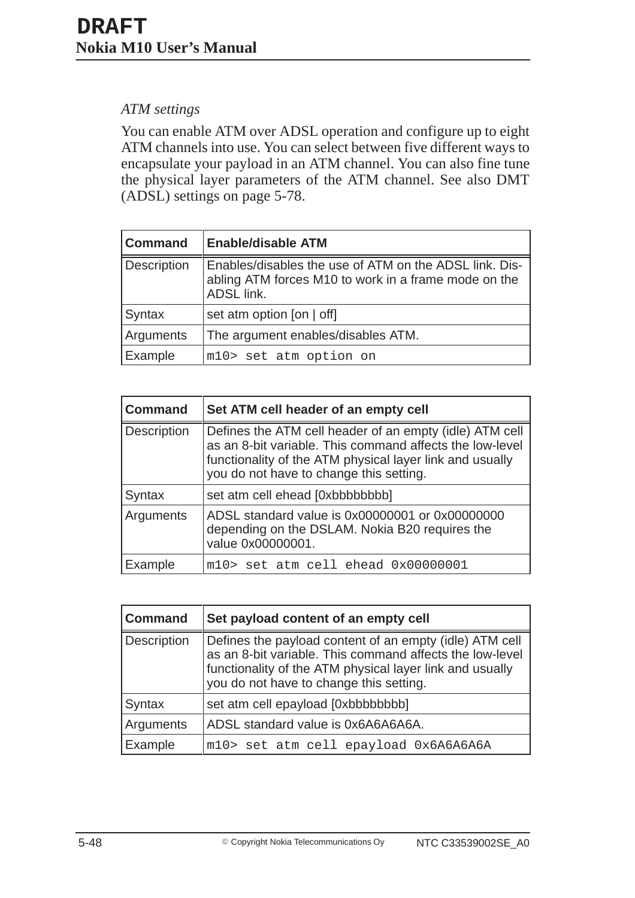*ATM settings*

You can enable ATM over ADSL operation and configure up to eight ATM channels into use. You can select between five different ways to encapsulate your payload in an ATM channel. You can also fine tune the physical layer parameters of the ATM channel. See also DMT (ADSL) settings on page 5-78.

| Command | Enable/disable ATM |
|---|---|
| Description | Enables/disables the use of ATM on the ADSL link. Disabling ATM forces M10 to work in a frame mode on the ADSL link. |
| Syntax | set atm option [on \| off] |
| Arguments | The argument enables/disables ATM. |
| Example | `m10> set atm option on` |

| Command | Set ATM cell header of an empty cell |
|---|---|
| Description | Defines the ATM cell header of an empty (idle) ATM cell as an 8-bit variable. This command affects the low-level functionality of the ATM physical layer link and usually you do not have to change this setting. |
| Syntax | set atm cell ehead [0xbbbbbbbb] |
| Arguments | ADSL standard value is 0x00000001 or 0x00000000 depending on the DSLAM. Nokia B20 requires the value 0x00000001. |
| Example | `m10> set atm cell ehead 0x00000001` |

| Command | Set payload content of an empty cell |
|---|---|
| Description | Defines the payload content of an empty (idle) ATM cell as an 8-bit variable. This command affects the low-level functionality of the ATM physical layer link and usually you do not have to change this setting. |
| Syntax | set atm cell epayload [0xbbbbbbbb] |
| Arguments | ADSL standard value is 0x6A6A6A6A. |
| Example | `m10> set atm cell epayload 0x6A6A6A6A` |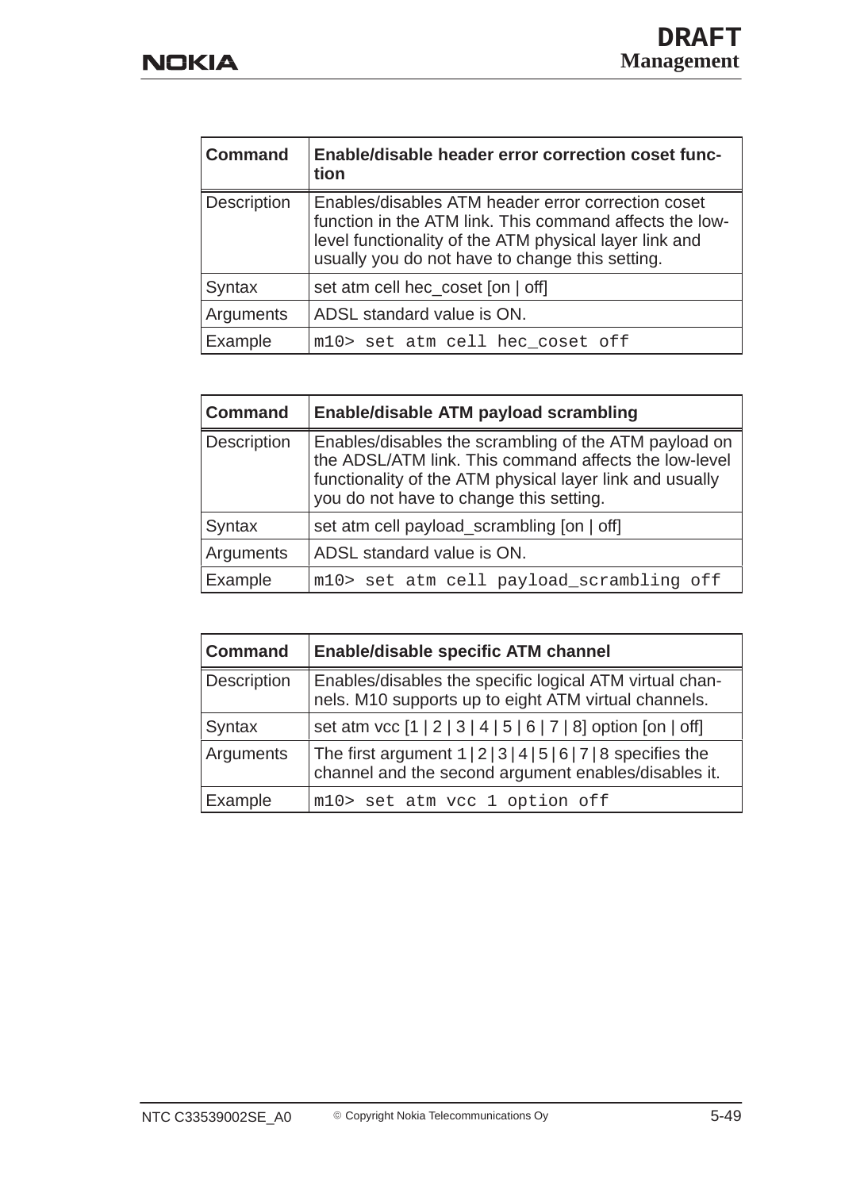| Command | Enable/disable header error correction coset function |
|---|---|
| Description | Enables/disables ATM header error correction coset function in the ATM link. This command affects the low-level functionality of the ATM physical layer link and usually you do not have to change this setting. |
| Syntax | set atm cell hec_coset [on \| off] |
| Arguments | ADSL standard value is ON. |
| Example | `m10> set atm cell hec_coset off` |

| Command | Enable/disable ATM payload scrambling |
|---|---|
| Description | Enables/disables the scrambling of the ATM payload on the ADSL/ATM link. This command affects the low-level functionality of the ATM physical layer link and usually you do not have to change this setting. |
| Syntax | set atm cell payload_scrambling [on \| off] |
| Arguments | ADSL standard value is ON. |
| Example | `m10> set atm cell payload_scrambling off` |

| Command | Enable/disable specific ATM channel |
|---|---|
| Description | Enables/disables the specific logical ATM virtual channels. M10 supports up to eight ATM virtual channels. |
| Syntax | set atm vcc [1 \| 2 \| 3 \| 4 \| 5 \| 6 \| 7 \| 8] option [on \| off] |
| Arguments | The first argument `1\|2\|3\|4\|5\|6\|7\|8` specifies the channel and the second argument enables/disables it. |
| Example | `m10> set atm vcc 1 option off` |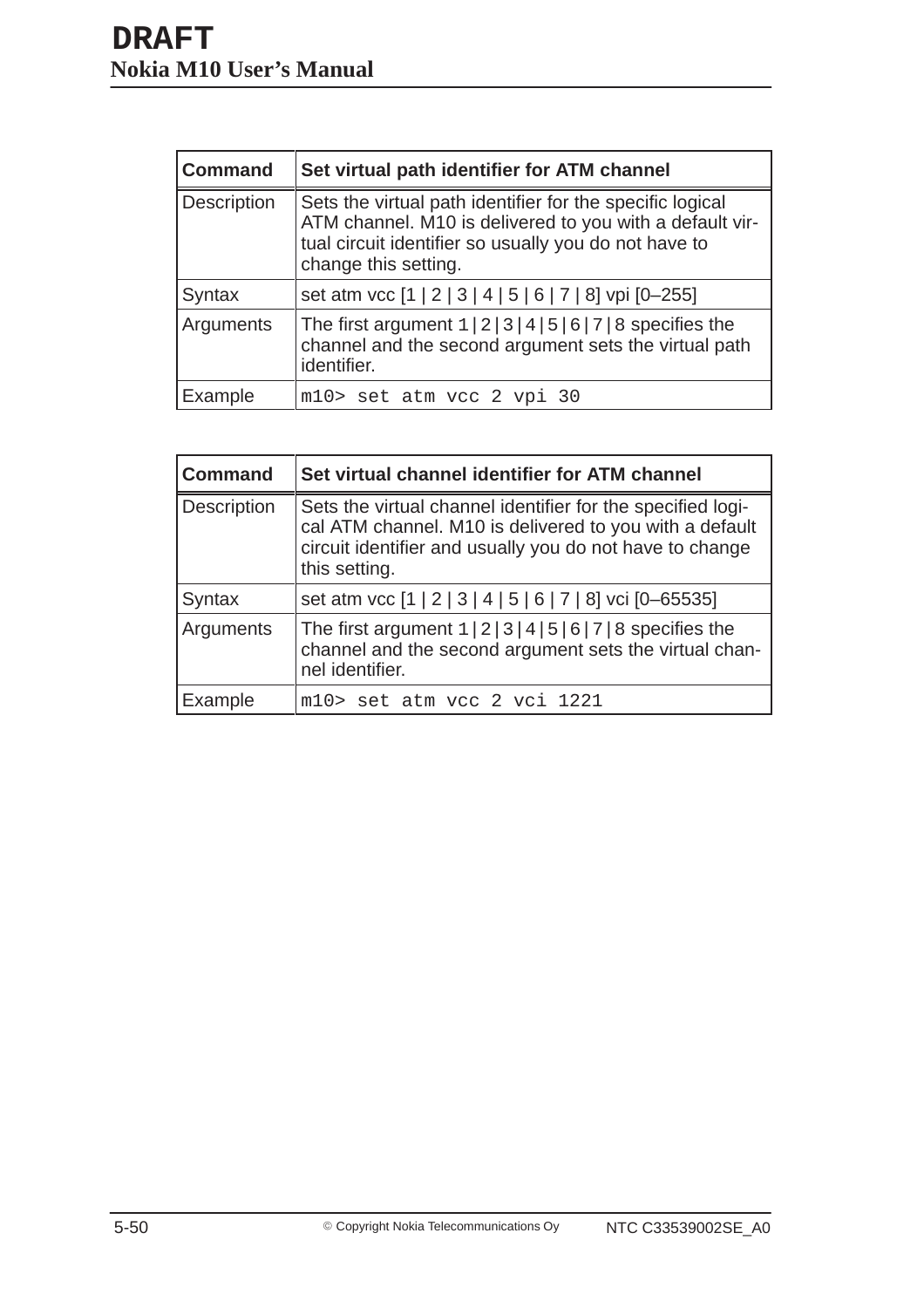| Command | Set virtual path identifier for ATM channel |
|---|---|
| Description | Sets the virtual path identifier for the specific logical ATM channel. M10 is delivered to you with a default virtual circuit identifier so usually you do not have to change this setting. |
| Syntax | set atm vcc [1 \| 2 \| 3 \| 4 \| 5 \| 6 \| 7 \| 8] vpi [0–255] |
| Arguments | The first argument `1|2|3|4|5|6|7|8` specifies the channel and the second argument sets the virtual path identifier. |
| Example | `m10> set atm vcc 2 vpi 30` |

| Command | Set virtual channel identifier for ATM channel |
|---|---|
| Description | Sets the virtual channel identifier for the specified logical ATM channel. M10 is delivered to you with a default circuit identifier and usually you do not have to change this setting. |
| Syntax | set atm vcc [1 \| 2 \| 3 \| 4 \| 5 \| 6 \| 7 \| 8] vci [0–65535] |
| Arguments | The first argument `1|2|3|4|5|6|7|8` specifies the channel and the second argument sets the virtual channel identifier. |
| Example | `m10> set atm vcc 2 vci 1221` |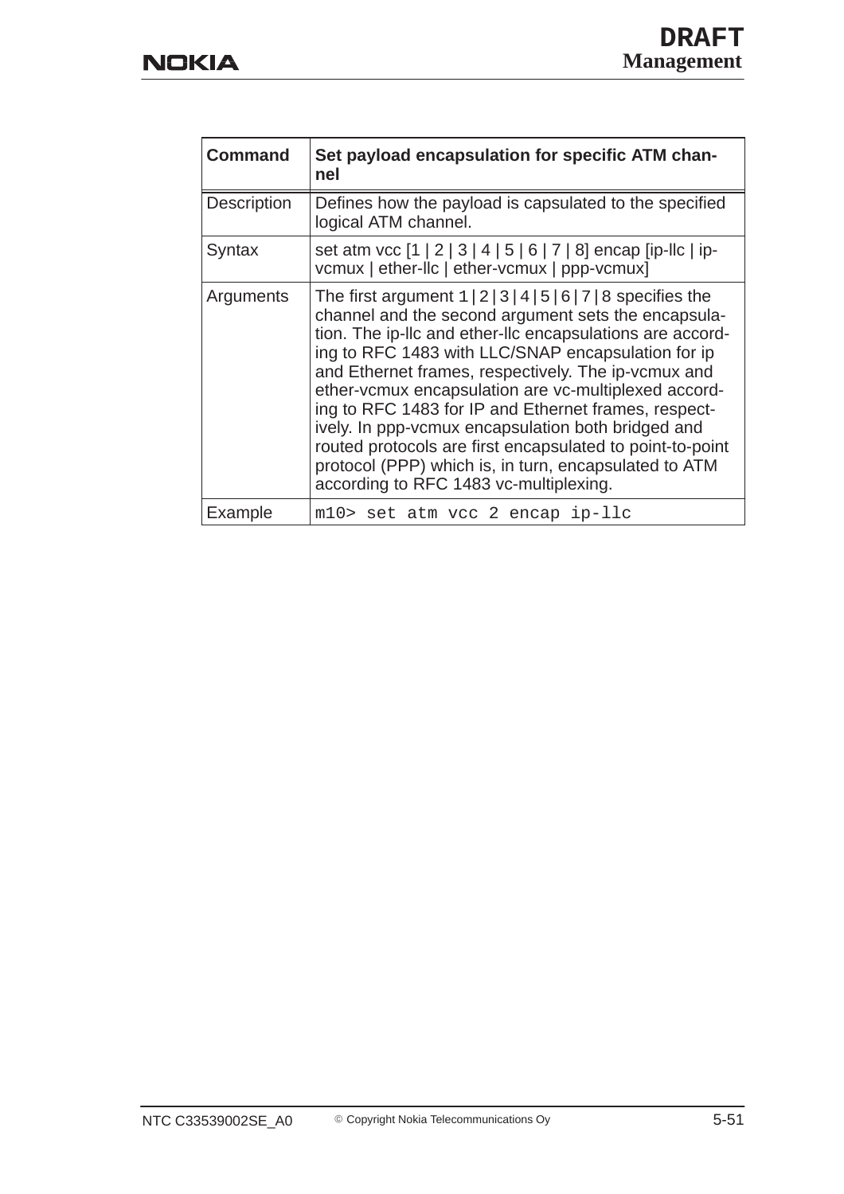| Command | Set payload encapsulation for specific ATM channel |
|---|---|
| Description | Defines how the payload is capsulated to the specified logical ATM channel. |
| Syntax | set atm vcc [1 \| 2 \| 3 \| 4 \| 5 \| 6 \| 7 \| 8] encap [ip-llc \| ip-vcmux \| ether-llc \| ether-vcmux \| ppp-vcmux] |
| Arguments | The first argument `1|2|3|4|5|6|7|8` specifies the channel and the second argument sets the encapsulation. The ip-llc and ether-llc encapsulations are according to RFC 1483 with LLC/SNAP encapsulation for ip and Ethernet frames, respectively. The ip-vcmux and ether-vcmux encapsulation are vc-multiplexed according to RFC 1483 for IP and Ethernet frames, respectively. In ppp-vcmux encapsulation both bridged and routed protocols are first encapsulated to point-to-point protocol (PPP) which is, in turn, encapsulated to ATM according to RFC 1483 vc-multiplexing. |
| Example | `m10> set atm vcc 2 encap ip-llc` |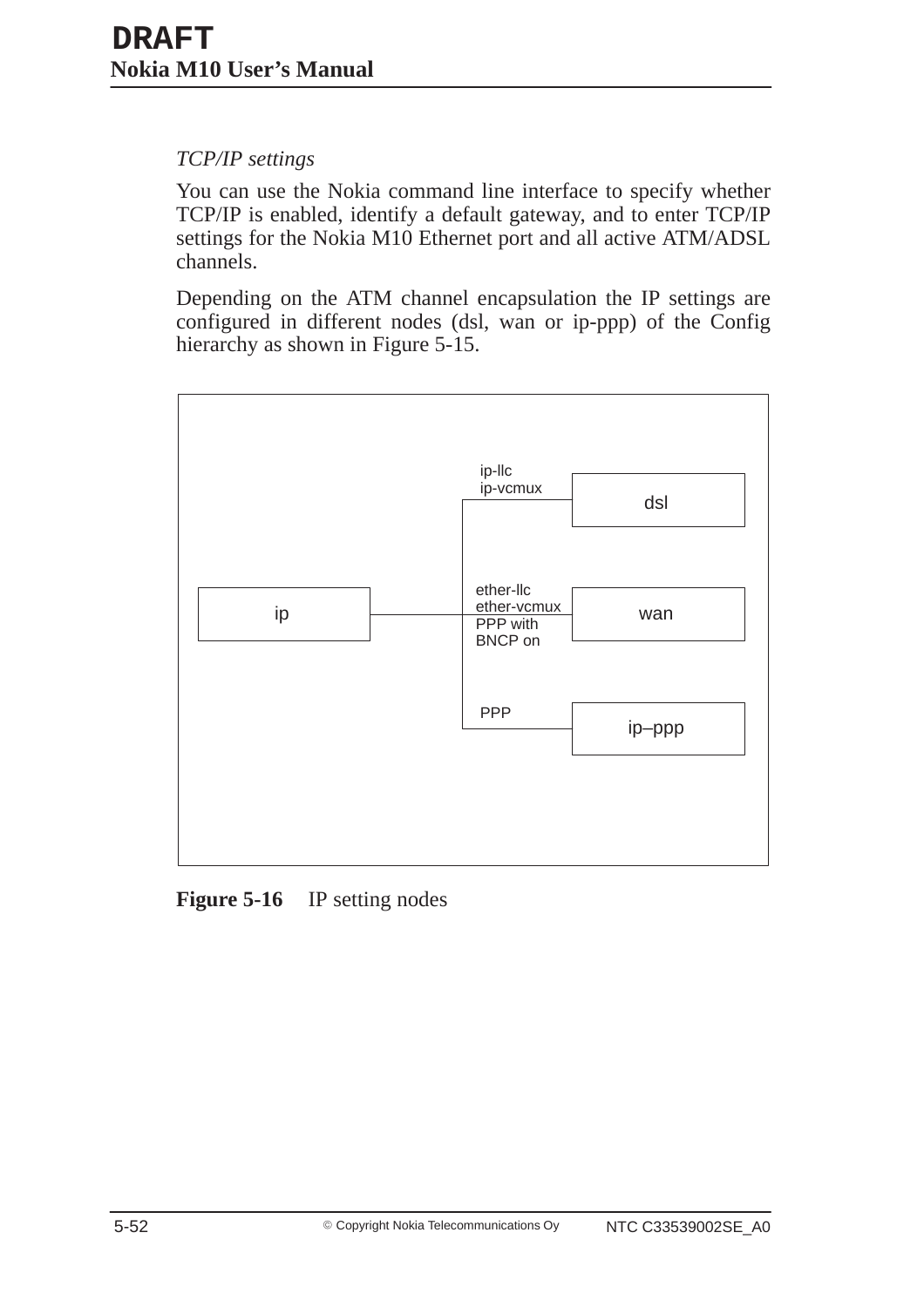*TCP/IP settings*

You can use the Nokia command line interface to specify whether TCP/IP is enabled, identify a default gateway, and to enter TCP/IP settings for the Nokia M10 Ethernet port and all active ATM/ADSL channels.

Depending on the ATM channel encapsulation the IP settings are configured in different nodes (dsl, wan or ip-ppp) of the Config hierarchy as shown in Figure 5-15.

**Figure 5-16** IP setting nodes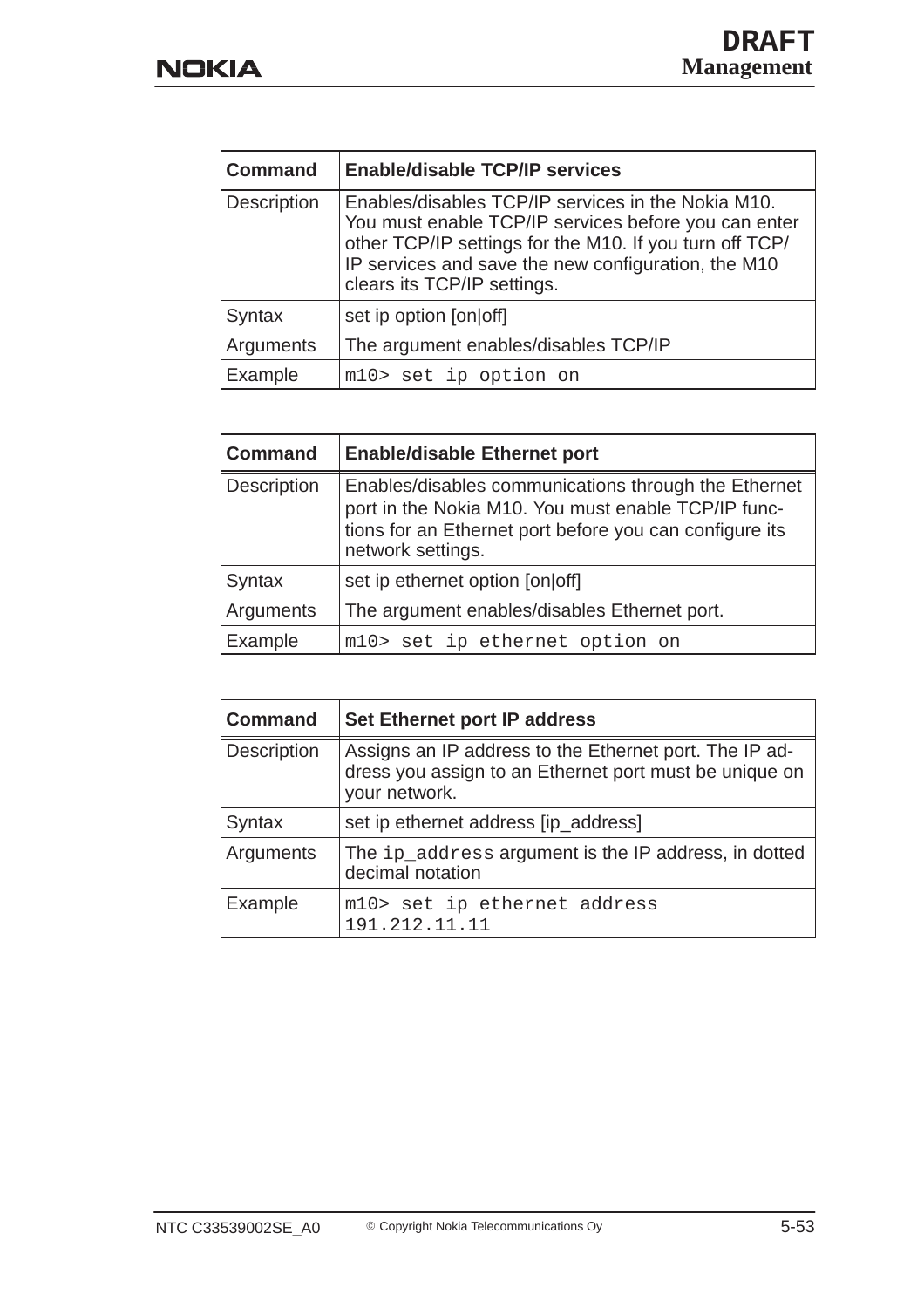| Command | Enable/disable TCP/IP services |
| --- | --- |
| Description | Enables/disables TCP/IP services in the Nokia M10. You must enable TCP/IP services before you can enter other TCP/IP settings for the M10. If you turn off TCP/IP services and save the new configuration, the M10 clears its TCP/IP settings. |
| Syntax | set ip option [on\|off] |
| Arguments | The argument enables/disables TCP/IP |
| Example | `m10> set ip option on` |

| Command | Enable/disable Ethernet port |
| --- | --- |
| Description | Enables/disables communications through the Ethernet port in the Nokia M10. You must enable TCP/IP functions for an Ethernet port before you can configure its network settings. |
| Syntax | set ip ethernet option [on\|off] |
| Arguments | The argument enables/disables Ethernet port. |
| Example | `m10> set ip ethernet option on` |

| Command | Set Ethernet port IP address |
| --- | --- |
| Description | Assigns an IP address to the Ethernet port. The IP address you assign to an Ethernet port must be unique on your network. |
| Syntax | set ip ethernet address [ip_address] |
| Arguments | The `ip_address` argument is the IP address, in dotted decimal notation |
| Example | `m10> set ip ethernet address 191.212.11.11` |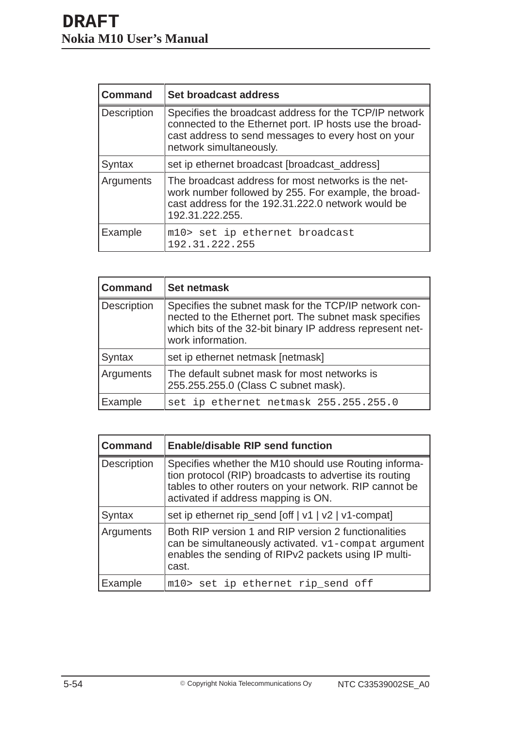| Command | Set broadcast address |
| --- | --- |
| Description | Specifies the broadcast address for the TCP/IP network connected to the Ethernet port. IP hosts use the broadcast address to send messages to every host on your network simultaneously. |
| Syntax | set ip ethernet broadcast [broadcast_address] |
| Arguments | The broadcast address for most networks is the network number followed by 255. For example, the broadcast address for the 192.31.222.0 network would be 192.31.222.255. |
| Example | `m10> set ip ethernet broadcast 192.31.222.255` |

| Command | Set netmask |
| --- | --- |
| Description | Specifies the subnet mask for the TCP/IP network connected to the Ethernet port. The subnet mask specifies which bits of the 32-bit binary IP address represent network information. |
| Syntax | set ip ethernet netmask [netmask] |
| Arguments | The default subnet mask for most networks is 255.255.255.0 (Class C subnet mask). |
| Example | `set ip ethernet netmask 255.255.255.0` |

| Command | Enable/disable RIP send function |
| --- | --- |
| Description | Specifies whether the M10 should use Routing information protocol (RIP) broadcasts to advertise its routing tables to other routers on your network. RIP cannot be activated if address mapping is ON. |
| Syntax | set ip ethernet rip_send [off \| v1 \| v2 \| v1-compat] |
| Arguments | Both RIP version 1 and RIP version 2 functionalities can be simultaneously activated. `v1-compat` argument enables the sending of RIPv2 packets using IP multicast. |
| Example | `m10> set ip ethernet rip_send off` |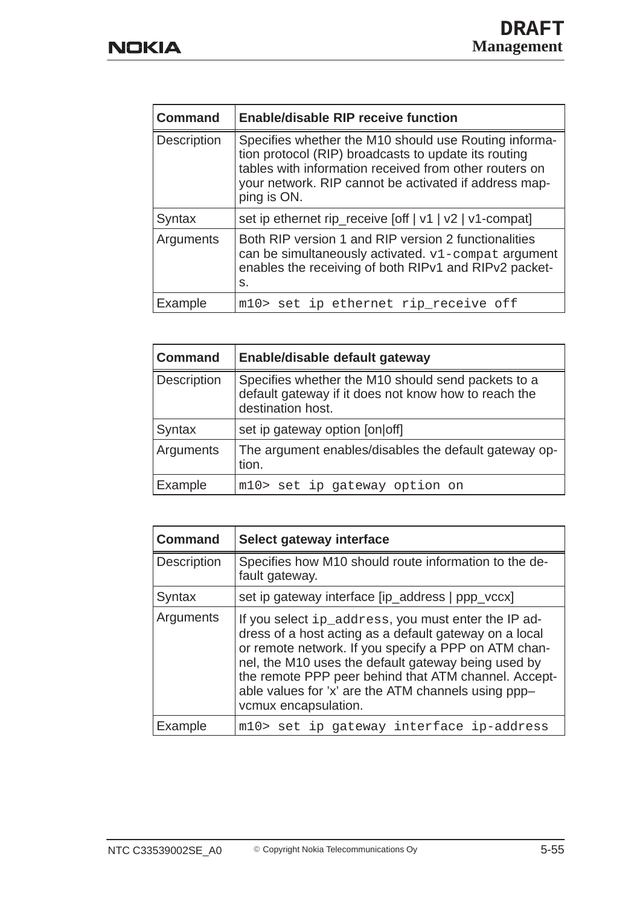| Command | Enable/disable RIP receive function |
|---|---|
| Description | Specifies whether the M10 should use Routing information protocol (RIP) broadcasts to update its routing tables with information received from other routers on your network. RIP cannot be activated if address mapping is ON. |
| Syntax | set ip ethernet rip_receive [off \| v1 \| v2 \| v1-compat] |
| Arguments | Both RIP version 1 and RIP version 2 functionalities can be simultaneously activated. `v1-compat` argument enables the receiving of both RIPv1 and RIPv2 packets. |
| Example | `m10> set ip ethernet rip_receive off` |

| Command | Enable/disable default gateway |
|---|---|
| Description | Specifies whether the M10 should send packets to a default gateway if it does not know how to reach the destination host. |
| Syntax | set ip gateway option [on\|off] |
| Arguments | The argument enables/disables the default gateway option. |
| Example | `m10> set ip gateway option on` |

| Command | Select gateway interface |
|---|---|
| Description | Specifies how M10 should route information to the default gateway. |
| Syntax | set ip gateway interface [ip_address \| ppp_vccx] |
| Arguments | If you select `ip_address`, you must enter the IP address of a host acting as a default gateway on a local or remote network. If you specify a PPP on ATM channel, the M10 uses the default gateway being used by the remote PPP peer behind that ATM channel. Acceptable values for 'x' are the ATM channels using ppp–vcmux encapsulation. |
| Example | `m10> set ip gateway interface ip-address` |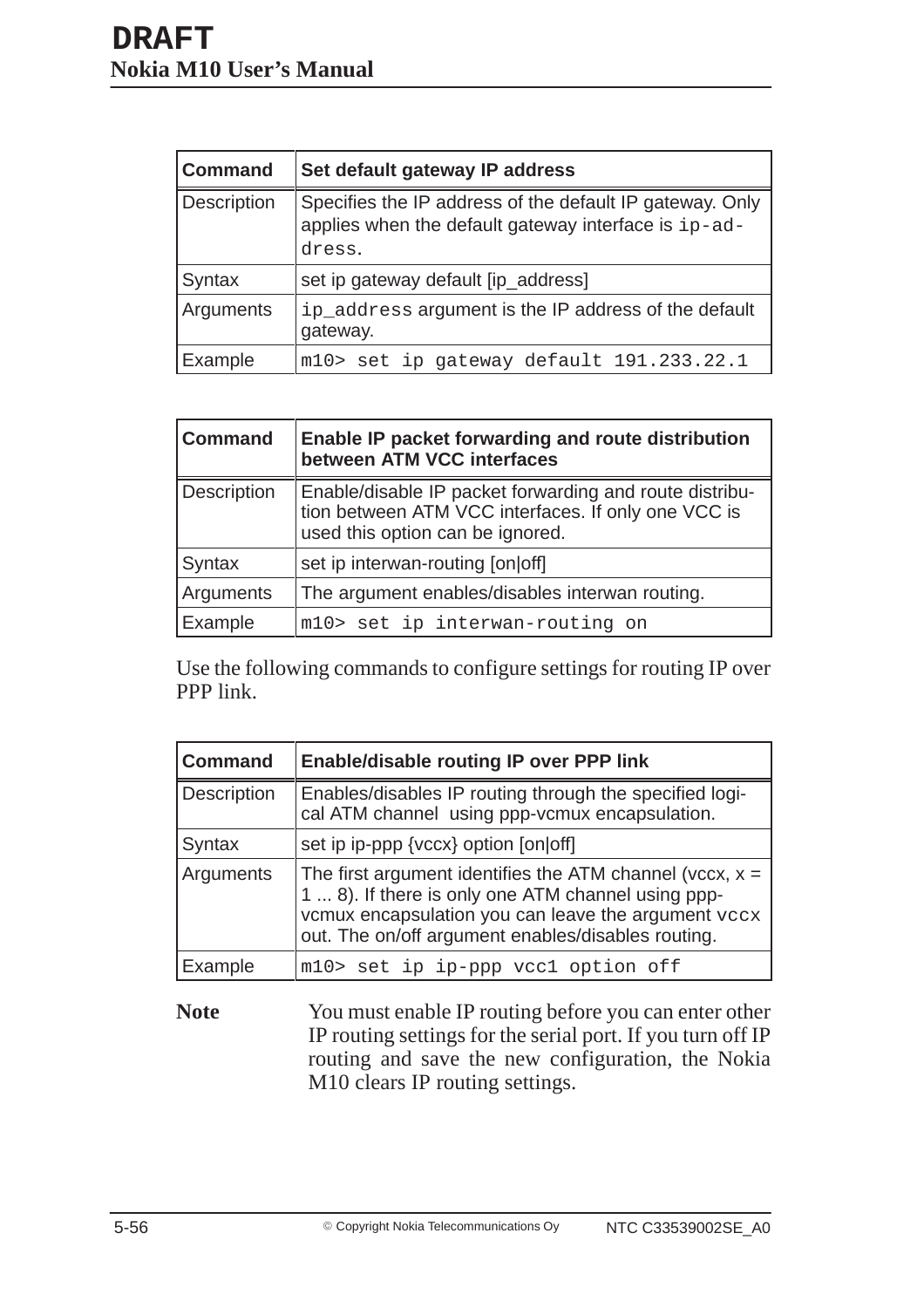| Command | Set default gateway IP address |
|---|---|
| Description | Specifies the IP address of the default IP gateway. Only applies when the default gateway interface is `ip-address`. |
| Syntax | set ip gateway default [ip_address] |
| Arguments | `ip_address` argument is the IP address of the default gateway. |
| Example | `m10> set ip gateway default 191.233.22.1` |

| Command | Enable IP packet forwarding and route distribution between ATM VCC interfaces |
|---|---|
| Description | Enable/disable IP packet forwarding and route distribution between ATM VCC interfaces. If only one VCC is used this option can be ignored. |
| Syntax | set ip interwan-routing [on\|off] |
| Arguments | The argument enables/disables interwan routing. |
| Example | `m10> set ip interwan-routing on` |

Use the following commands to configure settings for routing IP over PPP link.

| Command | Enable/disable routing IP over PPP link |
|---|---|
| Description | Enables/disables IP routing through the specified logical ATM channel using ppp-vcmux encapsulation. |
| Syntax | set ip ip-ppp {vccx} option [on\|off] |
| Arguments | The first argument identifies the ATM channel (vccx, x = 1 ... 8). If there is only one ATM channel using ppp-vcmux encapsulation you can leave the argument `vccx` out. The on/off argument enables/disables routing. |
| Example | `m10> set ip ip-ppp vcc1 option off` |

**Note** You must enable IP routing before you can enter other IP routing settings for the serial port. If you turn off IP routing and save the new configuration, the Nokia M10 clears IP routing settings.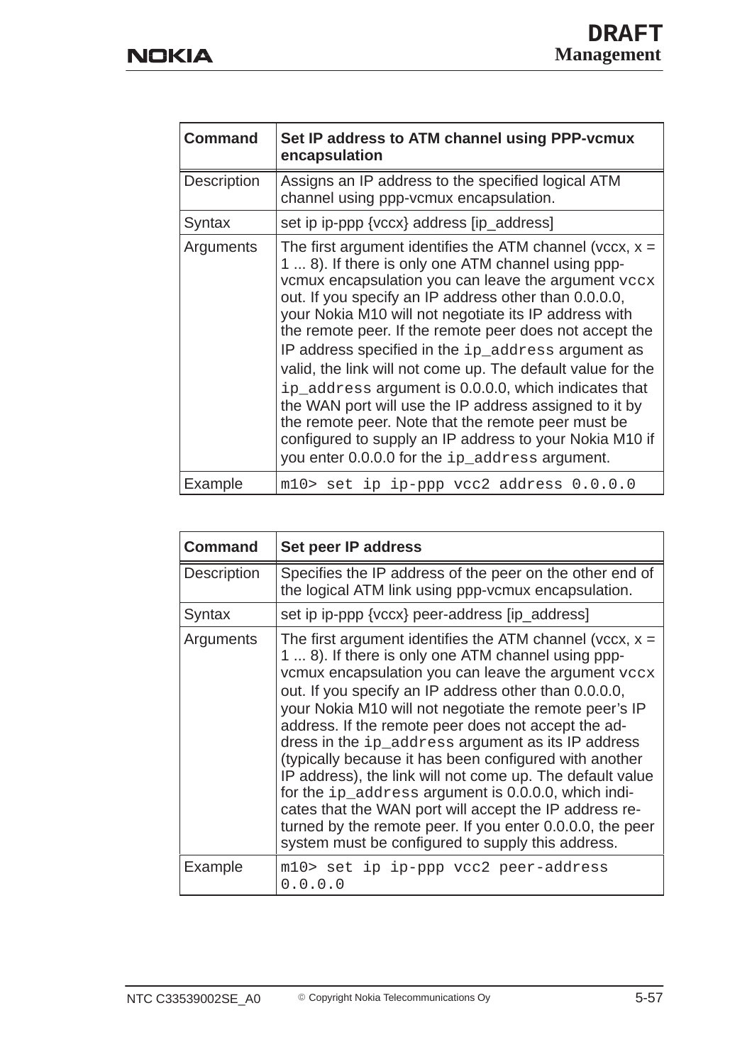| Command | Set IP address to ATM channel using PPP-vcmux encapsulation |
| --- | --- |
| Description | Assigns an IP address to the specified logical ATM channel using ppp-vcmux encapsulation. |
| Syntax | set ip ip-ppp {vccx} address [ip_address] |
| Arguments | The first argument identifies the ATM channel (vccx, x = 1 ... 8). If there is only one ATM channel using ppp-vcmux encapsulation you can leave the argument `vccx` out. If you specify an IP address other than 0.0.0.0, your Nokia M10 will not negotiate its IP address with the remote peer. If the remote peer does not accept the IP address specified in the `ip_address` argument as valid, the link will not come up. The default value for the `ip_address` argument is 0.0.0.0, which indicates that the WAN port will use the IP address assigned to it by the remote peer. Note that the remote peer must be configured to supply an IP address to your Nokia M10 if you enter 0.0.0.0 for the `ip_address` argument. |
| Example | `m10> set ip ip-ppp vcc2 address 0.0.0.0` |

| Command | Set peer IP address |
| --- | --- |
| Description | Specifies the IP address of the peer on the other end of the logical ATM link using ppp-vcmux encapsulation. |
| Syntax | set ip ip-ppp {vccx} peer-address [ip_address] |
| Arguments | The first argument identifies the ATM channel (vccx, x = 1 ... 8). If there is only one ATM channel using ppp-vcmux encapsulation you can leave the argument `vccx` out. If you specify an IP address other than 0.0.0.0, your Nokia M10 will not negotiate the remote peer's IP address. If the remote peer does not accept the address in the `ip_address` argument as its IP address (typically because it has been configured with another IP address), the link will not come up. The default value for the `ip_address` argument is 0.0.0.0, which indicates that the WAN port will accept the IP address returned by the remote peer. If you enter 0.0.0.0, the peer system must be configured to supply this address. |
| Example | `m10> set ip ip-ppp vcc2 peer-address 0.0.0.0` |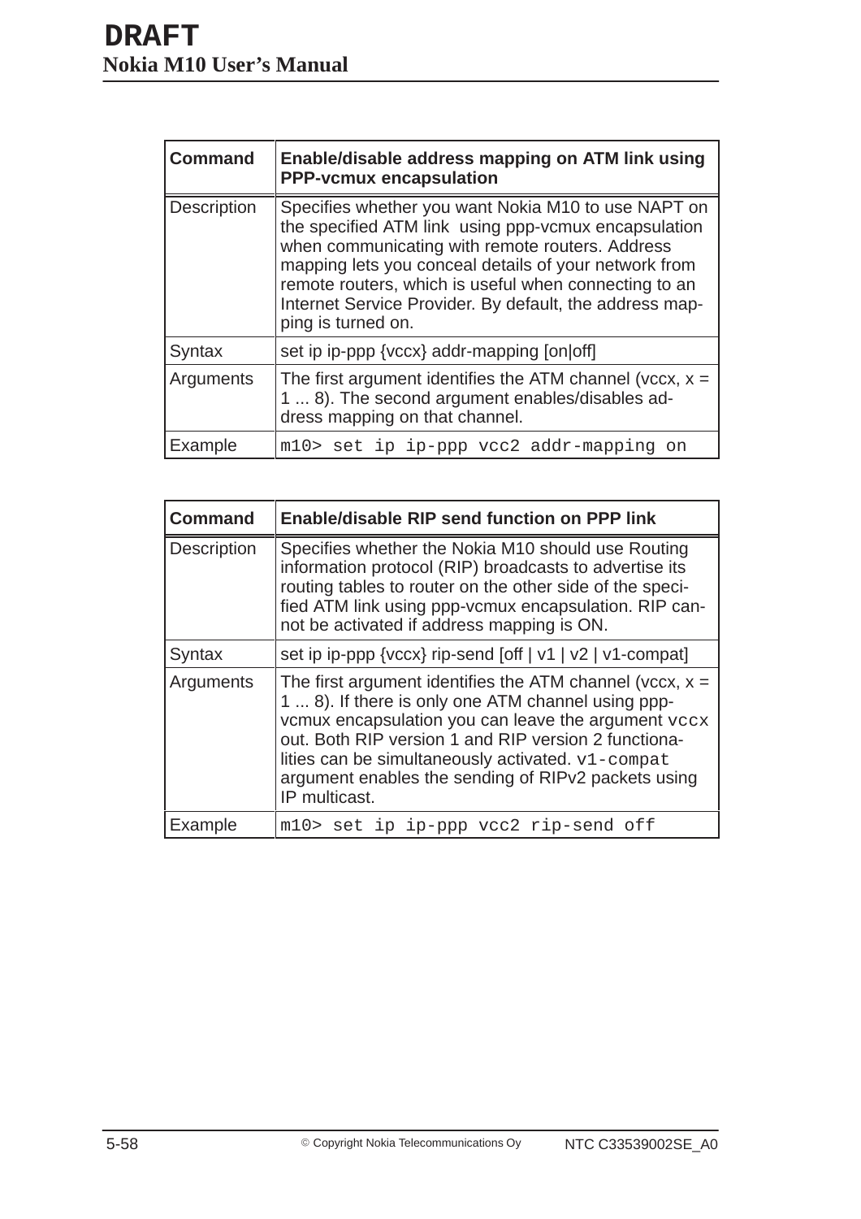| Command | Enable/disable address mapping on ATM link using PPP-vcmux encapsulation |
|---|---|
| Description | Specifies whether you want Nokia M10 to use NAPT on the specified ATM link using ppp-vcmux encapsulation when communicating with remote routers. Address mapping lets you conceal details of your network from remote routers, which is useful when connecting to an Internet Service Provider. By default, the address mapping is turned on. |
| Syntax | set ip ip-ppp {vccx} addr-mapping [on\|off] |
| Arguments | The first argument identifies the ATM channel (vccx, x = 1 ... 8). The second argument enables/disables address mapping on that channel. |
| Example | `m10> set ip ip-ppp vcc2 addr-mapping on` |

| Command | Enable/disable RIP send function on PPP link |
|---|---|
| Description | Specifies whether the Nokia M10 should use Routing information protocol (RIP) broadcasts to advertise its routing tables to router on the other side of the specified ATM link using ppp-vcmux encapsulation. RIP cannot be activated if address mapping is ON. |
| Syntax | set ip ip-ppp {vccx} rip-send [off \| v1 \| v2 \| v1-compat] |
| Arguments | The first argument identifies the ATM channel (vccx, x = 1 ... 8). If there is only one ATM channel using ppp-vcmux encapsulation you can leave the argument `vccx` out. Both RIP version 1 and RIP version 2 functionalities can be simultaneously activated. `v1-compat` argument enables the sending of RIPv2 packets using IP multicast. |
| Example | `m10> set ip ip-ppp vcc2 rip-send off` |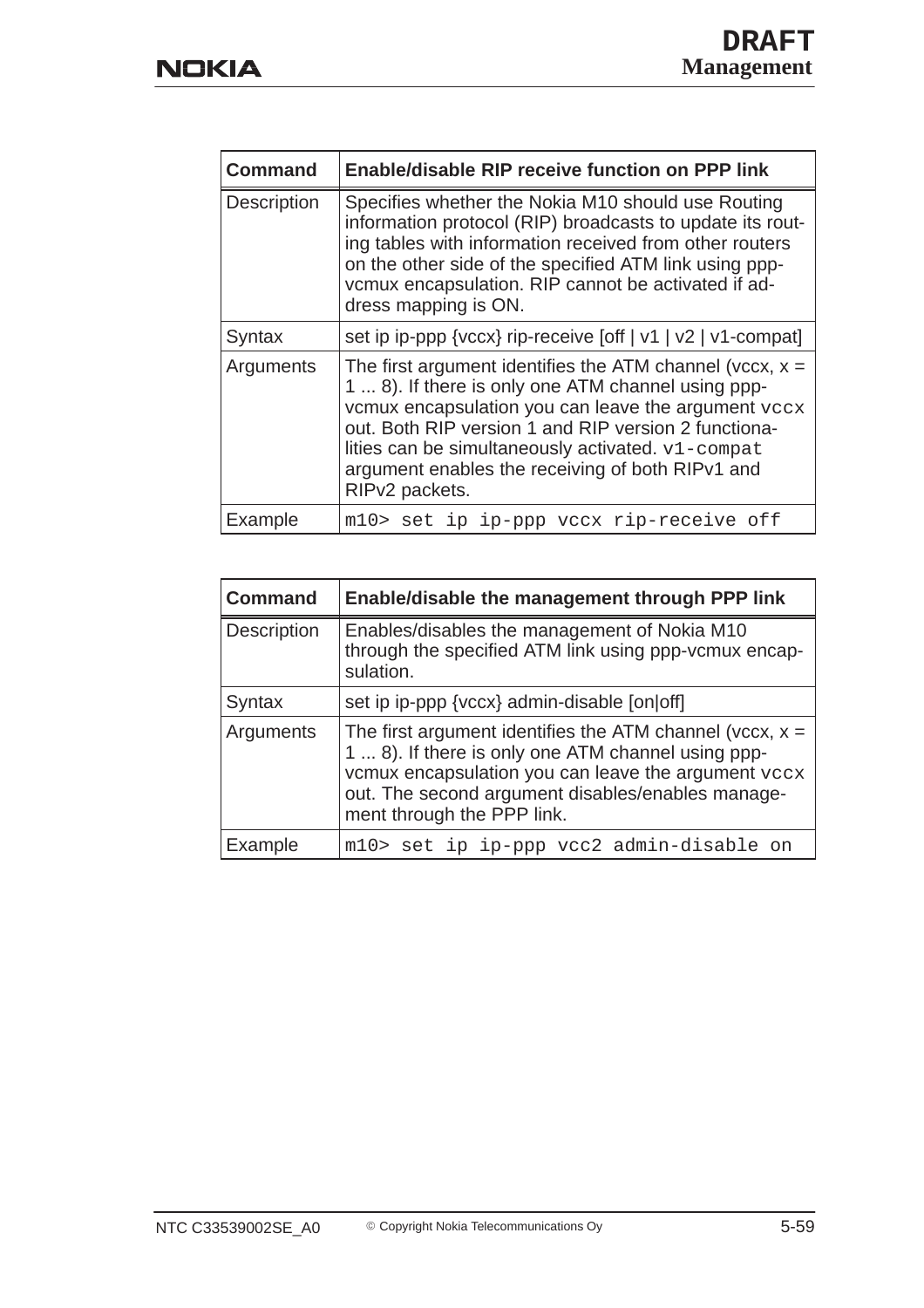| Command | Enable/disable RIP receive function on PPP link |
| --- | --- |
| Description | Specifies whether the Nokia M10 should use Routing information protocol (RIP) broadcasts to update its routing tables with information received from other routers on the other side of the specified ATM link using ppp-vcmux encapsulation. RIP cannot be activated if address mapping is ON. |
| Syntax | set ip ip-ppp {vccx} rip-receive [off \| v1 \| v2 \| v1-compat] |
| Arguments | The first argument identifies the ATM channel (vccx, x = 1 ... 8). If there is only one ATM channel using ppp-vcmux encapsulation you can leave the argument `vccx` out. Both RIP version 1 and RIP version 2 functionalities can be simultaneously activated. `v1-compat` argument enables the receiving of both RIPv1 and RIPv2 packets. |
| Example | `m10> set ip ip-ppp vccx rip-receive off` |

| Command | Enable/disable the management through PPP link |
| --- | --- |
| Description | Enables/disables the management of Nokia M10 through the specified ATM link using ppp-vcmux encapsulation. |
| Syntax | set ip ip-ppp {vccx} admin-disable [on\|off] |
| Arguments | The first argument identifies the ATM channel (vccx, x = 1 ... 8). If there is only one ATM channel using ppp-vcmux encapsulation you can leave the argument `vccx` out. The second argument disables/enables management through the PPP link. |
| Example | `m10> set ip ip-ppp vcc2 admin-disable on` |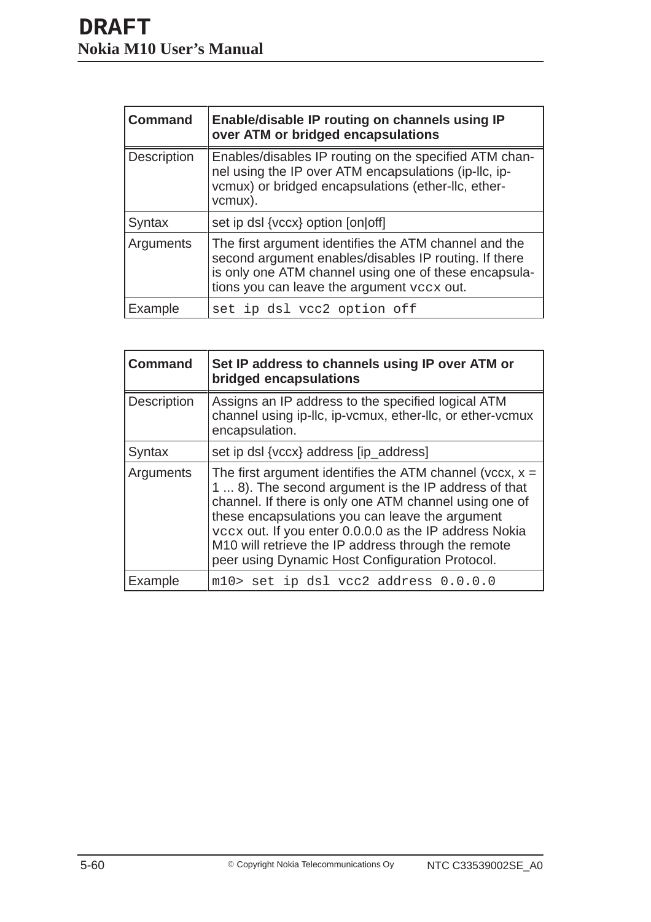| Command | Enable/disable IP routing on channels using IP over ATM or bridged encapsulations |
|---|---|
| Description | Enables/disables IP routing on the specified ATM channel using the IP over ATM encapsulations (ip-llc, ip-vcmux) or bridged encapsulations (ether-llc, ether-vcmux). |
| Syntax | set ip dsl {vccx} option [on\|off] |
| Arguments | The first argument identifies the ATM channel and the second argument enables/disables IP routing. If there is only one ATM channel using one of these encapsulations you can leave the argument `vccx` out. |
| Example | `set ip dsl vcc2 option off` |

| Command | Set IP address to channels using IP over ATM or bridged encapsulations |
|---|---|
| Description | Assigns an IP address to the specified logical ATM channel using ip-llc, ip-vcmux, ether-llc, or ether-vcmux encapsulation. |
| Syntax | set ip dsl {vccx} address [ip_address] |
| Arguments | The first argument identifies the ATM channel (vccx, x = 1 ... 8). The second argument is the IP address of that channel. If there is only one ATM channel using one of these encapsulations you can leave the argument `vccx` out. If you enter 0.0.0.0 as the IP address Nokia M10 will retrieve the IP address through the remote peer using Dynamic Host Configuration Protocol. |
| Example | `m10> set ip dsl vcc2 address 0.0.0.0` |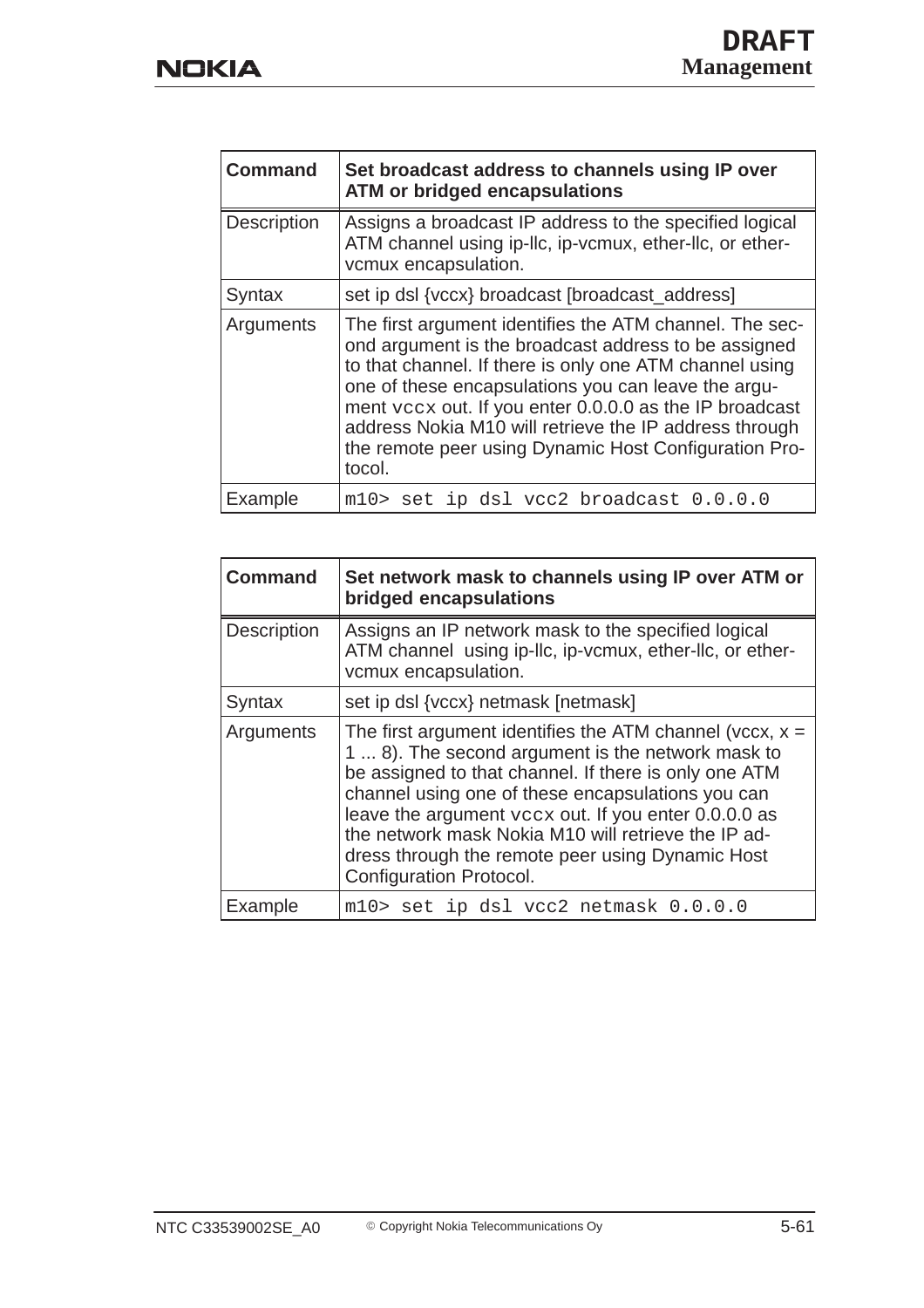| **Command** | **Set broadcast address to channels using IP over ATM or bridged encapsulations** |
|---|---|
| Description | Assigns a broadcast IP address to the specified logical ATM channel using ip-llc, ip-vcmux, ether-llc, or ether-vcmux encapsulation. |
| Syntax | set ip dsl {vccx} broadcast [broadcast_address] |
| Arguments | The first argument identifies the ATM channel. The second argument is the broadcast address to be assigned to that channel. If there is only one ATM channel using one of these encapsulations you can leave the argument `vccx` out. If you enter 0.0.0.0 as the IP broadcast address Nokia M10 will retrieve the IP address through the remote peer using Dynamic Host Configuration Protocol. |
| Example | `m10> set ip dsl vcc2 broadcast 0.0.0.0` |

| **Command** | **Set network mask to channels using IP over ATM or bridged encapsulations** |
|---|---|
| Description | Assigns an IP network mask to the specified logical ATM channel using ip-llc, ip-vcmux, ether-llc, or ether-vcmux encapsulation. |
| Syntax | set ip dsl {vccx} netmask [netmask] |
| Arguments | The first argument identifies the ATM channel (vccx, x = 1 ... 8). The second argument is the network mask to be assigned to that channel. If there is only one ATM channel using one of these encapsulations you can leave the argument `vccx` out. If you enter 0.0.0.0 as the network mask Nokia M10 will retrieve the IP address through the remote peer using Dynamic Host Configuration Protocol. |
| Example | `m10> set ip dsl vcc2 netmask 0.0.0.0` |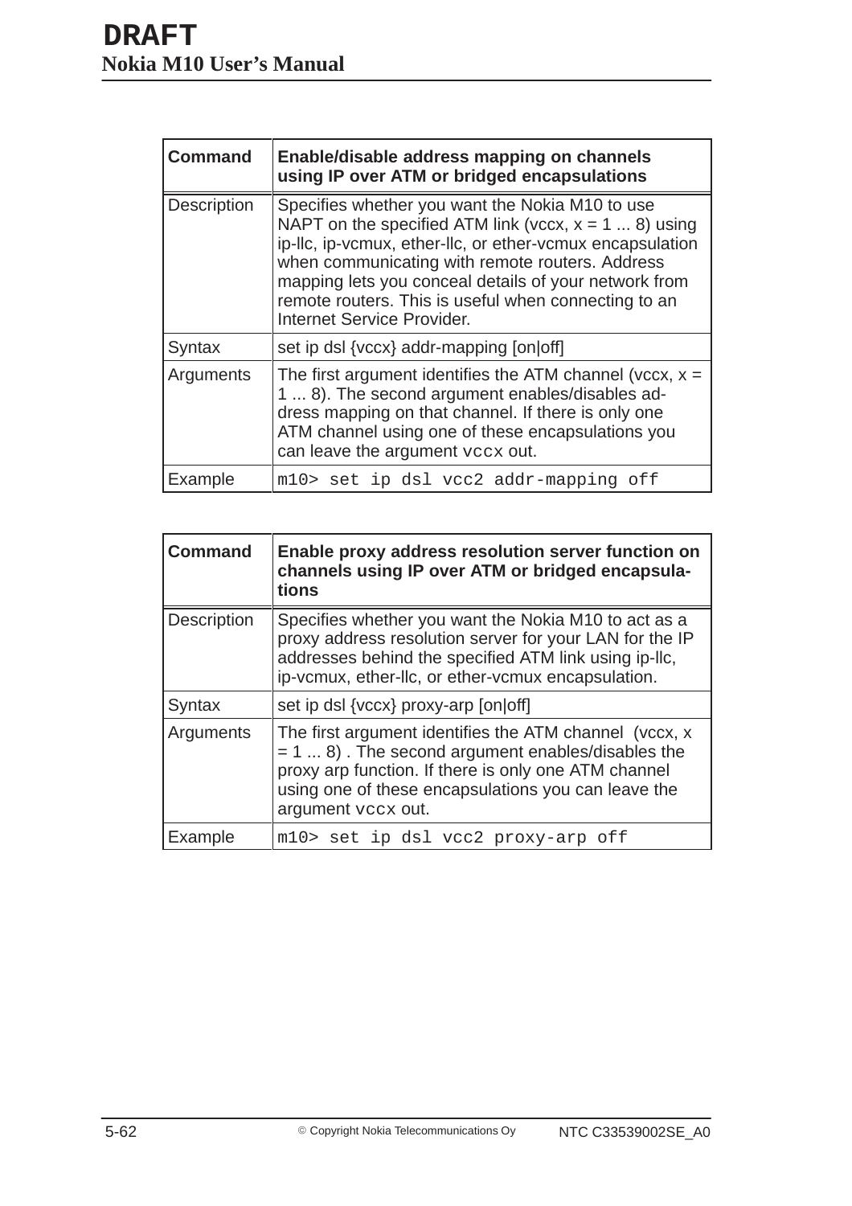| Command | Enable/disable address mapping on channels using IP over ATM or bridged encapsulations |
|---|---|
| Description | Specifies whether you want the Nokia M10 to use NAPT on the specified ATM link (vccx, x = 1 ... 8) using ip-llc, ip-vcmux, ether-llc, or ether-vcmux encapsulation when communicating with remote routers. Address mapping lets you conceal details of your network from remote routers. This is useful when connecting to an Internet Service Provider. |
| Syntax | set ip dsl {vccx} addr-mapping [on\|off] |
| Arguments | The first argument identifies the ATM channel (vccx, x = 1 ... 8). The second argument enables/disables address mapping on that channel. If there is only one ATM channel using one of these encapsulations you can leave the argument `vccx` out. |
| Example | `m10> set ip dsl vcc2 addr-mapping off` |

| Command | Enable proxy address resolution server function on channels using IP over ATM or bridged encapsulations |
|---|---|
| Description | Specifies whether you want the Nokia M10 to act as a proxy address resolution server for your LAN for the IP addresses behind the specified ATM link using ip-llc, ip-vcmux, ether-llc, or ether-vcmux encapsulation. |
| Syntax | set ip dsl {vccx} proxy-arp [on\|off] |
| Arguments | The first argument identifies the ATM channel (vccx, x = 1 ... 8) . The second argument enables/disables the proxy arp function. If there is only one ATM channel using one of these encapsulations you can leave the argument `vccx` out. |
| Example | `m10> set ip dsl vcc2 proxy-arp off` |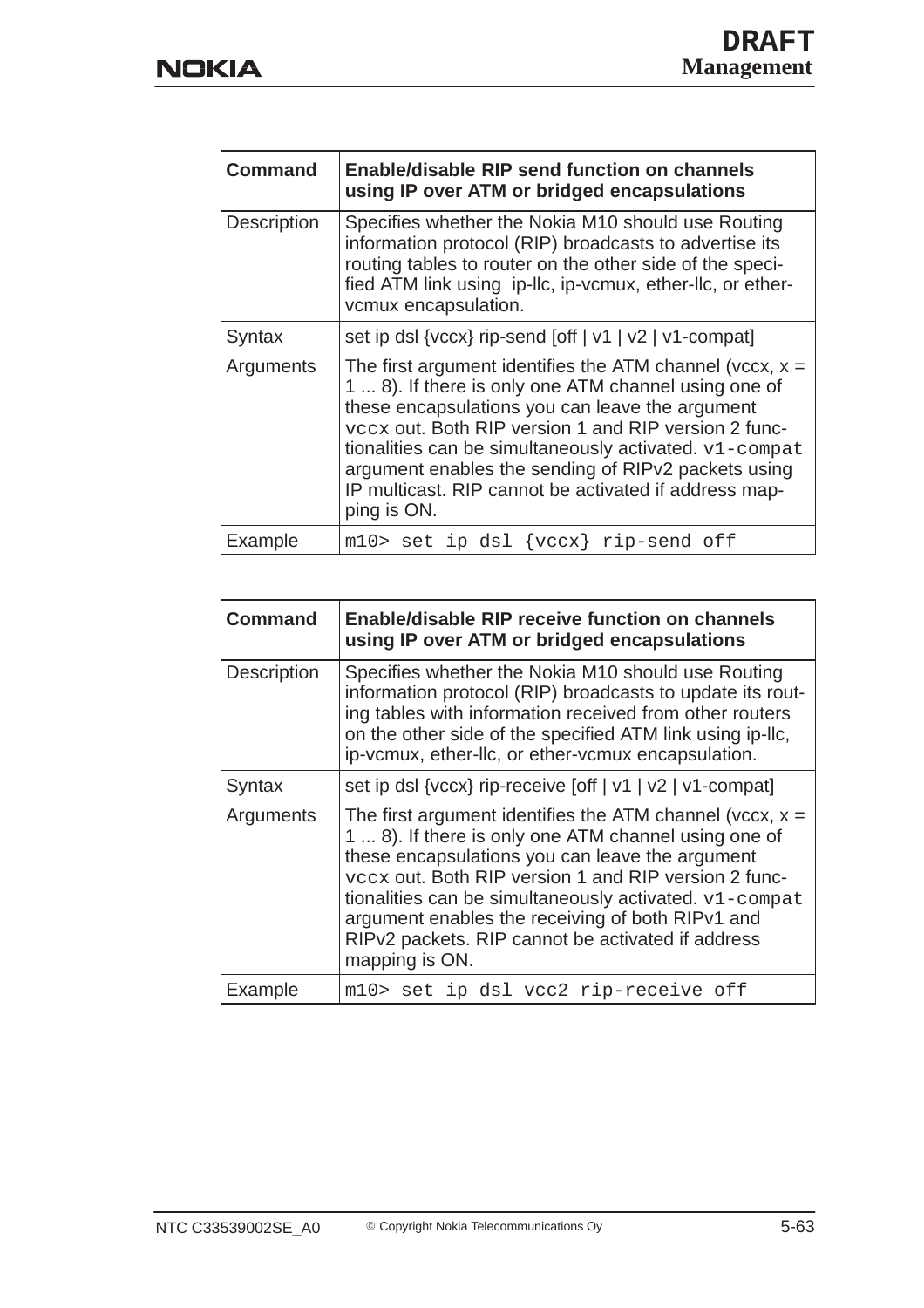| Command | Enable/disable RIP send function on channels using IP over ATM or bridged encapsulations |
|---|---|
| Description | Specifies whether the Nokia M10 should use Routing information protocol (RIP) broadcasts to advertise its routing tables to router on the other side of the specified ATM link using ip-llc, ip-vcmux, ether-llc, or ether-vcmux encapsulation. |
| Syntax | set ip dsl {vccx} rip-send [off \| v1 \| v2 \| v1-compat] |
| Arguments | The first argument identifies the ATM channel (vccx, x = 1 ... 8). If there is only one ATM channel using one of these encapsulations you can leave the argument `vccx` out. Both RIP version 1 and RIP version 2 functionalities can be simultaneously activated. `v1-compat` argument enables the sending of RIPv2 packets using IP multicast. RIP cannot be activated if address mapping is ON. |
| Example | `m10> set ip dsl {vccx} rip-send off` |

| Command | Enable/disable RIP receive function on channels using IP over ATM or bridged encapsulations |
|---|---|
| Description | Specifies whether the Nokia M10 should use Routing information protocol (RIP) broadcasts to update its routing tables with information received from other routers on the other side of the specified ATM link using ip-llc, ip-vcmux, ether-llc, or ether-vcmux encapsulation. |
| Syntax | set ip dsl {vccx} rip-receive [off \| v1 \| v2 \| v1-compat] |
| Arguments | The first argument identifies the ATM channel (vccx, x = 1 ... 8). If there is only one ATM channel using one of these encapsulations you can leave the argument `vccx` out. Both RIP version 1 and RIP version 2 functionalities can be simultaneously activated. `v1-compat` argument enables the receiving of both RIPv1 and RIPv2 packets. RIP cannot be activated if address mapping is ON. |
| Example | `m10> set ip dsl vcc2 rip-receive off` |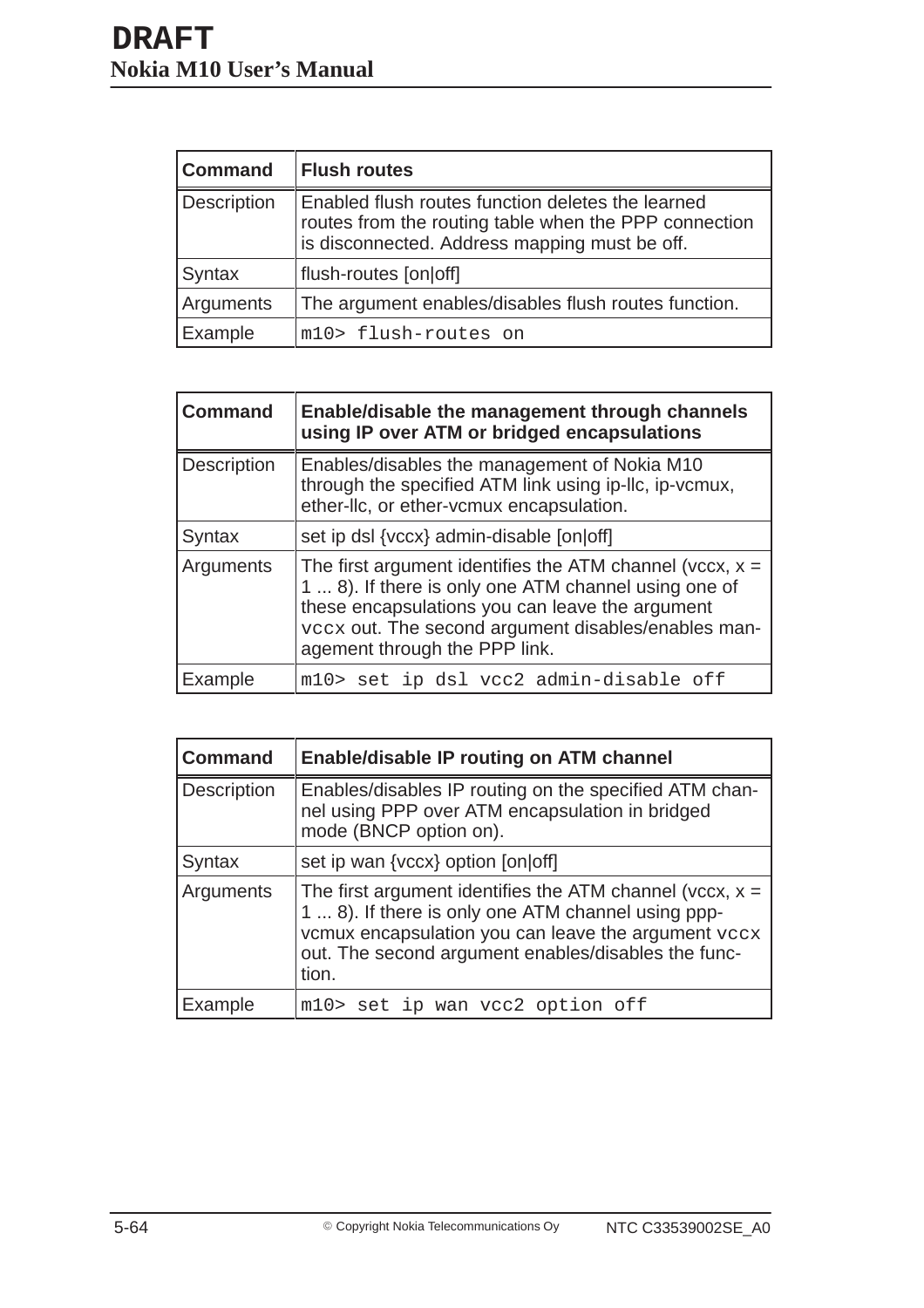| Command | Flush routes |
| --- | --- |
| Description | Enabled flush routes function deletes the learned routes from the routing table when the PPP connection is disconnected. Address mapping must be off. |
| Syntax | flush-routes [on|off] |
| Arguments | The argument enables/disables flush routes function. |
| Example | `m10> flush-routes on` |

| Command | Enable/disable the management through channels using IP over ATM or bridged encapsulations |
| --- | --- |
| Description | Enables/disables the management of Nokia M10 through the specified ATM link using ip-llc, ip-vcmux, ether-llc, or ether-vcmux encapsulation. |
| Syntax | set ip dsl {vccx} admin-disable [on|off] |
| Arguments | The first argument identifies the ATM channel (vccx, x = 1 ... 8). If there is only one ATM channel using one of these encapsulations you can leave the argument `vccx` out. The second argument disables/enables management through the PPP link. |
| Example | `m10> set ip dsl vcc2 admin-disable off` |

| Command | Enable/disable IP routing on ATM channel |
| --- | --- |
| Description | Enables/disables IP routing on the specified ATM channel using PPP over ATM encapsulation in bridged mode (BNCP option on). |
| Syntax | set ip wan {vccx} option [on|off] |
| Arguments | The first argument identifies the ATM channel (vccx, x = 1 ... 8). If there is only one ATM channel using ppp-vcmux encapsulation you can leave the argument `vccx` out. The second argument enables/disables the function. |
| Example | `m10> set ip wan vcc2 option off` |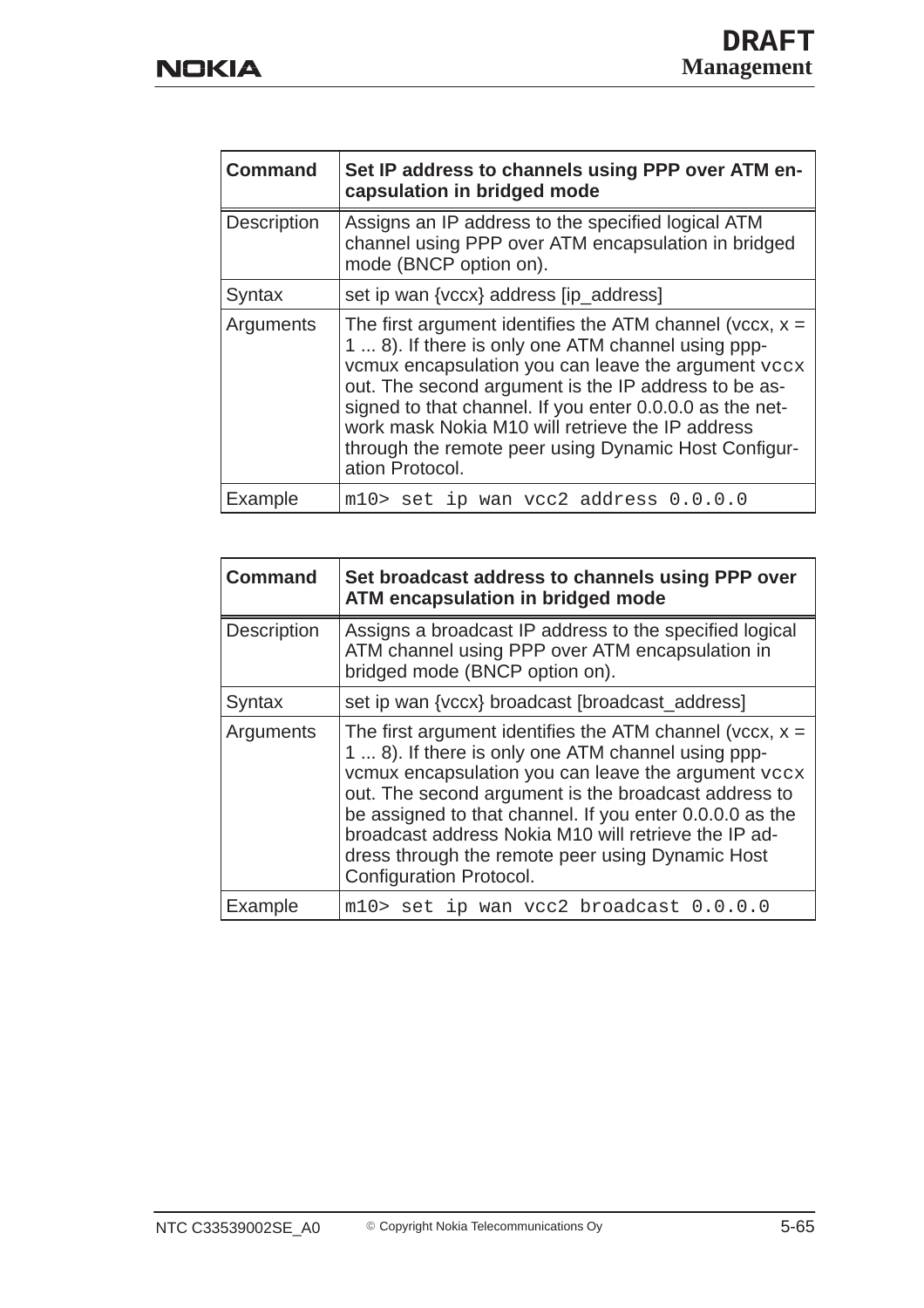| Command | Set IP address to channels using PPP over ATM encapsulation in bridged mode |
|---|---|
| Description | Assigns an IP address to the specified logical ATM channel using PPP over ATM encapsulation in bridged mode (BNCP option on). |
| Syntax | set ip wan {vccx} address [ip_address] |
| Arguments | The first argument identifies the ATM channel (vccx, x = 1 ... 8). If there is only one ATM channel using ppp-vcmux encapsulation you can leave the argument `vccx` out. The second argument is the IP address to be assigned to that channel. If you enter 0.0.0.0 as the network mask Nokia M10 will retrieve the IP address through the remote peer using Dynamic Host Configuration Protocol. |
| Example | `m10> set ip wan vcc2 address 0.0.0.0` |

| Command | Set broadcast address to channels using PPP over ATM encapsulation in bridged mode |
|---|---|
| Description | Assigns a broadcast IP address to the specified logical ATM channel using PPP over ATM encapsulation in bridged mode (BNCP option on). |
| Syntax | set ip wan {vccx} broadcast [broadcast_address] |
| Arguments | The first argument identifies the ATM channel (vccx, x = 1 ... 8). If there is only one ATM channel using ppp-vcmux encapsulation you can leave the argument `vccx` out. The second argument is the broadcast address to be assigned to that channel. If you enter 0.0.0.0 as the broadcast address Nokia M10 will retrieve the IP address through the remote peer using Dynamic Host Configuration Protocol. |
| Example | `m10> set ip wan vcc2 broadcast 0.0.0.0` |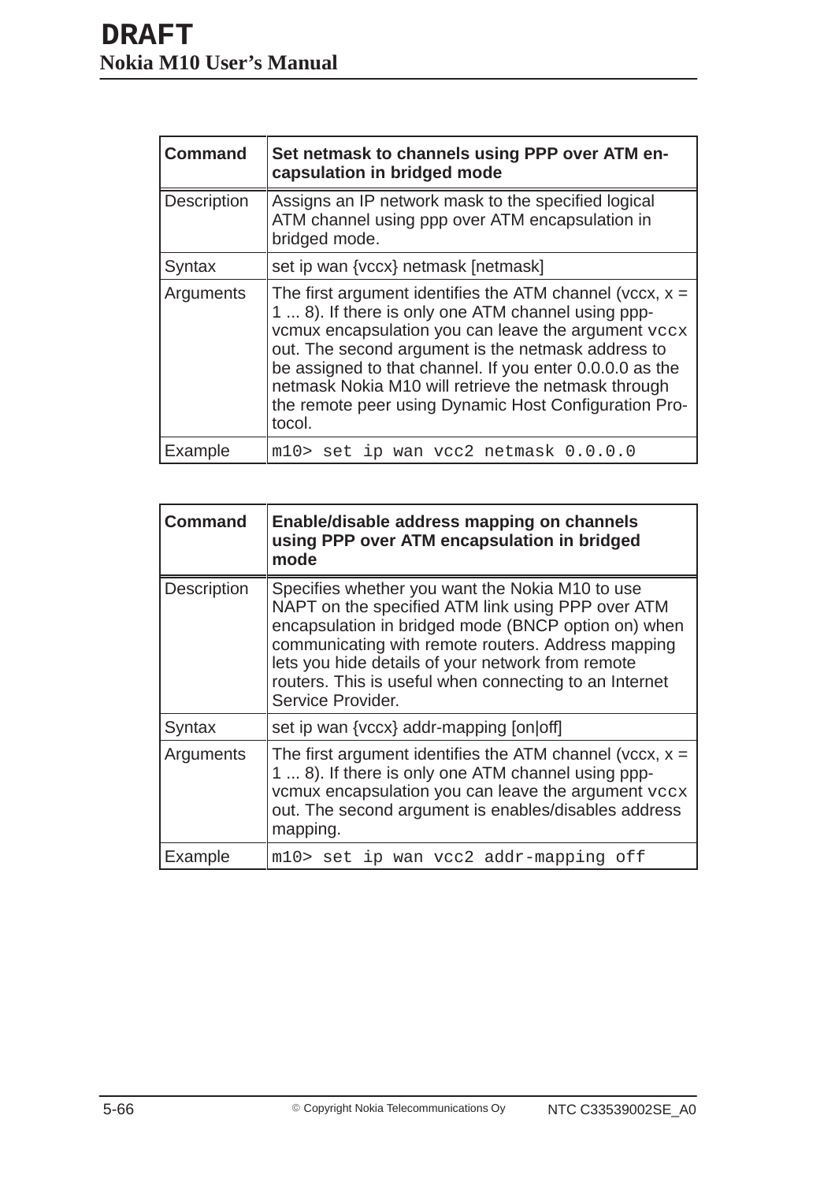| Command | Set netmask to channels using PPP over ATM encapsulation in bridged mode |
|---|---|
| Description | Assigns an IP network mask to the specified logical ATM channel using ppp over ATM encapsulation in bridged mode. |
| Syntax | set ip wan {vccx} netmask [netmask] |
| Arguments | The first argument identifies the ATM channel (vccx, x = 1 ... 8). If there is only one ATM channel using ppp-vcmux encapsulation you can leave the argument `vccx` out. The second argument is the netmask address to be assigned to that channel. If you enter 0.0.0.0 as the netmask Nokia M10 will retrieve the netmask through the remote peer using Dynamic Host Configuration Protocol. |
| Example | `m10> set ip wan vcc2 netmask 0.0.0.0` |

| Command | Enable/disable address mapping on channels using PPP over ATM encapsulation in bridged mode |
|---|---|
| Description | Specifies whether you want the Nokia M10 to use NAPT on the specified ATM link using PPP over ATM encapsulation in bridged mode (BNCP option on) when communicating with remote routers. Address mapping lets you hide details of your network from remote routers. This is useful when connecting to an Internet Service Provider. |
| Syntax | set ip wan {vccx} addr-mapping [on\|off] |
| Arguments | The first argument identifies the ATM channel (vccx, x = 1 ... 8). If there is only one ATM channel using ppp-vcmux encapsulation you can leave the argument `vccx` out. The second argument is enables/disables address mapping. |
| Example | `m10> set ip wan vcc2 addr-mapping off` |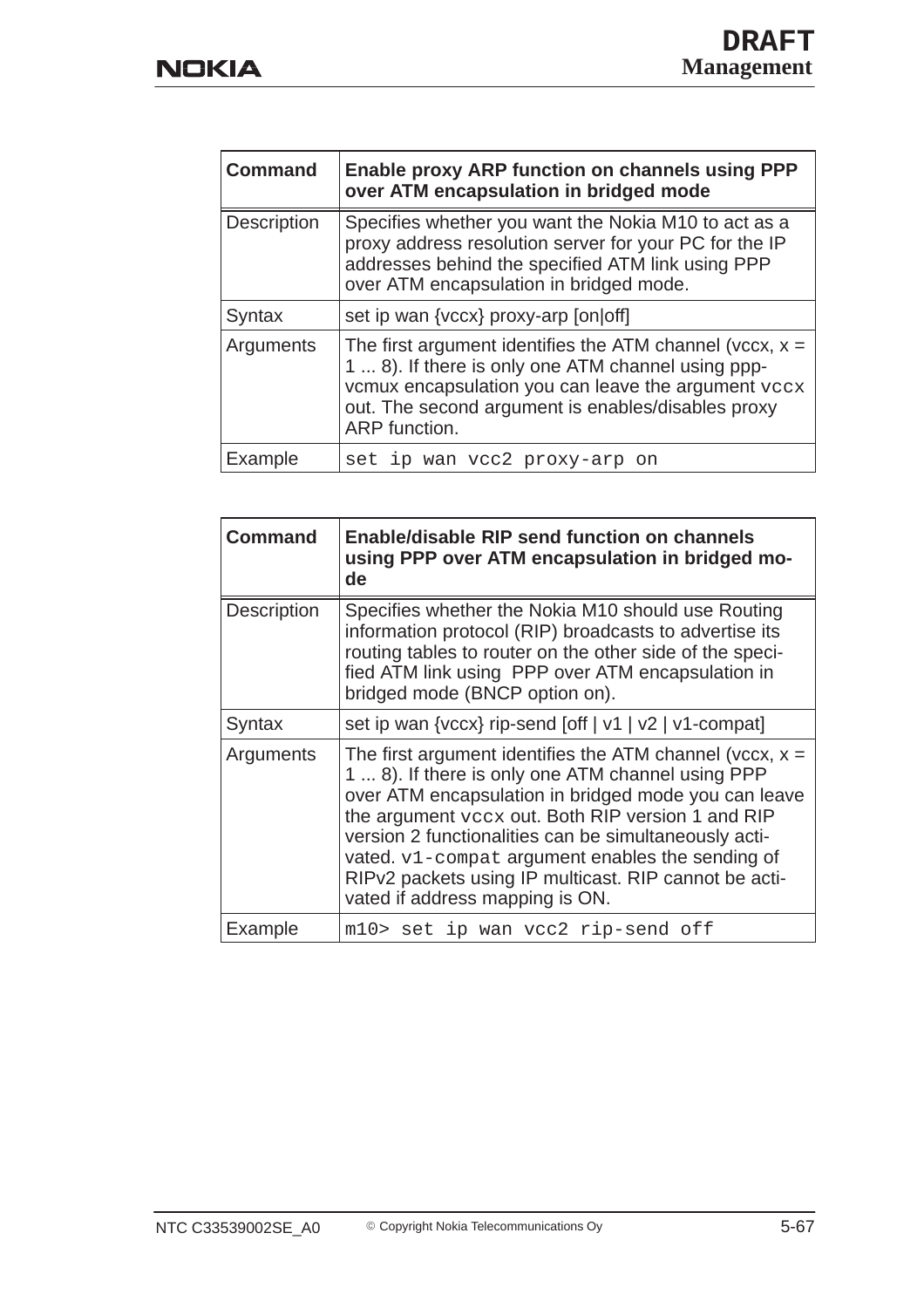| Command | Enable proxy ARP function on channels using PPP over ATM encapsulation in bridged mode |
|---|---|
| Description | Specifies whether you want the Nokia M10 to act as a proxy address resolution server for your PC for the IP addresses behind the specified ATM link using PPP over ATM encapsulation in bridged mode. |
| Syntax | set ip wan {vccx} proxy-arp [on\|off] |
| Arguments | The first argument identifies the ATM channel (vccx, x = 1 ... 8). If there is only one ATM channel using ppp-vcmux encapsulation you can leave the argument `vccx` out. The second argument is enables/disables proxy ARP function. |
| Example | `set ip wan vcc2 proxy-arp on` |

| Command | Enable/disable RIP send function on channels using PPP over ATM encapsulation in bridged mode |
|---|---|
| Description | Specifies whether the Nokia M10 should use Routing information protocol (RIP) broadcasts to advertise its routing tables to router on the other side of the specified ATM link using PPP over ATM encapsulation in bridged mode (BNCP option on). |
| Syntax | set ip wan {vccx} rip-send [off \| v1 \| v2 \| v1-compat] |
| Arguments | The first argument identifies the ATM channel (vccx, x = 1 ... 8). If there is only one ATM channel using PPP over ATM encapsulation in bridged mode you can leave the argument `vccx` out. Both RIP version 1 and RIP version 2 functionalities can be simultaneously activated. `v1-compat` argument enables the sending of RIPv2 packets using IP multicast. RIP cannot be activated if address mapping is ON. |
| Example | `m10> set ip wan vcc2 rip-send off` |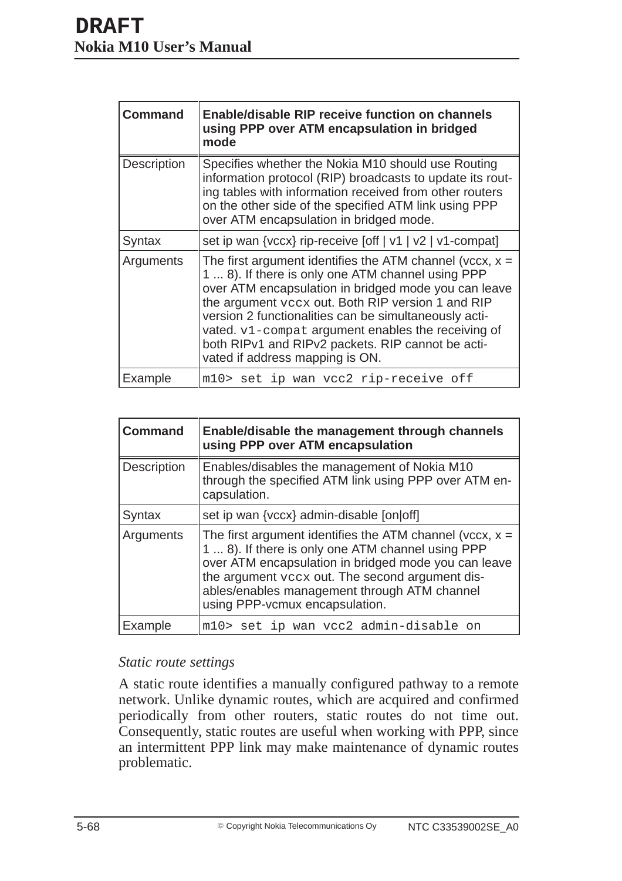| Command | Enable/disable RIP receive function on channels using PPP over ATM encapsulation in bridged mode |
|---|---|
| Description | Specifies whether the Nokia M10 should use Routing information protocol (RIP) broadcasts to update its routing tables with information received from other routers on the other side of the specified ATM link using PPP over ATM encapsulation in bridged mode. |
| Syntax | set ip wan {vccx} rip-receive [off \| v1 \| v2 \| v1-compat] |
| Arguments | The first argument identifies the ATM channel (vccx, x = 1 ... 8). If there is only one ATM channel using PPP over ATM encapsulation in bridged mode you can leave the argument `vccx` out. Both RIP version 1 and RIP version 2 functionalities can be simultaneously activated. `v1-compat` argument enables the receiving of both RIPv1 and RIPv2 packets. RIP cannot be activated if address mapping is ON. |
| Example | `m10> set ip wan vcc2 rip-receive off` |

| Command | Enable/disable the management through channels using PPP over ATM encapsulation |
|---|---|
| Description | Enables/disables the management of Nokia M10 through the specified ATM link using PPP over ATM encapsulation. |
| Syntax | set ip wan {vccx} admin-disable [on\|off] |
| Arguments | The first argument identifies the ATM channel (vccx, x = 1 ... 8). If there is only one ATM channel using PPP over ATM encapsulation in bridged mode you can leave the argument `vccx` out. The second argument disables/enables management through ATM channel using PPP-vcmux encapsulation. |
| Example | `m10> set ip wan vcc2 admin-disable on` |

*Static route settings*

A static route identifies a manually configured pathway to a remote network. Unlike dynamic routes, which are acquired and confirmed periodically from other routers, static routes do not time out. Consequently, static routes are useful when working with PPP, since an intermittent PPP link may make maintenance of dynamic routes problematic.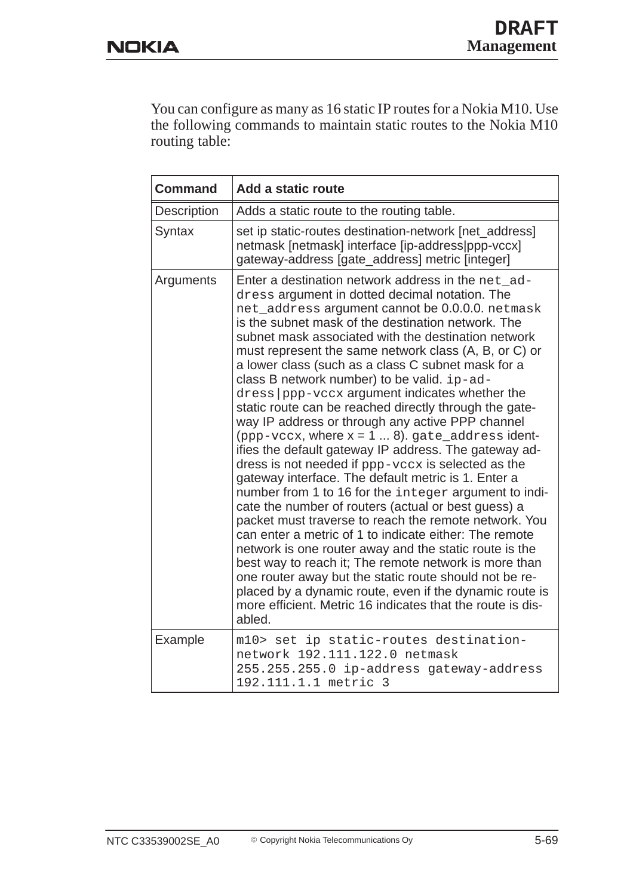You can configure as many as 16 static IP routes for a Nokia M10. Use the following commands to maintain static routes to the Nokia M10 routing table:

| **Command** | **Add a static route** |
|---|---|
| Description | Adds a static route to the routing table. |
| Syntax | set ip static-routes destination-network [net_address] netmask [netmask] interface [ip-address|ppp-vccx] gateway-address [gate_address] metric [integer] |
| Arguments | Enter a destination network address in the `net_address` argument in dotted decimal notation. The `net_address` argument cannot be 0.0.0.0. `netmask` is the subnet mask of the destination network. The subnet mask associated with the destination network must represent the same network class (A, B, or C) or a lower class (such as a class C subnet mask for a class B network number) to be valid. `ip-address|ppp-vccx` argument indicates whether the static route can be reached directly through the gateway IP address or through any active PPP channel (`ppp-vccx`, where x = 1 ... 8). `gate_address` identifies the default gateway IP address. The gateway address is not needed if `ppp-vccx` is selected as the gateway interface. The default metric is 1. Enter a number from 1 to 16 for the `integer` argument to indicate the number of routers (actual or best guess) a packet must traverse to reach the remote network. You can enter a metric of 1 to indicate either: The remote network is one router away and the static route is the best way to reach it; The remote network is more than one router away but the static route should not be replaced by a dynamic route, even if the dynamic route is more efficient. Metric 16 indicates that the route is disabled. |
| Example | `m10> set ip static-routes destination-network 192.111.122.0 netmask 255.255.255.0 ip-address gateway-address 192.111.1.1 metric 3` |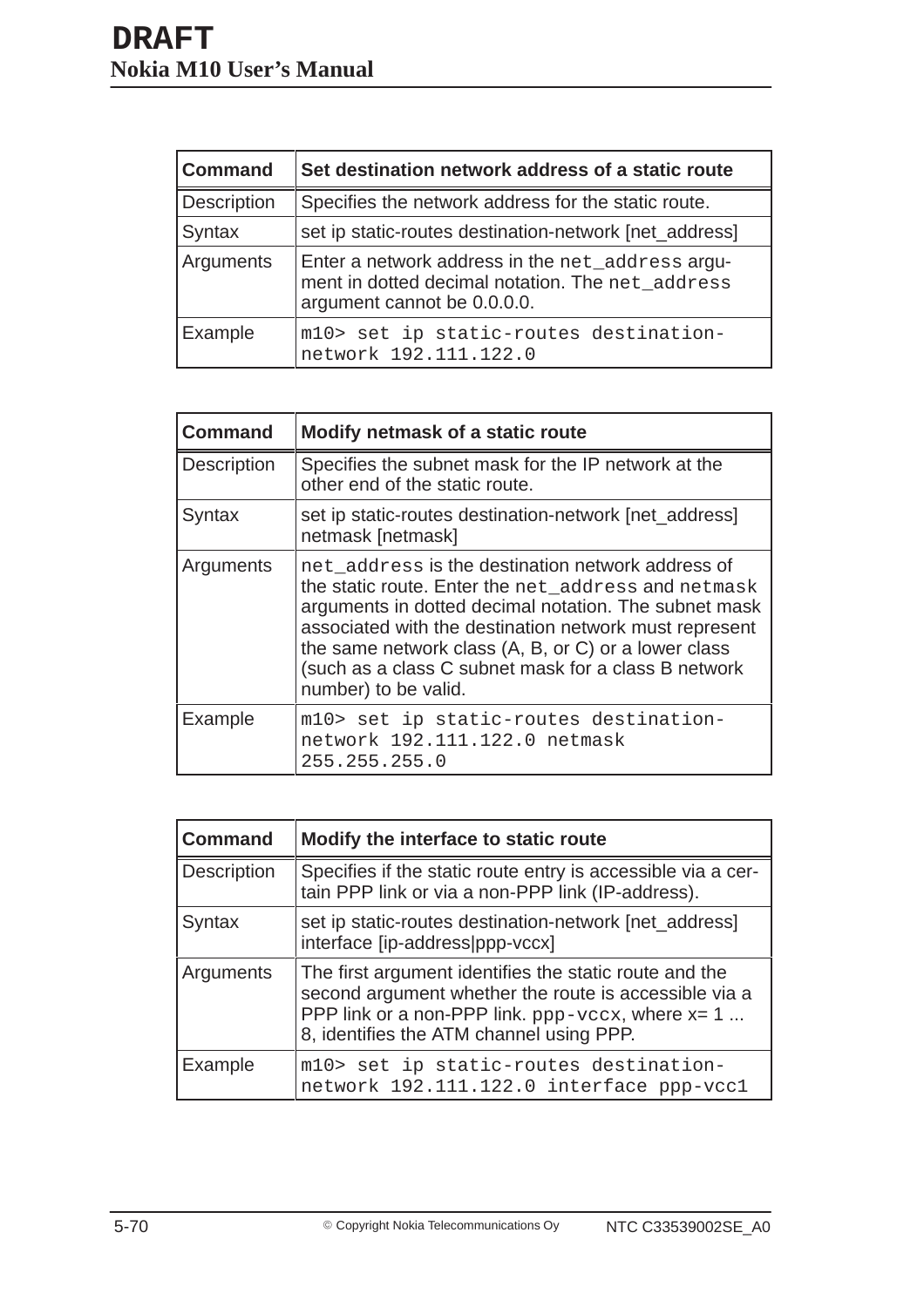| Command | Set destination network address of a static route |
|---|---|
| Description | Specifies the network address for the static route. |
| Syntax | set ip static-routes destination-network [net_address] |
| Arguments | Enter a network address in the `net_address` argument in dotted decimal notation. The `net_address` argument cannot be 0.0.0.0. |
| Example | `m10> set ip static-routes destination-network 192.111.122.0` |

| Command | Modify netmask of a static route |
|---|---|
| Description | Specifies the subnet mask for the IP network at the other end of the static route. |
| Syntax | set ip static-routes destination-network [net_address] netmask [netmask] |
| Arguments | `net_address` is the destination network address of the static route. Enter the `net_address` and `netmask` arguments in dotted decimal notation. The subnet mask associated with the destination network must represent the same network class (A, B, or C) or a lower class (such as a class C subnet mask for a class B network number) to be valid. |
| Example | `m10> set ip static-routes destination-network 192.111.122.0 netmask 255.255.255.0` |

| Command | Modify the interface to static route |
|---|---|
| Description | Specifies if the static route entry is accessible via a certain PPP link or via a non-PPP link (IP-address). |
| Syntax | set ip static-routes destination-network [net_address] interface [ip-address\|ppp-vccx] |
| Arguments | The first argument identifies the static route and the second argument whether the route is accessible via a PPP link or a non-PPP link. `ppp-vccx`, where x= 1 ... 8, identifies the ATM channel using PPP. |
| Example | `m10> set ip static-routes destination-network 192.111.122.0 interface ppp-vcc1` |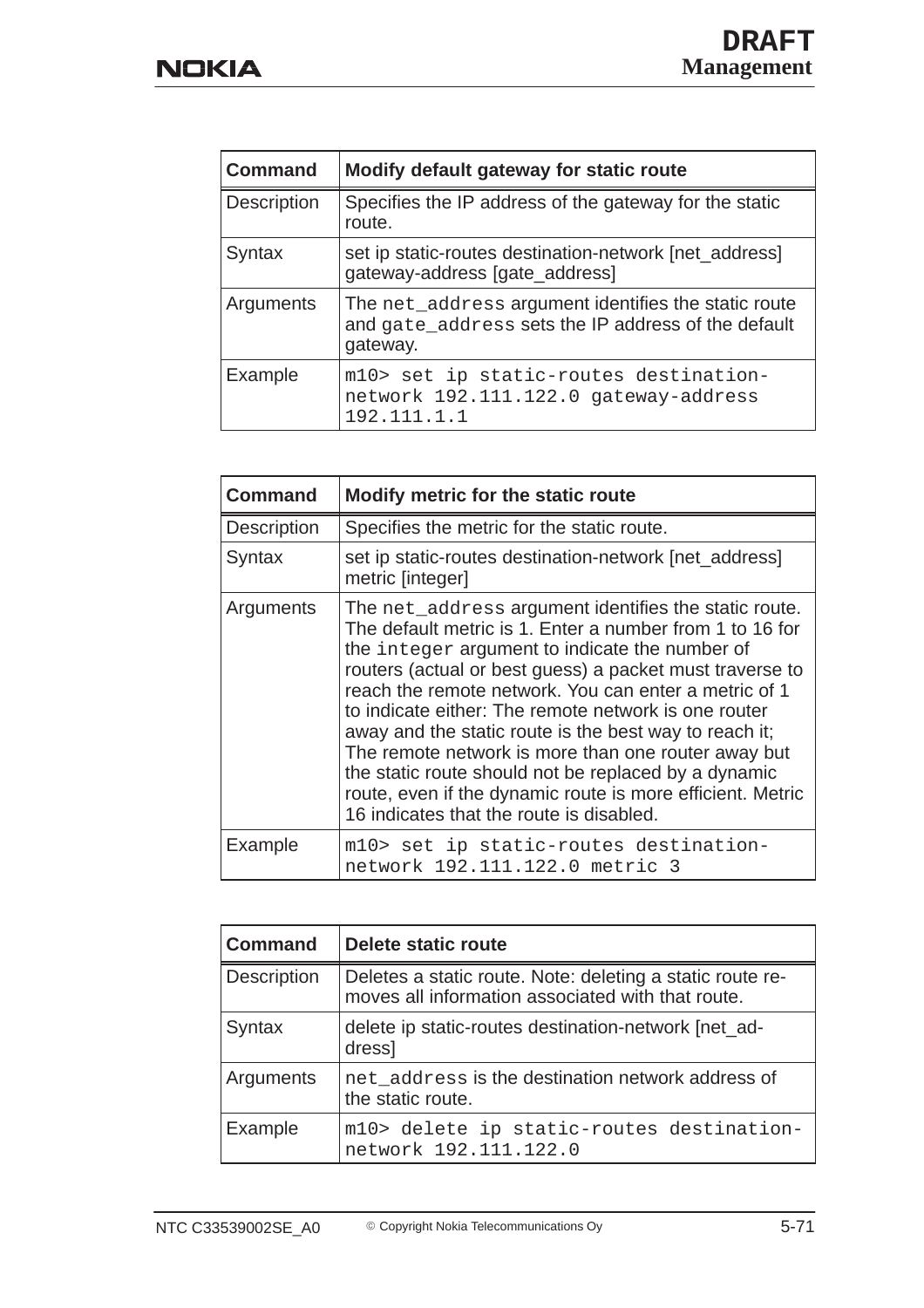| Command | Modify default gateway for static route |
|---|---|
| Description | Specifies the IP address of the gateway for the static route. |
| Syntax | set ip static-routes destination-network [net_address] gateway-address [gate_address] |
| Arguments | The `net_address` argument identifies the static route and `gate_address` sets the IP address of the default gateway. |
| Example | `m10> set ip static-routes destination-network 192.111.122.0 gateway-address 192.111.1.1` |

| Command | Modify metric for the static route |
|---|---|
| Description | Specifies the metric for the static route. |
| Syntax | set ip static-routes destination-network [net_address] metric [integer] |
| Arguments | The `net_address` argument identifies the static route. The default metric is 1. Enter a number from 1 to 16 for the `integer` argument to indicate the number of routers (actual or best guess) a packet must traverse to reach the remote network. You can enter a metric of 1 to indicate either: The remote network is one router away and the static route is the best way to reach it; The remote network is more than one router away but the static route should not be replaced by a dynamic route, even if the dynamic route is more efficient. Metric 16 indicates that the route is disabled. |
| Example | `m10> set ip static-routes destination-network 192.111.122.0 metric 3` |

| Command | Delete static route |
|---|---|
| Description | Deletes a static route. Note: deleting a static route removes all information associated with that route. |
| Syntax | delete ip static-routes destination-network [net_address] |
| Arguments | `net_address` is the destination network address of the static route. |
| Example | `m10> delete ip static-routes destination-network 192.111.122.0` |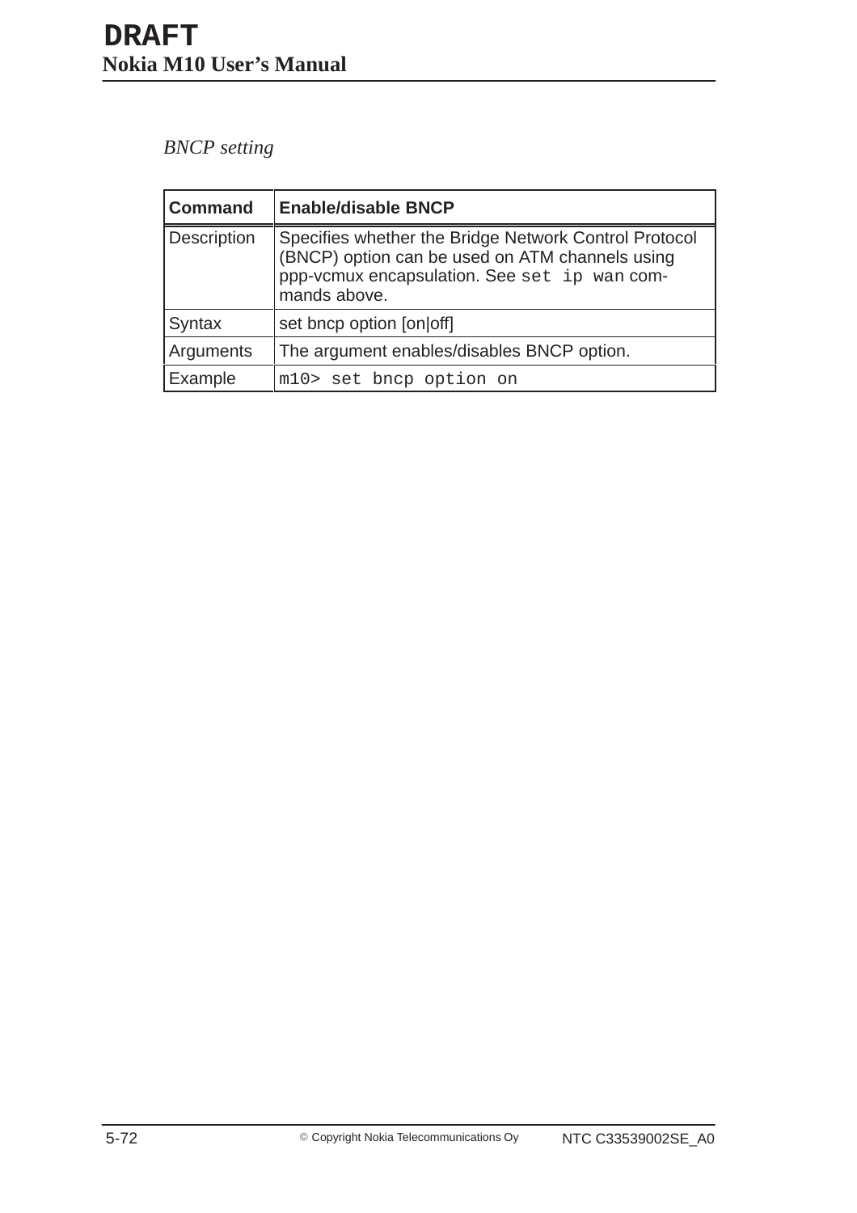*BNCP setting*

| Command | Enable/disable BNCP |
|---|---|
| Description | Specifies whether the Bridge Network Control Protocol (BNCP) option can be used on ATM channels using ppp-vcmux encapsulation. See `set ip wan` commands above. |
| Syntax | set bncp option [on|off] |
| Arguments | The argument enables/disables BNCP option. |
| Example | `m10> set bncp option on` |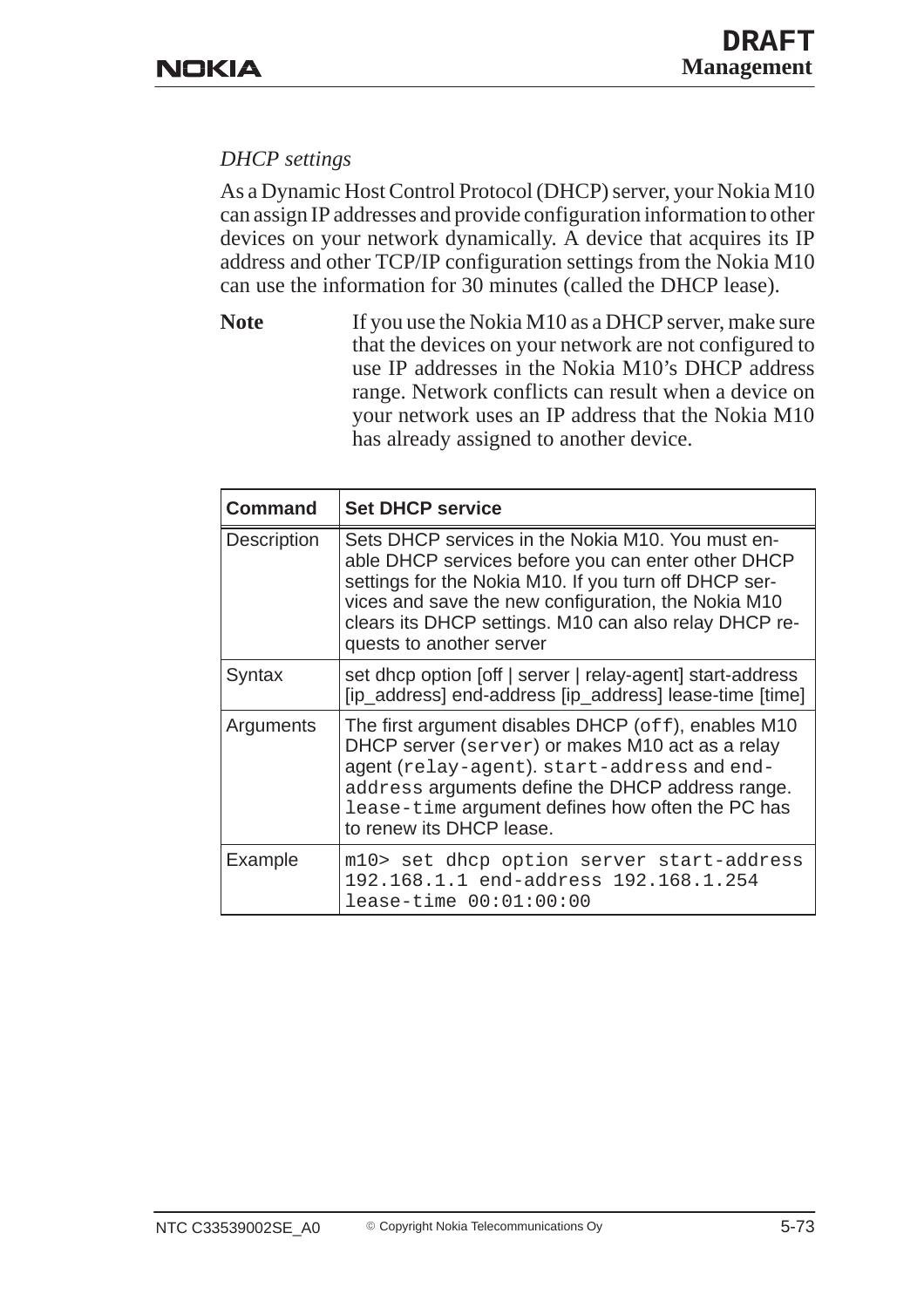*DHCP settings*

As a Dynamic Host Control Protocol (DHCP) server, your Nokia M10 can assign IP addresses and provide configuration information to other devices on your network dynamically. A device that acquires its IP address and other TCP/IP configuration settings from the Nokia M10 can use the information for 30 minutes (called the DHCP lease).

**Note** If you use the Nokia M10 as a DHCP server, make sure that the devices on your network are not configured to use IP addresses in the Nokia M10's DHCP address range. Network conflicts can result when a device on your network uses an IP address that the Nokia M10 has already assigned to another device.

| **Command** | **Set DHCP service** |
|---|---|
| Description | Sets DHCP services in the Nokia M10. You must enable DHCP services before you can enter other DHCP settings for the Nokia M10. If you turn off DHCP services and save the new configuration, the Nokia M10 clears its DHCP settings. M10 can also relay DHCP requests to another server |
| Syntax | set dhcp option [off \| server \| relay-agent] start-address [ip_address] end-address [ip_address] lease-time [time] |
| Arguments | The first argument disables DHCP (`off`), enables M10 DHCP server (`server`) or makes M10 act as a relay agent (`relay-agent`). `start-address` and `end-address` arguments define the DHCP address range. `lease-time` argument defines how often the PC has to renew its DHCP lease. |
| Example | `m10> set dhcp option server start-address 192.168.1.1 end-address 192.168.1.254 lease-time 00:01:00:00` |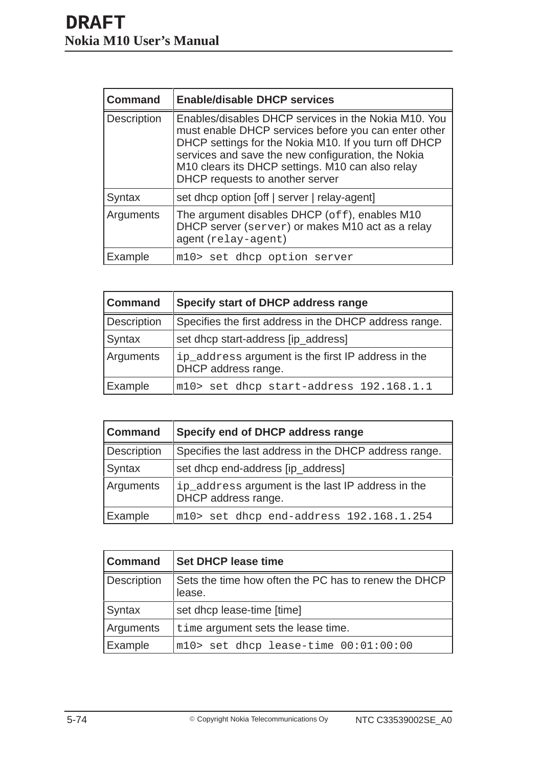| Command | Enable/disable DHCP services |
|---|---|
| Description | Enables/disables DHCP services in the Nokia M10. You must enable DHCP services before you can enter other DHCP settings for the Nokia M10. If you turn off DHCP services and save the new configuration, the Nokia M10 clears its DHCP settings. M10 can also relay DHCP requests to another server |
| Syntax | set dhcp option [off \| server \| relay-agent] |
| Arguments | The argument disables DHCP (`off`), enables M10 DHCP server (`server`) or makes M10 act as a relay agent (`relay-agent`) |
| Example | `m10> set dhcp option server` |

| Command | Specify start of DHCP address range |
|---|---|
| Description | Specifies the first address in the DHCP address range. |
| Syntax | set dhcp start-address [ip_address] |
| Arguments | `ip_address` argument is the first IP address in the DHCP address range. |
| Example | `m10> set dhcp start-address 192.168.1.1` |

| Command | Specify end of DHCP address range |
|---|---|
| Description | Specifies the last address in the DHCP address range. |
| Syntax | set dhcp end-address [ip_address] |
| Arguments | `ip_address` argument is the last IP address in the DHCP address range. |
| Example | `m10> set dhcp end-address 192.168.1.254` |

| Command | Set DHCP lease time |
|---|---|
| Description | Sets the time how often the PC has to renew the DHCP lease. |
| Syntax | set dhcp lease-time [time] |
| Arguments | `time` argument sets the lease time. |
| Example | `m10> set dhcp lease-time 00:01:00:00` |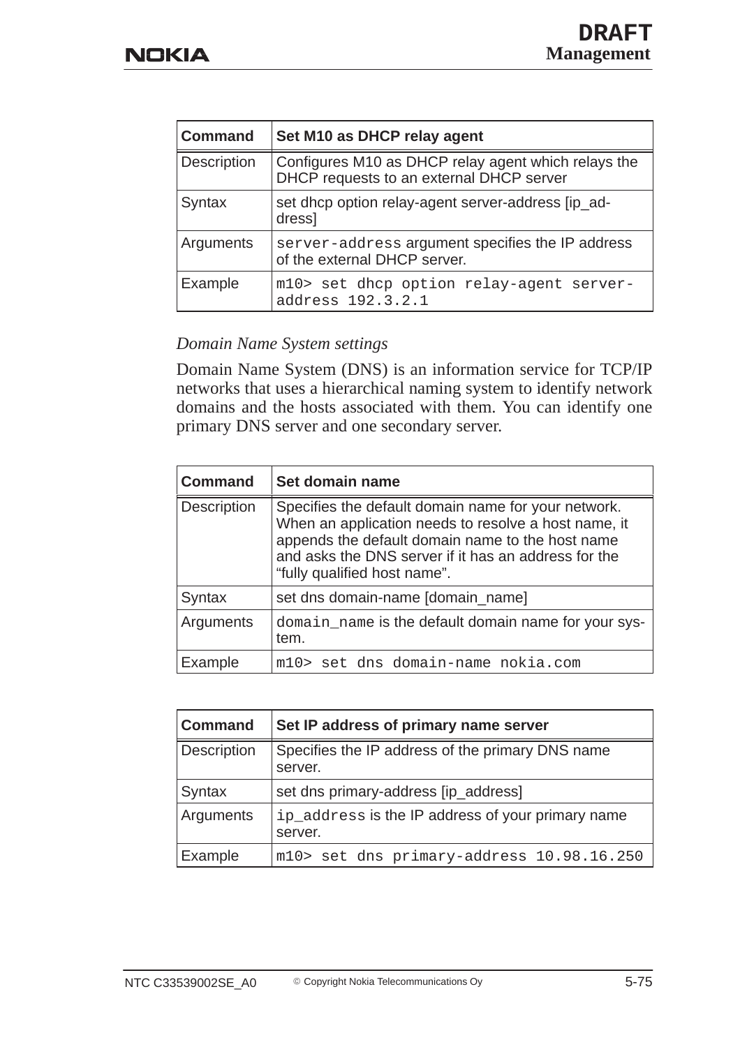| Command | Set M10 as DHCP relay agent |
|---|---|
| Description | Configures M10 as DHCP relay agent which relays the DHCP requests to an external DHCP server |
| Syntax | set dhcp option relay-agent server-address [ip_address] |
| Arguments | `server-address` argument specifies the IP address of the external DHCP server. |
| Example | `m10> set dhcp option relay-agent server-address 192.3.2.1` |

*Domain Name System settings*

Domain Name System (DNS) is an information service for TCP/IP networks that uses a hierarchical naming system to identify network domains and the hosts associated with them. You can identify one primary DNS server and one secondary server.

| Command | Set domain name |
|---|---|
| Description | Specifies the default domain name for your network. When an application needs to resolve a host name, it appends the default domain name to the host name and asks the DNS server if it has an address for the "fully qualified host name". |
| Syntax | set dns domain-name [domain_name] |
| Arguments | `domain_name` is the default domain name for your system. |
| Example | `m10> set dns domain-name nokia.com` |

| Command | Set IP address of primary name server |
|---|---|
| Description | Specifies the IP address of the primary DNS name server. |
| Syntax | set dns primary-address [ip_address] |
| Arguments | `ip_address` is the IP address of your primary name server. |
| Example | `m10> set dns primary-address 10.98.16.250` |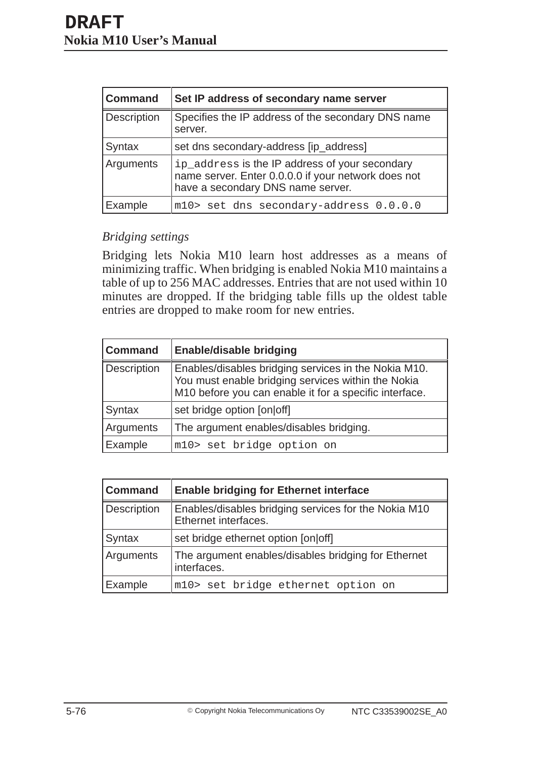| Command | Set IP address of secondary name server |
| --- | --- |
| Description | Specifies the IP address of the secondary DNS name server. |
| Syntax | set dns secondary-address [ip_address] |
| Arguments | `ip_address` is the IP address of your secondary name server. Enter 0.0.0.0 if your network does not have a secondary DNS name server. |
| Example | `m10> set dns secondary-address 0.0.0.0` |

*Bridging settings*

Bridging lets Nokia M10 learn host addresses as a means of minimizing traffic. When bridging is enabled Nokia M10 maintains a table of up to 256 MAC addresses. Entries that are not used within 10 minutes are dropped. If the bridging table fills up the oldest table entries are dropped to make room for new entries.

| Command | Enable/disable bridging |
| --- | --- |
| Description | Enables/disables bridging services in the Nokia M10. You must enable bridging services within the Nokia M10 before you can enable it for a specific interface. |
| Syntax | set bridge option [on|off] |
| Arguments | The argument enables/disables bridging. |
| Example | `m10> set bridge option on` |

| Command | Enable bridging for Ethernet interface |
| --- | --- |
| Description | Enables/disables bridging services for the Nokia M10 Ethernet interfaces. |
| Syntax | set bridge ethernet option [on|off] |
| Arguments | The argument enables/disables bridging for Ethernet interfaces. |
| Example | `m10> set bridge ethernet option on` |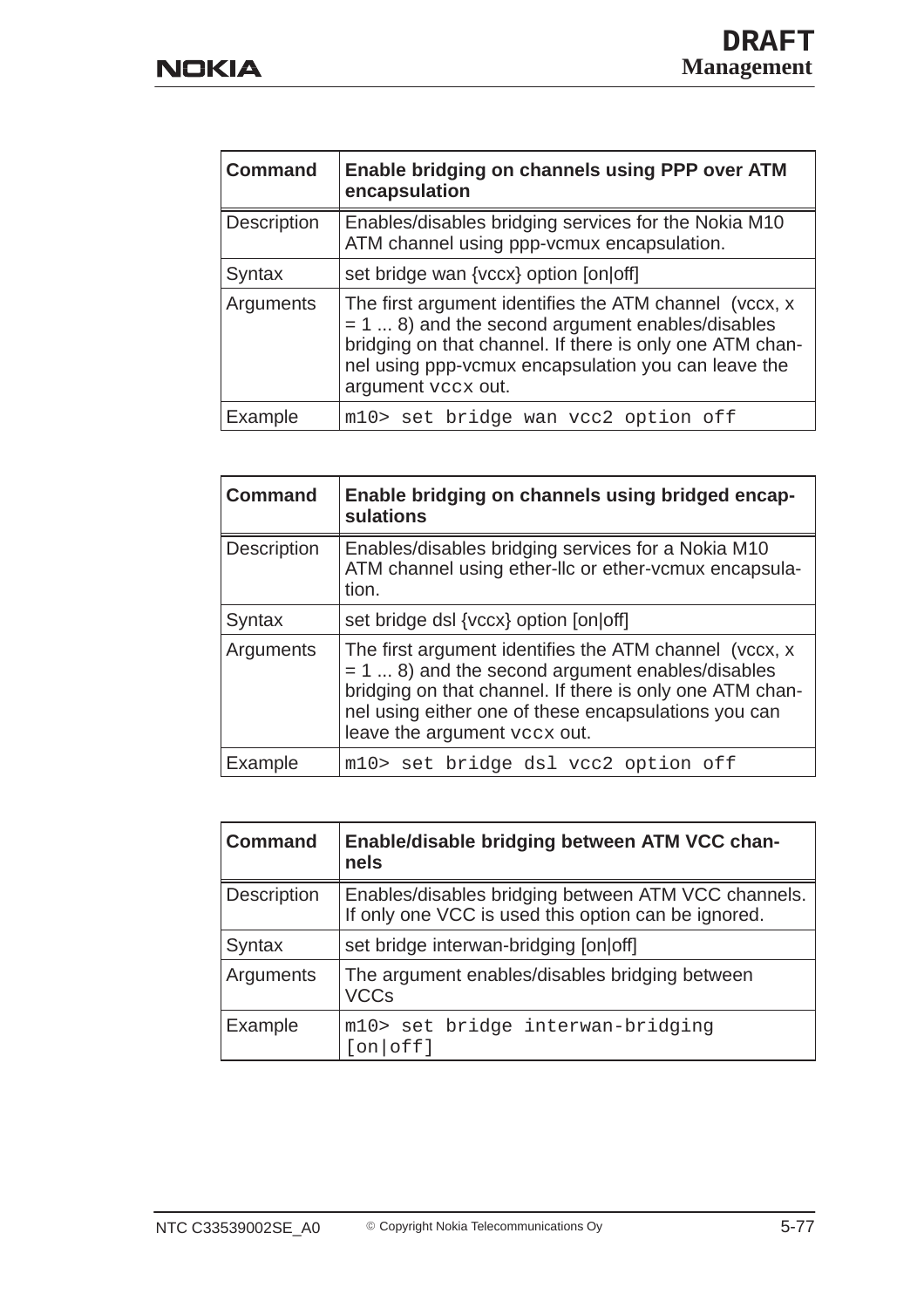| Command | Enable bridging on channels using PPP over ATM encapsulation |
|---|---|
| Description | Enables/disables bridging services for the Nokia M10 ATM channel using ppp-vcmux encapsulation. |
| Syntax | set bridge wan {vccx} option [on\|off] |
| Arguments | The first argument identifies the ATM channel (vccx, x = 1 ... 8) and the second argument enables/disables bridging on that channel. If there is only one ATM channel using ppp-vcmux encapsulation you can leave the argument `vccx` out. |
| Example | `m10> set bridge wan vcc2 option off` |

| Command | Enable bridging on channels using bridged encapsulations |
|---|---|
| Description | Enables/disables bridging services for a Nokia M10 ATM channel using ether-llc or ether-vcmux encapsulation. |
| Syntax | set bridge dsl {vccx} option [on\|off] |
| Arguments | The first argument identifies the ATM channel (vccx, x = 1 ... 8) and the second argument enables/disables bridging on that channel. If there is only one ATM channel using either one of these encapsulations you can leave the argument `vccx` out. |
| Example | `m10> set bridge dsl vcc2 option off` |

| Command | Enable/disable bridging between ATM VCC channels |
|---|---|
| Description | Enables/disables bridging between ATM VCC channels. If only one VCC is used this option can be ignored. |
| Syntax | set bridge interwan-bridging [on\|off] |
| Arguments | The argument enables/disables bridging between VCCs |
| Example | `m10> set bridge interwan-bridging [on\|off]` |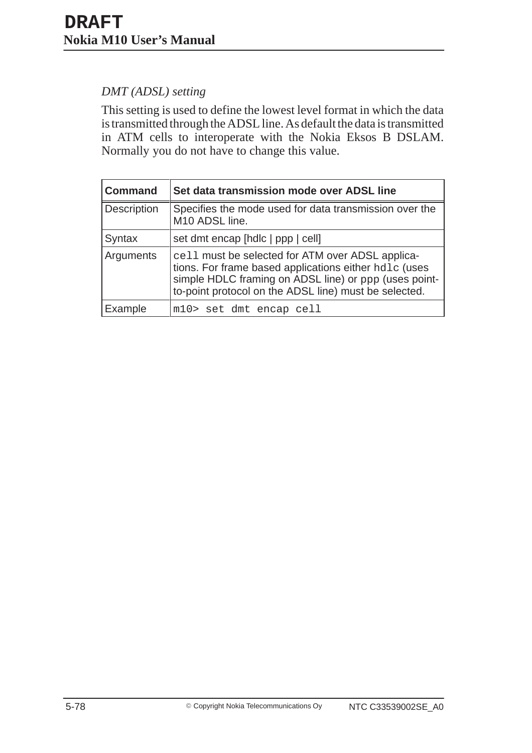*DMT (ADSL) setting*

This setting is used to define the lowest level format in which the data is transmitted through the ADSL line. As default the data is transmitted in ATM cells to interoperate with the Nokia Eksos B DSLAM. Normally you do not have to change this value.

| **Command** | **Set data transmission mode over ADSL line** |
|---|---|
| Description | Specifies the mode used for data transmission over the M10 ADSL line. |
| Syntax | set dmt encap [hdlc \| ppp \| cell] |
| Arguments | `cell` must be selected for ATM over ADSL applications. For frame based applications either `hdlc` (uses simple HDLC framing on ADSL line) or `ppp` (uses point-to-point protocol on the ADSL line) must be selected. |
| Example | `m10> set dmt encap cell` |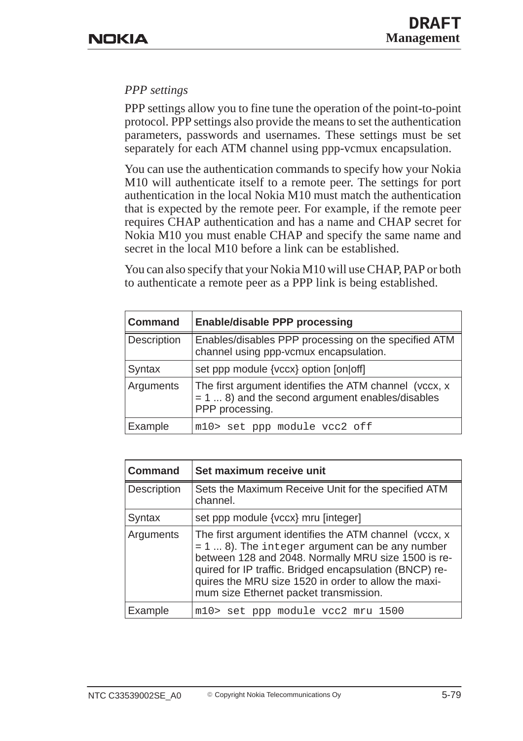*PPP settings*

PPP settings allow you to fine tune the operation of the point-to-point protocol. PPP settings also provide the means to set the authentication parameters, passwords and usernames. These settings must be set separately for each ATM channel using ppp-vcmux encapsulation.

You can use the authentication commands to specify how your Nokia M10 will authenticate itself to a remote peer. The settings for port authentication in the local Nokia M10 must match the authentication that is expected by the remote peer. For example, if the remote peer requires CHAP authentication and has a name and CHAP secret for Nokia M10 you must enable CHAP and specify the same name and secret in the local M10 before a link can be established.

You can also specify that your Nokia M10 will use CHAP, PAP or both to authenticate a remote peer as a PPP link is being established.

| **Command** | **Enable/disable PPP processing** |
|---|---|
| Description | Enables/disables PPP processing on the specified ATM channel using ppp-vcmux encapsulation. |
| Syntax | set ppp module {vccx} option [on\|off] |
| Arguments | The first argument identifies the ATM channel (vccx, x = 1 ... 8) and the second argument enables/disables PPP processing. |
| Example | `m10> set ppp module vcc2 off` |

| **Command** | **Set maximum receive unit** |
|---|---|
| Description | Sets the Maximum Receive Unit for the specified ATM channel. |
| Syntax | set ppp module {vccx} mru [integer] |
| Arguments | The first argument identifies the ATM channel (vccx, x = 1 ... 8). The `integer` argument can be any number between 128 and 2048. Normally MRU size 1500 is required for IP traffic. Bridged encapsulation (BNCP) requires the MRU size 1520 in order to allow the maximum size Ethernet packet transmission. |
| Example | `m10> set ppp module vcc2 mru 1500` |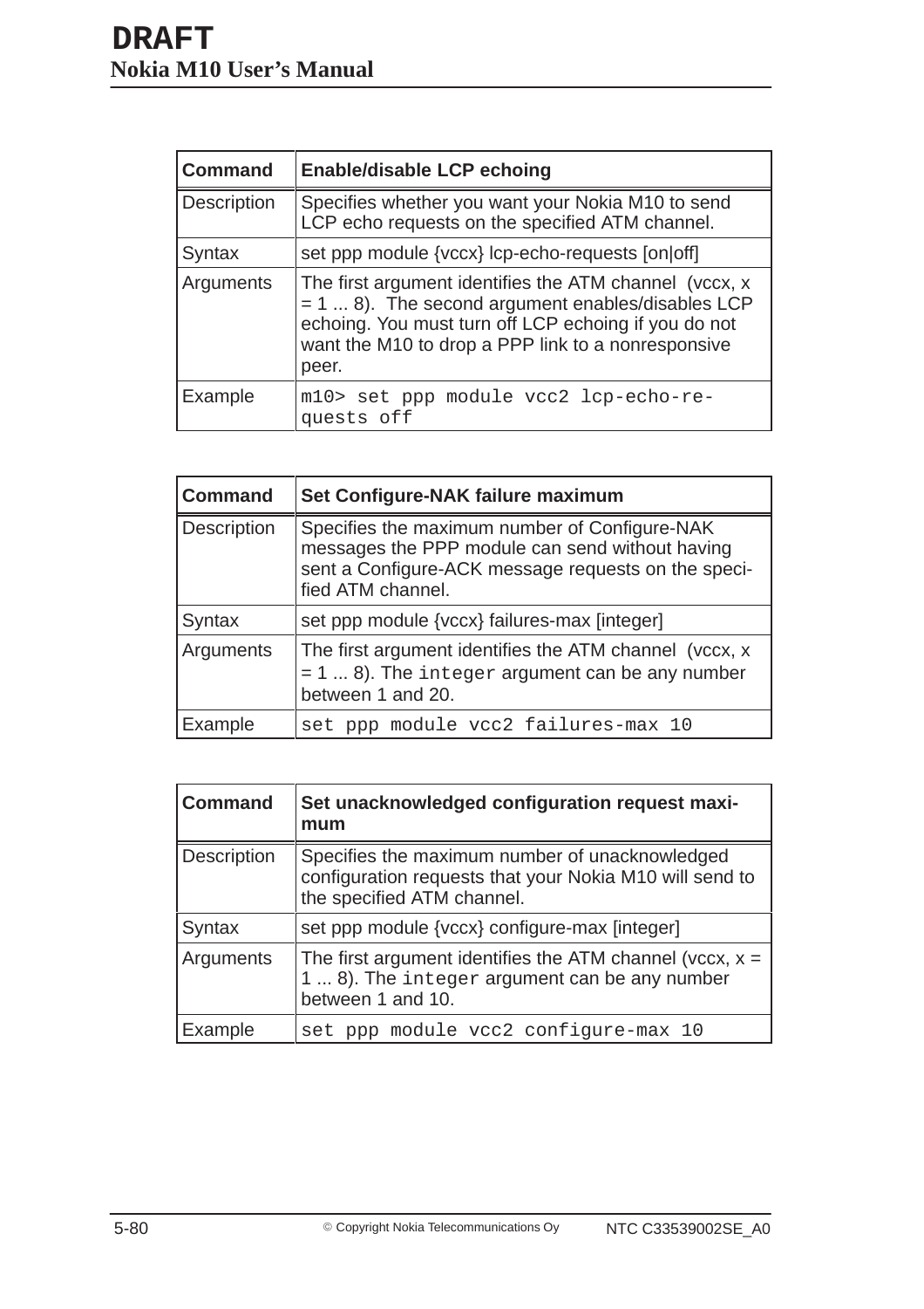| Command | Enable/disable LCP echoing |
|---|---|
| Description | Specifies whether you want your Nokia M10 to send LCP echo requests on the specified ATM channel. |
| Syntax | set ppp module {vccx} lcp-echo-requests [on\|off] |
| Arguments | The first argument identifies the ATM channel (vccx, x = 1 ... 8). The second argument enables/disables LCP echoing. You must turn off LCP echoing if you do not want the M10 to drop a PPP link to a nonresponsive peer. |
| Example | `m10> set ppp module vcc2 lcp-echo-requests off` |

| Command | Set Configure-NAK failure maximum |
|---|---|
| Description | Specifies the maximum number of Configure-NAK messages the PPP module can send without having sent a Configure-ACK message requests on the specified ATM channel. |
| Syntax | set ppp module {vccx} failures-max [integer] |
| Arguments | The first argument identifies the ATM channel (vccx, x = 1 ... 8). The `integer` argument can be any number between 1 and 20. |
| Example | `set ppp module vcc2 failures-max 10` |

| Command | Set unacknowledged configuration request maximum |
|---|---|
| Description | Specifies the maximum number of unacknowledged configuration requests that your Nokia M10 will send to the specified ATM channel. |
| Syntax | set ppp module {vccx} configure-max [integer] |
| Arguments | The first argument identifies the ATM channel (vccx, x = 1 ... 8). The `integer` argument can be any number between 1 and 10. |
| Example | `set ppp module vcc2 configure-max 10` |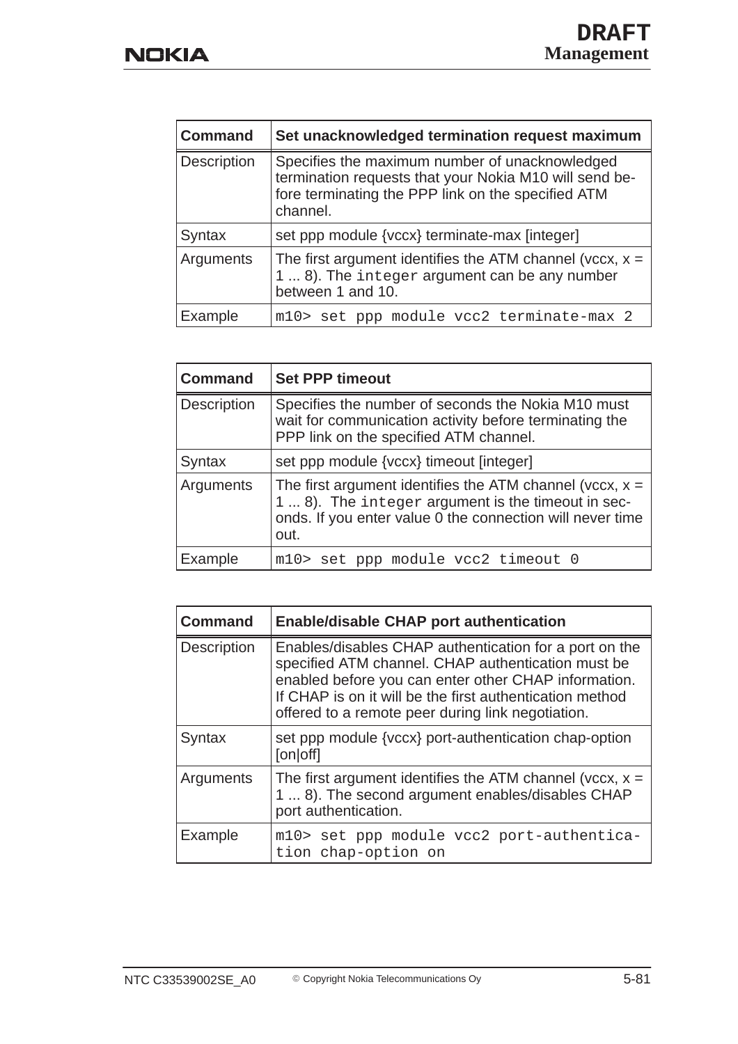| Command | Set unacknowledged termination request maximum |
|---|---|
| Description | Specifies the maximum number of unacknowledged termination requests that your Nokia M10 will send before terminating the PPP link on the specified ATM channel. |
| Syntax | set ppp module {vccx} terminate-max [integer] |
| Arguments | The first argument identifies the ATM channel (vccx, x = 1 ... 8). The `integer` argument can be any number between 1 and 10. |
| Example | `m10> set ppp module vcc2 terminate-max 2` |

| Command | Set PPP timeout |
|---|---|
| Description | Specifies the number of seconds the Nokia M10 must wait for communication activity before terminating the PPP link on the specified ATM channel. |
| Syntax | set ppp module {vccx} timeout [integer] |
| Arguments | The first argument identifies the ATM channel (vccx, x = 1 ... 8). The `integer` argument is the timeout in seconds. If you enter value 0 the connection will never time out. |
| Example | `m10> set ppp module vcc2 timeout 0` |

| Command | Enable/disable CHAP port authentication |
|---|---|
| Description | Enables/disables CHAP authentication for a port on the specified ATM channel. CHAP authentication must be enabled before you can enter other CHAP information. If CHAP is on it will be the first authentication method offered to a remote peer during link negotiation. |
| Syntax | set ppp module {vccx} port-authentication chap-option [on\|off] |
| Arguments | The first argument identifies the ATM channel (vccx, x = 1 ... 8). The second argument enables/disables CHAP port authentication. |
| Example | `m10> set ppp module vcc2 port-authentication chap-option on` |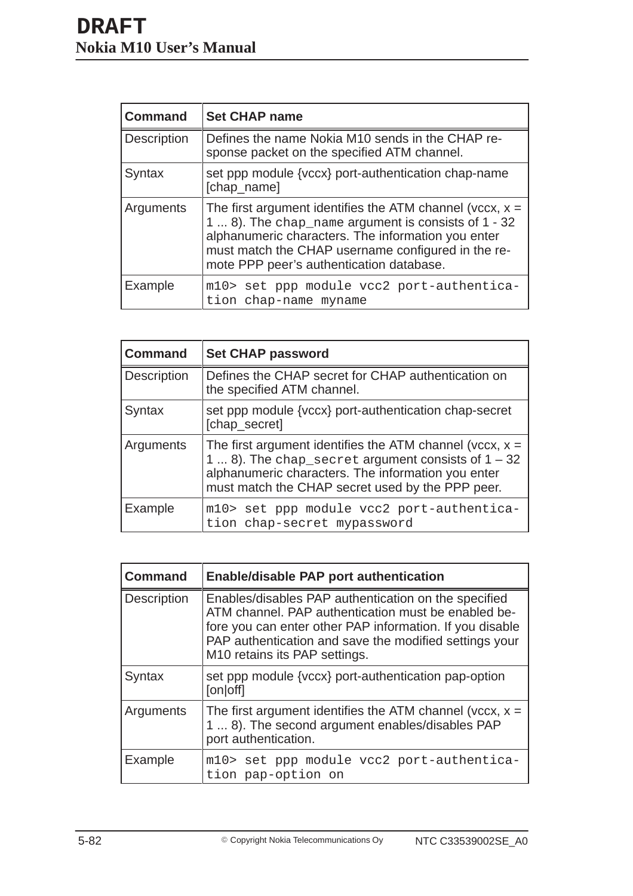| Command | Set CHAP name |
|---|---|
| Description | Defines the name Nokia M10 sends in the CHAP response packet on the specified ATM channel. |
| Syntax | set ppp module {vccx} port-authentication chap-name [chap_name] |
| Arguments | The first argument identifies the ATM channel (vccx, x = 1 ... 8). The `chap_name` argument is consists of 1 - 32 alphanumeric characters. The information you enter must match the CHAP username configured in the remote PPP peer's authentication database. |
| Example | `m10> set ppp module vcc2 port-authentication chap-name myname` |

| Command | Set CHAP password |
|---|---|
| Description | Defines the CHAP secret for CHAP authentication on the specified ATM channel. |
| Syntax | set ppp module {vccx} port-authentication chap-secret [chap_secret] |
| Arguments | The first argument identifies the ATM channel (vccx, x = 1 ... 8). The `chap_secret` argument consists of 1 – 32 alphanumeric characters. The information you enter must match the CHAP secret used by the PPP peer. |
| Example | `m10> set ppp module vcc2 port-authentication chap-secret mypassword` |

| Command | Enable/disable PAP port authentication |
|---|---|
| Description | Enables/disables PAP authentication on the specified ATM channel. PAP authentication must be enabled before you can enter other PAP information. If you disable PAP authentication and save the modified settings your M10 retains its PAP settings. |
| Syntax | set ppp module {vccx} port-authentication pap-option [on\|off] |
| Arguments | The first argument identifies the ATM channel (vccx, x = 1 ... 8). The second argument enables/disables PAP port authentication. |
| Example | `m10> set ppp module vcc2 port-authentication pap-option on` |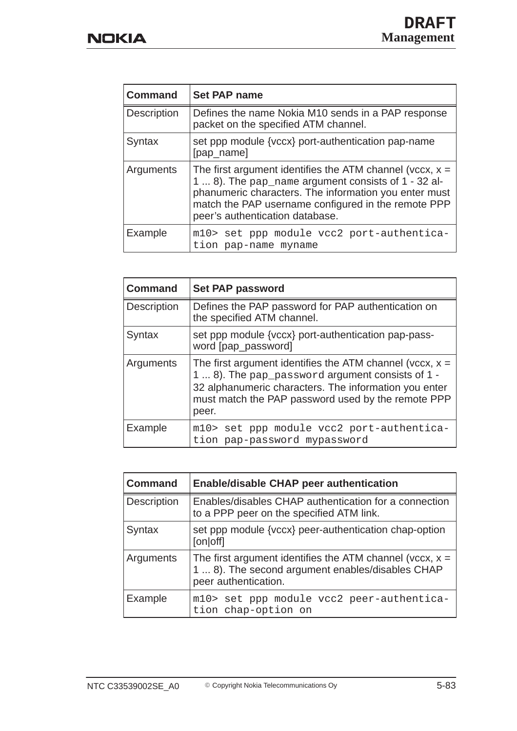| Command | Set PAP name |
| --- | --- |
| Description | Defines the name Nokia M10 sends in a PAP response packet on the specified ATM channel. |
| Syntax | set ppp module {vccx} port-authentication pap-name [pap_name] |
| Arguments | The first argument identifies the ATM channel (vccx, x = 1 ... 8). The `pap_name` argument consists of 1 - 32 alphanumeric characters. The information you enter must match the PAP username configured in the remote PPP peer's authentication database. |
| Example | `m10> set ppp module vcc2 port-authentication pap-name myname` |

| Command | Set PAP password |
| --- | --- |
| Description | Defines the PAP password for PAP authentication on the specified ATM channel. |
| Syntax | set ppp module {vccx} port-authentication pap-password [pap_password] |
| Arguments | The first argument identifies the ATM channel (vccx, x = 1 ... 8). The `pap_password` argument consists of 1 - 32 alphanumeric characters. The information you enter must match the PAP password used by the remote PPP peer. |
| Example | `m10> set ppp module vcc2 port-authentication pap-password mypassword` |

| Command | Enable/disable CHAP peer authentication |
| --- | --- |
| Description | Enables/disables CHAP authentication for a connection to a PPP peer on the specified ATM link. |
| Syntax | set ppp module {vccx} peer-authentication chap-option [on\|off] |
| Arguments | The first argument identifies the ATM channel (vccx, x = 1 ... 8). The second argument enables/disables CHAP peer authentication. |
| Example | `m10> set ppp module vcc2 peer-authentication chap-option on` |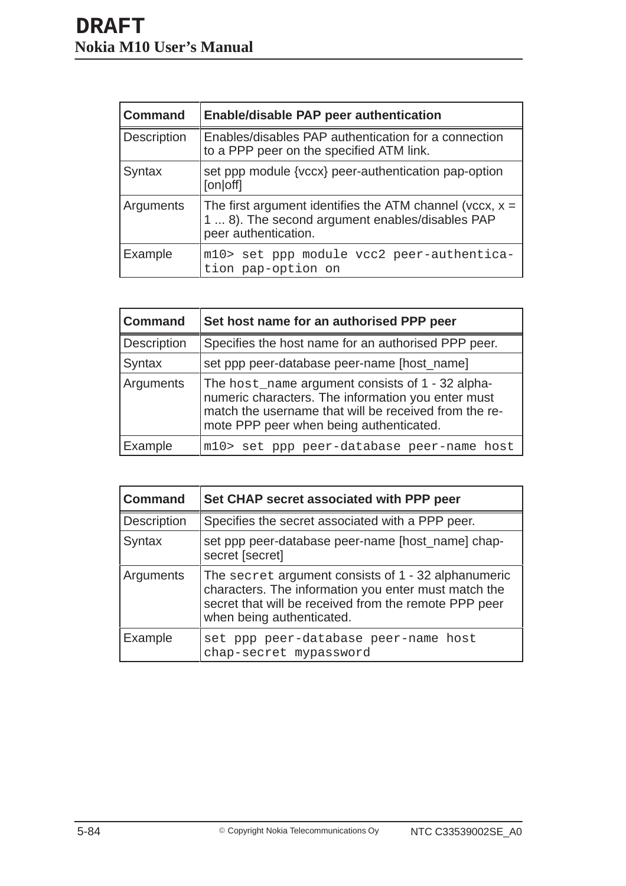| Command | Enable/disable PAP peer authentication |
|---|---|
| Description | Enables/disables PAP authentication for a connection to a PPP peer on the specified ATM link. |
| Syntax | set ppp module {vccx} peer-authentication pap-option [on\|off] |
| Arguments | The first argument identifies the ATM channel (vccx, x = 1 ... 8). The second argument enables/disables PAP peer authentication. |
| Example | `m10> set ppp module vcc2 peer-authentication pap-option on` |

| Command | Set host name for an authorised PPP peer |
|---|---|
| Description | Specifies the host name for an authorised PPP peer. |
| Syntax | set ppp peer-database peer-name [host_name] |
| Arguments | The `host_name` argument consists of 1 - 32 alphanumeric characters. The information you enter must match the username that will be received from the remote PPP peer when being authenticated. |
| Example | `m10> set ppp peer-database peer-name host` |

| Command | Set CHAP secret associated with PPP peer |
|---|---|
| Description | Specifies the secret associated with a PPP peer. |
| Syntax | set ppp peer-database peer-name [host_name] chap-secret [secret] |
| Arguments | The `secret` argument consists of 1 - 32 alphanumeric characters. The information you enter must match the secret that will be received from the remote PPP peer when being authenticated. |
| Example | `set ppp peer-database peer-name host chap-secret mypassword` |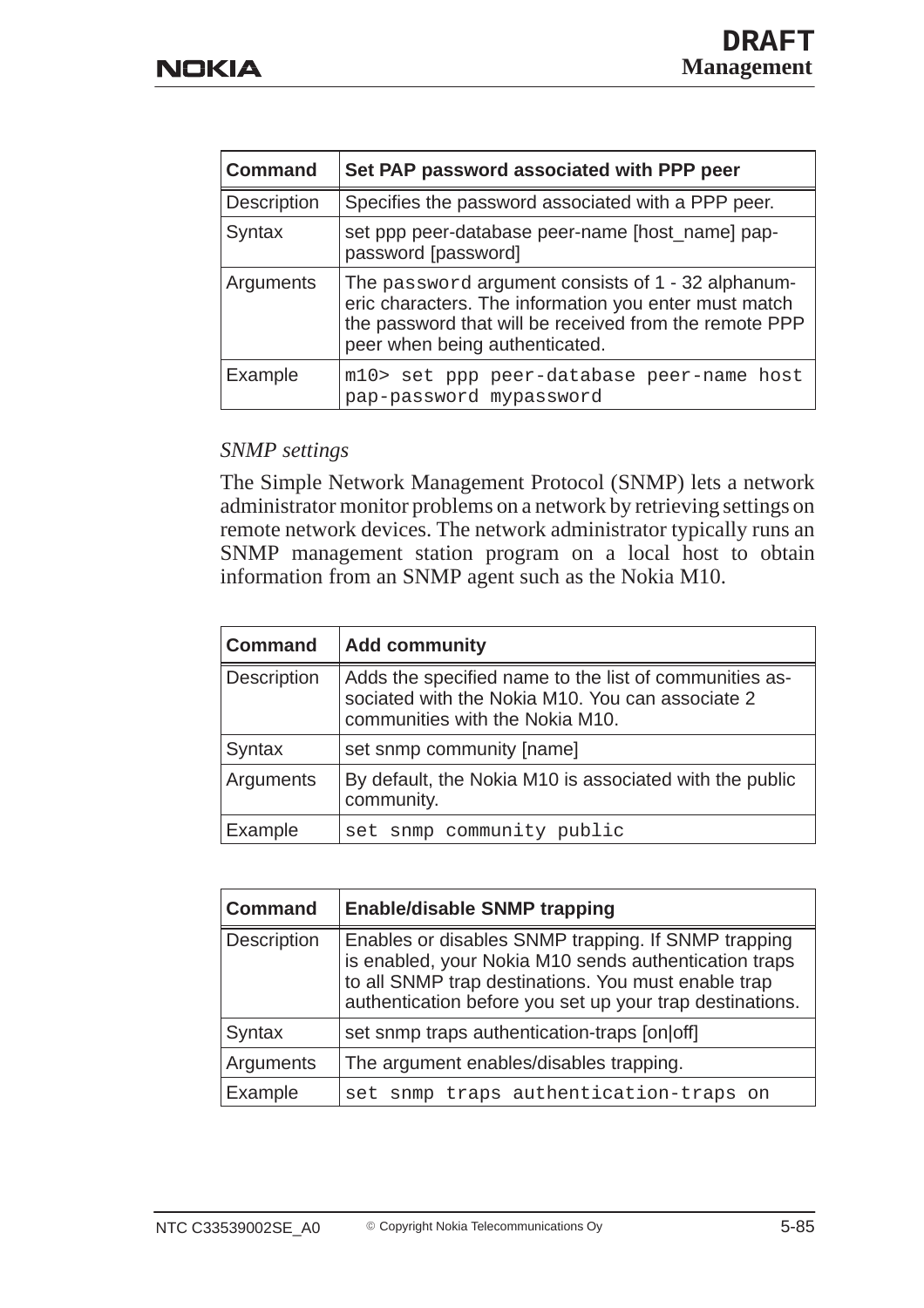| Command | Set PAP password associated with PPP peer |
|---|---|
| Description | Specifies the password associated with a PPP peer. |
| Syntax | set ppp peer-database peer-name [host_name] pap-password [password] |
| Arguments | The `password` argument consists of 1 - 32 alphanumeric characters. The information you enter must match the password that will be received from the remote PPP peer when being authenticated. |
| Example | `m10> set ppp peer-database peer-name host pap-password mypassword` |

*SNMP settings*

The Simple Network Management Protocol (SNMP) lets a network administrator monitor problems on a network by retrieving settings on remote network devices. The network administrator typically runs an SNMP management station program on a local host to obtain information from an SNMP agent such as the Nokia M10.

| Command | Add community |
|---|---|
| Description | Adds the specified name to the list of communities associated with the Nokia M10. You can associate 2 communities with the Nokia M10. |
| Syntax | set snmp community [name] |
| Arguments | By default, the Nokia M10 is associated with the public community. |
| Example | `set snmp community public` |

| Command | Enable/disable SNMP trapping |
|---|---|
| Description | Enables or disables SNMP trapping. If SNMP trapping is enabled, your Nokia M10 sends authentication traps to all SNMP trap destinations. You must enable trap authentication before you set up your trap destinations. |
| Syntax | set snmp traps authentication-traps [on|off] |
| Arguments | The argument enables/disables trapping. |
| Example | `set snmp traps authentication-traps on` |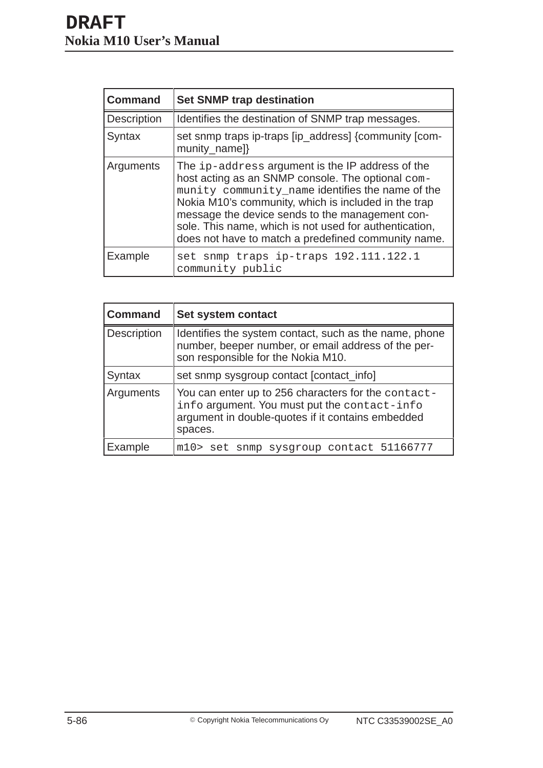| Command | Set SNMP trap destination |
|---|---|
| Description | Identifies the destination of SNMP trap messages. |
| Syntax | set snmp traps ip-traps [ip_address] {community [community_name]} |
| Arguments | The `ip-address` argument is the IP address of the host acting as an SNMP console. The optional `community community_name` identifies the name of the Nokia M10's community, which is included in the trap message the device sends to the management console. This name, which is not used for authentication, does not have to match a predefined community name. |
| Example | `set snmp traps ip-traps 192.111.122.1 community public` |

| Command | Set system contact |
|---|---|
| Description | Identifies the system contact, such as the name, phone number, beeper number, or email address of the person responsible for the Nokia M10. |
| Syntax | set snmp sysgroup contact [contact_info] |
| Arguments | You can enter up to 256 characters for the `contact-info` argument. You must put the `contact-info` argument in double-quotes if it contains embedded spaces. |
| Example | `m10> set snmp sysgroup contact 51166777` |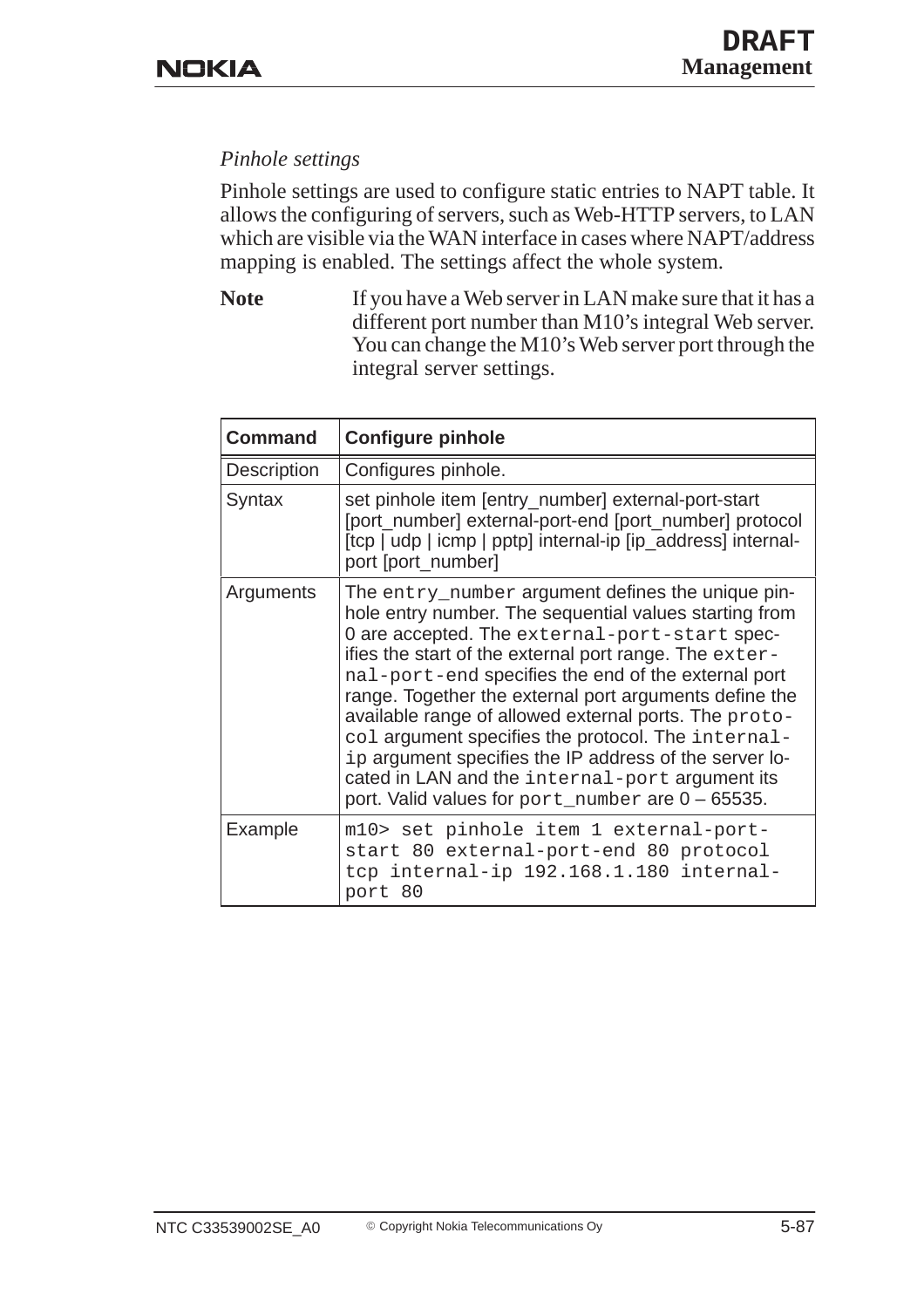*Pinhole settings*

Pinhole settings are used to configure static entries to NAPT table. It allows the configuring of servers, such as Web-HTTP servers, to LAN which are visible via the WAN interface in cases where NAPT/address mapping is enabled. The settings affect the whole system.

**Note** If you have a Web server in LAN make sure that it has a different port number than M10's integral Web server. You can change the M10's Web server port through the integral server settings.

| Command | Configure pinhole |
|---|---|
| Description | Configures pinhole. |
| Syntax | set pinhole item [entry_number] external-port-start [port_number] external-port-end [port_number] protocol [tcp \| udp \| icmp \| pptp] internal-ip [ip_address] internal-port [port_number] |
| Arguments | The `entry_number` argument defines the unique pinhole entry number. The sequential values starting from 0 are accepted. The `external-port-start` specifies the start of the external port range. The `external-port-end` specifies the end of the external port range. Together the external port arguments define the available range of allowed external ports. The `protocol` argument specifies the protocol. The `internal-ip` argument specifies the IP address of the server located in LAN and the `internal-port` argument its port. Valid values for `port_number` are 0 – 65535. |
| Example | `m10> set pinhole item 1 external-port-start 80 external-port-end 80 protocol tcp internal-ip 192.168.1.180 internal-port 80` |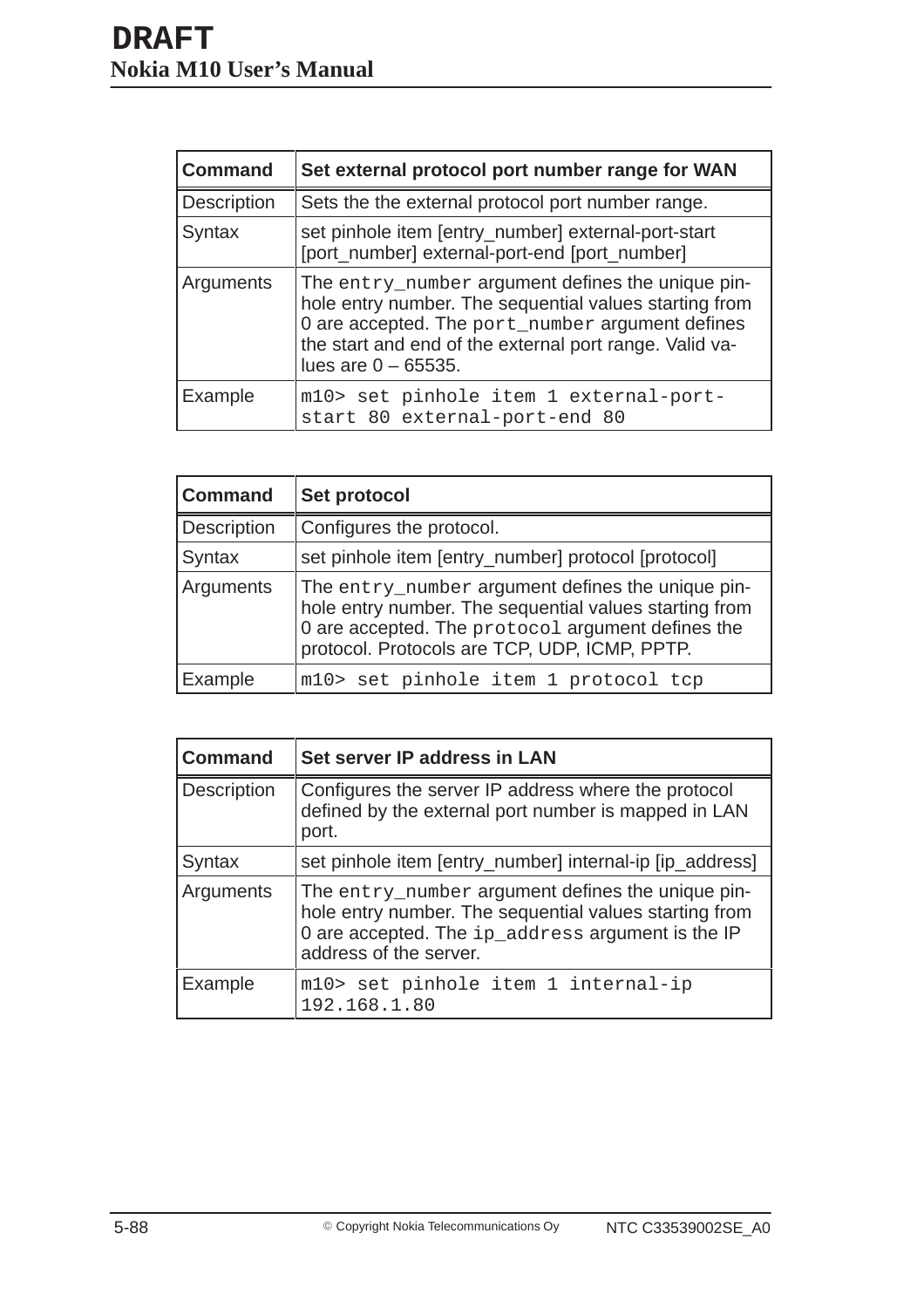| Command | Set external protocol port number range for WAN |
|---|---|
| Description | Sets the the external protocol port number range. |
| Syntax | set pinhole item [entry_number] external-port-start [port_number] external-port-end [port_number] |
| Arguments | The `entry_number` argument defines the unique pinhole entry number. The sequential values starting from `0` are accepted. The `port_number` argument defines the start and end of the external port range. Valid values are 0 – 65535. |
| Example | `m10> set pinhole item 1 external-port-start 80 external-port-end 80` |

| Command | Set protocol |
|---|---|
| Description | Configures the protocol. |
| Syntax | set pinhole item [entry_number] protocol [protocol] |
| Arguments | The `entry_number` argument defines the unique pinhole entry number. The sequential values starting from `0` are accepted. The `protocol` argument defines the protocol. Protocols are TCP, UDP, ICMP, PPTP. |
| Example | `m10> set pinhole item 1 protocol tcp` |

| Command | Set server IP address in LAN |
|---|---|
| Description | Configures the server IP address where the protocol defined by the external port number is mapped in LAN port. |
| Syntax | set pinhole item [entry_number] internal-ip [ip_address] |
| Arguments | The `entry_number` argument defines the unique pinhole entry number. The sequential values starting from `0` are accepted. The `ip_address` argument is the IP address of the server. |
| Example | `m10> set pinhole item 1 internal-ip 192.168.1.80` |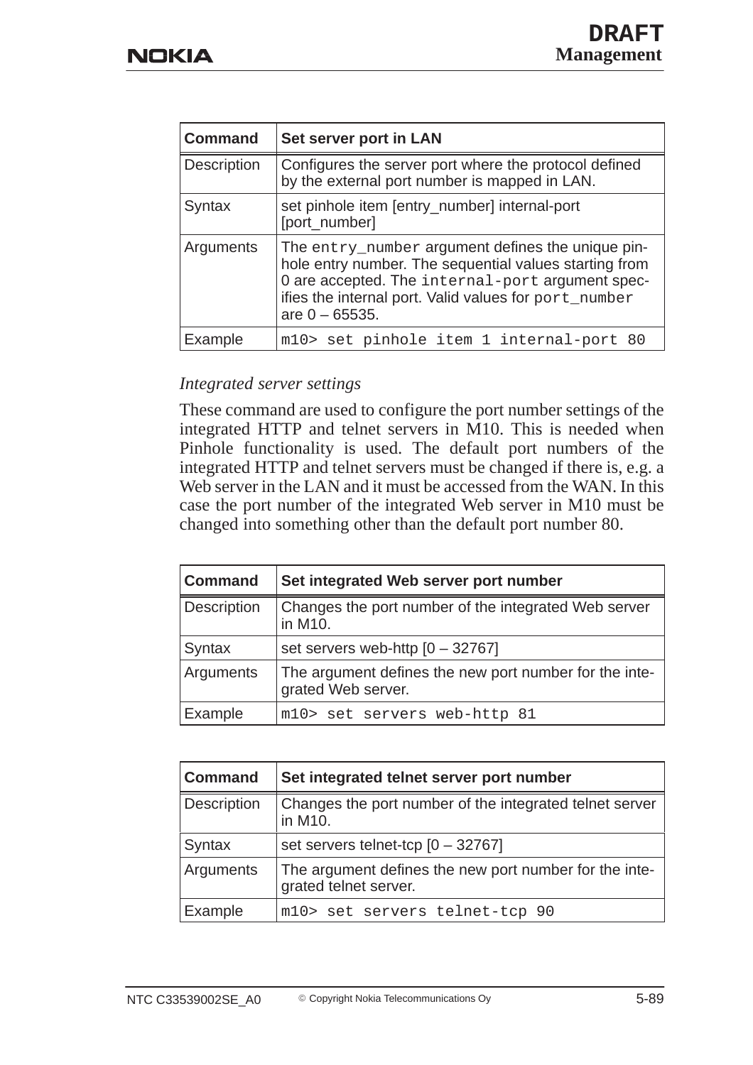| Command | Set server port in LAN |
|---|---|
| Description | Configures the server port where the protocol defined by the external port number is mapped in LAN. |
| Syntax | set pinhole item [entry_number] internal-port [port_number] |
| Arguments | The `entry_number` argument defines the unique pinhole entry number. The sequential values starting from 0 are accepted. The `internal-port` argument specifies the internal port. Valid values for `port_number` are 0 – 65535. |
| Example | `m10> set pinhole item 1 internal-port 80` |

*Integrated server settings*

These command are used to configure the port number settings of the integrated HTTP and telnet servers in M10. This is needed when Pinhole functionality is used. The default port numbers of the integrated HTTP and telnet servers must be changed if there is, e.g. a Web server in the LAN and it must be accessed from the WAN. In this case the port number of the integrated Web server in M10 must be changed into something other than the default port number 80.

| Command | Set integrated Web server port number |
|---|---|
| Description | Changes the port number of the integrated Web server in M10. |
| Syntax | set servers web-http [0 – 32767] |
| Arguments | The argument defines the new port number for the integrated Web server. |
| Example | `m10> set servers web-http 81` |

| Command | Set integrated telnet server port number |
|---|---|
| Description | Changes the port number of the integrated telnet server in M10. |
| Syntax | set servers telnet-tcp [0 – 32767] |
| Arguments | The argument defines the new port number for the integrated telnet server. |
| Example | `m10> set servers telnet-tcp 90` |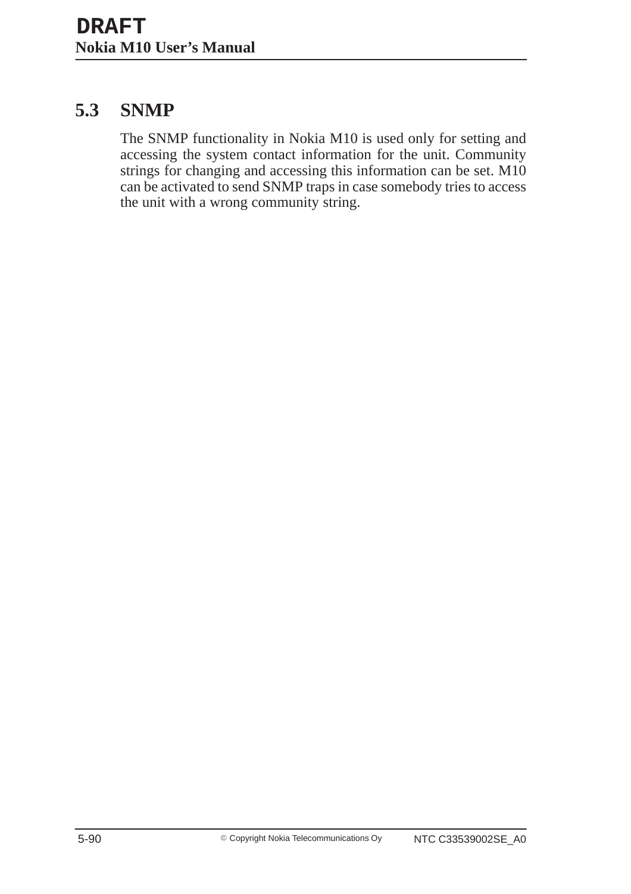## 5.3 SNMP

The SNMP functionality in Nokia M10 is used only for setting and accessing the system contact information for the unit. Community strings for changing and accessing this information can be set. M10 can be activated to send SNMP traps in case somebody tries to access the unit with a wrong community string.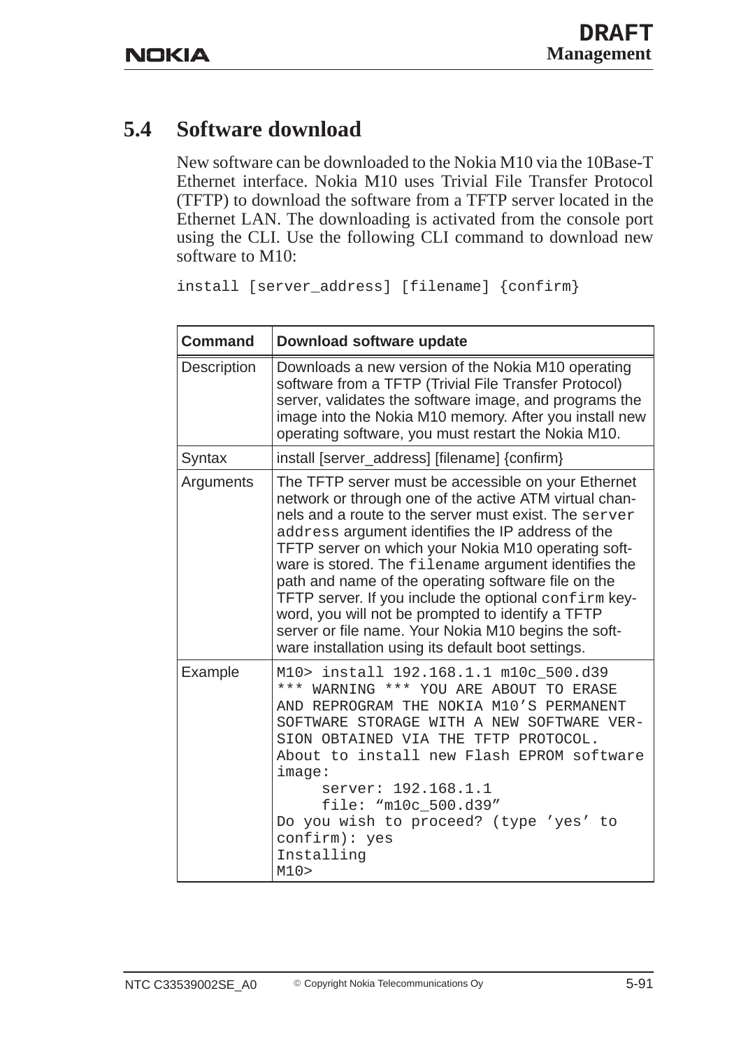## 5.4 Software download

New software can be downloaded to the Nokia M10 via the 10Base-T Ethernet interface. Nokia M10 uses Trivial File Transfer Protocol (TFTP) to download the software from a TFTP server located in the Ethernet LAN. The downloading is activated from the console port using the CLI. Use the following CLI command to download new software to M10:

```
install [server_address] [filename] {confirm}
```

| **Command** | **Download software update** |
|---|---|
| Description | Downloads a new version of the Nokia M10 operating software from a TFTP (Trivial File Transfer Protocol) server, validates the software image, and programs the image into the Nokia M10 memory. After you install new operating software, you must restart the Nokia M10. |
| Syntax | install [server_address] [filename] {confirm} |
| Arguments | The TFTP server must be accessible on your Ethernet network or through one of the active ATM virtual channels and a route to the server must exist. The `server address` argument identifies the IP address of the TFTP server on which your Nokia M10 operating software is stored. The `filename` argument identifies the path and name of the operating software file on the TFTP server. If you include the optional `confirm` keyword, you will not be prompted to identify a TFTP server or file name. Your Nokia M10 begins the software installation using its default boot settings. |
| Example | `M10> install 192.168.1.1 m10c_500.d39`<br>`*** WARNING *** YOU ARE ABOUT TO ERASE AND REPROGRAM THE NOKIA M10'S PERMANENT SOFTWARE STORAGE WITH A NEW SOFTWARE VERSION OBTAINED VIA THE TFTP PROTOCOL.`<br>`About to install new Flash EPROM software image:`<br>`server: 192.168.1.1`<br>`file: "m10c_500.d39"`<br>`Do you wish to proceed? (type 'yes' to confirm): yes`<br>`Installing`<br>`M10>` |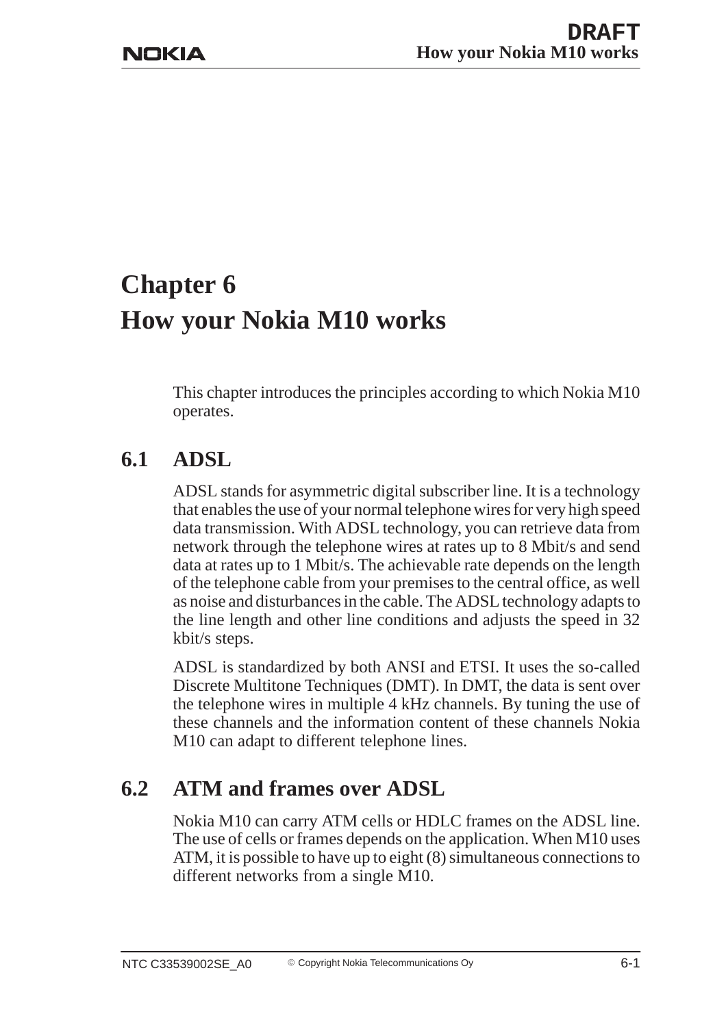# Chapter 6
# How your Nokia M10 works

This chapter introduces the principles according to which Nokia M10 operates.

## 6.1 ADSL

ADSL stands for asymmetric digital subscriber line. It is a technology that enables the use of your normal telephone wires for very high speed data transmission. With ADSL technology, you can retrieve data from network through the telephone wires at rates up to 8 Mbit/s and send data at rates up to 1 Mbit/s. The achievable rate depends on the length of the telephone cable from your premises to the central office, as well as noise and disturbances in the cable. The ADSL technology adapts to the line length and other line conditions and adjusts the speed in 32 kbit/s steps.

ADSL is standardized by both ANSI and ETSI. It uses the so-called Discrete Multitone Techniques (DMT). In DMT, the data is sent over the telephone wires in multiple 4 kHz channels. By tuning the use of these channels and the information content of these channels Nokia M10 can adapt to different telephone lines.

## 6.2 ATM and frames over ADSL

Nokia M10 can carry ATM cells or HDLC frames on the ADSL line. The use of cells or frames depends on the application. When M10 uses ATM, it is possible to have up to eight (8) simultaneous connections to different networks from a single M10.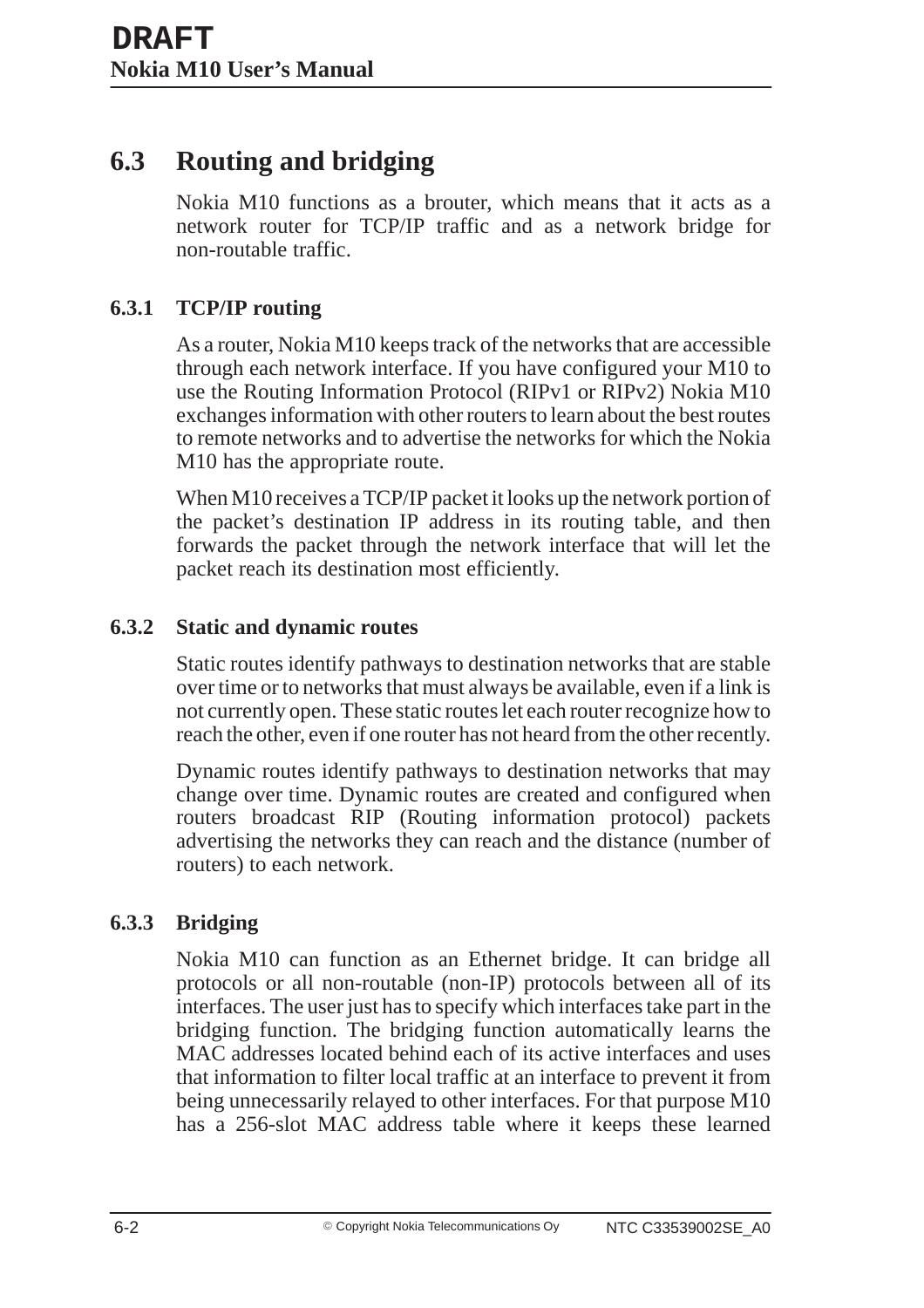## 6.3 Routing and bridging

Nokia M10 functions as a brouter, which means that it acts as a network router for TCP/IP traffic and as a network bridge for non-routable traffic.

### 6.3.1 TCP/IP routing

As a router, Nokia M10 keeps track of the networks that are accessible through each network interface. If you have configured your M10 to use the Routing Information Protocol (RIPv1 or RIPv2) Nokia M10 exchanges information with other routers to learn about the best routes to remote networks and to advertise the networks for which the Nokia M10 has the appropriate route.

When M10 receives a TCP/IP packet it looks up the network portion of the packet's destination IP address in its routing table, and then forwards the packet through the network interface that will let the packet reach its destination most efficiently.

### 6.3.2 Static and dynamic routes

Static routes identify pathways to destination networks that are stable over time or to networks that must always be available, even if a link is not currently open. These static routes let each router recognize how to reach the other, even if one router has not heard from the other recently.

Dynamic routes identify pathways to destination networks that may change over time. Dynamic routes are created and configured when routers broadcast RIP (Routing information protocol) packets advertising the networks they can reach and the distance (number of routers) to each network.

### 6.3.3 Bridging

Nokia M10 can function as an Ethernet bridge. It can bridge all protocols or all non-routable (non-IP) protocols between all of its interfaces. The user just has to specify which interfaces take part in the bridging function. The bridging function automatically learns the MAC addresses located behind each of its active interfaces and uses that information to filter local traffic at an interface to prevent it from being unnecessarily relayed to other interfaces. For that purpose M10 has a 256-slot MAC address table where it keeps these learned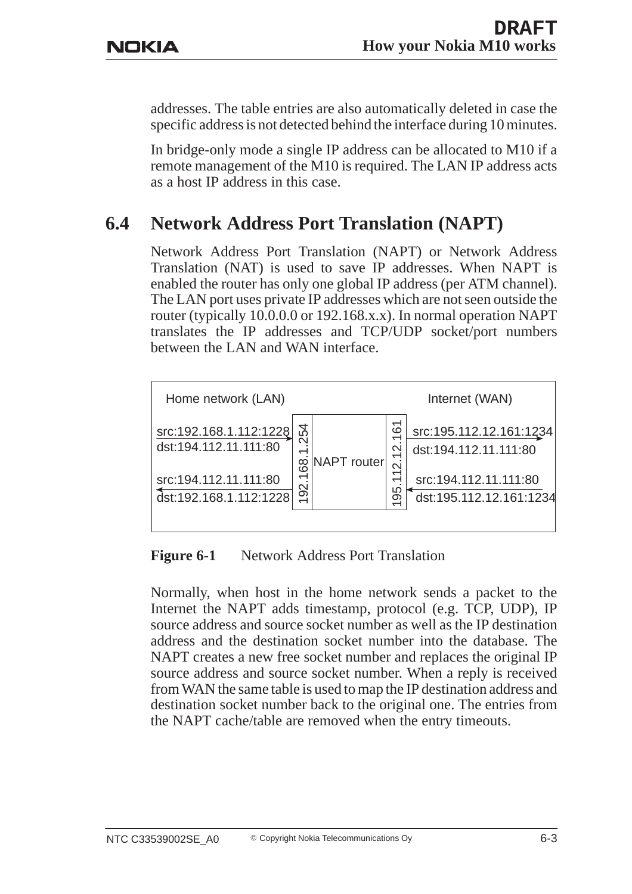addresses. The table entries are also automatically deleted in case the specific address is not detected behind the interface during 10 minutes.

In bridge-only mode a single IP address can be allocated to M10 if a remote management of the M10 is required. The LAN IP address acts as a host IP address in this case.

## 6.4 Network Address Port Translation (NAPT)

Network Address Port Translation (NAPT) or Network Address Translation (NAT) is used to save IP addresses. When NAPT is enabled the router has only one global IP address (per ATM channel). The LAN port uses private IP addresses which are not seen outside the router (typically 10.0.0.0 or 192.168.x.x). In normal operation NAPT translates the IP addresses and TCP/UDP socket/port numbers between the LAN and WAN interface.

```
Home network (LAN)                                        Internet (WAN)

src:192.168.1.112:1228  -->  |192.168.1.254| NAPT router |195.112.12.161|  -->  src:195.112.12.161:1234
dst:194.112.11.111:80                                                            dst:194.112.11.111:80

src:194.112.11.111:80   <--                                               <--  src:194.112.11.111:80
dst:192.168.1.112:1228                                                           dst:195.112.12.161:1234
```

**Figure 6-1** Network Address Port Translation

Normally, when host in the home network sends a packet to the Internet the NAPT adds timestamp, protocol (e.g. TCP, UDP), IP source address and source socket number as well as the IP destination address and the destination socket number into the database. The NAPT creates a new free socket number and replaces the original IP source address and source socket number. When a reply is received from WAN the same table is used to map the IP destination address and destination socket number back to the original one. The entries from the NAPT cache/table are removed when the entry timeouts.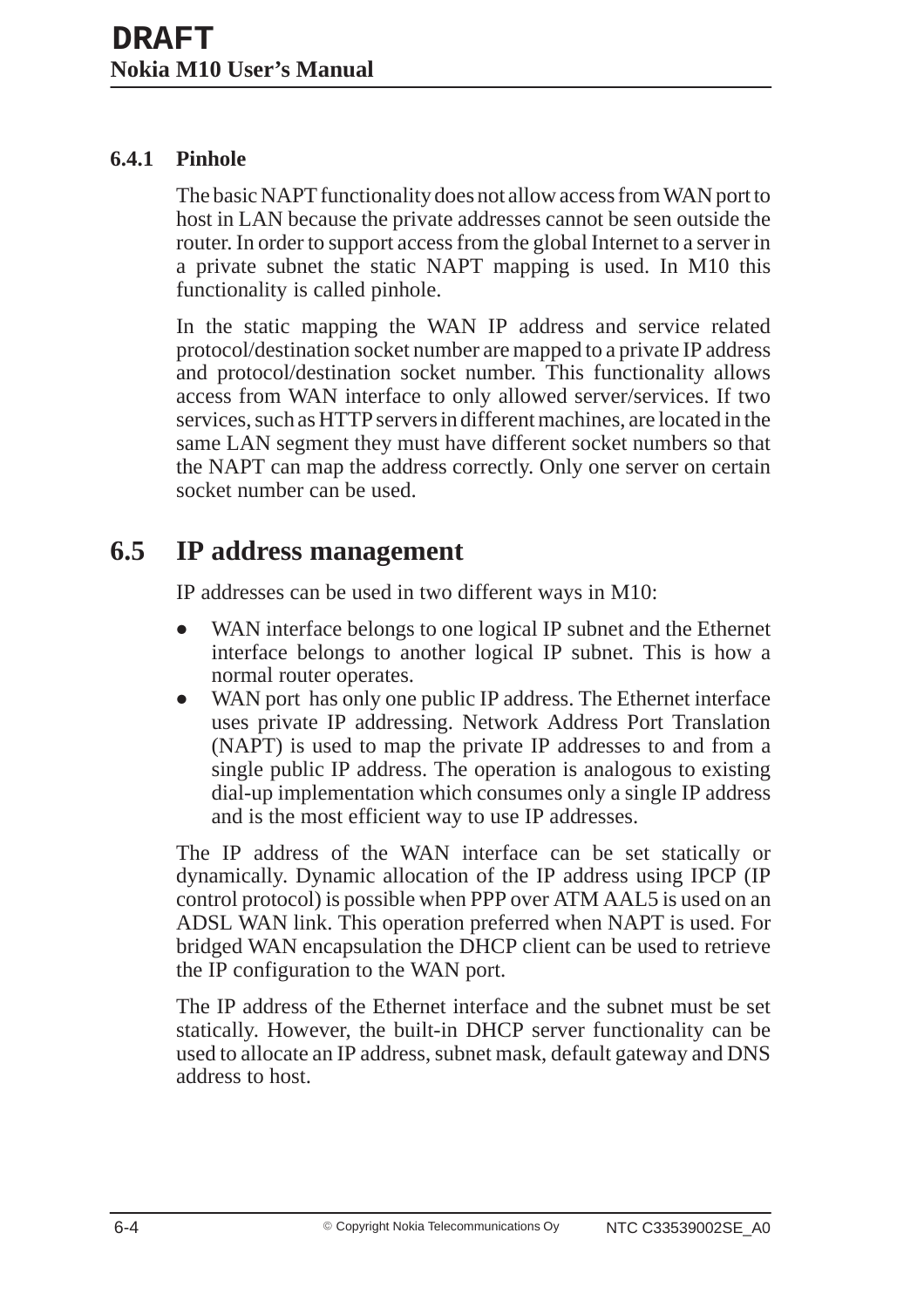### 6.4.1 Pinhole

The basic NAPT functionality does not allow access from WAN port to host in LAN because the private addresses cannot be seen outside the router. In order to support access from the global Internet to a server in a private subnet the static NAPT mapping is used. In M10 this functionality is called pinhole.

In the static mapping the WAN IP address and service related protocol/destination socket number are mapped to a private IP address and protocol/destination socket number. This functionality allows access from WAN interface to only allowed server/services. If two services, such as HTTP servers in different machines, are located in the same LAN segment they must have different socket numbers so that the NAPT can map the address correctly. Only one server on certain socket number can be used.

## 6.5 IP address management

IP addresses can be used in two different ways in M10:

- WAN interface belongs to one logical IP subnet and the Ethernet interface belongs to another logical IP subnet. This is how a normal router operates.
- WAN port has only one public IP address. The Ethernet interface uses private IP addressing. Network Address Port Translation (NAPT) is used to map the private IP addresses to and from a single public IP address. The operation is analogous to existing dial-up implementation which consumes only a single IP address and is the most efficient way to use IP addresses.

The IP address of the WAN interface can be set statically or dynamically. Dynamic allocation of the IP address using IPCP (IP control protocol) is possible when PPP over ATM AAL5 is used on an ADSL WAN link. This operation preferred when NAPT is used. For bridged WAN encapsulation the DHCP client can be used to retrieve the IP configuration to the WAN port.

The IP address of the Ethernet interface and the subnet must be set statically. However, the built-in DHCP server functionality can be used to allocate an IP address, subnet mask, default gateway and DNS address to host.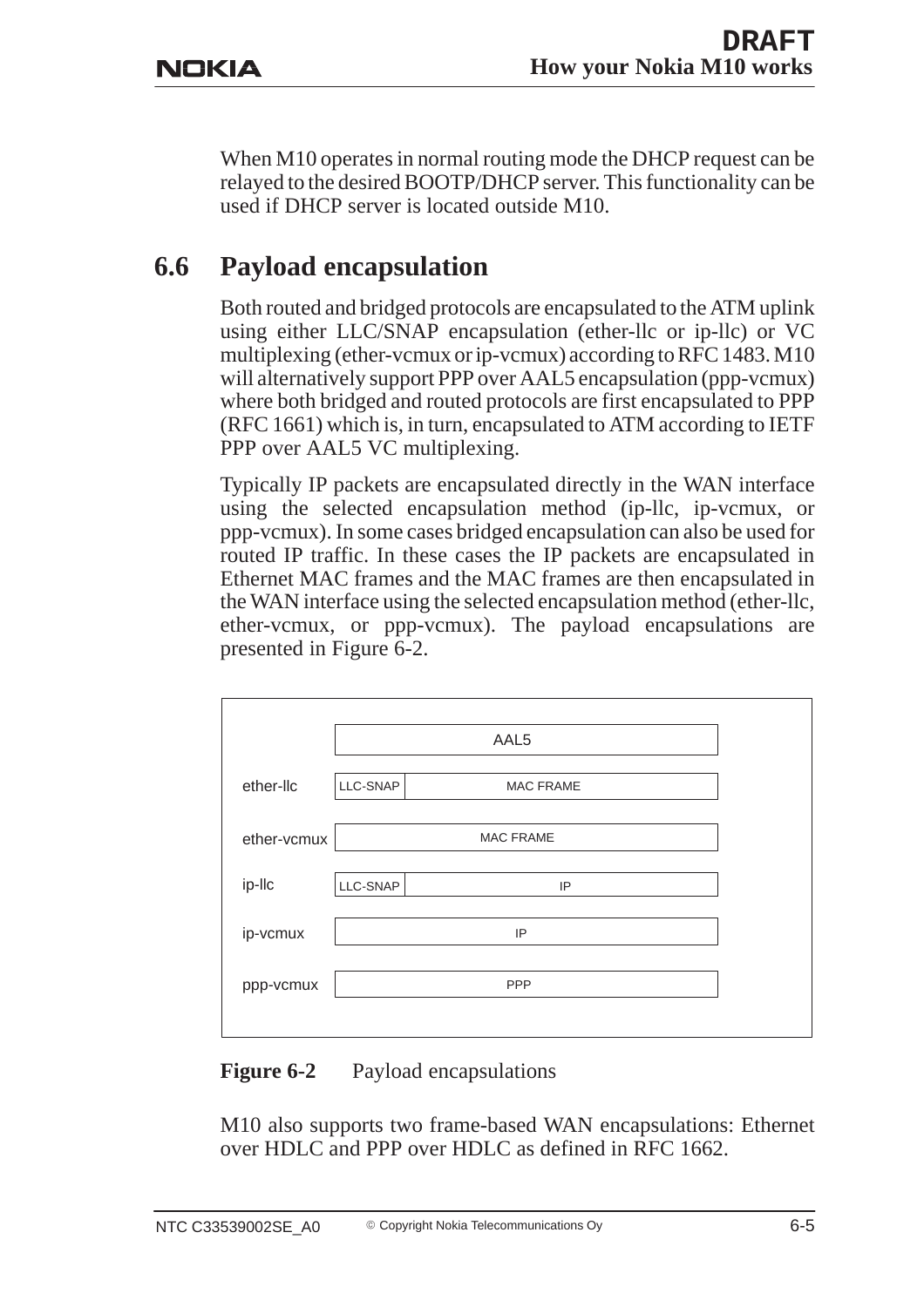When M10 operates in normal routing mode the DHCP request can be relayed to the desired BOOTP/DHCP server. This functionality can be used if DHCP server is located outside M10.

## 6.6 Payload encapsulation

Both routed and bridged protocols are encapsulated to the ATM uplink using either LLC/SNAP encapsulation (ether-llc or ip-llc) or VC multiplexing (ether-vcmux or ip-vcmux) according to RFC 1483. M10 will alternatively support PPP over AAL5 encapsulation (ppp-vcmux) where both bridged and routed protocols are first encapsulated to PPP (RFC 1661) which is, in turn, encapsulated to ATM according to IETF PPP over AAL5 VC multiplexing.

Typically IP packets are encapsulated directly in the WAN interface using the selected encapsulation method (ip-llc, ip-vcmux, or ppp-vcmux). In some cases bridged encapsulation can also be used for routed IP traffic. In these cases the IP packets are encapsulated in Ethernet MAC frames and the MAC frames are then encapsulated in the WAN interface using the selected encapsulation method (ether-llc, ether-vcmux, or ppp-vcmux). The payload encapsulations are presented in Figure 6-2.

| | AAL5 | |
|---|---|---|
| ether-llc | LLC-SNAP | MAC FRAME |
| ether-vcmux | MAC FRAME | |
| ip-llc | LLC-SNAP | IP |
| ip-vcmux | IP | |
| ppp-vcmux | PPP | |

**Figure 6-2** Payload encapsulations

M10 also supports two frame-based WAN encapsulations: Ethernet over HDLC and PPP over HDLC as defined in RFC 1662.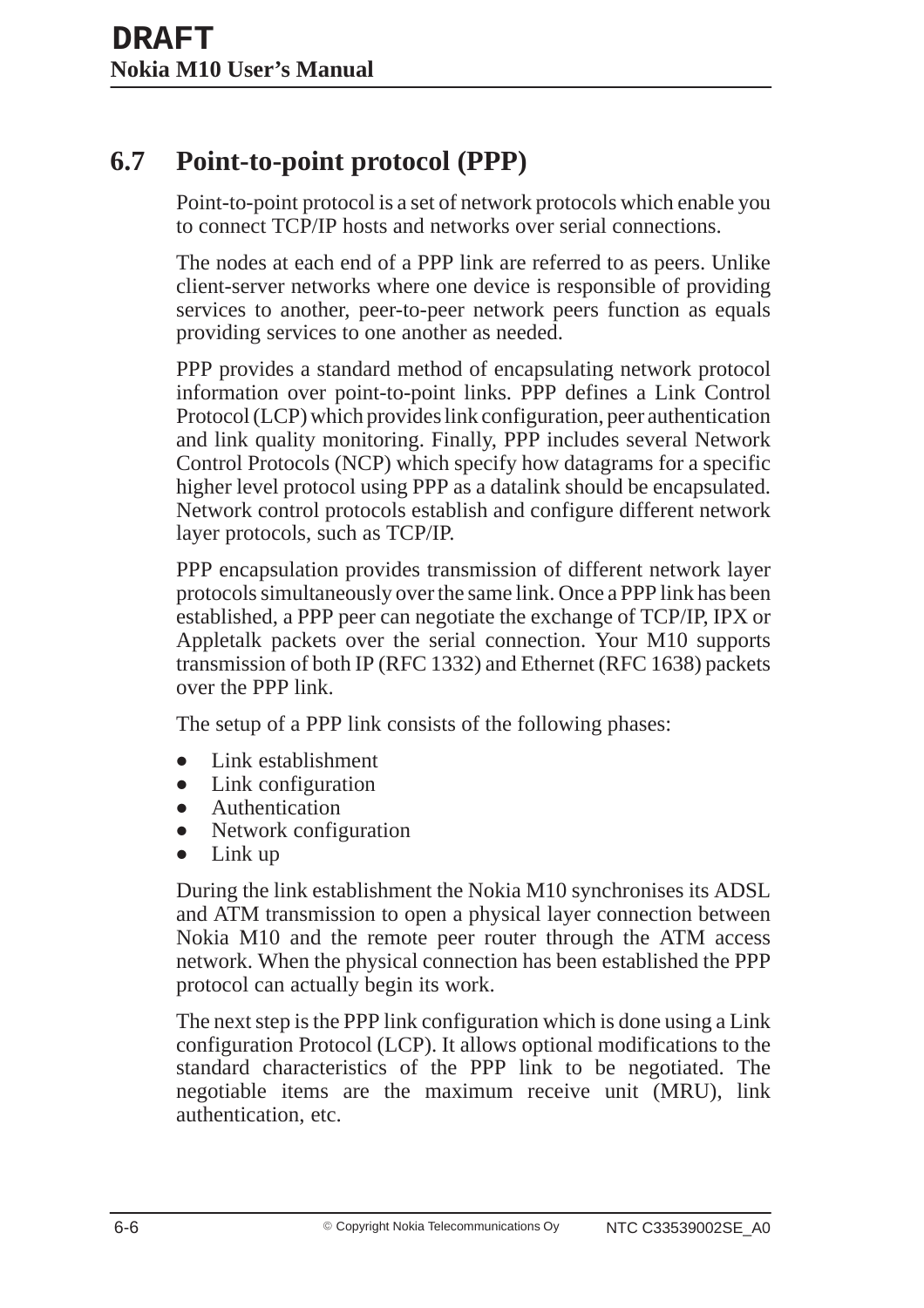## 6.7 Point-to-point protocol (PPP)

Point-to-point protocol is a set of network protocols which enable you to connect TCP/IP hosts and networks over serial connections.

The nodes at each end of a PPP link are referred to as peers. Unlike client-server networks where one device is responsible of providing services to another, peer-to-peer network peers function as equals providing services to one another as needed.

PPP provides a standard method of encapsulating network protocol information over point-to-point links. PPP defines a Link Control Protocol (LCP) which provides link configuration, peer authentication and link quality monitoring. Finally, PPP includes several Network Control Protocols (NCP) which specify how datagrams for a specific higher level protocol using PPP as a datalink should be encapsulated. Network control protocols establish and configure different network layer protocols, such as TCP/IP.

PPP encapsulation provides transmission of different network layer protocols simultaneously over the same link. Once a PPP link has been established, a PPP peer can negotiate the exchange of TCP/IP, IPX or Appletalk packets over the serial connection. Your M10 supports transmission of both IP (RFC 1332) and Ethernet (RFC 1638) packets over the PPP link.

The setup of a PPP link consists of the following phases:

- Link establishment
- Link configuration
- Authentication
- Network configuration
- Link up

During the link establishment the Nokia M10 synchronises its ADSL and ATM transmission to open a physical layer connection between Nokia M10 and the remote peer router through the ATM access network. When the physical connection has been established the PPP protocol can actually begin its work.

The next step is the PPP link configuration which is done using a Link configuration Protocol (LCP). It allows optional modifications to the standard characteristics of the PPP link to be negotiated. The negotiable items are the maximum receive unit (MRU), link authentication, etc.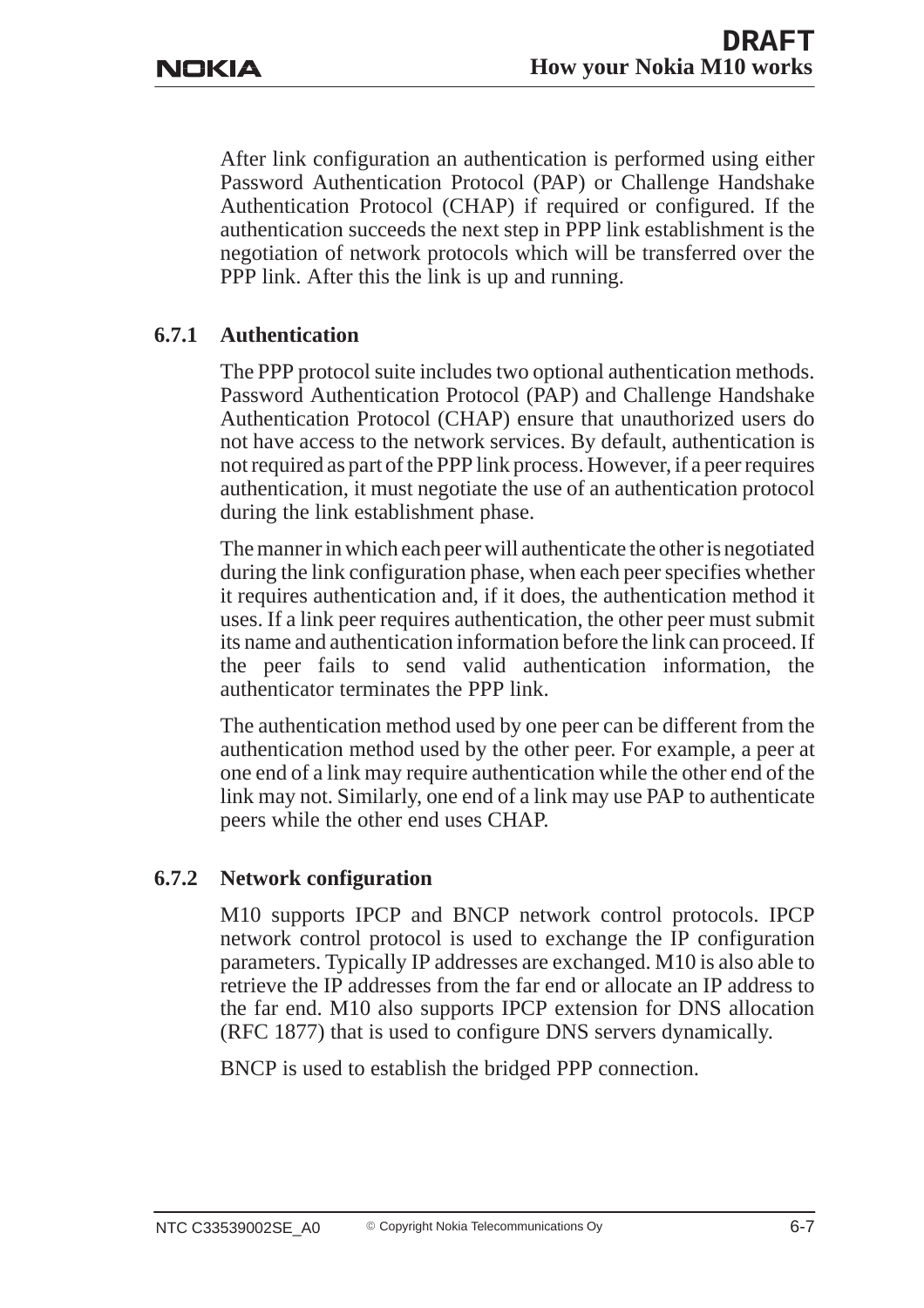After link configuration an authentication is performed using either Password Authentication Protocol (PAP) or Challenge Handshake Authentication Protocol (CHAP) if required or configured. If the authentication succeeds the next step in PPP link establishment is the negotiation of network protocols which will be transferred over the PPP link. After this the link is up and running.

### 6.7.1 Authentication

The PPP protocol suite includes two optional authentication methods. Password Authentication Protocol (PAP) and Challenge Handshake Authentication Protocol (CHAP) ensure that unauthorized users do not have access to the network services. By default, authentication is not required as part of the PPP link process. However, if a peer requires authentication, it must negotiate the use of an authentication protocol during the link establishment phase.

The manner in which each peer will authenticate the other is negotiated during the link configuration phase, when each peer specifies whether it requires authentication and, if it does, the authentication method it uses. If a link peer requires authentication, the other peer must submit its name and authentication information before the link can proceed. If the peer fails to send valid authentication information, the authenticator terminates the PPP link.

The authentication method used by one peer can be different from the authentication method used by the other peer. For example, a peer at one end of a link may require authentication while the other end of the link may not. Similarly, one end of a link may use PAP to authenticate peers while the other end uses CHAP.

### 6.7.2 Network configuration

M10 supports IPCP and BNCP network control protocols. IPCP network control protocol is used to exchange the IP configuration parameters. Typically IP addresses are exchanged. M10 is also able to retrieve the IP addresses from the far end or allocate an IP address to the far end. M10 also supports IPCP extension for DNS allocation (RFC 1877) that is used to configure DNS servers dynamically.

BNCP is used to establish the bridged PPP connection.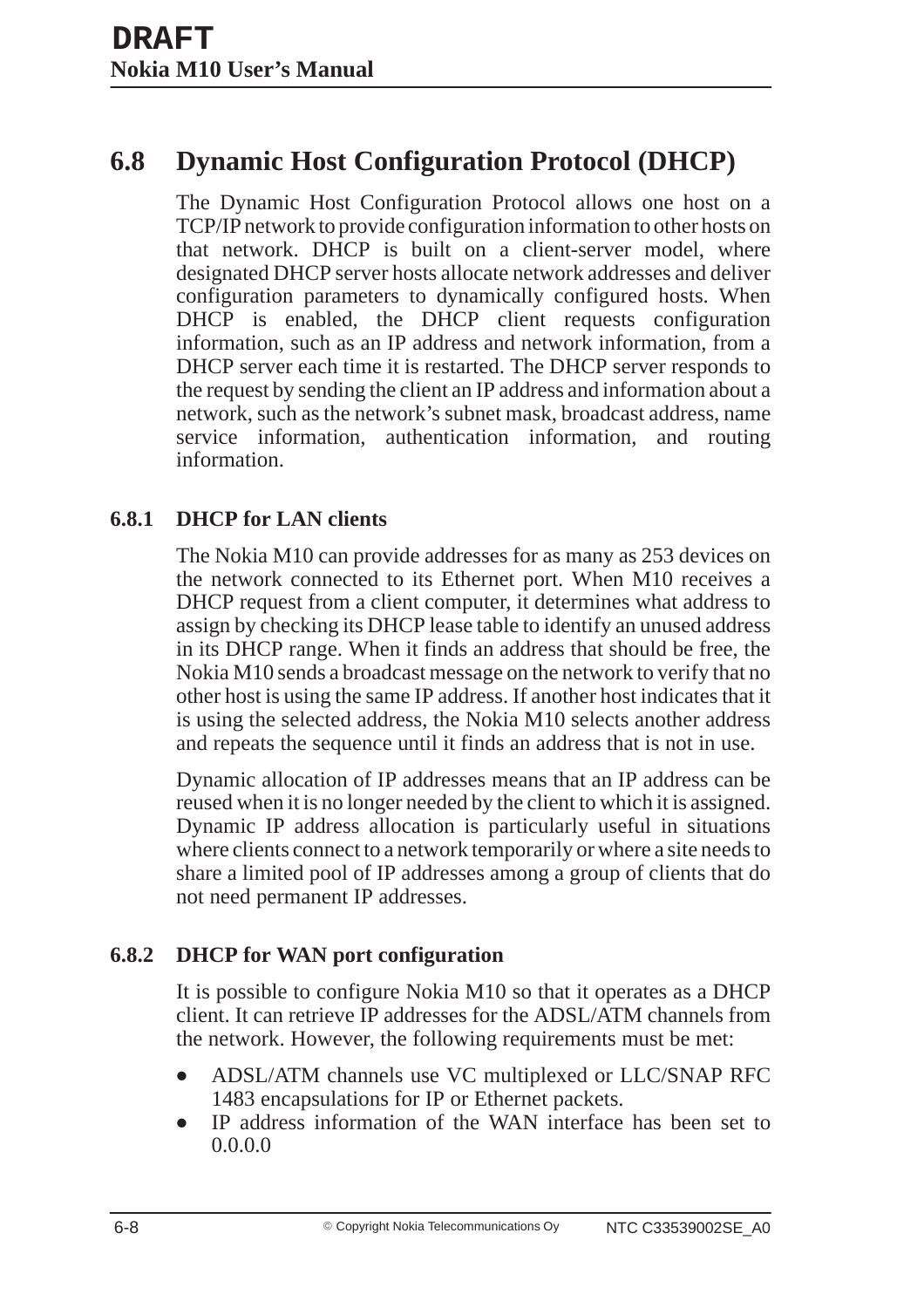## 6.8 Dynamic Host Configuration Protocol (DHCP)

The Dynamic Host Configuration Protocol allows one host on a TCP/IP network to provide configuration information to other hosts on that network. DHCP is built on a client-server model, where designated DHCP server hosts allocate network addresses and deliver configuration parameters to dynamically configured hosts. When DHCP is enabled, the DHCP client requests configuration information, such as an IP address and network information, from a DHCP server each time it is restarted. The DHCP server responds to the request by sending the client an IP address and information about a network, such as the network's subnet mask, broadcast address, name service information, authentication information, and routing information.

### 6.8.1 DHCP for LAN clients

The Nokia M10 can provide addresses for as many as 253 devices on the network connected to its Ethernet port. When M10 receives a DHCP request from a client computer, it determines what address to assign by checking its DHCP lease table to identify an unused address in its DHCP range. When it finds an address that should be free, the Nokia M10 sends a broadcast message on the network to verify that no other host is using the same IP address. If another host indicates that it is using the selected address, the Nokia M10 selects another address and repeats the sequence until it finds an address that is not in use.

Dynamic allocation of IP addresses means that an IP address can be reused when it is no longer needed by the client to which it is assigned. Dynamic IP address allocation is particularly useful in situations where clients connect to a network temporarily or where a site needs to share a limited pool of IP addresses among a group of clients that do not need permanent IP addresses.

### 6.8.2 DHCP for WAN port configuration

It is possible to configure Nokia M10 so that it operates as a DHCP client. It can retrieve IP addresses for the ADSL/ATM channels from the network. However, the following requirements must be met:

- ADSL/ATM channels use VC multiplexed or LLC/SNAP RFC 1483 encapsulations for IP or Ethernet packets.
- IP address information of the WAN interface has been set to 0.0.0.0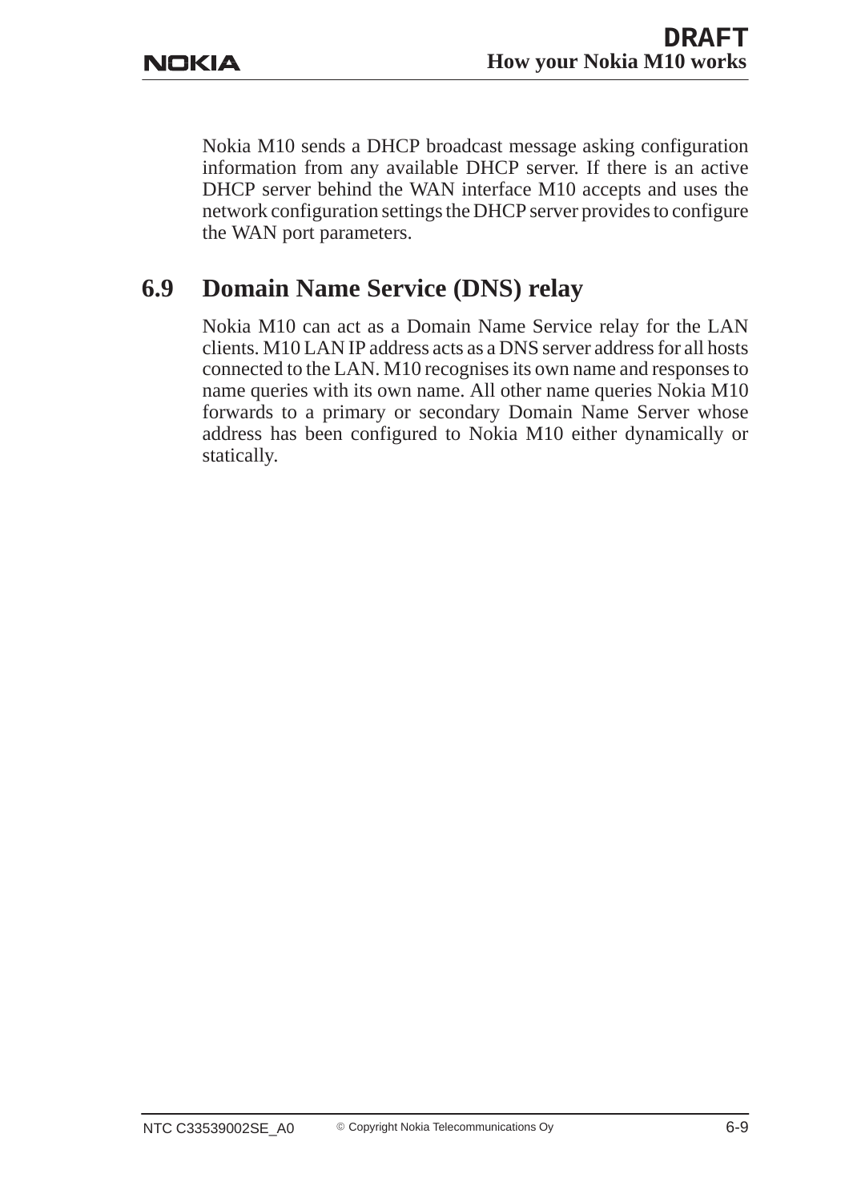Nokia M10 sends a DHCP broadcast message asking configuration information from any available DHCP server. If there is an active DHCP server behind the WAN interface M10 accepts and uses the network configuration settings the DHCP server provides to configure the WAN port parameters.

## 6.9 Domain Name Service (DNS) relay

Nokia M10 can act as a Domain Name Service relay for the LAN clients. M10 LAN IP address acts as a DNS server address for all hosts connected to the LAN. M10 recognises its own name and responses to name queries with its own name. All other name queries Nokia M10 forwards to a primary or secondary Domain Name Server whose address has been configured to Nokia M10 either dynamically or statically.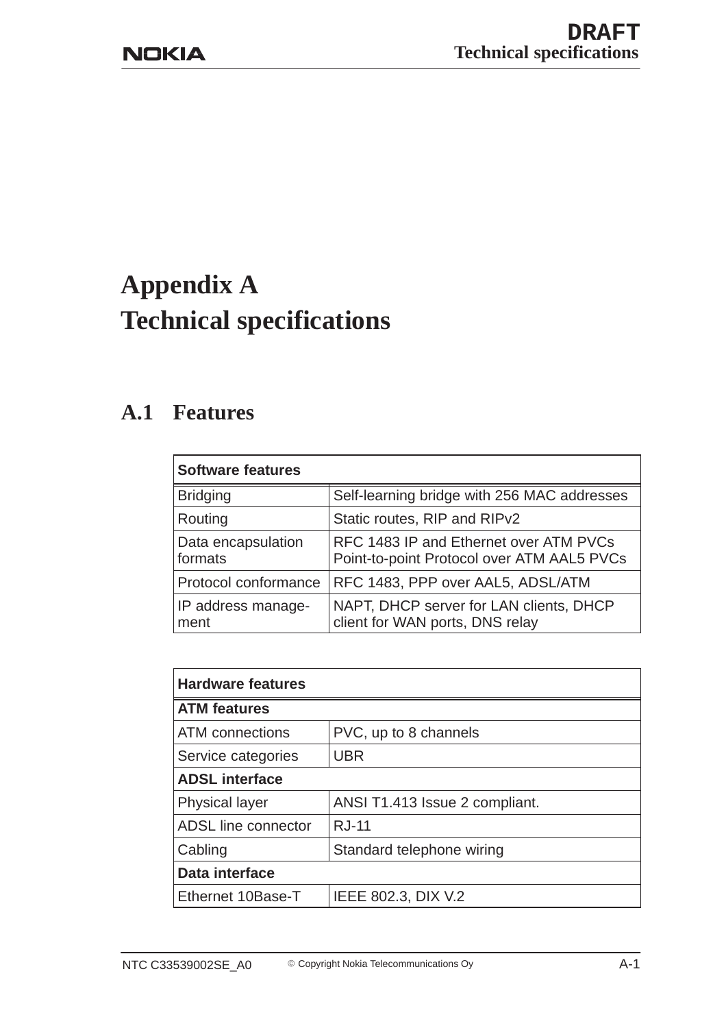# Appendix A
# Technical specifications

## A.1 Features

| Software features | |
|---|---|
| Bridging | Self-learning bridge with 256 MAC addresses |
| Routing | Static routes, RIP and RIPv2 |
| Data encapsulation formats | RFC 1483 IP and Ethernet over ATM PVCs Point-to-point Protocol over ATM AAL5 PVCs |
| Protocol conformance | RFC 1483, PPP over AAL5, ADSL/ATM |
| IP address management | NAPT, DHCP server for LAN clients, DHCP client for WAN ports, DNS relay |

| Hardware features | |
|---|---|
| **ATM features** | |
| ATM connections | PVC, up to 8 channels |
| Service categories | UBR |
| **ADSL interface** | |
| Physical layer | ANSI T1.413 Issue 2 compliant. |
| ADSL line connector | RJ-11 |
| Cabling | Standard telephone wiring |
| **Data interface** | |
| Ethernet 10Base-T | IEEE 802.3, DIX V.2 |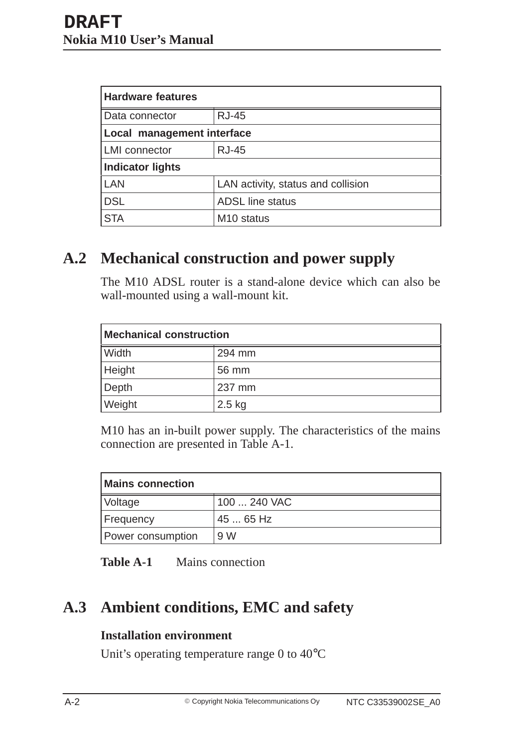| Hardware features | |
|---|---|
| Data connector | RJ-45 |
| **Local management interface** | |
| LMI connector | RJ-45 |
| **Indicator lights** | |
| LAN | LAN activity, status and collision |
| DSL | ADSL line status |
| STA | M10 status |

## A.2 Mechanical construction and power supply

The M10 ADSL router is a stand-alone device which can also be wall-mounted using a wall-mount kit.

| Mechanical construction | |
|---|---|
| Width | 294 mm |
| Height | 56 mm |
| Depth | 237 mm |
| Weight | 2.5 kg |

M10 has an in-built power supply. The characteristics of the mains connection are presented in Table A-1.

| Mains connection | |
|---|---|
| Voltage | 100 ... 240 VAC |
| Frequency | 45 ... 65 Hz |
| Power consumption | 9 W |

**Table A-1** Mains connection

## A.3 Ambient conditions, EMC and safety

**Installation environment**

Unit’s operating temperature range 0 to 40°C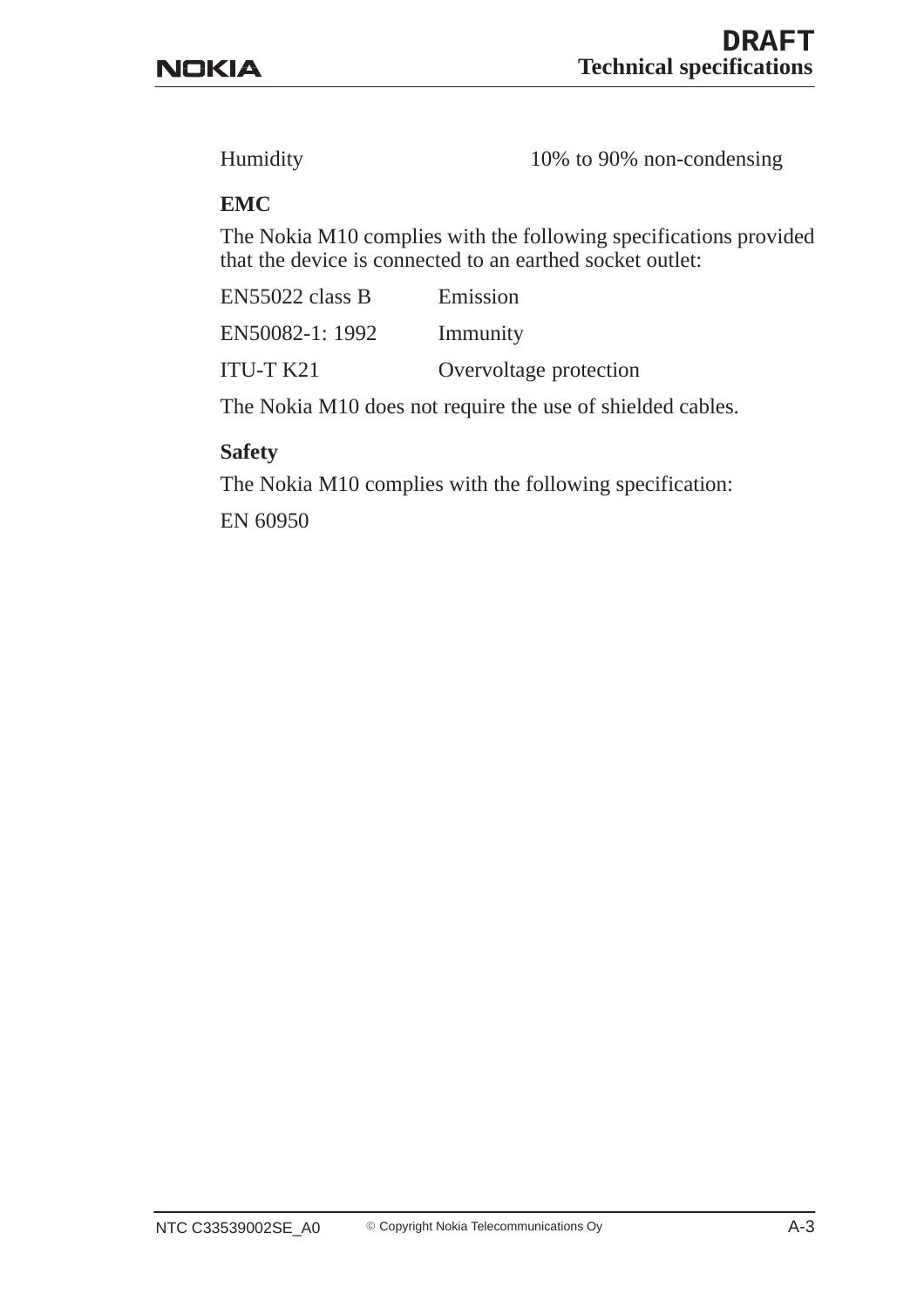| | |
|---|---|
| Humidity | 10% to 90% non-condensing |

**EMC**

The Nokia M10 complies with the following specifications provided that the device is connected to an earthed socket outlet:

| | |
|---|---|
| EN55022 class B | Emission |
| EN50082-1: 1992 | Immunity |
| ITU-T K21 | Overvoltage protection |

The Nokia M10 does not require the use of shielded cables.

**Safety**

The Nokia M10 complies with the following specification:

EN 60950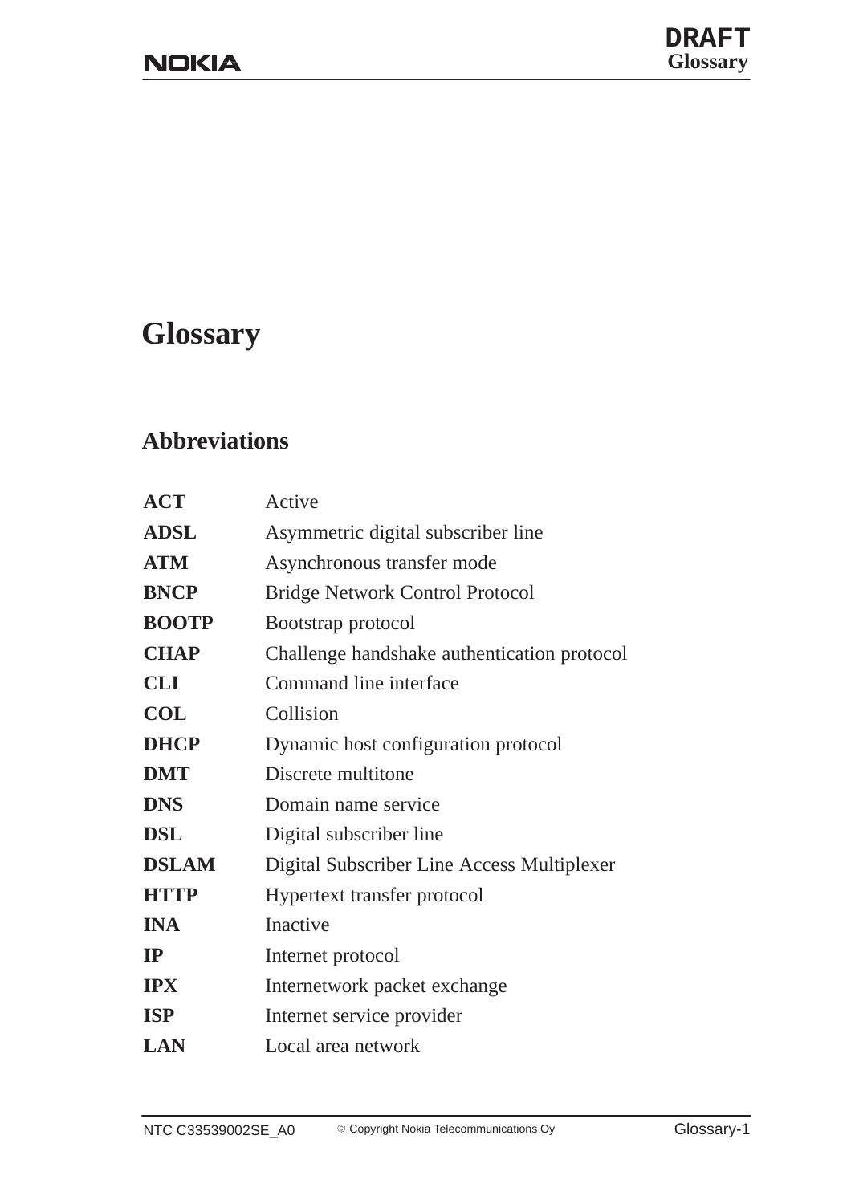# Glossary

## Abbreviations

| | |
|---|---|
| **ACT** | Active |
| **ADSL** | Asymmetric digital subscriber line |
| **ATM** | Asynchronous transfer mode |
| **BNCP** | Bridge Network Control Protocol |
| **BOOTP** | Bootstrap protocol |
| **CHAP** | Challenge handshake authentication protocol |
| **CLI** | Command line interface |
| **COL** | Collision |
| **DHCP** | Dynamic host configuration protocol |
| **DMT** | Discrete multitone |
| **DNS** | Domain name service |
| **DSL** | Digital subscriber line |
| **DSLAM** | Digital Subscriber Line Access Multiplexer |
| **HTTP** | Hypertext transfer protocol |
| **INA** | Inactive |
| **IP** | Internet protocol |
| **IPX** | Internetwork packet exchange |
| **ISP** | Internet service provider |
| **LAN** | Local area network |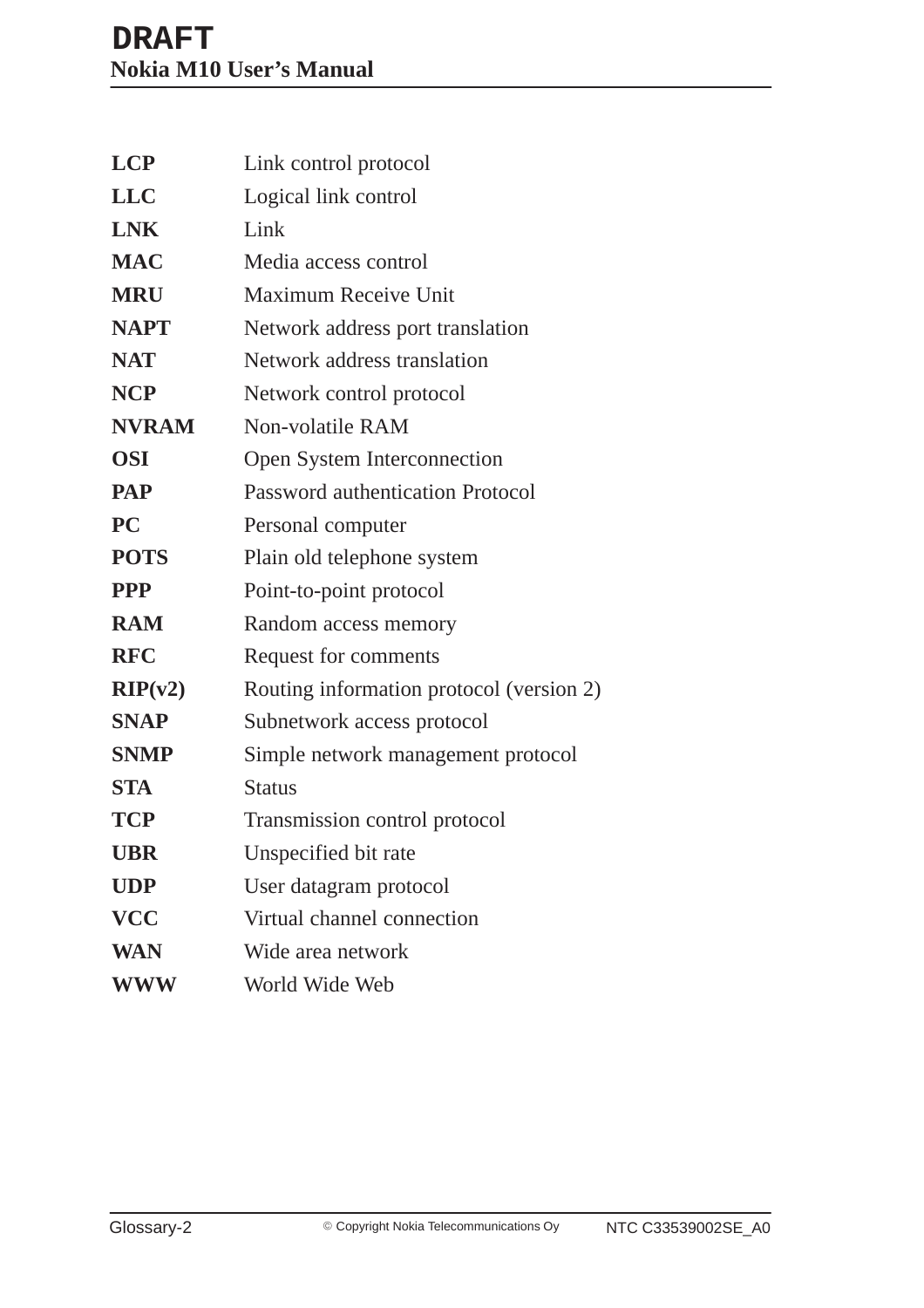| | |
|---|---|
| **LCP** | Link control protocol |
| **LLC** | Logical link control |
| **LNK** | Link |
| **MAC** | Media access control |
| **MRU** | Maximum Receive Unit |
| **NAPT** | Network address port translation |
| **NAT** | Network address translation |
| **NCP** | Network control protocol |
| **NVRAM** | Non-volatile RAM |
| **OSI** | Open System Interconnection |
| **PAP** | Password authentication Protocol |
| **PC** | Personal computer |
| **POTS** | Plain old telephone system |
| **PPP** | Point-to-point protocol |
| **RAM** | Random access memory |
| **RFC** | Request for comments |
| **RIP(v2)** | Routing information protocol (version 2) |
| **SNAP** | Subnetwork access protocol |
| **SNMP** | Simple network management protocol |
| **STA** | Status |
| **TCP** | Transmission control protocol |
| **UBR** | Unspecified bit rate |
| **UDP** | User datagram protocol |
| **VCC** | Virtual channel connection |
| **WAN** | Wide area network |
| **WWW** | World Wide Web |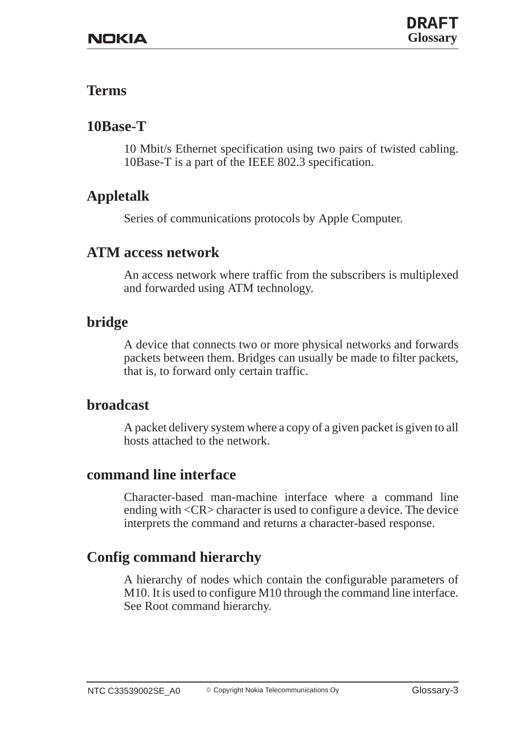## Terms

### 10Base-T

10 Mbit/s Ethernet specification using two pairs of twisted cabling. 10Base-T is a part of the IEEE 802.3 specification.

### Appletalk

Series of communications protocols by Apple Computer.

### ATM access network

An access network where traffic from the subscribers is multiplexed and forwarded using ATM technology.

### bridge

A device that connects two or more physical networks and forwards packets between them. Bridges can usually be made to filter packets, that is, to forward only certain traffic.

### broadcast

A packet delivery system where a copy of a given packet is given to all hosts attached to the network.

### command line interface

Character-based man-machine interface where a command line ending with <CR> character is used to configure a device. The device interprets the command and returns a character-based response.

### Config command hierarchy

A hierarchy of nodes which contain the configurable parameters of M10. It is used to configure M10 through the command line interface. See Root command hierarchy.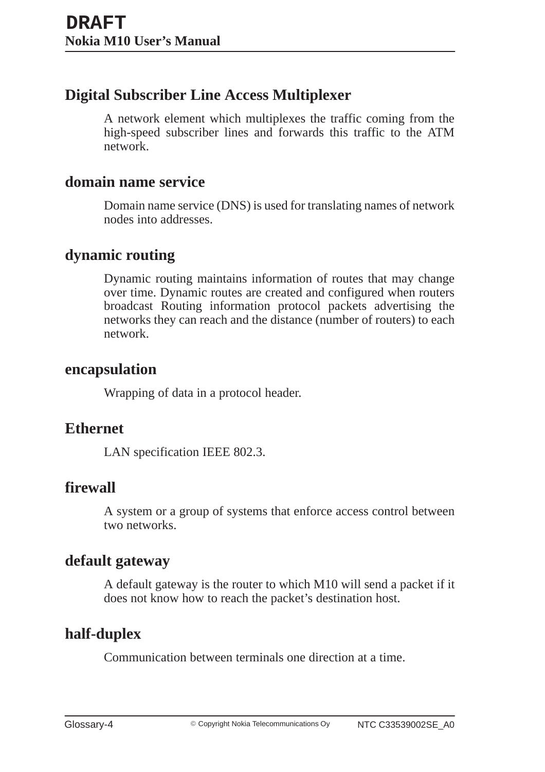## Digital Subscriber Line Access Multiplexer

A network element which multiplexes the traffic coming from the high-speed subscriber lines and forwards this traffic to the ATM network.

## domain name service

Domain name service (DNS) is used for translating names of network nodes into addresses.

## dynamic routing

Dynamic routing maintains information of routes that may change over time. Dynamic routes are created and configured when routers broadcast Routing information protocol packets advertising the networks they can reach and the distance (number of routers) to each network.

## encapsulation

Wrapping of data in a protocol header.

## Ethernet

LAN specification IEEE 802.3.

## firewall

A system or a group of systems that enforce access control between two networks.

## default gateway

A default gateway is the router to which M10 will send a packet if it does not know how to reach the packet's destination host.

## half-duplex

Communication between terminals one direction at a time.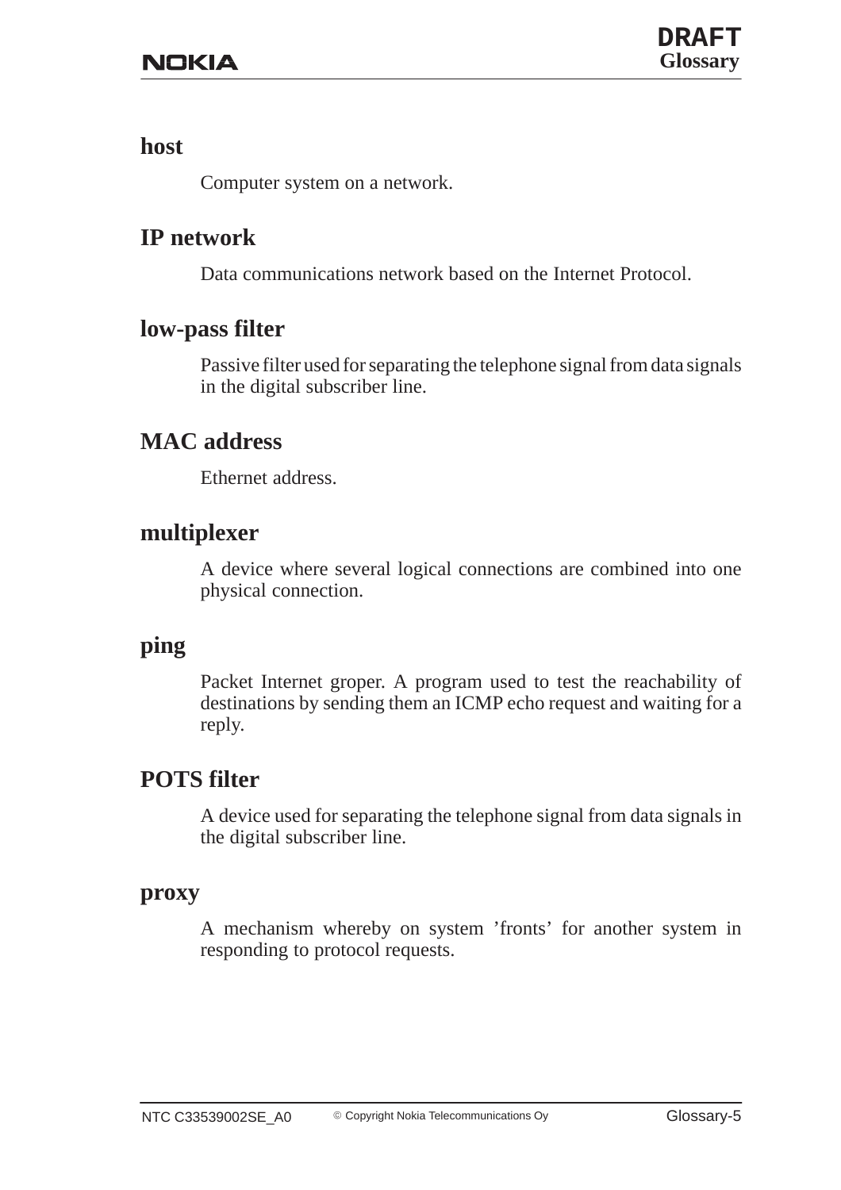## host

Computer system on a network.

## IP network

Data communications network based on the Internet Protocol.

## low-pass filter

Passive filter used for separating the telephone signal from data signals in the digital subscriber line.

## MAC address

Ethernet address.

## multiplexer

A device where several logical connections are combined into one physical connection.

## ping

Packet Internet groper. A program used to test the reachability of destinations by sending them an ICMP echo request and waiting for a reply.

## POTS filter

A device used for separating the telephone signal from data signals in the digital subscriber line.

## proxy

A mechanism whereby on system ’fronts’ for another system in responding to protocol requests.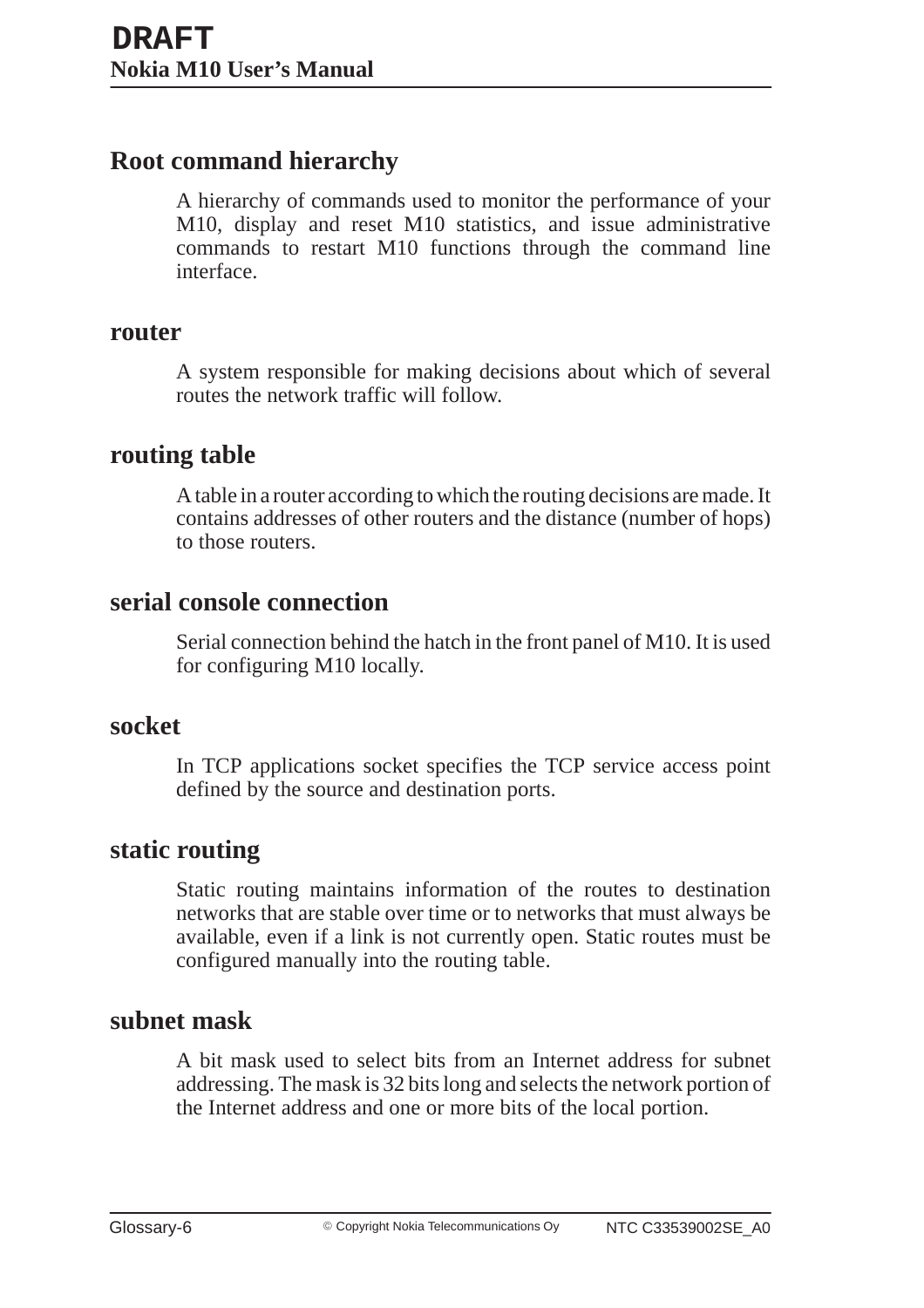## Root command hierarchy

A hierarchy of commands used to monitor the performance of your M10, display and reset M10 statistics, and issue administrative commands to restart M10 functions through the command line interface.

## router

A system responsible for making decisions about which of several routes the network traffic will follow.

## routing table

A table in a router according to which the routing decisions are made. It contains addresses of other routers and the distance (number of hops) to those routers.

## serial console connection

Serial connection behind the hatch in the front panel of M10. It is used for configuring M10 locally.

## socket

In TCP applications socket specifies the TCP service access point defined by the source and destination ports.

## static routing

Static routing maintains information of the routes to destination networks that are stable over time or to networks that must always be available, even if a link is not currently open. Static routes must be configured manually into the routing table.

## subnet mask

A bit mask used to select bits from an Internet address for subnet addressing. The mask is 32 bits long and selects the network portion of the Internet address and one or more bits of the local portion.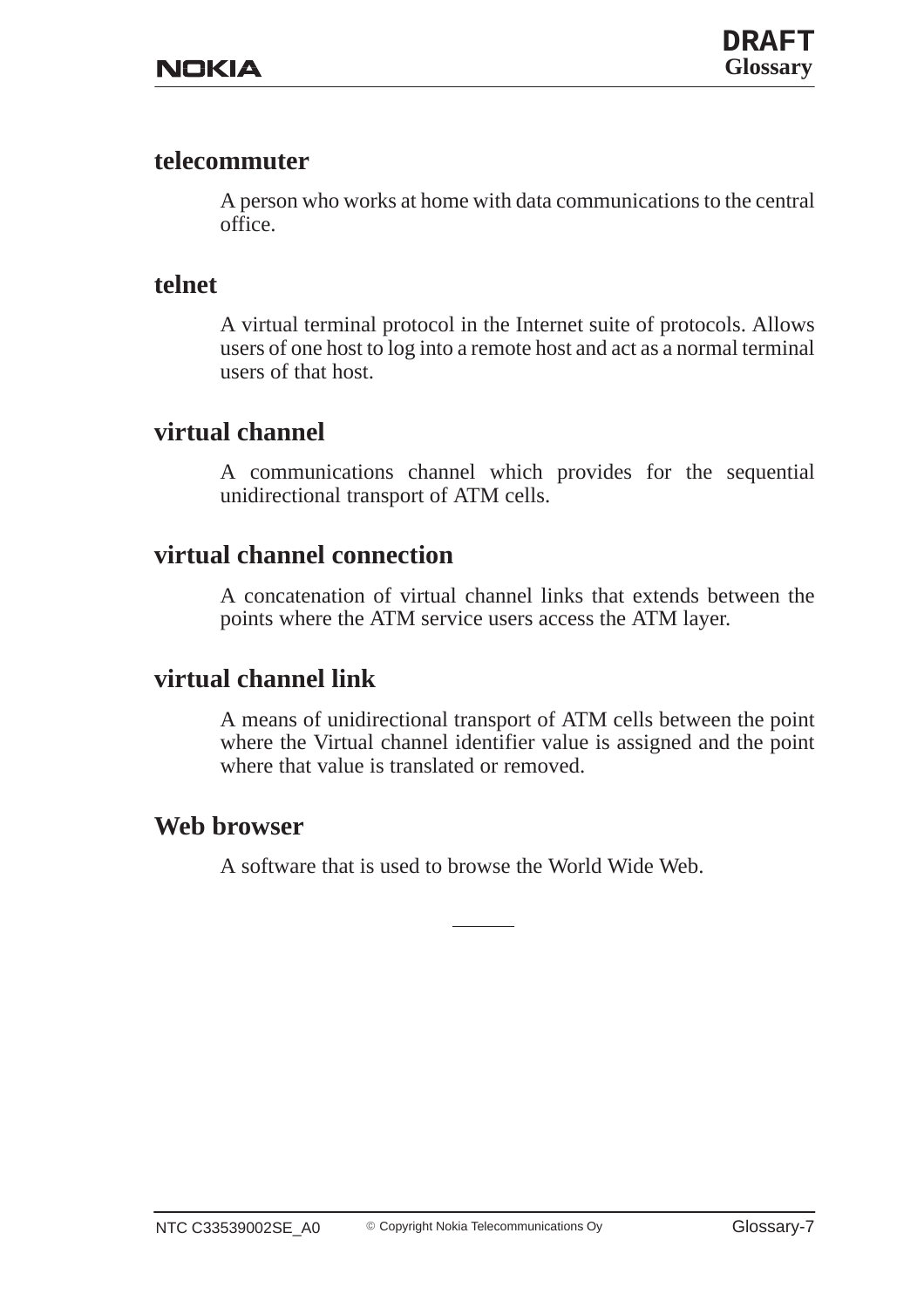## telecommuter

A person who works at home with data communications to the central office.

## telnet

A virtual terminal protocol in the Internet suite of protocols. Allows users of one host to log into a remote host and act as a normal terminal users of that host.

## virtual channel

A communications channel which provides for the sequential unidirectional transport of ATM cells.

## virtual channel connection

A concatenation of virtual channel links that extends between the points where the ATM service users access the ATM layer.

## virtual channel link

A means of unidirectional transport of ATM cells between the point where the Virtual channel identifier value is assigned and the point where that value is translated or removed.

## Web browser

A software that is used to browse the World Wide Web.